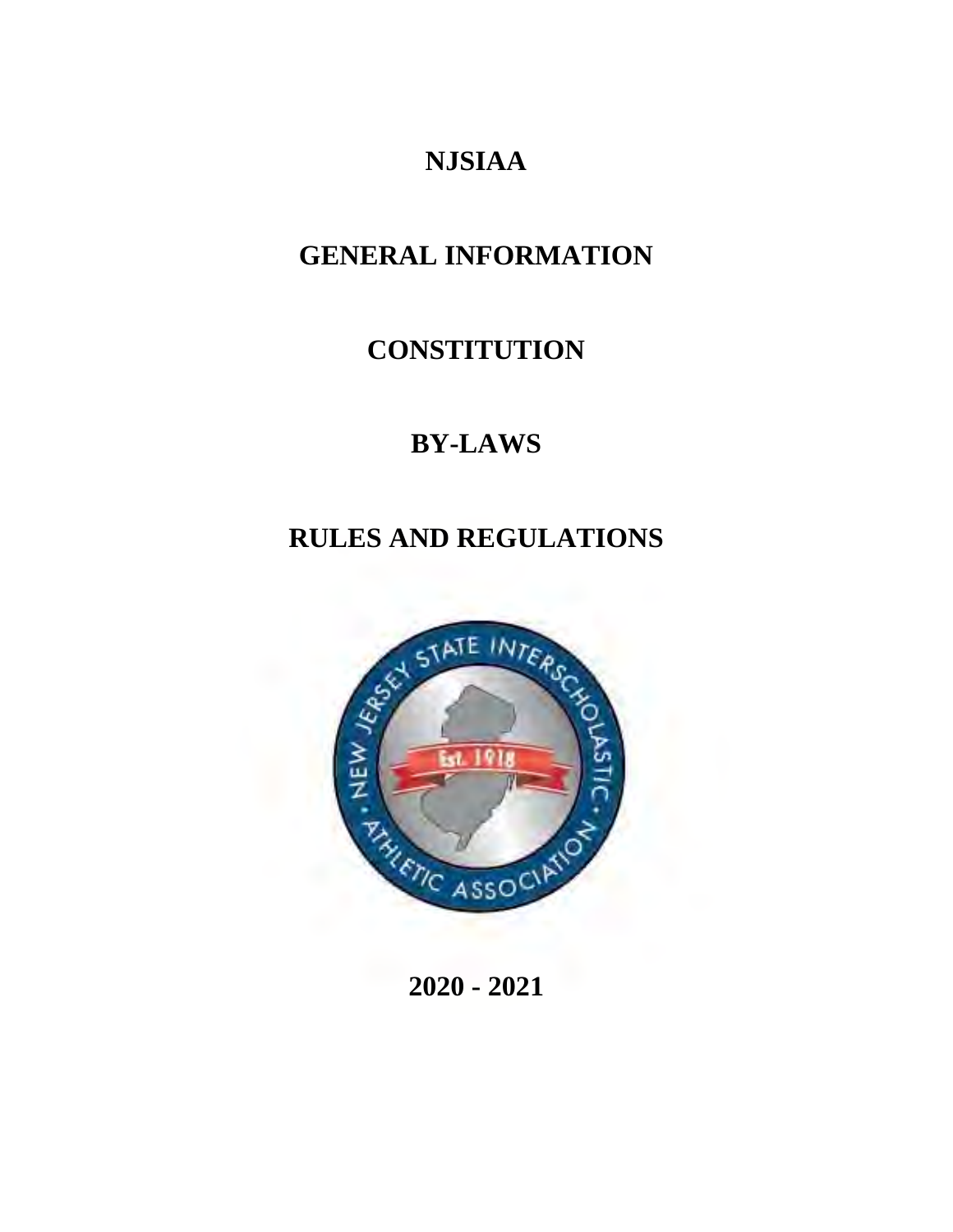# NJSIAA

# GENERAL INFORMATION

# CONSTITUTION

# BY-LAWS

# RULES AND REGULATIONS

**2020 - 2021**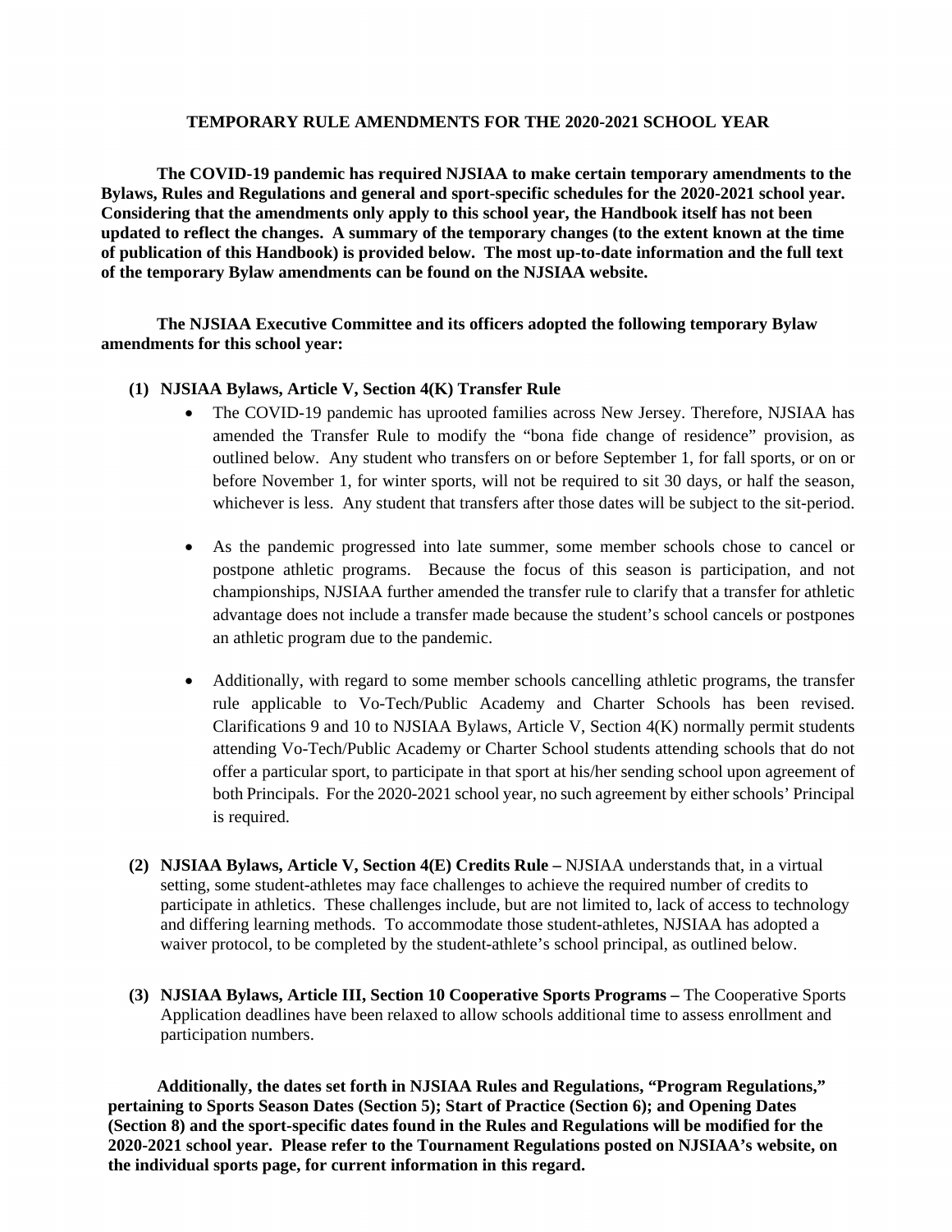## TEMPORARY RULE AMENDMENTS FOR THE 2020-2021 SCHOOL YEAR

**The COVID-19 pandemic has required NJSIAA to make certain temporary amendments to the Bylaws, Rules and Regulations and general and sport-specific schedules for the 2020-2021 school year. Considering that the amendments only apply to this school year, the Handbook itself has not been updated to reflect the changes. A summary of the temporary changes (to the extent known at the time of publication of this Handbook) is provided below. The most up-to-date information and the full text of the temporary Bylaw amendments can be found on the NJSIAA website.**

**The NJSIAA Executive Committee and its officers adopted the following temporary Bylaw amendments for this school year:**

**(1) NJSIAA Bylaws, Article V, Section 4(K) Transfer Rule**

- The COVID-19 pandemic has uprooted families across New Jersey. Therefore, NJSIAA has amended the Transfer Rule to modify the "bona fide change of residence" provision, as outlined below. Any student who transfers on or before September 1, for fall sports, or on or before November 1, for winter sports, will not be required to sit 30 days, or half the season, whichever is less. Any student that transfers after those dates will be subject to the sit-period.

- As the pandemic progressed into late summer, some member schools chose to cancel or postpone athletic programs. Because the focus of this season is participation, and not championships, NJSIAA further amended the transfer rule to clarify that a transfer for athletic advantage does not include a transfer made because the student's school cancels or postpones an athletic program due to the pandemic.

- Additionally, with regard to some member schools cancelling athletic programs, the transfer rule applicable to Vo-Tech/Public Academy and Charter Schools has been revised. Clarifications 9 and 10 to NJSIAA Bylaws, Article V, Section 4(K) normally permit students attending Vo-Tech/Public Academy or Charter School students attending schools that do not offer a particular sport, to participate in that sport at his/her sending school upon agreement of both Principals. For the 2020-2021 school year, no such agreement by either schools' Principal is required.

**(2) NJSIAA Bylaws, Article V, Section 4(E) Credits Rule –** NJSIAA understands that, in a virtual setting, some student-athletes may face challenges to achieve the required number of credits to participate in athletics. These challenges include, but are not limited to, lack of access to technology and differing learning methods. To accommodate those student-athletes, NJSIAA has adopted a waiver protocol, to be completed by the student-athlete's school principal, as outlined below.

**(3) NJSIAA Bylaws, Article III, Section 10 Cooperative Sports Programs –** The Cooperative Sports Application deadlines have been relaxed to allow schools additional time to assess enrollment and participation numbers.

**Additionally, the dates set forth in NJSIAA Rules and Regulations, "Program Regulations," pertaining to Sports Season Dates (Section 5); Start of Practice (Section 6); and Opening Dates (Section 8) and the sport-specific dates found in the Rules and Regulations will be modified for the 2020-2021 school year. Please refer to the Tournament Regulations posted on NJSIAA's website, on the individual sports page, for current information in this regard.**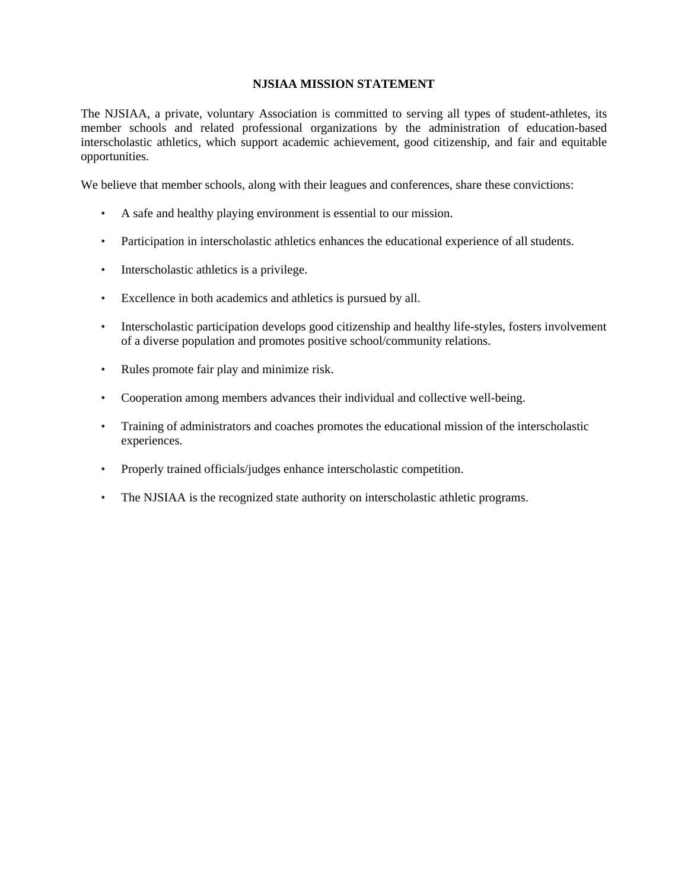# NJSIAA MISSION STATEMENT

The NJSIAA, a private, voluntary Association is committed to serving all types of student-athletes, its member schools and related professional organizations by the administration of education-based interscholastic athletics, which support academic achievement, good citizenship, and fair and equitable opportunities.

We believe that member schools, along with their leagues and conferences, share these convictions:

- A safe and healthy playing environment is essential to our mission.
- Participation in interscholastic athletics enhances the educational experience of all students.
- Interscholastic athletics is a privilege.
- Excellence in both academics and athletics is pursued by all.
- Interscholastic participation develops good citizenship and healthy life-styles, fosters involvement of a diverse population and promotes positive school/community relations.
- Rules promote fair play and minimize risk.
- Cooperation among members advances their individual and collective well-being.
- Training of administrators and coaches promotes the educational mission of the interscholastic experiences.
- Properly trained officials/judges enhance interscholastic competition.
- The NJSIAA is the recognized state authority on interscholastic athletic programs.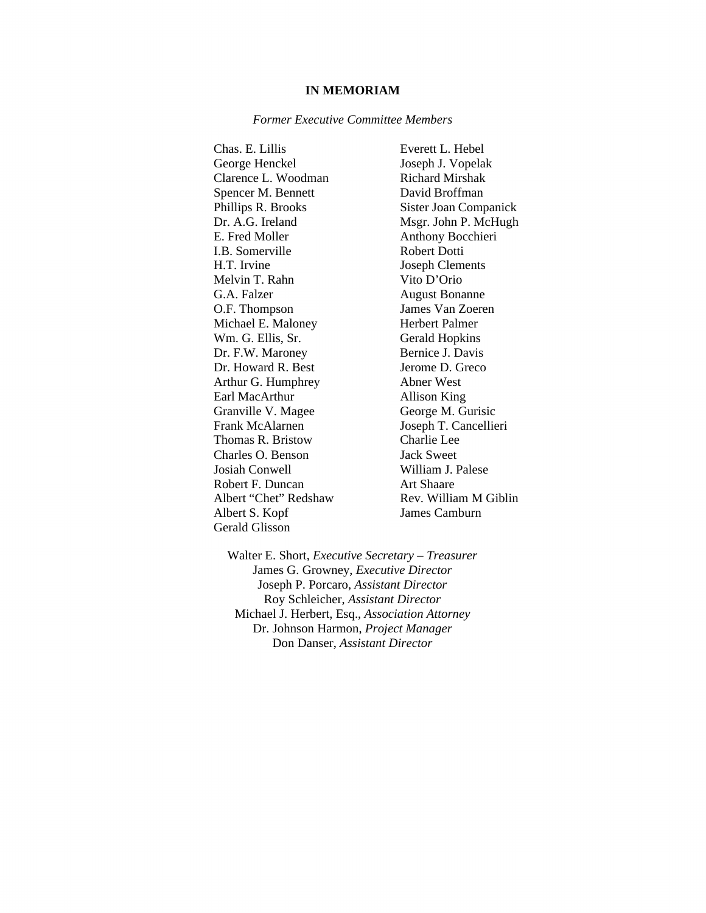# IN MEMORIAM

*Former Executive Committee Members*

Chas. E. Lillis
George Henckel
Clarence L. Woodman
Spencer M. Bennett
Phillips R. Brooks
Dr. A.G. Ireland
E. Fred Moller
I.B. Somerville
H.T. Irvine
Melvin T. Rahn
G.A. Falzer
O.F. Thompson
Michael E. Maloney
Wm. G. Ellis, Sr.
Dr. F.W. Maroney
Dr. Howard R. Best
Arthur G. Humphrey
Earl MacArthur
Granville V. Magee
Frank McAlarnen
Thomas R. Bristow
Charles O. Benson
Josiah Conwell
Robert F. Duncan
Albert "Chet" Redshaw
Albert S. Kopf
Gerald Glisson
Everett L. Hebel
Joseph J. Vopelak
Richard Mirshak
David Broffman
Sister Joan Companick
Msgr. John P. McHugh
Anthony Bocchieri
Robert Dotti
Joseph Clements
Vito D'Orio
August Bonanne
James Van Zoeren
Herbert Palmer
Gerald Hopkins
Bernice J. Davis
Jerome D. Greco
Abner West
Allison King
George M. Gurisic
Joseph T. Cancellieri
Charlie Lee
Jack Sweet
William J. Palese
Art Shaare
Rev. William M Giblin
James Camburn

Walter E. Short, *Executive Secretary – Treasurer*
James G. Growney, *Executive Director*
Joseph P. Porcaro, *Assistant Director*
Roy Schleicher, *Assistant Director*
Michael J. Herbert, Esq., *Association Attorney*
Dr. Johnson Harmon, *Project Manager*
Don Danser, *Assistant Director*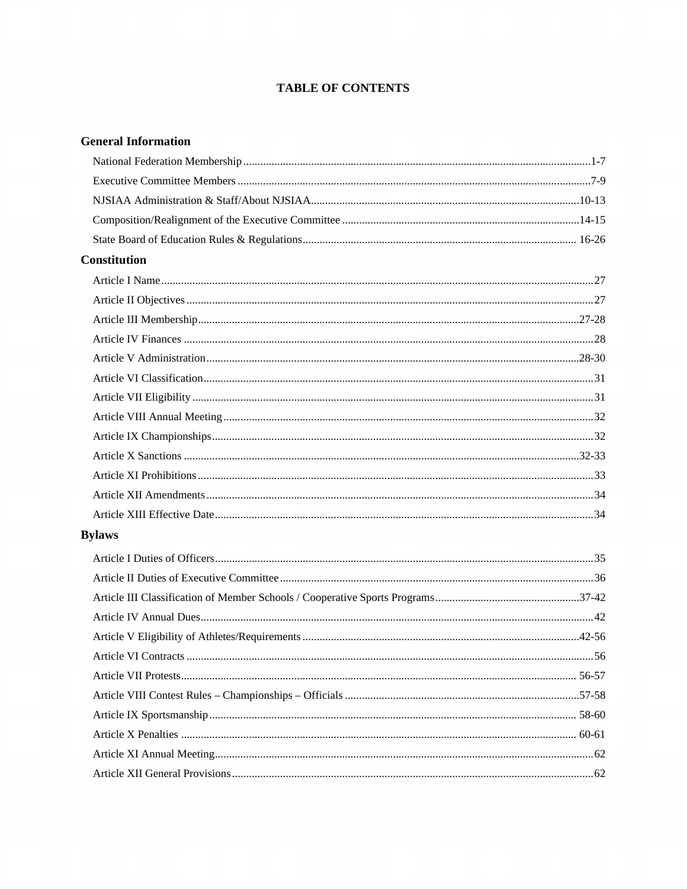# TABLE OF CONTENTS

## General Information

National Federation Membership ........ 1-7

Executive Committee Members ........ 7-9

NJSIAA Administration & Staff/About NJSIAA ........ 10-13

Composition/Realignment of the Executive Committee ........ 14-15

State Board of Education Rules & Regulations ........ 16-26

## Constitution

Article I Name ........ 27

Article II Objectives ........ 27

Article III Membership ........ 27-28

Article IV Finances ........ 28

Article V Administration ........ 28-30

Article VI Classification ........ 31

Article VII Eligibility ........ 31

Article VIII Annual Meeting ........ 32

Article IX Championships ........ 32

Article X Sanctions ........ 32-33

Article XI Prohibitions ........ 33

Article XII Amendments ........ 34

Article XIII Effective Date ........ 34

## Bylaws

Article I Duties of Officers ........ 35

Article II Duties of Executive Committee ........ 36

Article III Classification of Member Schools / Cooperative Sports Programs ........ 37-42

Article IV Annual Dues ........ 42

Article V Eligibility of Athletes/Requirements ........ 42-56

Article VI Contracts ........ 56

Article VII Protests ........ 56-57

Article VIII Contest Rules – Championships – Officials ........ 57-58

Article IX Sportsmanship ........ 58-60

Article X Penalties ........ 60-61

Article XI Annual Meeting ........ 62

Article XII General Provisions ........ 62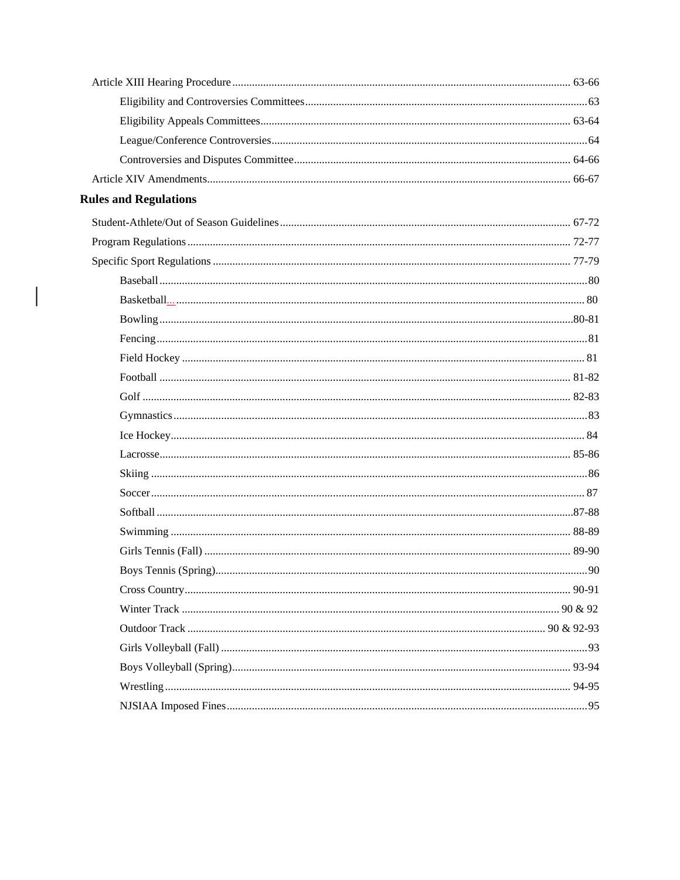Article XIII Hearing Procedure ........ 63-66

- Eligibility and Controversies Committees ........ 63
- Eligibility Appeals Committees ........ 63-64
- League/Conference Controversies ........ 64
- Controversies and Disputes Committee ........ 64-66

Article XIV Amendments ........ 66-67

**Rules and Regulations**

Student-Athlete/Out of Season Guidelines ........ 67-72

Program Regulations ........ 72-77

Specific Sport Regulations ........ 77-79

- Baseball ........ 80
- Basketball ........ 80
- Bowling ........ 80-81
- Fencing ........ 81
- Field Hockey ........ 81
- Football ........ 81-82
- Golf ........ 82-83
- Gymnastics ........ 83
- Ice Hockey ........ 84
- Lacrosse ........ 85-86
- Skiing ........ 86
- Soccer ........ 87
- Softball ........ 87-88
- Swimming ........ 88-89
- Girls Tennis (Fall) ........ 89-90
- Boys Tennis (Spring) ........ 90
- Cross Country ........ 90-91
- Winter Track ........ 90 & 92
- Outdoor Track ........ 90 & 92-93
- Girls Volleyball (Fall) ........ 93
- Boys Volleyball (Spring) ........ 93-94
- Wrestling ........ 94-95
- NJSIAA Imposed Fines ........ 95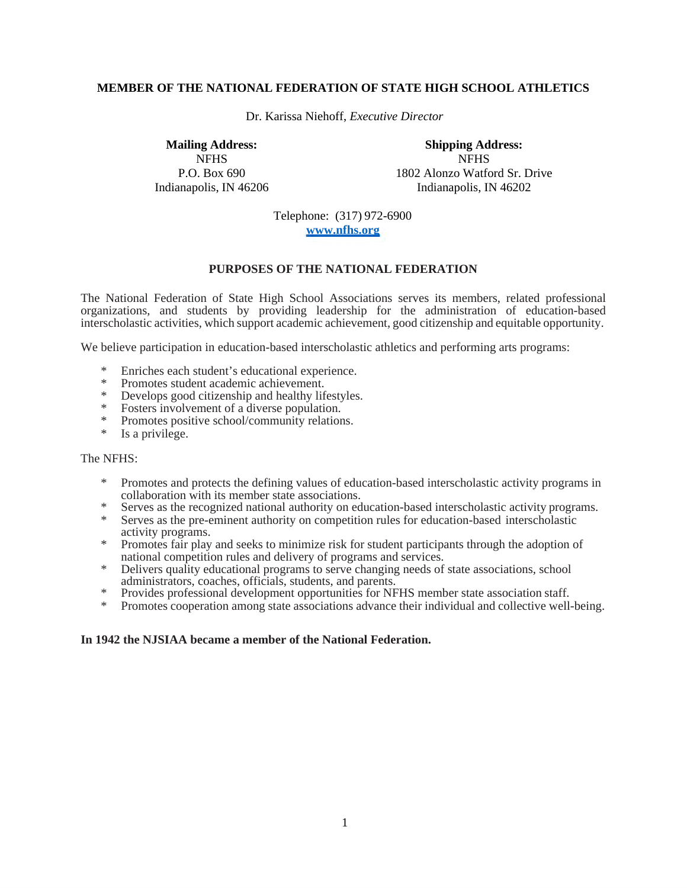**MEMBER OF THE NATIONAL FEDERATION OF STATE HIGH SCHOOL ATHLETICS**

Dr. Karissa Niehoff, *Executive Director*

**Mailing Address:**
NFHS
P.O. Box 690
Indianapolis, IN 46206

**Shipping Address:**
NFHS
1802 Alonzo Watford Sr. Drive
Indianapolis, IN 46202

Telephone: (317) 972-6900
**www.nfhs.org**

## PURPOSES OF THE NATIONAL FEDERATION

The National Federation of State High School Associations serves its members, related professional organizations, and students by providing leadership for the administration of education-based interscholastic activities, which support academic achievement, good citizenship and equitable opportunity.

We believe participation in education-based interscholastic athletics and performing arts programs:

- Enriches each student's educational experience.
- Promotes student academic achievement.
- Develops good citizenship and healthy lifestyles.
- Fosters involvement of a diverse population.
- Promotes positive school/community relations.
- Is a privilege.

The NFHS:

- Promotes and protects the defining values of education-based interscholastic activity programs in collaboration with its member state associations.
- Serves as the recognized national authority on education-based interscholastic activity programs.
- Serves as the pre-eminent authority on competition rules for education-based interscholastic activity programs.
- Promotes fair play and seeks to minimize risk for student participants through the adoption of national competition rules and delivery of programs and services.
- Delivers quality educational programs to serve changing needs of state associations, school administrators, coaches, officials, students, and parents.
- Provides professional development opportunities for NFHS member state association staff.
- Promotes cooperation among state associations advance their individual and collective well-being.

**In 1942 the NJSIAA became a member of the National Federation.**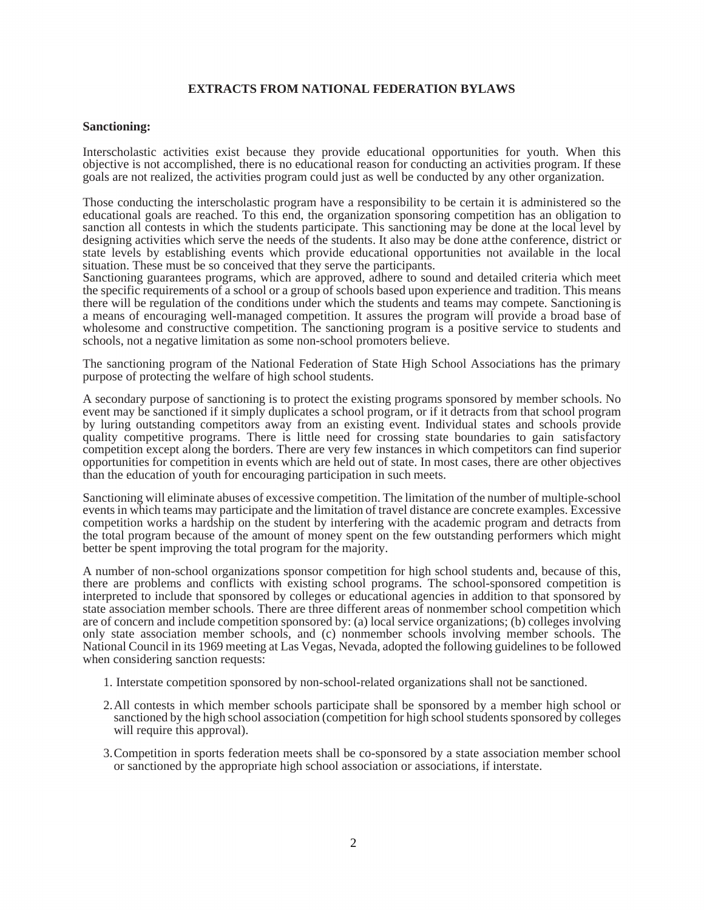## EXTRACTS FROM NATIONAL FEDERATION BYLAWS

**Sanctioning:**

Interscholastic activities exist because they provide educational opportunities for youth. When this objective is not accomplished, there is no educational reason for conducting an activities program. If these goals are not realized, the activities program could just as well be conducted by any other organization.

Those conducting the interscholastic program have a responsibility to be certain it is administered so the educational goals are reached. To this end, the organization sponsoring competition has an obligation to sanction all contests in which the students participate. This sanctioning may be done at the local level by designing activities which serve the needs of the students. It also may be done at the conference, district or state levels by establishing events which provide educational opportunities not available in the local situation. These must be so conceived that they serve the participants.
Sanctioning guarantees programs, which are approved, adhere to sound and detailed criteria which meet the specific requirements of a school or a group of schools based upon experience and tradition. This means there will be regulation of the conditions under which the students and teams may compete. Sanctioning is a means of encouraging well-managed competition. It assures the program will provide a broad base of wholesome and constructive competition. The sanctioning program is a positive service to students and schools, not a negative limitation as some non-school promoters believe.

The sanctioning program of the National Federation of State High School Associations has the primary purpose of protecting the welfare of high school students.

A secondary purpose of sanctioning is to protect the existing programs sponsored by member schools. No event may be sanctioned if it simply duplicates a school program, or if it detracts from that school program by luring outstanding competitors away from an existing event. Individual states and schools provide quality competitive programs. There is little need for crossing state boundaries to gain satisfactory competition except along the borders. There are very few instances in which competitors can find superior opportunities for competition in events which are held out of state. In most cases, there are other objectives than the education of youth for encouraging participation in such meets.

Sanctioning will eliminate abuses of excessive competition. The limitation of the number of multiple-school events in which teams may participate and the limitation of travel distance are concrete examples. Excessive competition works a hardship on the student by interfering with the academic program and detracts from the total program because of the amount of money spent on the few outstanding performers which might better be spent improving the total program for the majority.

A number of non-school organizations sponsor competition for high school students and, because of this, there are problems and conflicts with existing school programs. The school-sponsored competition is interpreted to include that sponsored by colleges or educational agencies in addition to that sponsored by state association member schools. There are three different areas of nonmember school competition which are of concern and include competition sponsored by: (a) local service organizations; (b) colleges involving only state association member schools, and (c) nonmember schools involving member schools. The National Council in its 1969 meeting at Las Vegas, Nevada, adopted the following guidelines to be followed when considering sanction requests:

1. Interstate competition sponsored by non-school-related organizations shall not be sanctioned.

2. All contests in which member schools participate shall be sponsored by a member high school or sanctioned by the high school association (competition for high school students sponsored by colleges will require this approval).

3. Competition in sports federation meets shall be co-sponsored by a state association member school or sanctioned by the appropriate high school association or associations, if interstate.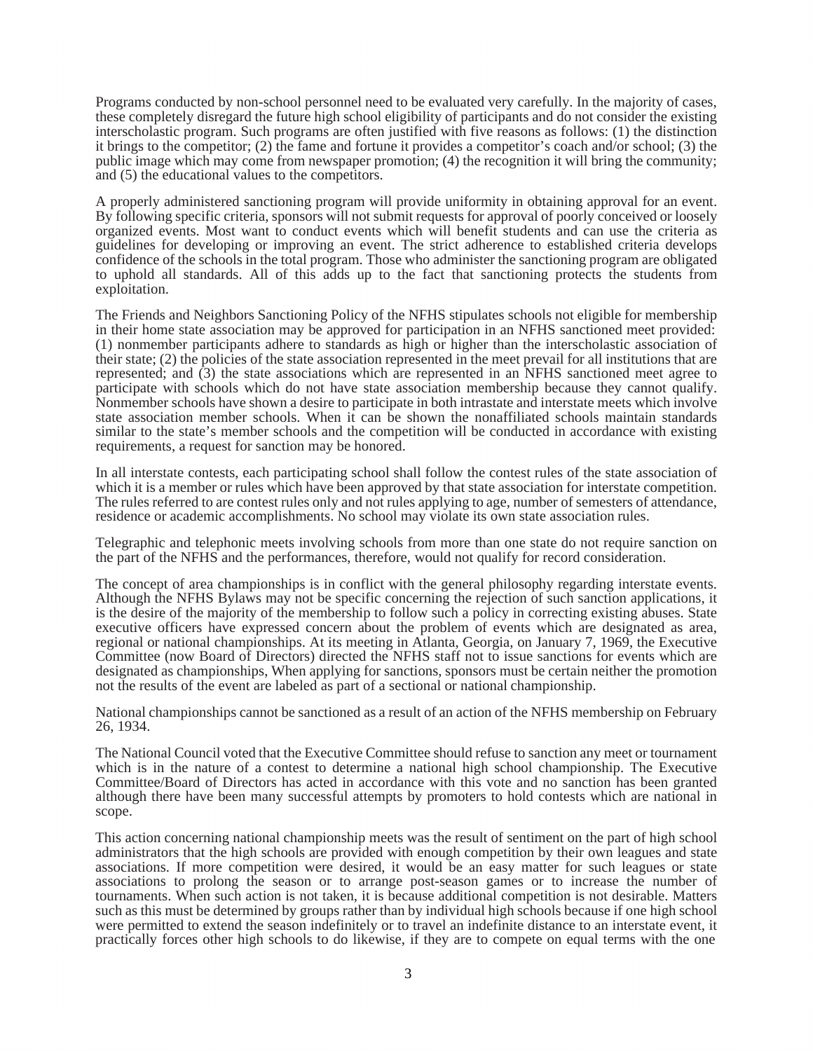Programs conducted by non-school personnel need to be evaluated very carefully. In the majority of cases, these completely disregard the future high school eligibility of participants and do not consider the existing interscholastic program. Such programs are often justified with five reasons as follows: (1) the distinction it brings to the competitor; (2) the fame and fortune it provides a competitor's coach and/or school; (3) the public image which may come from newspaper promotion; (4) the recognition it will bring the community; and (5) the educational values to the competitors.

A properly administered sanctioning program will provide uniformity in obtaining approval for an event. By following specific criteria, sponsors will not submit requests for approval of poorly conceived or loosely organized events. Most want to conduct events which will benefit students and can use the criteria as guidelines for developing or improving an event. The strict adherence to established criteria develops confidence of the schools in the total program. Those who administer the sanctioning program are obligated to uphold all standards. All of this adds up to the fact that sanctioning protects the students from exploitation.

The Friends and Neighbors Sanctioning Policy of the NFHS stipulates schools not eligible for membership in their home state association may be approved for participation in an NFHS sanctioned meet provided: (1) nonmember participants adhere to standards as high or higher than the interscholastic association of their state; (2) the policies of the state association represented in the meet prevail for all institutions that are represented; and (3) the state associations which are represented in an NFHS sanctioned meet agree to participate with schools which do not have state association membership because they cannot qualify. Nonmember schools have shown a desire to participate in both intrastate and interstate meets which involve state association member schools. When it can be shown the nonaffiliated schools maintain standards similar to the state's member schools and the competition will be conducted in accordance with existing requirements, a request for sanction may be honored.

In all interstate contests, each participating school shall follow the contest rules of the state association of which it is a member or rules which have been approved by that state association for interstate competition. The rules referred to are contest rules only and not rules applying to age, number of semesters of attendance, residence or academic accomplishments. No school may violate its own state association rules.

Telegraphic and telephonic meets involving schools from more than one state do not require sanction on the part of the NFHS and the performances, therefore, would not qualify for record consideration.

The concept of area championships is in conflict with the general philosophy regarding interstate events. Although the NFHS Bylaws may not be specific concerning the rejection of such sanction applications, it is the desire of the majority of the membership to follow such a policy in correcting existing abuses. State executive officers have expressed concern about the problem of events which are designated as area, regional or national championships. At its meeting in Atlanta, Georgia, on January 7, 1969, the Executive Committee (now Board of Directors) directed the NFHS staff not to issue sanctions for events which are designated as championships, When applying for sanctions, sponsors must be certain neither the promotion not the results of the event are labeled as part of a sectional or national championship.

National championships cannot be sanctioned as a result of an action of the NFHS membership on February 26, 1934.

The National Council voted that the Executive Committee should refuse to sanction any meet or tournament which is in the nature of a contest to determine a national high school championship. The Executive Committee/Board of Directors has acted in accordance with this vote and no sanction has been granted although there have been many successful attempts by promoters to hold contests which are national in scope.

This action concerning national championship meets was the result of sentiment on the part of high school administrators that the high schools are provided with enough competition by their own leagues and state associations. If more competition were desired, it would be an easy matter for such leagues or state associations to prolong the season or to arrange post-season games or to increase the number of tournaments. When such action is not taken, it is because additional competition is not desirable. Matters such as this must be determined by groups rather than by individual high schools because if one high school were permitted to extend the season indefinitely or to travel an indefinite distance to an interstate event, it practically forces other high schools to do likewise, if they are to compete on equal terms with the one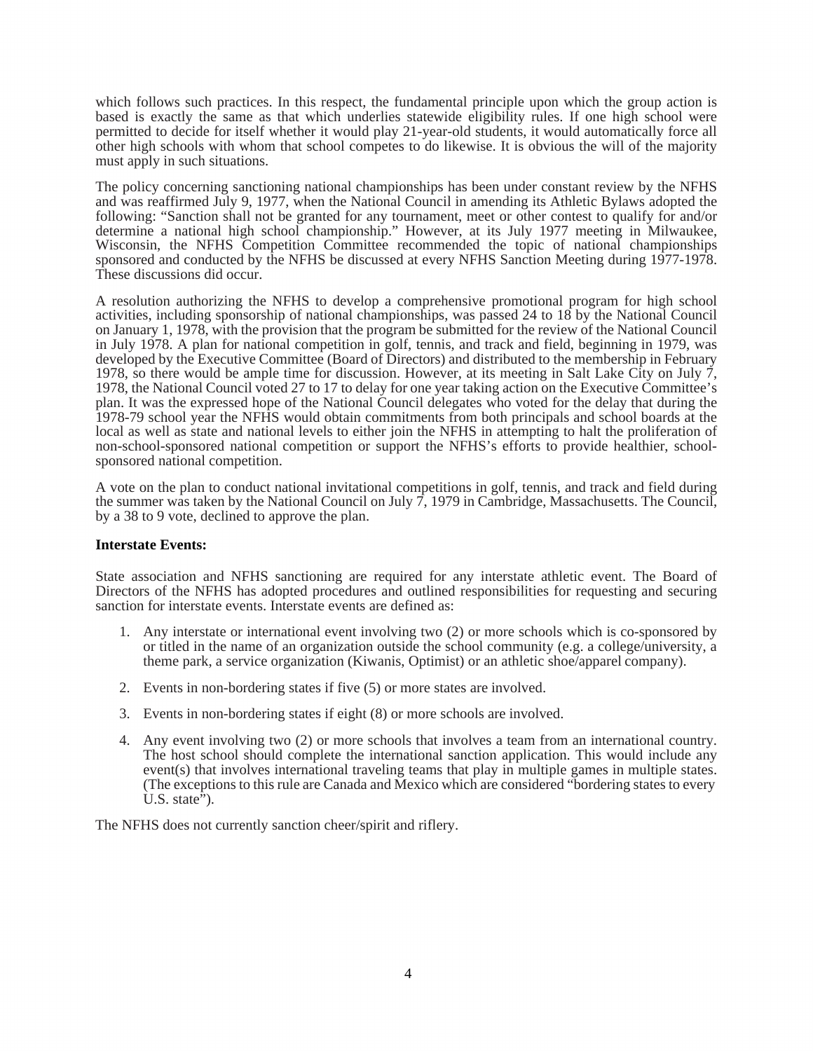which follows such practices. In this respect, the fundamental principle upon which the group action is based is exactly the same as that which underlies statewide eligibility rules. If one high school were permitted to decide for itself whether it would play 21-year-old students, it would automatically force all other high schools with whom that school competes to do likewise. It is obvious the will of the majority must apply in such situations.

The policy concerning sanctioning national championships has been under constant review by the NFHS and was reaffirmed July 9, 1977, when the National Council in amending its Athletic Bylaws adopted the following: "Sanction shall not be granted for any tournament, meet or other contest to qualify for and/or determine a national high school championship." However, at its July 1977 meeting in Milwaukee, Wisconsin, the NFHS Competition Committee recommended the topic of national championships sponsored and conducted by the NFHS be discussed at every NFHS Sanction Meeting during 1977-1978. These discussions did occur.

A resolution authorizing the NFHS to develop a comprehensive promotional program for high school activities, including sponsorship of national championships, was passed 24 to 18 by the National Council on January 1, 1978, with the provision that the program be submitted for the review of the National Council in July 1978. A plan for national competition in golf, tennis, and track and field, beginning in 1979, was developed by the Executive Committee (Board of Directors) and distributed to the membership in February 1978, so there would be ample time for discussion. However, at its meeting in Salt Lake City on July 7, 1978, the National Council voted 27 to 17 to delay for one year taking action on the Executive Committee's plan. It was the expressed hope of the National Council delegates who voted for the delay that during the 1978-79 school year the NFHS would obtain commitments from both principals and school boards at the local as well as state and national levels to either join the NFHS in attempting to halt the proliferation of non-school-sponsored national competition or support the NFHS's efforts to provide healthier, school-sponsored national competition.

A vote on the plan to conduct national invitational competitions in golf, tennis, and track and field during the summer was taken by the National Council on July 7, 1979 in Cambridge, Massachusetts. The Council, by a 38 to 9 vote, declined to approve the plan.

**Interstate Events:**

State association and NFHS sanctioning are required for any interstate athletic event. The Board of Directors of the NFHS has adopted procedures and outlined responsibilities for requesting and securing sanction for interstate events. Interstate events are defined as:

1. Any interstate or international event involving two (2) or more schools which is co-sponsored by or titled in the name of an organization outside the school community (e.g. a college/university, a theme park, a service organization (Kiwanis, Optimist) or an athletic shoe/apparel company).

2. Events in non-bordering states if five (5) or more states are involved.

3. Events in non-bordering states if eight (8) or more schools are involved.

4. Any event involving two (2) or more schools that involves a team from an international country. The host school should complete the international sanction application. This would include any event(s) that involves international traveling teams that play in multiple games in multiple states. (The exceptions to this rule are Canada and Mexico which are considered "bordering states to every U.S. state").

The NFHS does not currently sanction cheer/spirit and riflery.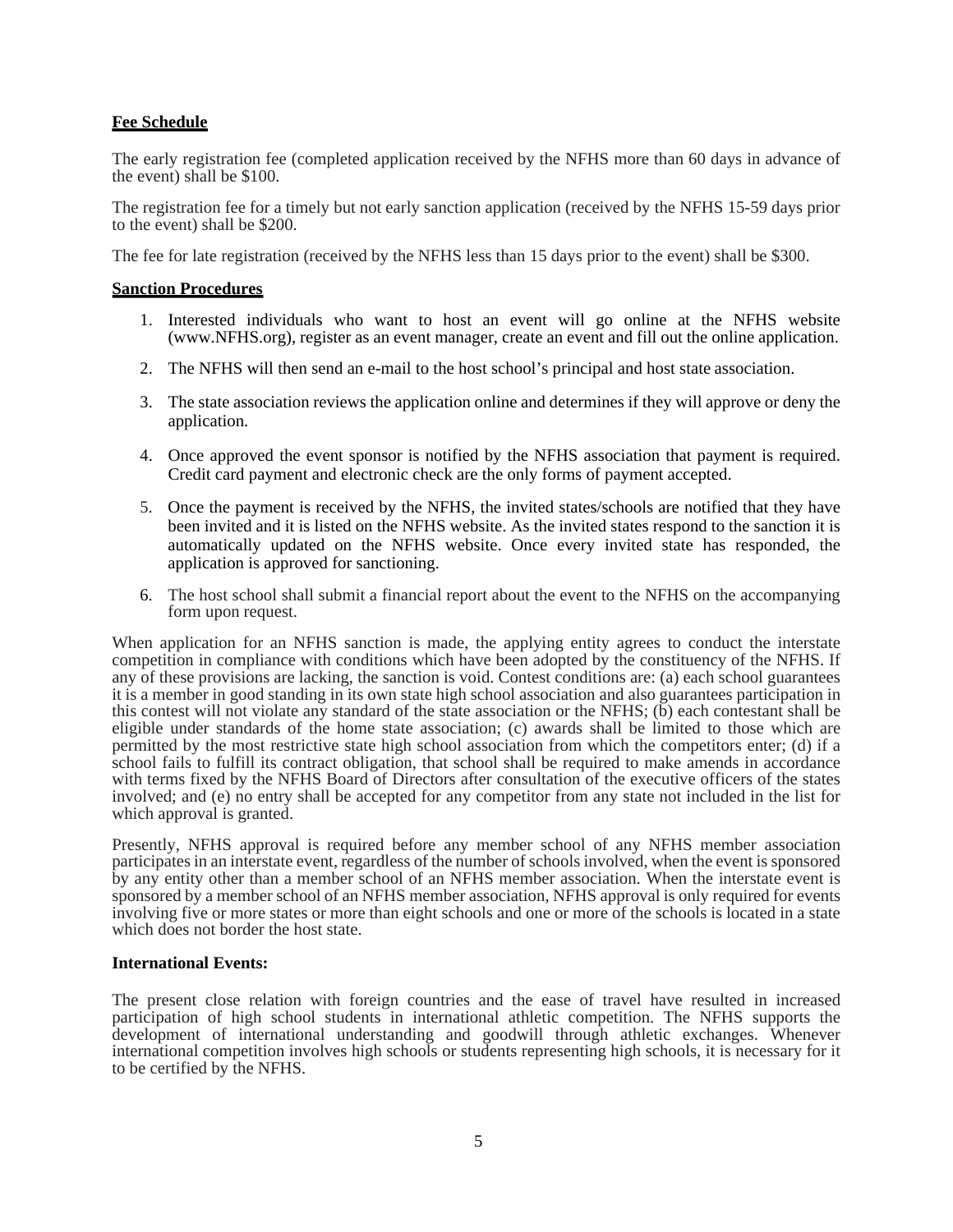**Fee Schedule**

The early registration fee (completed application received by the NFHS more than 60 days in advance of the event) shall be $100.

The registration fee for a timely but not early sanction application (received by the NFHS 15-59 days prior to the event) shall be $200.

The fee for late registration (received by the NFHS less than 15 days prior to the event) shall be $300.

**Sanction Procedures**

1. Interested individuals who want to host an event will go online at the NFHS website (www.NFHS.org), register as an event manager, create an event and fill out the online application.

2. The NFHS will then send an e-mail to the host school's principal and host state association.

3. The state association reviews the application online and determines if they will approve or deny the application.

4. Once approved the event sponsor is notified by the NFHS association that payment is required. Credit card payment and electronic check are the only forms of payment accepted.

5. Once the payment is received by the NFHS, the invited states/schools are notified that they have been invited and it is listed on the NFHS website. As the invited states respond to the sanction it is automatically updated on the NFHS website. Once every invited state has responded, the application is approved for sanctioning.

6. The host school shall submit a financial report about the event to the NFHS on the accompanying form upon request.

When application for an NFHS sanction is made, the applying entity agrees to conduct the interstate competition in compliance with conditions which have been adopted by the constituency of the NFHS. If any of these provisions are lacking, the sanction is void. Contest conditions are: (a) each school guarantees it is a member in good standing in its own state high school association and also guarantees participation in this contest will not violate any standard of the state association or the NFHS; (b) each contestant shall be eligible under standards of the home state association; (c) awards shall be limited to those which are permitted by the most restrictive state high school association from which the competitors enter; (d) if a school fails to fulfill its contract obligation, that school shall be required to make amends in accordance with terms fixed by the NFHS Board of Directors after consultation of the executive officers of the states involved; and (e) no entry shall be accepted for any competitor from any state not included in the list for which approval is granted.

Presently, NFHS approval is required before any member school of any NFHS member association participates in an interstate event, regardless of the number of schools involved, when the event is sponsored by any entity other than a member school of an NFHS member association. When the interstate event is sponsored by a member school of an NFHS member association, NFHS approval is only required for events involving five or more states or more than eight schools and one or more of the schools is located in a state which does not border the host state.

**International Events:**

The present close relation with foreign countries and the ease of travel have resulted in increased participation of high school students in international athletic competition. The NFHS supports the development of international understanding and goodwill through athletic exchanges. Whenever international competition involves high schools or students representing high schools, it is necessary for it to be certified by the NFHS.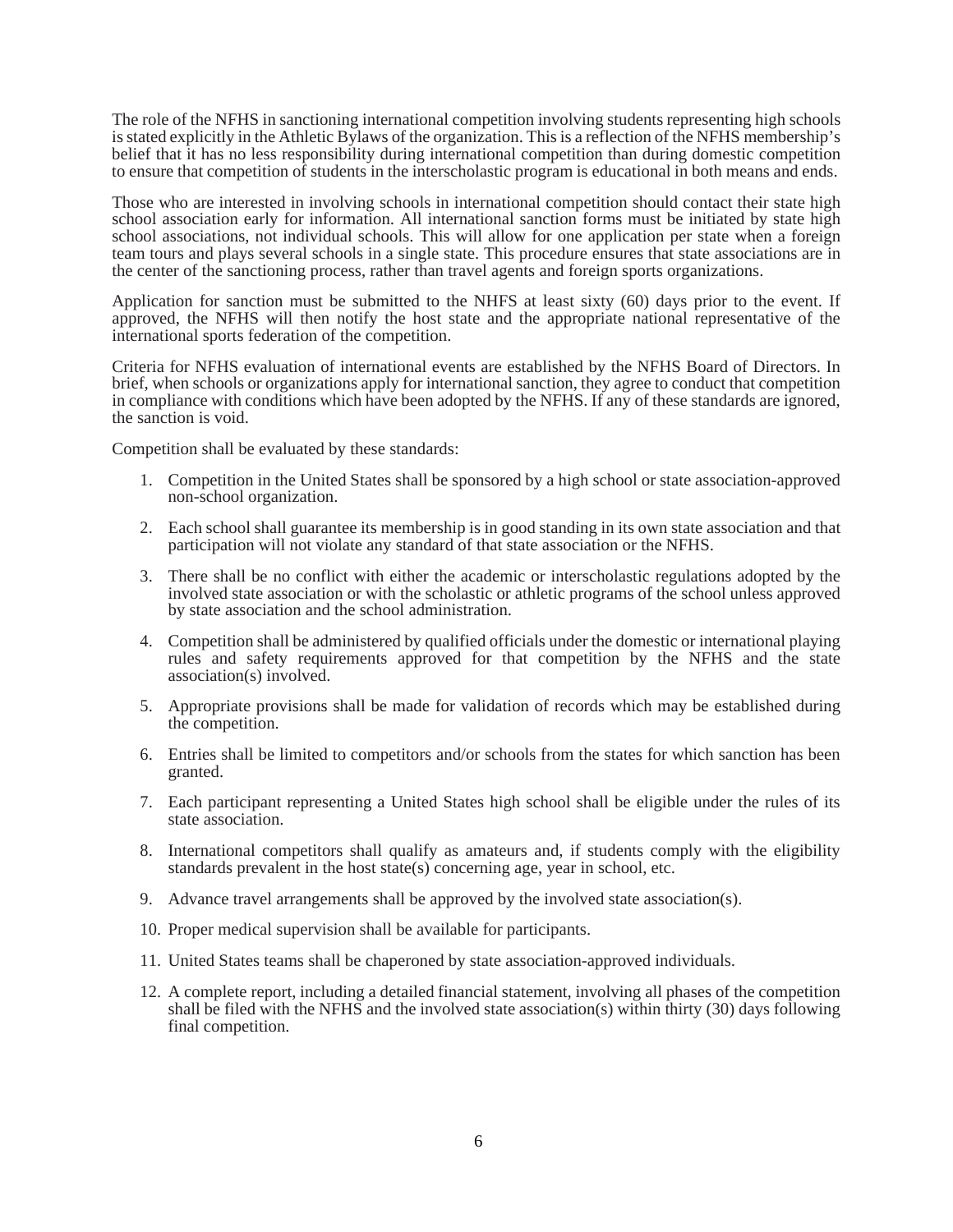The role of the NFHS in sanctioning international competition involving students representing high schools is stated explicitly in the Athletic Bylaws of the organization. This is a reflection of the NFHS membership's belief that it has no less responsibility during international competition than during domestic competition to ensure that competition of students in the interscholastic program is educational in both means and ends.

Those who are interested in involving schools in international competition should contact their state high school association early for information. All international sanction forms must be initiated by state high school associations, not individual schools. This will allow for one application per state when a foreign team tours and plays several schools in a single state. This procedure ensures that state associations are in the center of the sanctioning process, rather than travel agents and foreign sports organizations.

Application for sanction must be submitted to the NHFS at least sixty (60) days prior to the event. If approved, the NFHS will then notify the host state and the appropriate national representative of the international sports federation of the competition.

Criteria for NFHS evaluation of international events are established by the NFHS Board of Directors. In brief, when schools or organizations apply for international sanction, they agree to conduct that competition in compliance with conditions which have been adopted by the NFHS. If any of these standards are ignored, the sanction is void.

Competition shall be evaluated by these standards:

1. Competition in the United States shall be sponsored by a high school or state association-approved non-school organization.
2. Each school shall guarantee its membership is in good standing in its own state association and that participation will not violate any standard of that state association or the NFHS.
3. There shall be no conflict with either the academic or interscholastic regulations adopted by the involved state association or with the scholastic or athletic programs of the school unless approved by state association and the school administration.
4. Competition shall be administered by qualified officials under the domestic or international playing rules and safety requirements approved for that competition by the NFHS and the state association(s) involved.
5. Appropriate provisions shall be made for validation of records which may be established during the competition.
6. Entries shall be limited to competitors and/or schools from the states for which sanction has been granted.
7. Each participant representing a United States high school shall be eligible under the rules of its state association.
8. International competitors shall qualify as amateurs and, if students comply with the eligibility standards prevalent in the host state(s) concerning age, year in school, etc.
9. Advance travel arrangements shall be approved by the involved state association(s).
10. Proper medical supervision shall be available for participants.
11. United States teams shall be chaperoned by state association-approved individuals.
12. A complete report, including a detailed financial statement, involving all phases of the competition shall be filed with the NFHS and the involved state association(s) within thirty (30) days following final competition.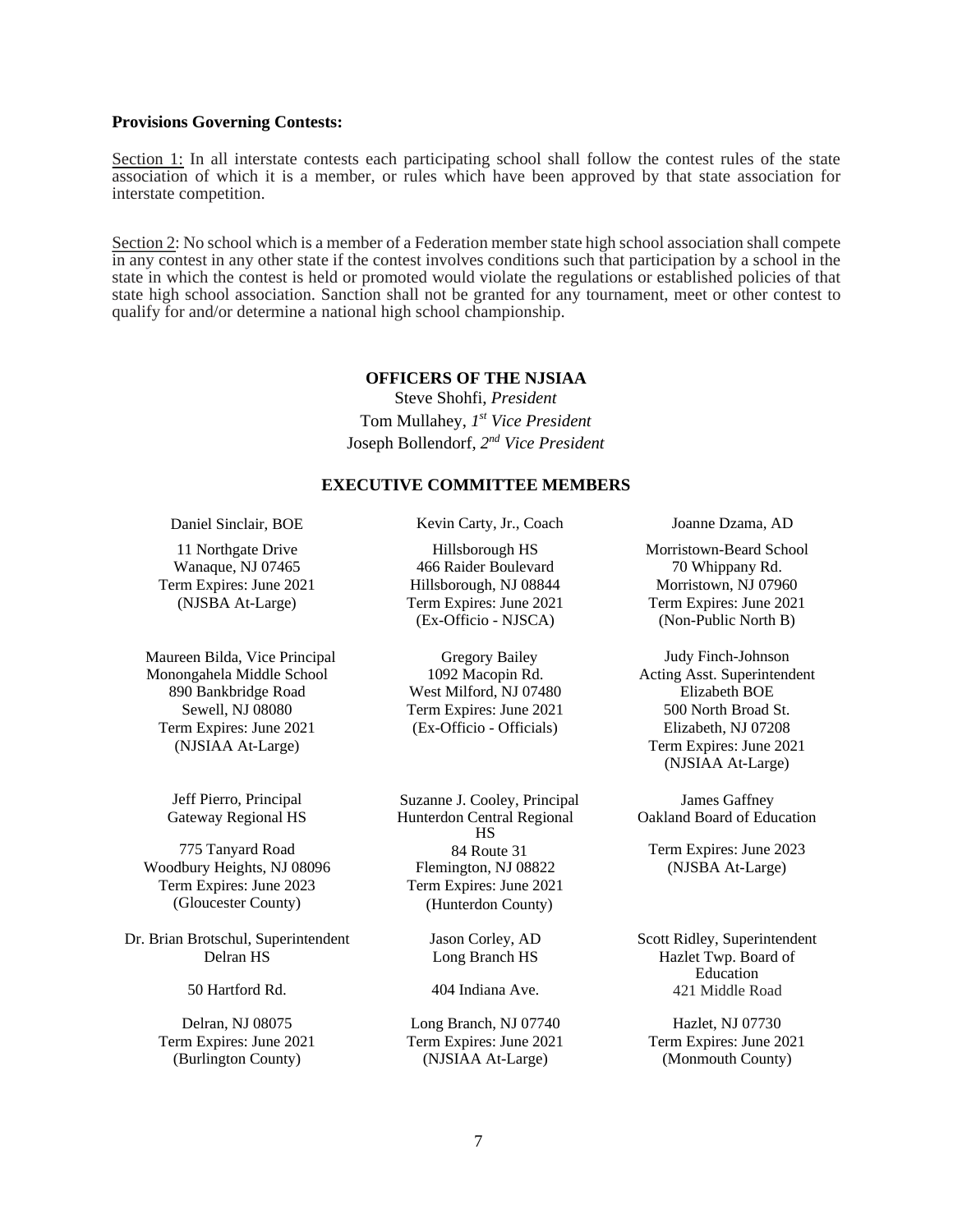**Provisions Governing Contests:**

Section 1: In all interstate contests each participating school shall follow the contest rules of the state association of which it is a member, or rules which have been approved by that state association for interstate competition.

Section 2: No school which is a member of a Federation member state high school association shall compete in any contest in any other state if the contest involves conditions such that participation by a school in the state in which the contest is held or promoted would violate the regulations or established policies of that state high school association. Sanction shall not be granted for any tournament, meet or other contest to qualify for and/or determine a national high school championship.

## OFFICERS OF THE NJSIAA

Steve Shohfi, *President*
Tom Mullahey, *1st Vice President*
Joseph Bollendorf, *2nd Vice President*

## EXECUTIVE COMMITTEE MEMBERS

Daniel Sinclair, BOE
11 Northgate Drive
Wanaque, NJ 07465
Term Expires: June 2021
(NJSBA At-Large)

Kevin Carty, Jr., Coach
Hillsborough HS
466 Raider Boulevard
Hillsborough, NJ 08844
Term Expires: June 2021
(Ex-Officio - NJSCA)

Joanne Dzama, AD
Morristown-Beard School
70 Whippany Rd.
Morristown, NJ 07960
Term Expires: June 2021
(Non-Public North B)

Maureen Bilda, Vice Principal
Monongahela Middle School
890 Bankbridge Road
Sewell, NJ 08080
Term Expires: June 2021
(NJSIAA At-Large)

Gregory Bailey
1092 Macopin Rd.
West Milford, NJ 07480
Term Expires: June 2021
(Ex-Officio - Officials)

Judy Finch-Johnson
Acting Asst. Superintendent
Elizabeth BOE
500 North Broad St.
Elizabeth, NJ 07208
Term Expires: June 2021
(NJSIAA At-Large)

Jeff Pierro, Principal
Gateway Regional HS
775 Tanyard Road
Woodbury Heights, NJ 08096
Term Expires: June 2023
(Gloucester County)

Suzanne J. Cooley, Principal
Hunterdon Central Regional HS
84 Route 31
Flemington, NJ 08822
Term Expires: June 2021
(Hunterdon County)

James Gaffney
Oakland Board of Education
Term Expires: June 2023
(NJSBA At-Large)

Dr. Brian Brotschul, Superintendent
Delran HS
50 Hartford Rd.
Delran, NJ 08075
Term Expires: June 2021
(Burlington County)

Jason Corley, AD
Long Branch HS
404 Indiana Ave.
Long Branch, NJ 07740
Term Expires: June 2021
(NJSIAA At-Large)

Scott Ridley, Superintendent
Hazlet Twp. Board of Education
421 Middle Road
Hazlet, NJ 07730
Term Expires: June 2021
(Monmouth County)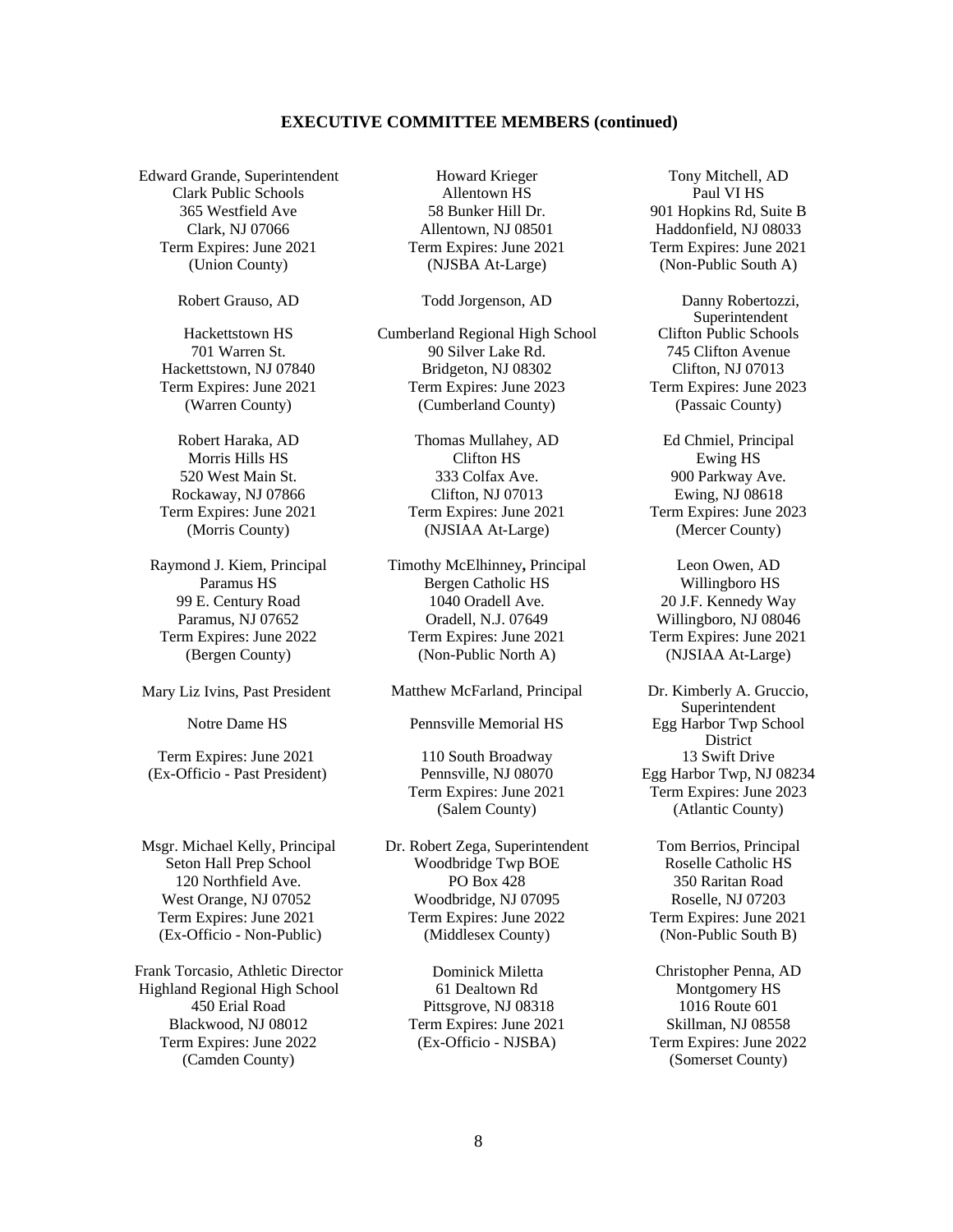## EXECUTIVE COMMITTEE MEMBERS (continued)

Edward Grande, Superintendent
Clark Public Schools
365 Westfield Ave
Clark, NJ 07066
Term Expires: June 2021
(Union County)

Robert Grauso, AD

Hackettstown HS
701 Warren St.
Hackettstown, NJ 07840
Term Expires: June 2021
(Warren County)

Robert Haraka, AD
Morris Hills HS
520 West Main St.
Rockaway, NJ 07866
Term Expires: June 2021
(Morris County)

Raymond J. Kiem, Principal
Paramus HS
99 E. Century Road
Paramus, NJ 07652
Term Expires: June 2022
(Bergen County)

Mary Liz Ivins, Past President

Notre Dame HS

Term Expires: June 2021
(Ex-Officio - Past President)

Msgr. Michael Kelly, Principal
Seton Hall Prep School
120 Northfield Ave.
West Orange, NJ 07052
Term Expires: June 2021
(Ex-Officio - Non-Public)

Frank Torcasio, Athletic Director
Highland Regional High School
450 Erial Road
Blackwood, NJ 08012
Term Expires: June 2022
(Camden County)

Howard Krieger
Allentown HS
58 Bunker Hill Dr.
Allentown, NJ 08501
Term Expires: June 2021
(NJSBA At-Large)

Todd Jorgenson, AD

Cumberland Regional High School
90 Silver Lake Rd.
Bridgeton, NJ 08302
Term Expires: June 2023
(Cumberland County)

Thomas Mullahey, AD
Clifton HS
333 Colfax Ave.
Clifton, NJ 07013
Term Expires: June 2021
(NJSIAA At-Large)

Timothy McElhinney**,** Principal
Bergen Catholic HS
1040 Oradell Ave.
Oradell, N.J. 07649
Term Expires: June 2021
(Non-Public North A)

Matthew McFarland, Principal

Pennsville Memorial HS

110 South Broadway
Pennsville, NJ 08070
Term Expires: June 2021
(Salem County)

Dr. Robert Zega, Superintendent
Woodbridge Twp BOE
PO Box 428
Woodbridge, NJ 07095
Term Expires: June 2022
(Middlesex County)

Dominick Miletta
61 Dealtown Rd
Pittsgrove, NJ 08318
Term Expires: June 2021
(Ex-Officio - NJSBA)

Tony Mitchell, AD
Paul VI HS
901 Hopkins Rd, Suite B
Haddonfield, NJ 08033
Term Expires: June 2021
(Non-Public South A)

Danny Robertozzi, Superintendent
Clifton Public Schools
745 Clifton Avenue
Clifton, NJ 07013
Term Expires: June 2023
(Passaic County)

Ed Chmiel, Principal
Ewing HS
900 Parkway Ave.
Ewing, NJ 08618
Term Expires: June 2023
(Mercer County)

Leon Owen, AD
Willingboro HS
20 J.F. Kennedy Way
Willingboro, NJ 08046
Term Expires: June 2021
(NJSIAA At-Large)

Dr. Kimberly A. Gruccio, Superintendent
Egg Harbor Twp School District
13 Swift Drive
Egg Harbor Twp, NJ 08234
Term Expires: June 2023
(Atlantic County)

Tom Berrios, Principal
Roselle Catholic HS
350 Raritan Road
Roselle, NJ 07203
Term Expires: June 2021
(Non-Public South B)

Christopher Penna, AD
Montgomery HS
1016 Route 601
Skillman, NJ 08558
Term Expires: June 2022
(Somerset County)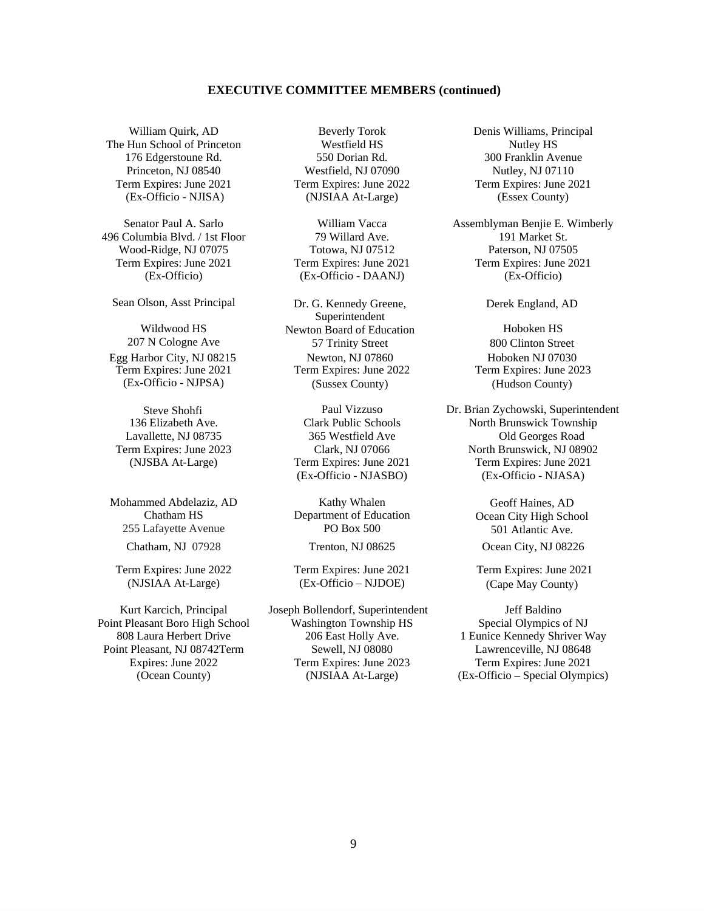**EXECUTIVE COMMITTEE MEMBERS (continued)**

William Quirk, AD
The Hun School of Princeton
176 Edgerstoune Rd.
Princeton, NJ 08540
Term Expires: June 2021
(Ex-Officio - NJISA)

Beverly Torok
Westfield HS
550 Dorian Rd.
Westfield, NJ 07090
Term Expires: June 2022
(NJSIAA At-Large)

Denis Williams, Principal
Nutley HS
300 Franklin Avenue
Nutley, NJ 07110
Term Expires: June 2021
(Essex County)

Senator Paul A. Sarlo
496 Columbia Blvd. / 1st Floor
Wood-Ridge, NJ 07075
Term Expires: June 2021
(Ex-Officio)

William Vacca
79 Willard Ave.
Totowa, NJ 07512
Term Expires: June 2021
(Ex-Officio - DAANJ)

Assemblyman Benjie E. Wimberly
191 Market St.
Paterson, NJ 07505
Term Expires: June 2021
(Ex-Officio)

Sean Olson, Asst Principal
Wildwood HS
207 N Cologne Ave
Egg Harbor City, NJ 08215
Term Expires: June 2021
(Ex-Officio - NJPSA)

Dr. G. Kennedy Greene, Superintendent
Newton Board of Education
57 Trinity Street
Newton, NJ 07860
Term Expires: June 2022
(Sussex County)

Derek England, AD
Hoboken HS
800 Clinton Street
Hoboken NJ 07030
Term Expires: June 2023
(Hudson County)

Steve Shohfi
136 Elizabeth Ave.
Lavallette, NJ 08735
Term Expires: June 2023
(NJSBA At-Large)

Paul Vizzuso
Clark Public Schools
365 Westfield Ave
Clark, NJ 07066
Term Expires: June 2021
(Ex-Officio - NJASBO)

Dr. Brian Zychowski, Superintendent
North Brunswick Township
Old Georges Road
North Brunswick, NJ 08902
Term Expires: June 2021
(Ex-Officio - NJASA)

Mohammed Abdelaziz, AD
Chatham HS
255 Lafayette Avenue
Chatham, NJ 07928
Term Expires: June 2022
(NJSIAA At-Large)

Kathy Whalen
Department of Education
PO Box 500
Trenton, NJ 08625
Term Expires: June 2021
(Ex-Officio – NJDOE)

Geoff Haines, AD
Ocean City High School
501 Atlantic Ave.
Ocean City, NJ 08226
Term Expires: June 2021
(Cape May County)

Kurt Karcich, Principal
Point Pleasant Boro High School
808 Laura Herbert Drive
Point Pleasant, NJ 08742Term Expires: June 2022
(Ocean County)

Joseph Bollendorf, Superintendent
Washington Township HS
206 East Holly Ave.
Sewell, NJ 08080
Term Expires: June 2023
(NJSIAA At-Large)

Jeff Baldino
Special Olympics of NJ
1 Eunice Kennedy Shriver Way
Lawrenceville, NJ 08648
Term Expires: June 2021
(Ex-Officio – Special Olympics)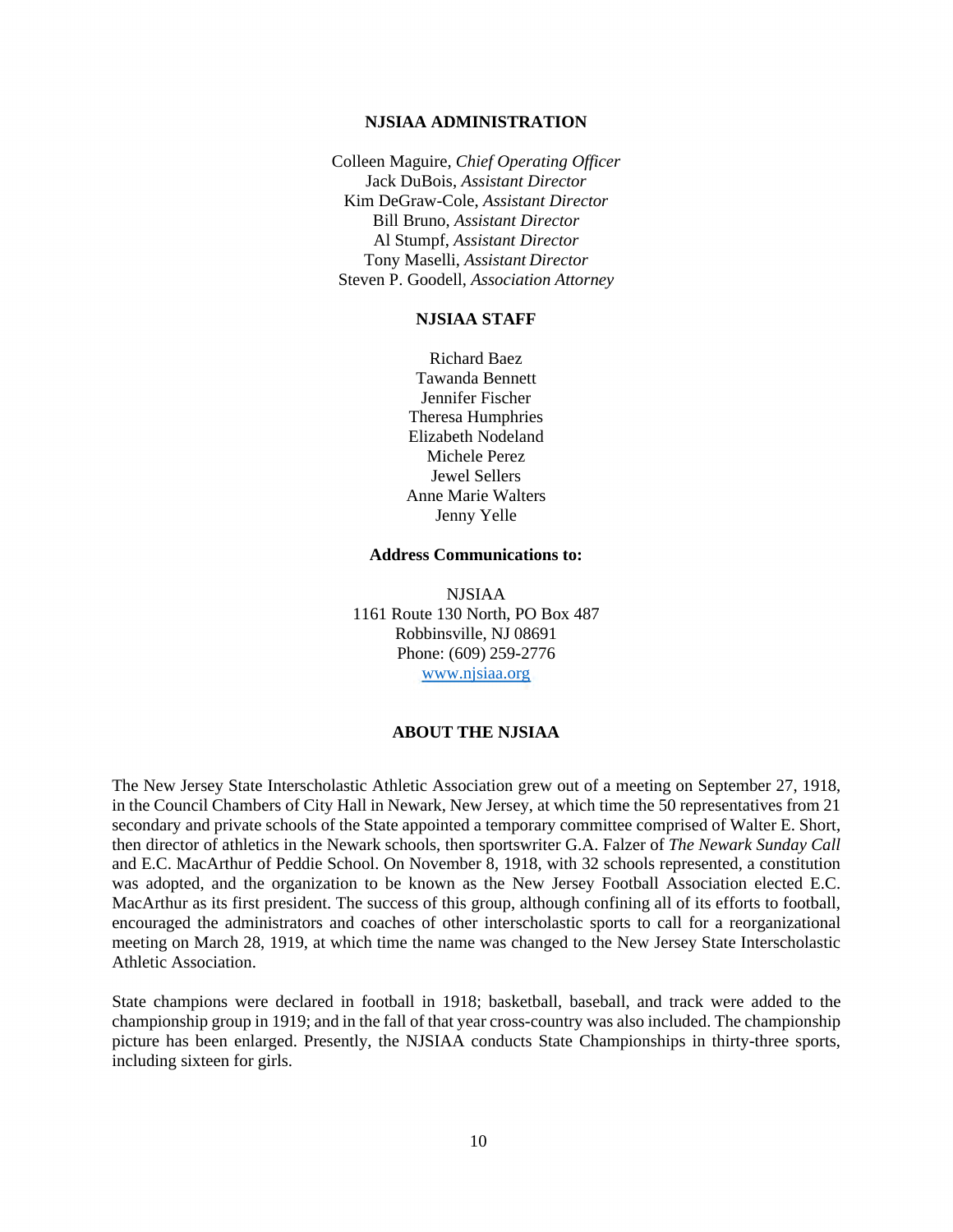## NJSIAA ADMINISTRATION

Colleen Maguire, *Chief Operating Officer*
Jack DuBois, *Assistant Director*
Kim DeGraw-Cole, *Assistant Director*
Bill Bruno, *Assistant Director*
Al Stumpf, *Assistant Director*
Tony Maselli, *Assistant Director*
Steven P. Goodell, *Association Attorney*

## NJSIAA STAFF

Richard Baez
Tawanda Bennett
Jennifer Fischer
Theresa Humphries
Elizabeth Nodeland
Michele Perez
Jewel Sellers
Anne Marie Walters
Jenny Yelle

**Address Communications to:**

NJSIAA
1161 Route 130 North, PO Box 487
Robbinsville, NJ 08691
Phone: (609) 259-2776
[www.njsiaa.org](http://www.njsiaa.org)

## ABOUT THE NJSIAA

The New Jersey State Interscholastic Athletic Association grew out of a meeting on September 27, 1918, in the Council Chambers of City Hall in Newark, New Jersey, at which time the 50 representatives from 21 secondary and private schools of the State appointed a temporary committee comprised of Walter E. Short, then director of athletics in the Newark schools, then sportswriter G.A. Falzer of *The Newark Sunday Call* and E.C. MacArthur of Peddie School. On November 8, 1918, with 32 schools represented, a constitution was adopted, and the organization to be known as the New Jersey Football Association elected E.C. MacArthur as its first president. The success of this group, although confining all of its efforts to football, encouraged the administrators and coaches of other interscholastic sports to call for a reorganizational meeting on March 28, 1919, at which time the name was changed to the New Jersey State Interscholastic Athletic Association.

State champions were declared in football in 1918; basketball, baseball, and track were added to the championship group in 1919; and in the fall of that year cross-country was also included. The championship picture has been enlarged. Presently, the NJSIAA conducts State Championships in thirty-three sports, including sixteen for girls.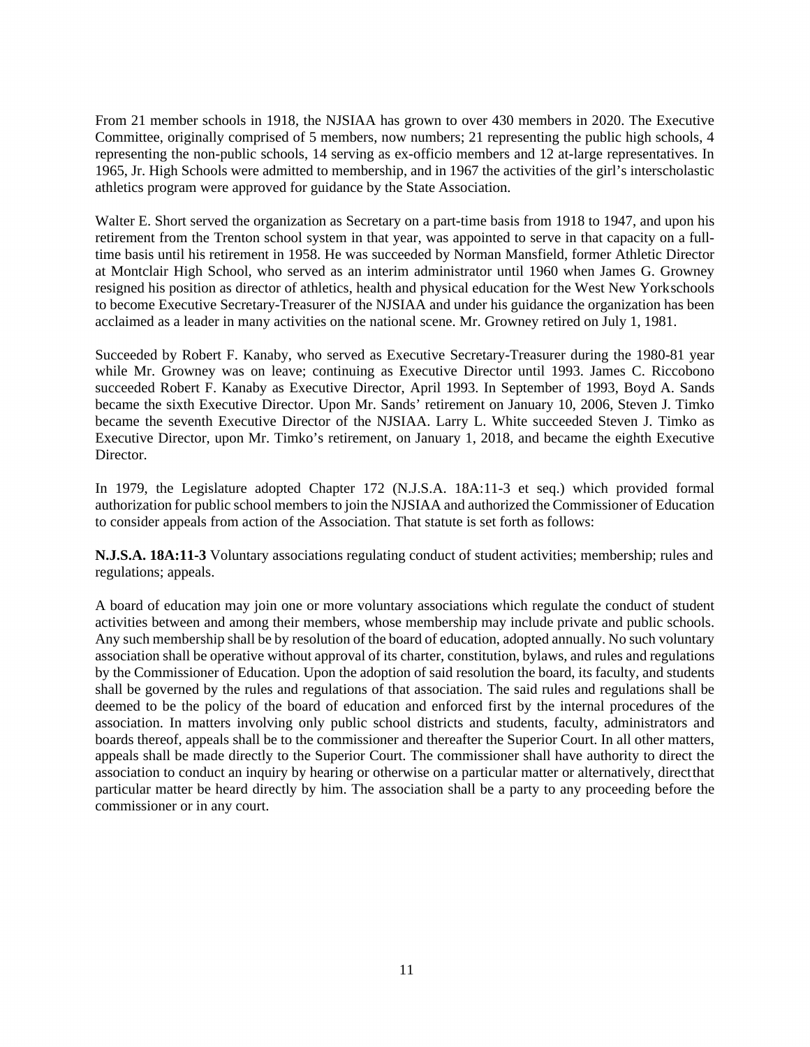From 21 member schools in 1918, the NJSIAA has grown to over 430 members in 2020. The Executive Committee, originally comprised of 5 members, now numbers; 21 representing the public high schools, 4 representing the non-public schools, 14 serving as ex-officio members and 12 at-large representatives. In 1965, Jr. High Schools were admitted to membership, and in 1967 the activities of the girl's interscholastic athletics program were approved for guidance by the State Association.

Walter E. Short served the organization as Secretary on a part-time basis from 1918 to 1947, and upon his retirement from the Trenton school system in that year, was appointed to serve in that capacity on a full-time basis until his retirement in 1958. He was succeeded by Norman Mansfield, former Athletic Director at Montclair High School, who served as an interim administrator until 1960 when James G. Growney resigned his position as director of athletics, health and physical education for the West New York schools to become Executive Secretary-Treasurer of the NJSIAA and under his guidance the organization has been acclaimed as a leader in many activities on the national scene. Mr. Growney retired on July 1, 1981.

Succeeded by Robert F. Kanaby, who served as Executive Secretary-Treasurer during the 1980-81 year while Mr. Growney was on leave; continuing as Executive Director until 1993. James C. Riccobono succeeded Robert F. Kanaby as Executive Director, April 1993. In September of 1993, Boyd A. Sands became the sixth Executive Director. Upon Mr. Sands' retirement on January 10, 2006, Steven J. Timko became the seventh Executive Director of the NJSIAA. Larry L. White succeeded Steven J. Timko as Executive Director, upon Mr. Timko's retirement, on January 1, 2018, and became the eighth Executive Director.

In 1979, the Legislature adopted Chapter 172 (N.J.S.A. 18A:11-3 et seq.) which provided formal authorization for public school members to join the NJSIAA and authorized the Commissioner of Education to consider appeals from action of the Association. That statute is set forth as follows:

**N.J.S.A. 18A:11-3** Voluntary associations regulating conduct of student activities; membership; rules and regulations; appeals.

A board of education may join one or more voluntary associations which regulate the conduct of student activities between and among their members, whose membership may include private and public schools. Any such membership shall be by resolution of the board of education, adopted annually. No such voluntary association shall be operative without approval of its charter, constitution, bylaws, and rules and regulations by the Commissioner of Education. Upon the adoption of said resolution the board, its faculty, and students shall be governed by the rules and regulations of that association. The said rules and regulations shall be deemed to be the policy of the board of education and enforced first by the internal procedures of the association. In matters involving only public school districts and students, faculty, administrators and boards thereof, appeals shall be to the commissioner and thereafter the Superior Court. In all other matters, appeals shall be made directly to the Superior Court. The commissioner shall have authority to direct the association to conduct an inquiry by hearing or otherwise on a particular matter or alternatively, direct that particular matter be heard directly by him. The association shall be a party to any proceeding before the commissioner or in any court.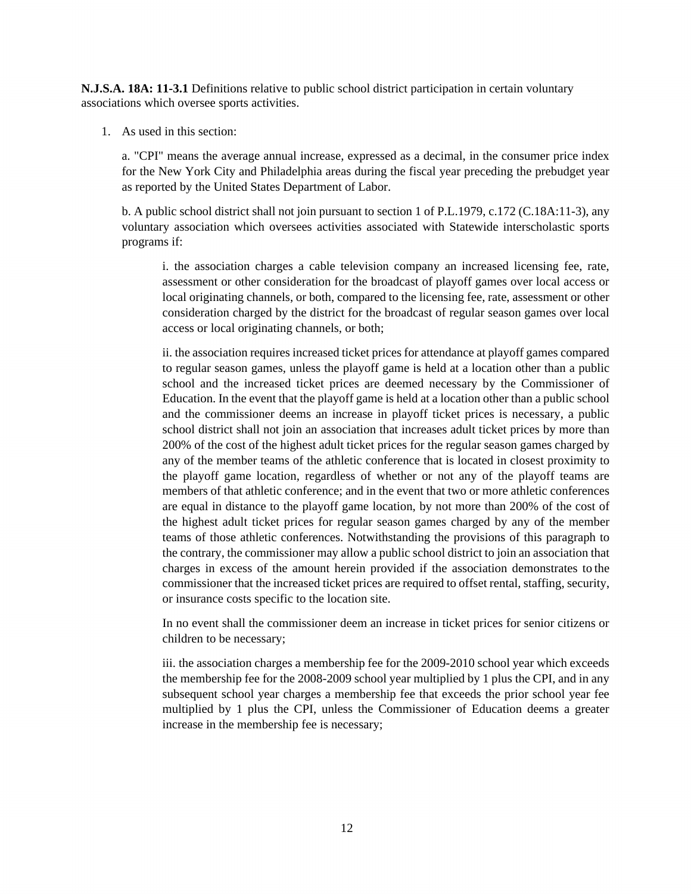**N.J.S.A. 18A: 11-3.1** Definitions relative to public school district participation in certain voluntary associations which oversee sports activities.

1. As used in this section:

   a. "CPI" means the average annual increase, expressed as a decimal, in the consumer price index for the New York City and Philadelphia areas during the fiscal year preceding the prebudget year as reported by the United States Department of Labor.

   b. A public school district shall not join pursuant to section 1 of P.L.1979, c.172 (C.18A:11-3), any voluntary association which oversees activities associated with Statewide interscholastic sports programs if:

      i. the association charges a cable television company an increased licensing fee, rate, assessment or other consideration for the broadcast of playoff games over local access or local originating channels, or both, compared to the licensing fee, rate, assessment or other consideration charged by the district for the broadcast of regular season games over local access or local originating channels, or both;

      ii. the association requires increased ticket prices for attendance at playoff games compared to regular season games, unless the playoff game is held at a location other than a public school and the increased ticket prices are deemed necessary by the Commissioner of Education. In the event that the playoff game is held at a location other than a public school and the commissioner deems an increase in playoff ticket prices is necessary, a public school district shall not join an association that increases adult ticket prices by more than 200% of the cost of the highest adult ticket prices for the regular season games charged by any of the member teams of the athletic conference that is located in closest proximity to the playoff game location, regardless of whether or not any of the playoff teams are members of that athletic conference; and in the event that two or more athletic conferences are equal in distance to the playoff game location, by not more than 200% of the cost of the highest adult ticket prices for regular season games charged by any of the member teams of those athletic conferences. Notwithstanding the provisions of this paragraph to the contrary, the commissioner may allow a public school district to join an association that charges in excess of the amount herein provided if the association demonstrates to the commissioner that the increased ticket prices are required to offset rental, staffing, security, or insurance costs specific to the location site.

      In no event shall the commissioner deem an increase in ticket prices for senior citizens or children to be necessary;

      iii. the association charges a membership fee for the 2009-2010 school year which exceeds the membership fee for the 2008-2009 school year multiplied by 1 plus the CPI, and in any subsequent school year charges a membership fee that exceeds the prior school year fee multiplied by 1 plus the CPI, unless the Commissioner of Education deems a greater increase in the membership fee is necessary;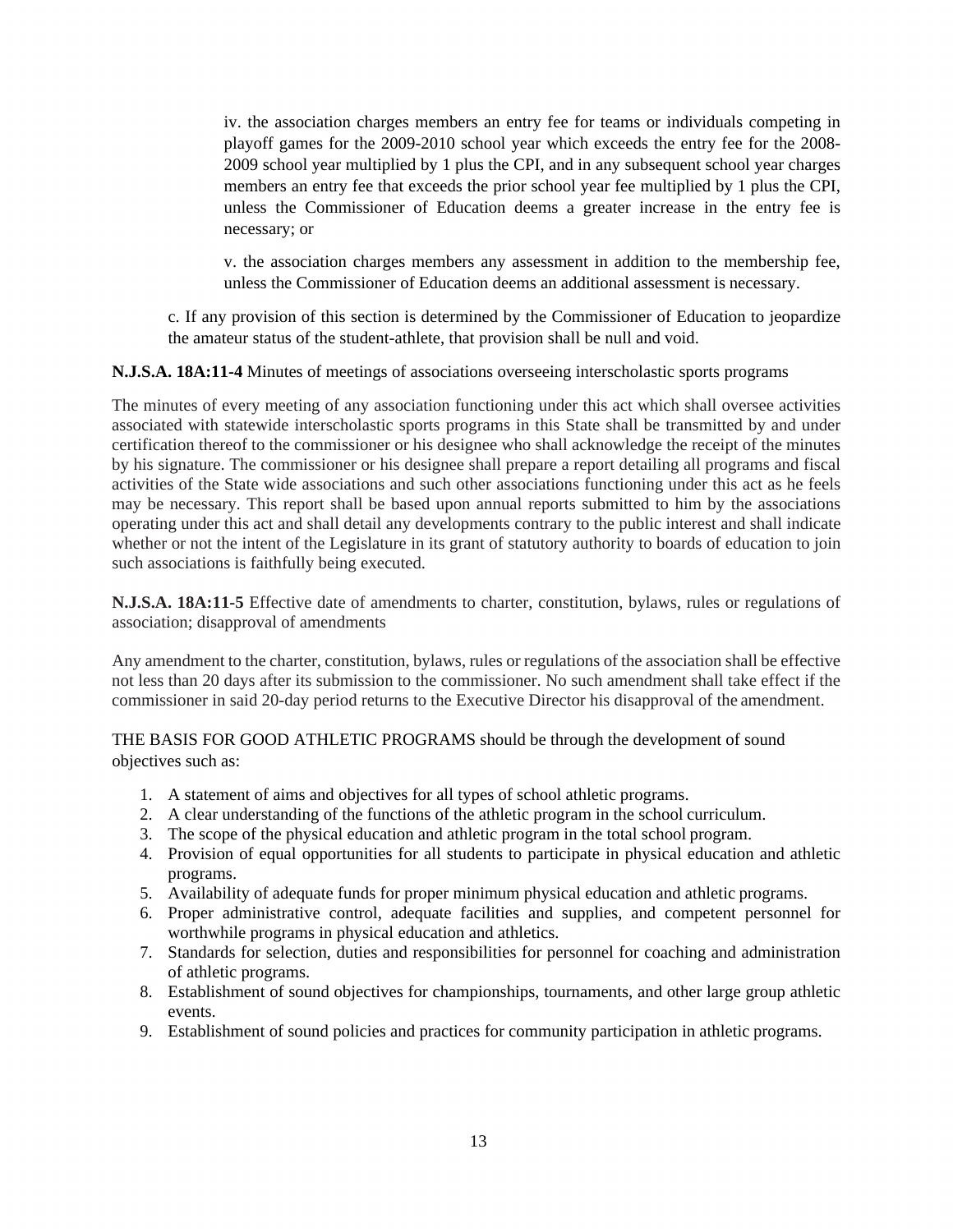iv. the association charges members an entry fee for teams or individuals competing in playoff games for the 2009-2010 school year which exceeds the entry fee for the 2008-2009 school year multiplied by 1 plus the CPI, and in any subsequent school year charges members an entry fee that exceeds the prior school year fee multiplied by 1 plus the CPI, unless the Commissioner of Education deems a greater increase in the entry fee is necessary; or

v. the association charges members any assessment in addition to the membership fee, unless the Commissioner of Education deems an additional assessment is necessary.

c. If any provision of this section is determined by the Commissioner of Education to jeopardize the amateur status of the student-athlete, that provision shall be null and void.

**N.J.S.A. 18A:11-4** Minutes of meetings of associations overseeing interscholastic sports programs

The minutes of every meeting of any association functioning under this act which shall oversee activities associated with statewide interscholastic sports programs in this State shall be transmitted by and under certification thereof to the commissioner or his designee who shall acknowledge the receipt of the minutes by his signature. The commissioner or his designee shall prepare a report detailing all programs and fiscal activities of the State wide associations and such other associations functioning under this act as he feels may be necessary. This report shall be based upon annual reports submitted to him by the associations operating under this act and shall detail any developments contrary to the public interest and shall indicate whether or not the intent of the Legislature in its grant of statutory authority to boards of education to join such associations is faithfully being executed.

**N.J.S.A. 18A:11-5** Effective date of amendments to charter, constitution, bylaws, rules or regulations of association; disapproval of amendments

Any amendment to the charter, constitution, bylaws, rules or regulations of the association shall be effective not less than 20 days after its submission to the commissioner. No such amendment shall take effect if the commissioner in said 20-day period returns to the Executive Director his disapproval of the amendment.

THE BASIS FOR GOOD ATHLETIC PROGRAMS should be through the development of sound objectives such as:

1. A statement of aims and objectives for all types of school athletic programs.
2. A clear understanding of the functions of the athletic program in the school curriculum.
3. The scope of the physical education and athletic program in the total school program.
4. Provision of equal opportunities for all students to participate in physical education and athletic programs.
5. Availability of adequate funds for proper minimum physical education and athletic programs.
6. Proper administrative control, adequate facilities and supplies, and competent personnel for worthwhile programs in physical education and athletics.
7. Standards for selection, duties and responsibilities for personnel for coaching and administration of athletic programs.
8. Establishment of sound objectives for championships, tournaments, and other large group athletic events.
9. Establishment of sound policies and practices for community participation in athletic programs.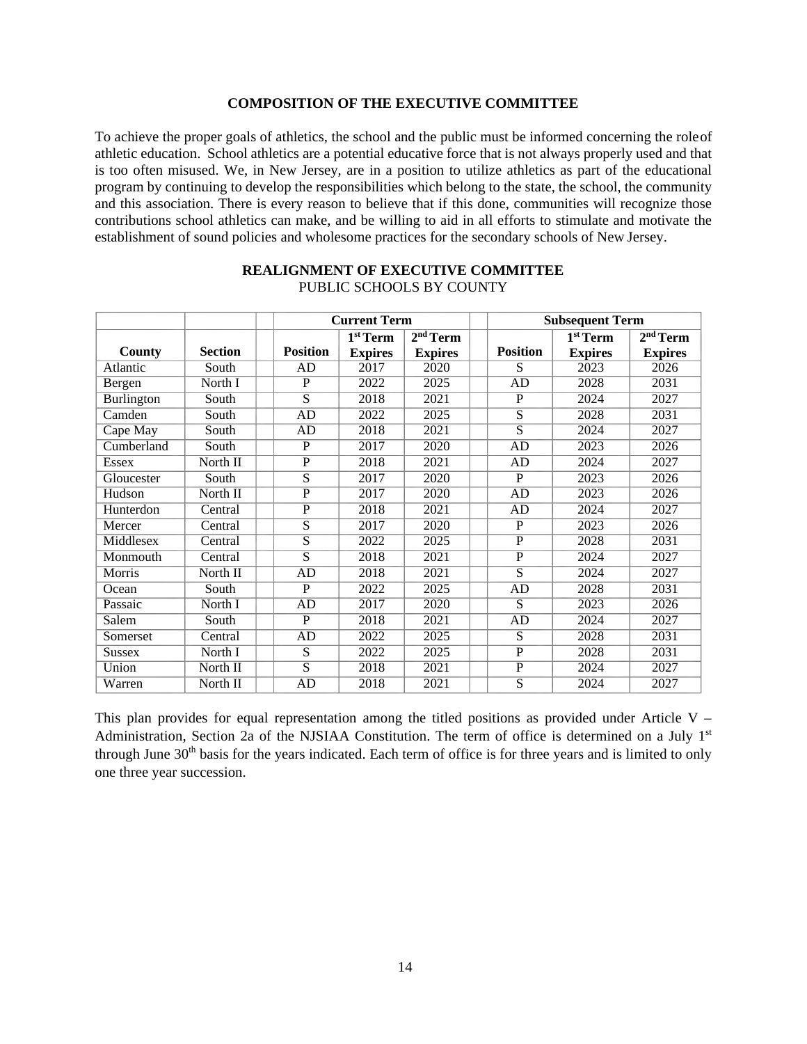## COMPOSITION OF THE EXECUTIVE COMMITTEE

To achieve the proper goals of athletics, the school and the public must be informed concerning the role of athletic education. School athletics are a potential educative force that is not always properly used and that is too often misused. We, in New Jersey, are in a position to utilize athletics as part of the educational program by continuing to develop the responsibilities which belong to the state, the school, the community and this association. There is every reason to believe that if this done, communities will recognize those contributions school athletics can make, and be willing to aid in all efforts to stimulate and motivate the establishment of sound policies and wholesome practices for the secondary schools of New Jersey.

### REALIGNMENT OF EXECUTIVE COMMITTEE

PUBLIC SCHOOLS BY COUNTY

| | | Current Term | | | Subsequent Term | | |
|---|---|---|---|---|---|---|---|
| **County** | **Section** | **Position** | **1st Term Expires** | **2nd Term Expires** | **Position** | **1st Term Expires** | **2nd Term Expires** |
| Atlantic | South | AD | 2017 | 2020 | S | 2023 | 2026 |
| Bergen | North I | P | 2022 | 2025 | AD | 2028 | 2031 |
| Burlington | South | S | 2018 | 2021 | P | 2024 | 2027 |
| Camden | South | AD | 2022 | 2025 | S | 2028 | 2031 |
| Cape May | South | AD | 2018 | 2021 | S | 2024 | 2027 |
| Cumberland | South | P | 2017 | 2020 | AD | 2023 | 2026 |
| Essex | North II | P | 2018 | 2021 | AD | 2024 | 2027 |
| Gloucester | South | S | 2017 | 2020 | P | 2023 | 2026 |
| Hudson | North II | P | 2017 | 2020 | AD | 2023 | 2026 |
| Hunterdon | Central | P | 2018 | 2021 | AD | 2024 | 2027 |
| Mercer | Central | S | 2017 | 2020 | P | 2023 | 2026 |
| Middlesex | Central | S | 2022 | 2025 | P | 2028 | 2031 |
| Monmouth | Central | S | 2018 | 2021 | P | 2024 | 2027 |
| Morris | North II | AD | 2018 | 2021 | S | 2024 | 2027 |
| Ocean | South | P | 2022 | 2025 | AD | 2028 | 2031 |
| Passaic | North I | AD | 2017 | 2020 | S | 2023 | 2026 |
| Salem | South | P | 2018 | 2021 | AD | 2024 | 2027 |
| Somerset | Central | AD | 2022 | 2025 | S | 2028 | 2031 |
| Sussex | North I | S | 2022 | 2025 | P | 2028 | 2031 |
| Union | North II | S | 2018 | 2021 | P | 2024 | 2027 |
| Warren | North II | AD | 2018 | 2021 | S | 2024 | 2027 |

This plan provides for equal representation among the titled positions as provided under Article V – Administration, Section 2a of the NJSIAA Constitution. The term of office is determined on a July 1st through June 30th basis for the years indicated. Each term of office is for three years and is limited to only one three year succession.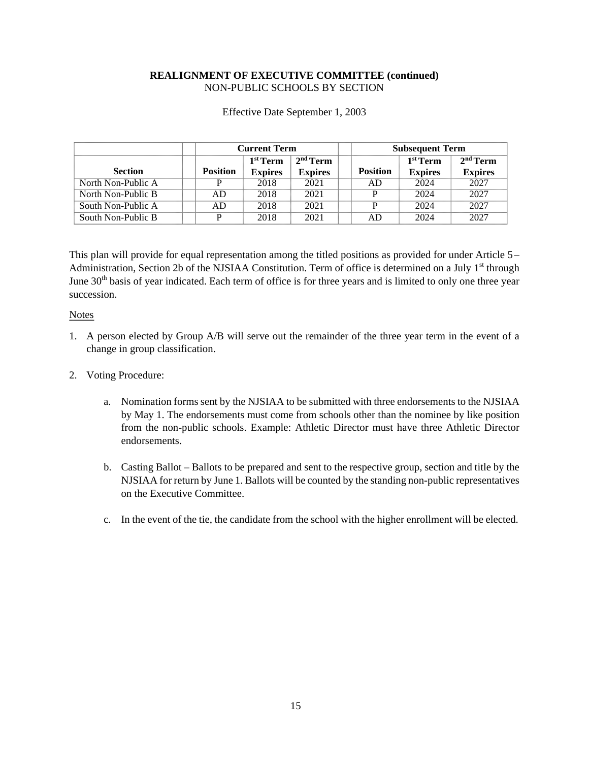**REALIGNMENT OF EXECUTIVE COMMITTEE (continued)**
NON-PUBLIC SCHOOLS BY SECTION

Effective Date September 1, 2003

| | Current Term | | | Subsequent Term | | |
|---|---|---|---|---|---|---|
| **Section** | **Position** | **1st Term Expires** | **2nd Term Expires** | **Position** | **1st Term Expires** | **2nd Term Expires** |
| North Non-Public A | P | 2018 | 2021 | AD | 2024 | 2027 |
| North Non-Public B | AD | 2018 | 2021 | P | 2024 | 2027 |
| South Non-Public A | AD | 2018 | 2021 | P | 2024 | 2027 |
| South Non-Public B | P | 2018 | 2021 | AD | 2024 | 2027 |

This plan will provide for equal representation among the titled positions as provided for under Article 5 – Administration, Section 2b of the NJSIAA Constitution. Term of office is determined on a July 1st through June 30th basis of year indicated. Each term of office is for three years and is limited to only one three year succession.

Notes

1. A person elected by Group A/B will serve out the remainder of the three year term in the event of a change in group classification.

2. Voting Procedure:

   a. Nomination forms sent by the NJSIAA to be submitted with three endorsements to the NJSIAA by May 1. The endorsements must come from schools other than the nominee by like position from the non-public schools. Example: Athletic Director must have three Athletic Director endorsements.

   b. Casting Ballot – Ballots to be prepared and sent to the respective group, section and title by the NJSIAA for return by June 1. Ballots will be counted by the standing non-public representatives on the Executive Committee.

   c. In the event of the tie, the candidate from the school with the higher enrollment will be elected.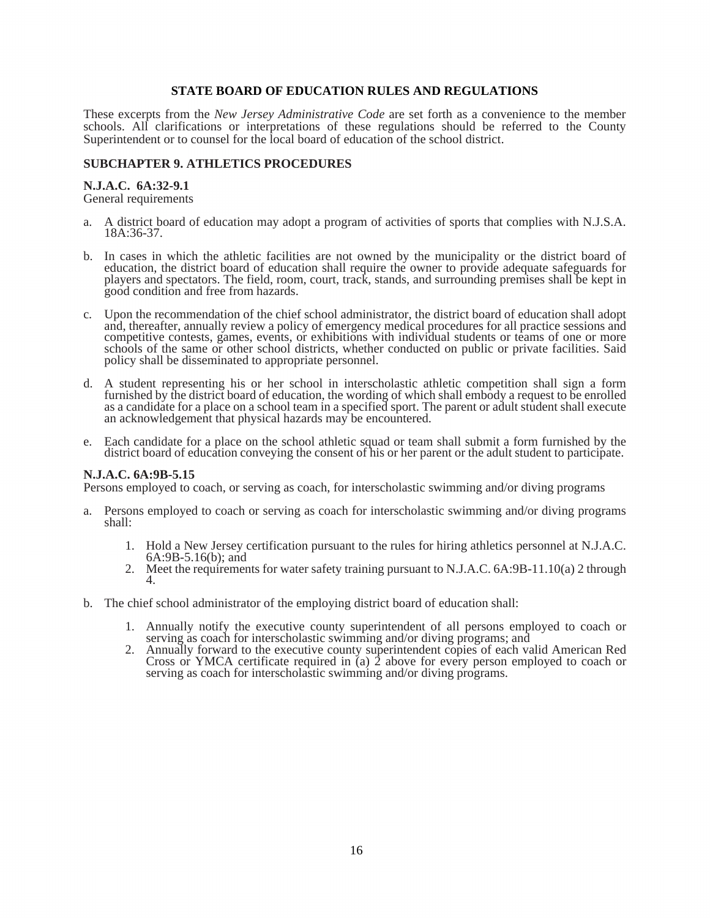## STATE BOARD OF EDUCATION RULES AND REGULATIONS

These excerpts from the *New Jersey Administrative Code* are set forth as a convenience to the member schools. All clarifications or interpretations of these regulations should be referred to the County Superintendent or to counsel for the local board of education of the school district.

### SUBCHAPTER 9. ATHLETICS PROCEDURES

**N.J.A.C. 6A:32-9.1**
General requirements

a. A district board of education may adopt a program of activities of sports that complies with N.J.S.A. 18A:36-37.

b. In cases in which the athletic facilities are not owned by the municipality or the district board of education, the district board of education shall require the owner to provide adequate safeguards for players and spectators. The field, room, court, track, stands, and surrounding premises shall be kept in good condition and free from hazards.

c. Upon the recommendation of the chief school administrator, the district board of education shall adopt and, thereafter, annually review a policy of emergency medical procedures for all practice sessions and competitive contests, games, events, or exhibitions with individual students or teams of one or more schools of the same or other school districts, whether conducted on public or private facilities. Said policy shall be disseminated to appropriate personnel.

d. A student representing his or her school in interscholastic athletic competition shall sign a form furnished by the district board of education, the wording of which shall embody a request to be enrolled as a candidate for a place on a school team in a specified sport. The parent or adult student shall execute an acknowledgement that physical hazards may be encountered.

e. Each candidate for a place on the school athletic squad or team shall submit a form furnished by the district board of education conveying the consent of his or her parent or the adult student to participate.

**N.J.A.C. 6A:9B-5.15**
Persons employed to coach, or serving as coach, for interscholastic swimming and/or diving programs

a. Persons employed to coach or serving as coach for interscholastic swimming and/or diving programs shall:

   1. Hold a New Jersey certification pursuant to the rules for hiring athletics personnel at N.J.A.C. 6A:9B-5.16(b); and
   2. Meet the requirements for water safety training pursuant to N.J.A.C. 6A:9B-11.10(a) 2 through 4.

b. The chief school administrator of the employing district board of education shall:

   1. Annually notify the executive county superintendent of all persons employed to coach or serving as coach for interscholastic swimming and/or diving programs; and
   2. Annually forward to the executive county superintendent copies of each valid American Red Cross or YMCA certificate required in (a) 2 above for every person employed to coach or serving as coach for interscholastic swimming and/or diving programs.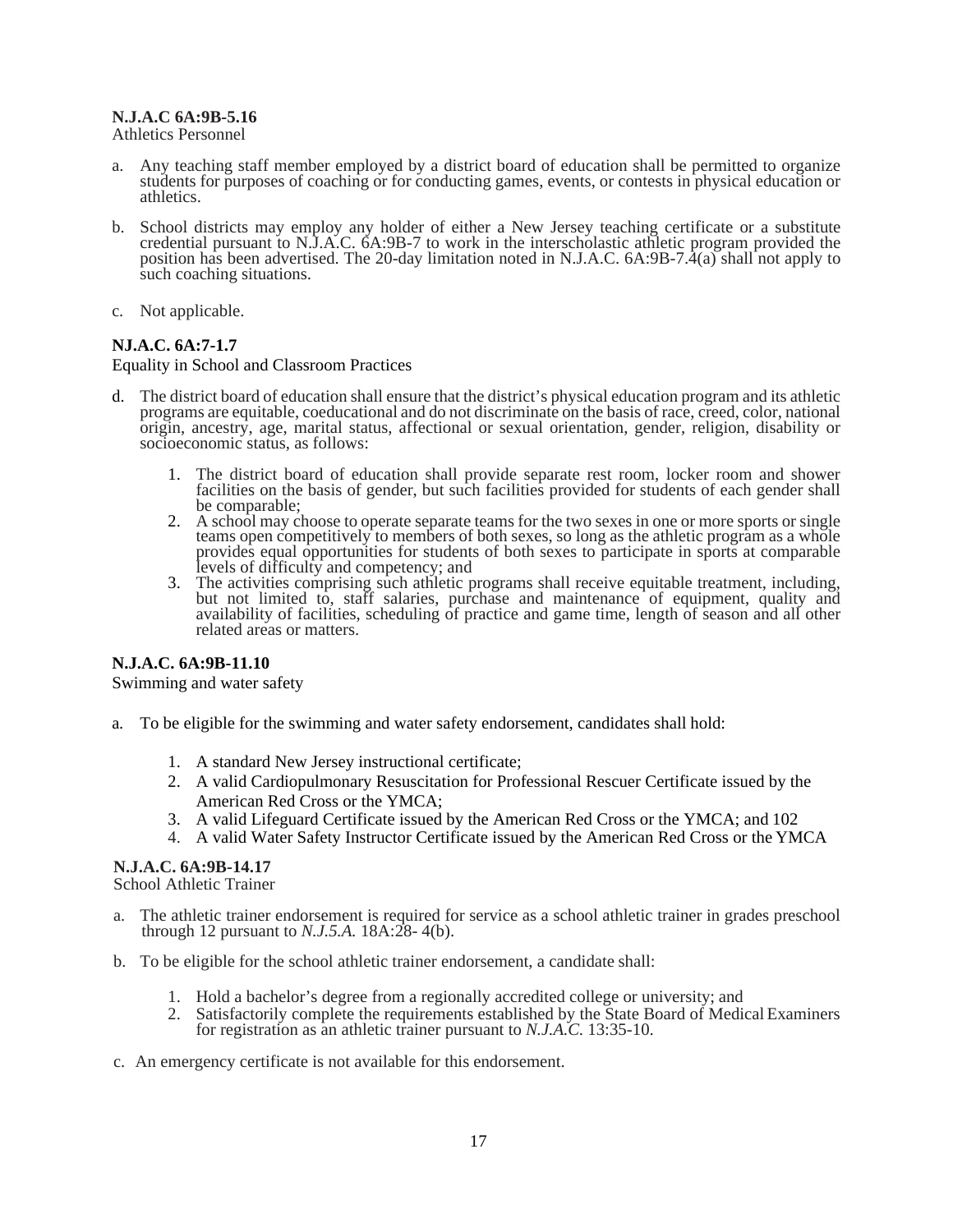**N.J.A.C 6A:9B-5.16**
Athletics Personnel

a. Any teaching staff member employed by a district board of education shall be permitted to organize students for purposes of coaching or for conducting games, events, or contests in physical education or athletics.

b. School districts may employ any holder of either a New Jersey teaching certificate or a substitute credential pursuant to N.J.A.C. 6A:9B-7 to work in the interscholastic athletic program provided the position has been advertised. The 20-day limitation noted in N.J.A.C. 6A:9B-7.4(a) shall not apply to such coaching situations.

c. Not applicable.

**NJ.A.C. 6A:7-1.7**
Equality in School and Classroom Practices

d. The district board of education shall ensure that the district's physical education program and its athletic programs are equitable, coeducational and do not discriminate on the basis of race, creed, color, national origin, ancestry, age, marital status, affectional or sexual orientation, gender, religion, disability or socioeconomic status, as follows:

1. The district board of education shall provide separate rest room, locker room and shower facilities on the basis of gender, but such facilities provided for students of each gender shall be comparable;
2. A school may choose to operate separate teams for the two sexes in one or more sports or single teams open competitively to members of both sexes, so long as the athletic program as a whole provides equal opportunities for students of both sexes to participate in sports at comparable levels of difficulty and competency; and
3. The activities comprising such athletic programs shall receive equitable treatment, including, but not limited to, staff salaries, purchase and maintenance of equipment, quality and availability of facilities, scheduling of practice and game time, length of season and all other related areas or matters.

**N.J.A.C. 6A:9B-11.10**
Swimming and water safety

a. To be eligible for the swimming and water safety endorsement, candidates shall hold:

1. A standard New Jersey instructional certificate;
2. A valid Cardiopulmonary Resuscitation for Professional Rescuer Certificate issued by the American Red Cross or the YMCA;
3. A valid Lifeguard Certificate issued by the American Red Cross or the YMCA; and 102
4. A valid Water Safety Instructor Certificate issued by the American Red Cross or the YMCA

**N.J.A.C. 6A:9B-14.17**
School Athletic Trainer

a. The athletic trainer endorsement is required for service as a school athletic trainer in grades preschool through 12 pursuant to *N.J.5.A.* 18A:28- 4(b).

b. To be eligible for the school athletic trainer endorsement, a candidate shall:

1. Hold a bachelor's degree from a regionally accredited college or university; and
2. Satisfactorily complete the requirements established by the State Board of Medical Examiners for registration as an athletic trainer pursuant to *N.J.A.C.* 13:35-10.

c. An emergency certificate is not available for this endorsement.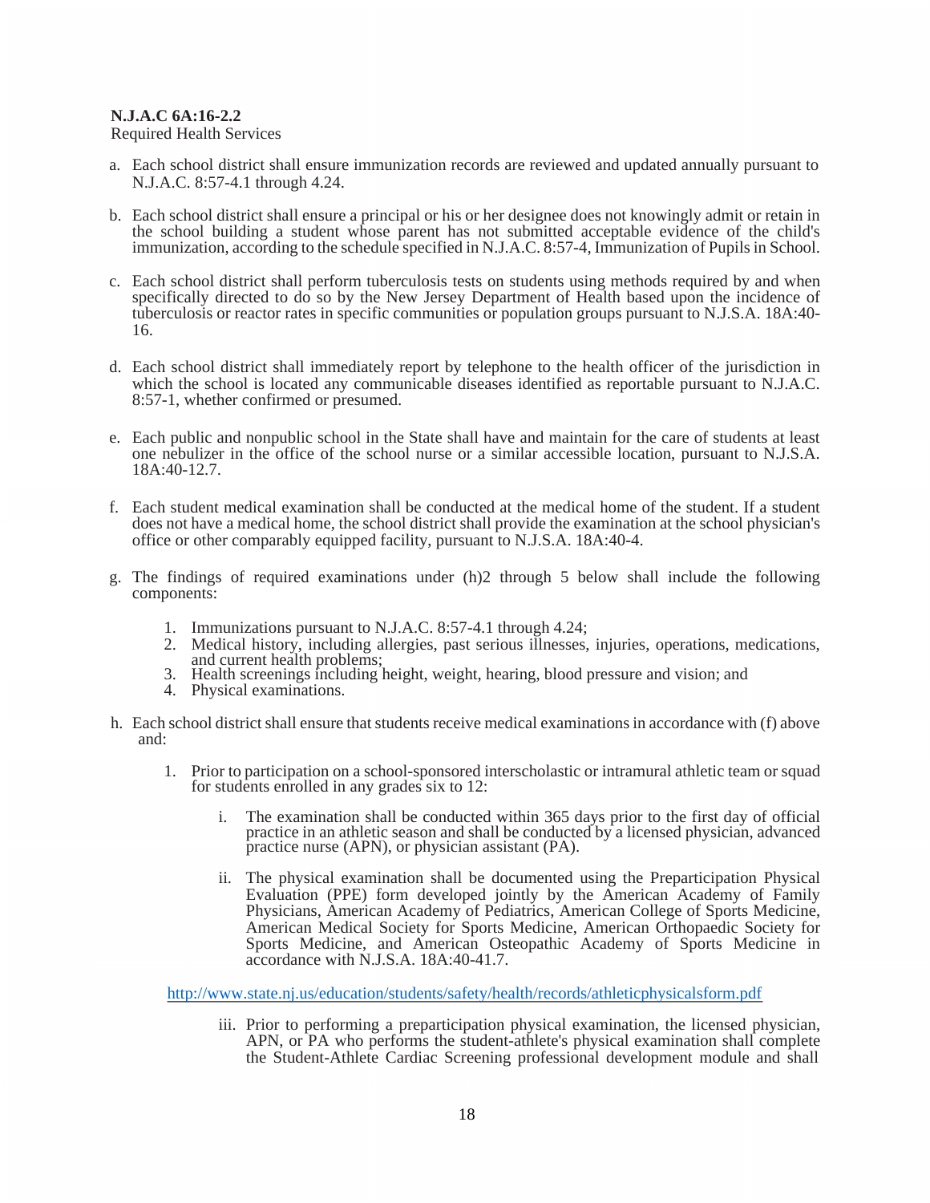**N.J.A.C 6A:16-2.2**
Required Health Services

a. Each school district shall ensure immunization records are reviewed and updated annually pursuant to N.J.A.C. 8:57-4.1 through 4.24.

b. Each school district shall ensure a principal or his or her designee does not knowingly admit or retain in the school building a student whose parent has not submitted acceptable evidence of the child's immunization, according to the schedule specified in N.J.A.C. 8:57-4, Immunization of Pupils in School.

c. Each school district shall perform tuberculosis tests on students using methods required by and when specifically directed to do so by the New Jersey Department of Health based upon the incidence of tuberculosis or reactor rates in specific communities or population groups pursuant to N.J.S.A. 18A:40-16.

d. Each school district shall immediately report by telephone to the health officer of the jurisdiction in which the school is located any communicable diseases identified as reportable pursuant to N.J.A.C. 8:57-1, whether confirmed or presumed.

e. Each public and nonpublic school in the State shall have and maintain for the care of students at least one nebulizer in the office of the school nurse or a similar accessible location, pursuant to N.J.S.A. 18A:40-12.7.

f. Each student medical examination shall be conducted at the medical home of the student. If a student does not have a medical home, the school district shall provide the examination at the school physician's office or other comparably equipped facility, pursuant to N.J.S.A. 18A:40-4.

g. The findings of required examinations under (h)2 through 5 below shall include the following components:

   1. Immunizations pursuant to N.J.A.C. 8:57-4.1 through 4.24;
   2. Medical history, including allergies, past serious illnesses, injuries, operations, medications, and current health problems;
   3. Health screenings including height, weight, hearing, blood pressure and vision; and
   4. Physical examinations.

h. Each school district shall ensure that students receive medical examinations in accordance with (f) above and:

   1. Prior to participation on a school-sponsored interscholastic or intramural athletic team or squad for students enrolled in any grades six to 12:

      i. The examination shall be conducted within 365 days prior to the first day of official practice in an athletic season and shall be conducted by a licensed physician, advanced practice nurse (APN), or physician assistant (PA).

      ii. The physical examination shall be documented using the Preparticipation Physical Evaluation (PPE) form developed jointly by the American Academy of Family Physicians, American Academy of Pediatrics, American College of Sports Medicine, American Medical Society for Sports Medicine, American Orthopaedic Society for Sports Medicine, and American Osteopathic Academy of Sports Medicine in accordance with N.J.S.A. 18A:40-41.7.

      http://www.state.nj.us/education/students/safety/health/records/athleticphysicalsform.pdf

      iii. Prior to performing a preparticipation physical examination, the licensed physician, APN, or PA who performs the student-athlete's physical examination shall complete the Student-Athlete Cardiac Screening professional development module and shall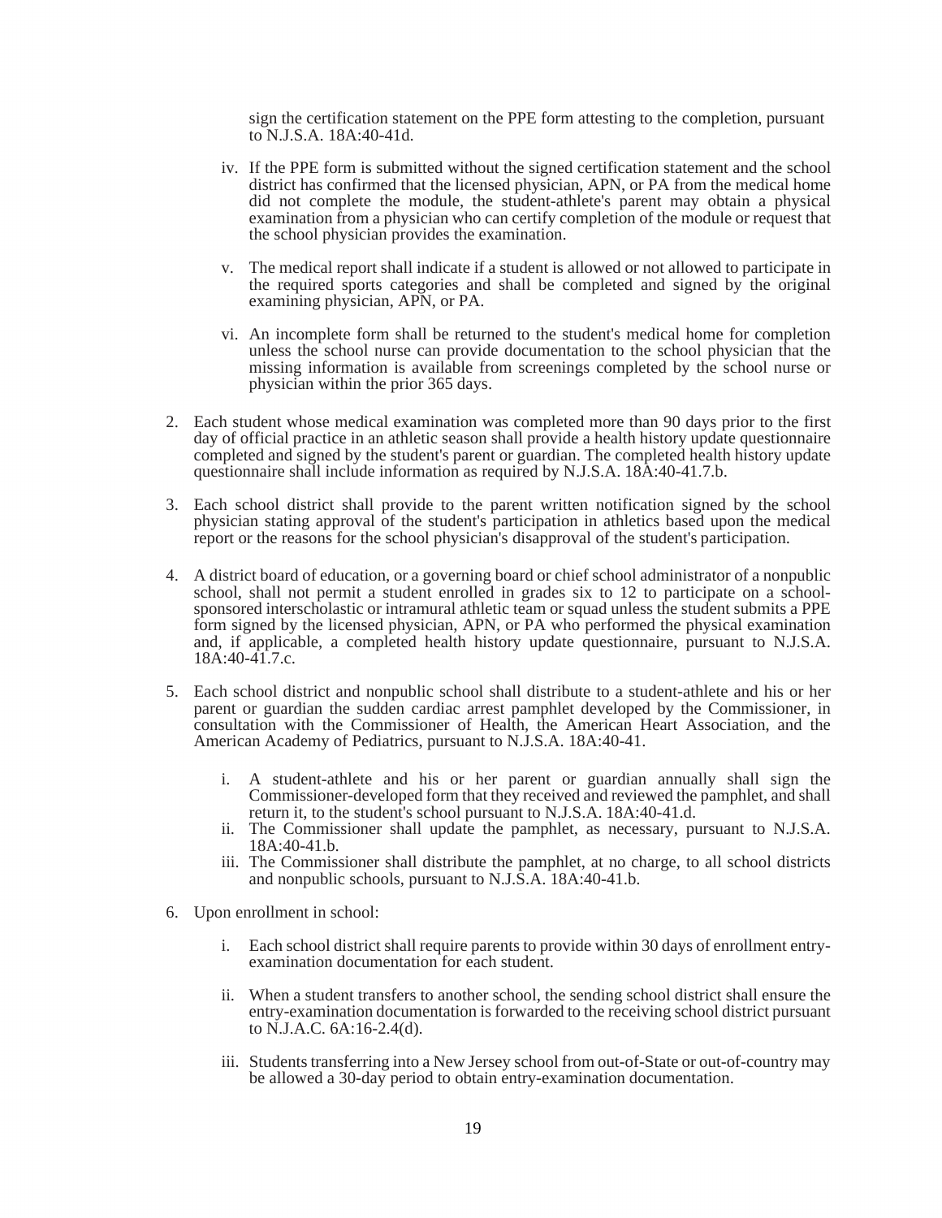sign the certification statement on the PPE form attesting to the completion, pursuant to N.J.S.A. 18A:40-41d.

iv. If the PPE form is submitted without the signed certification statement and the school district has confirmed that the licensed physician, APN, or PA from the medical home did not complete the module, the student-athlete's parent may obtain a physical examination from a physician who can certify completion of the module or request that the school physician provides the examination.

v. The medical report shall indicate if a student is allowed or not allowed to participate in the required sports categories and shall be completed and signed by the original examining physician, APN, or PA.

vi. An incomplete form shall be returned to the student's medical home for completion unless the school nurse can provide documentation to the school physician that the missing information is available from screenings completed by the school nurse or physician within the prior 365 days.

2. Each student whose medical examination was completed more than 90 days prior to the first day of official practice in an athletic season shall provide a health history update questionnaire completed and signed by the student's parent or guardian. The completed health history update questionnaire shall include information as required by N.J.S.A. 18A:40-41.7.b.

3. Each school district shall provide to the parent written notification signed by the school physician stating approval of the student's participation in athletics based upon the medical report or the reasons for the school physician's disapproval of the student's participation.

4. A district board of education, or a governing board or chief school administrator of a nonpublic school, shall not permit a student enrolled in grades six to 12 to participate on a school-sponsored interscholastic or intramural athletic team or squad unless the student submits a PPE form signed by the licensed physician, APN, or PA who performed the physical examination and, if applicable, a completed health history update questionnaire, pursuant to N.J.S.A. 18A:40-41.7.c.

5. Each school district and nonpublic school shall distribute to a student-athlete and his or her parent or guardian the sudden cardiac arrest pamphlet developed by the Commissioner, in consultation with the Commissioner of Health, the American Heart Association, and the American Academy of Pediatrics, pursuant to N.J.S.A. 18A:40-41.

   i. A student-athlete and his or her parent or guardian annually shall sign the Commissioner-developed form that they received and reviewed the pamphlet, and shall return it, to the student's school pursuant to N.J.S.A. 18A:40-41.d.
   ii. The Commissioner shall update the pamphlet, as necessary, pursuant to N.J.S.A. 18A:40-41.b.
   iii. The Commissioner shall distribute the pamphlet, at no charge, to all school districts and nonpublic schools, pursuant to N.J.S.A. 18A:40-41.b.

6. Upon enrollment in school:

   i. Each school district shall require parents to provide within 30 days of enrollment entry-examination documentation for each student.

   ii. When a student transfers to another school, the sending school district shall ensure the entry-examination documentation is forwarded to the receiving school district pursuant to N.J.A.C. 6A:16-2.4(d).

   iii. Students transferring into a New Jersey school from out-of-State or out-of-country may be allowed a 30-day period to obtain entry-examination documentation.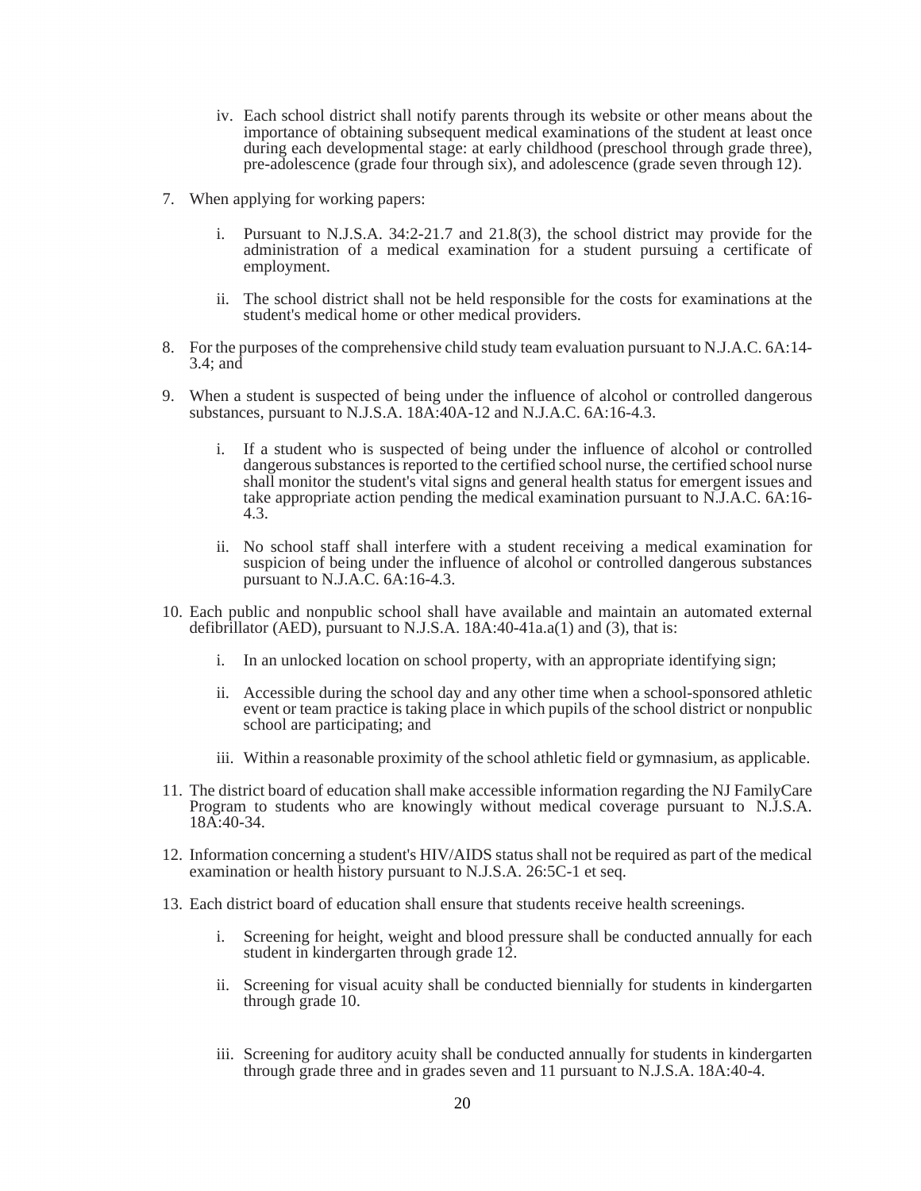iv. Each school district shall notify parents through its website or other means about the importance of obtaining subsequent medical examinations of the student at least once during each developmental stage: at early childhood (preschool through grade three), pre-adolescence (grade four through six), and adolescence (grade seven through 12).

7. When applying for working papers:

   i. Pursuant to N.J.S.A. 34:2-21.7 and 21.8(3), the school district may provide for the administration of a medical examination for a student pursuing a certificate of employment.

   ii. The school district shall not be held responsible for the costs for examinations at the student's medical home or other medical providers.

8. For the purposes of the comprehensive child study team evaluation pursuant to N.J.A.C. 6A:14-3.4; and

9. When a student is suspected of being under the influence of alcohol or controlled dangerous substances, pursuant to N.J.S.A. 18A:40A-12 and N.J.A.C. 6A:16-4.3.

   i. If a student who is suspected of being under the influence of alcohol or controlled dangerous substances is reported to the certified school nurse, the certified school nurse shall monitor the student's vital signs and general health status for emergent issues and take appropriate action pending the medical examination pursuant to N.J.A.C. 6A:16-4.3.

   ii. No school staff shall interfere with a student receiving a medical examination for suspicion of being under the influence of alcohol or controlled dangerous substances pursuant to N.J.A.C. 6A:16-4.3.

10. Each public and nonpublic school shall have available and maintain an automated external defibrillator (AED), pursuant to N.J.S.A. 18A:40-41a.a(1) and (3), that is:

    i. In an unlocked location on school property, with an appropriate identifying sign;

    ii. Accessible during the school day and any other time when a school-sponsored athletic event or team practice is taking place in which pupils of the school district or nonpublic school are participating; and

    iii. Within a reasonable proximity of the school athletic field or gymnasium, as applicable.

11. The district board of education shall make accessible information regarding the NJ FamilyCare Program to students who are knowingly without medical coverage pursuant to N.J.S.A. 18A:40-34.

12. Information concerning a student's HIV/AIDS status shall not be required as part of the medical examination or health history pursuant to N.J.S.A. 26:5C-1 et seq.

13. Each district board of education shall ensure that students receive health screenings.

    i. Screening for height, weight and blood pressure shall be conducted annually for each student in kindergarten through grade 12.

    ii. Screening for visual acuity shall be conducted biennially for students in kindergarten through grade 10.

    iii. Screening for auditory acuity shall be conducted annually for students in kindergarten through grade three and in grades seven and 11 pursuant to N.J.S.A. 18A:40-4.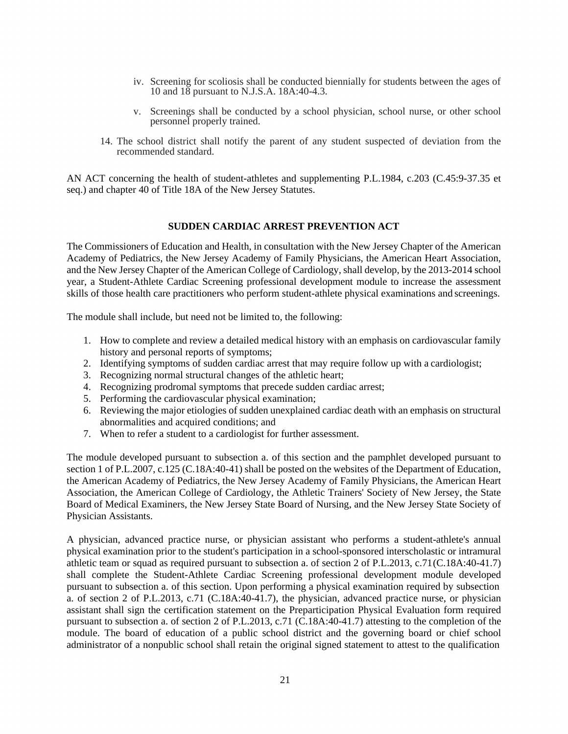iv. Screening for scoliosis shall be conducted biennially for students between the ages of 10 and 18 pursuant to N.J.S.A. 18A:40-4.3.

v. Screenings shall be conducted by a school physician, school nurse, or other school personnel properly trained.

14. The school district shall notify the parent of any student suspected of deviation from the recommended standard.

AN ACT concerning the health of student-athletes and supplementing P.L.1984, c.203 (C.45:9-37.35 et seq.) and chapter 40 of Title 18A of the New Jersey Statutes.

**SUDDEN CARDIAC ARREST PREVENTION ACT**

The Commissioners of Education and Health, in consultation with the New Jersey Chapter of the American Academy of Pediatrics, the New Jersey Academy of Family Physicians, the American Heart Association, and the New Jersey Chapter of the American College of Cardiology, shall develop, by the 2013-2014 school year, a Student-Athlete Cardiac Screening professional development module to increase the assessment skills of those health care practitioners who perform student-athlete physical examinations and screenings.

The module shall include, but need not be limited to, the following:

1. How to complete and review a detailed medical history with an emphasis on cardiovascular family history and personal reports of symptoms;
2. Identifying symptoms of sudden cardiac arrest that may require follow up with a cardiologist;
3. Recognizing normal structural changes of the athletic heart;
4. Recognizing prodromal symptoms that precede sudden cardiac arrest;
5. Performing the cardiovascular physical examination;
6. Reviewing the major etiologies of sudden unexplained cardiac death with an emphasis on structural abnormalities and acquired conditions; and
7. When to refer a student to a cardiologist for further assessment.

The module developed pursuant to subsection a. of this section and the pamphlet developed pursuant to section 1 of P.L.2007, c.125 (C.18A:40-41) shall be posted on the websites of the Department of Education, the American Academy of Pediatrics, the New Jersey Academy of Family Physicians, the American Heart Association, the American College of Cardiology, the Athletic Trainers' Society of New Jersey, the State Board of Medical Examiners, the New Jersey State Board of Nursing, and the New Jersey State Society of Physician Assistants.

A physician, advanced practice nurse, or physician assistant who performs a student-athlete's annual physical examination prior to the student's participation in a school-sponsored interscholastic or intramural athletic team or squad as required pursuant to subsection a. of section 2 of P.L.2013, c.71(C.18A:40-41.7) shall complete the Student-Athlete Cardiac Screening professional development module developed pursuant to subsection a. of this section. Upon performing a physical examination required by subsection a. of section 2 of P.L.2013, c.71 (C.18A:40-41.7), the physician, advanced practice nurse, or physician assistant shall sign the certification statement on the Preparticipation Physical Evaluation form required pursuant to subsection a. of section 2 of P.L.2013, c.71 (C.18A:40-41.7) attesting to the completion of the module. The board of education of a public school district and the governing board or chief school administrator of a nonpublic school shall retain the original signed statement to attest to the qualification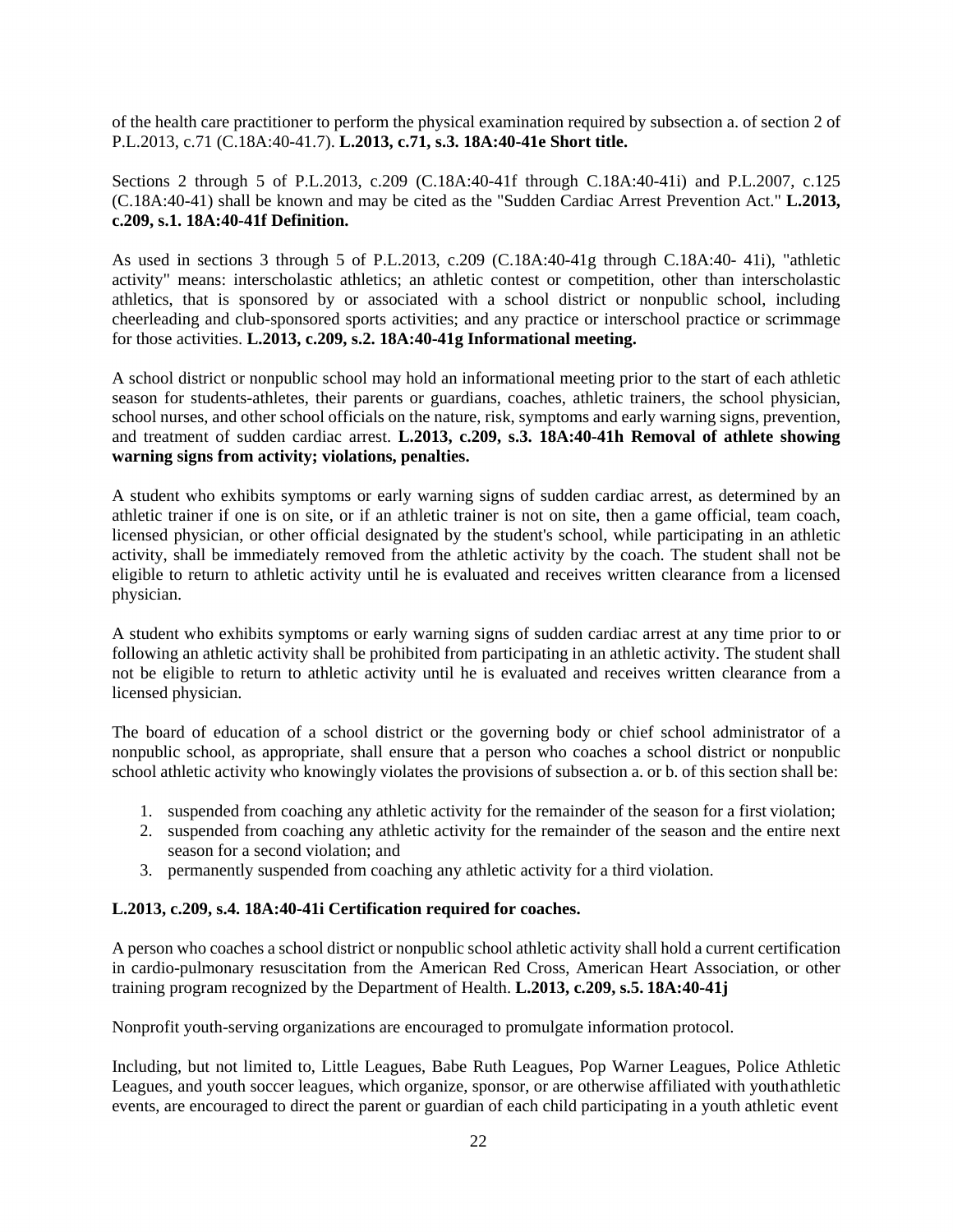of the health care practitioner to perform the physical examination required by subsection a. of section 2 of P.L.2013, c.71 (C.18A:40-41.7). **L.2013, c.71, s.3. 18A:40-41e Short title.**

Sections 2 through 5 of P.L.2013, c.209 (C.18A:40-41f through C.18A:40-41i) and P.L.2007, c.125 (C.18A:40-41) shall be known and may be cited as the "Sudden Cardiac Arrest Prevention Act." **L.2013, c.209, s.1. 18A:40-41f Definition.**

As used in sections 3 through 5 of P.L.2013, c.209 (C.18A:40-41g through C.18A:40- 41i), "athletic activity" means: interscholastic athletics; an athletic contest or competition, other than interscholastic athletics, that is sponsored by or associated with a school district or nonpublic school, including cheerleading and club-sponsored sports activities; and any practice or interschool practice or scrimmage for those activities. **L.2013, c.209, s.2. 18A:40-41g Informational meeting.**

A school district or nonpublic school may hold an informational meeting prior to the start of each athletic season for students-athletes, their parents or guardians, coaches, athletic trainers, the school physician, school nurses, and other school officials on the nature, risk, symptoms and early warning signs, prevention, and treatment of sudden cardiac arrest. **L.2013, c.209, s.3. 18A:40-41h Removal of athlete showing warning signs from activity; violations, penalties.**

A student who exhibits symptoms or early warning signs of sudden cardiac arrest, as determined by an athletic trainer if one is on site, or if an athletic trainer is not on site, then a game official, team coach, licensed physician, or other official designated by the student's school, while participating in an athletic activity, shall be immediately removed from the athletic activity by the coach. The student shall not be eligible to return to athletic activity until he is evaluated and receives written clearance from a licensed physician.

A student who exhibits symptoms or early warning signs of sudden cardiac arrest at any time prior to or following an athletic activity shall be prohibited from participating in an athletic activity. The student shall not be eligible to return to athletic activity until he is evaluated and receives written clearance from a licensed physician.

The board of education of a school district or the governing body or chief school administrator of a nonpublic school, as appropriate, shall ensure that a person who coaches a school district or nonpublic school athletic activity who knowingly violates the provisions of subsection a. or b. of this section shall be:

1. suspended from coaching any athletic activity for the remainder of the season for a first violation;
2. suspended from coaching any athletic activity for the remainder of the season and the entire next season for a second violation; and
3. permanently suspended from coaching any athletic activity for a third violation.

**L.2013, c.209, s.4. 18A:40-41i Certification required for coaches.**

A person who coaches a school district or nonpublic school athletic activity shall hold a current certification in cardio-pulmonary resuscitation from the American Red Cross, American Heart Association, or other training program recognized by the Department of Health. **L.2013, c.209, s.5. 18A:40-41j**

Nonprofit youth-serving organizations are encouraged to promulgate information protocol.

Including, but not limited to, Little Leagues, Babe Ruth Leagues, Pop Warner Leagues, Police Athletic Leagues, and youth soccer leagues, which organize, sponsor, or are otherwise affiliated with youth athletic events, are encouraged to direct the parent or guardian of each child participating in a youth athletic event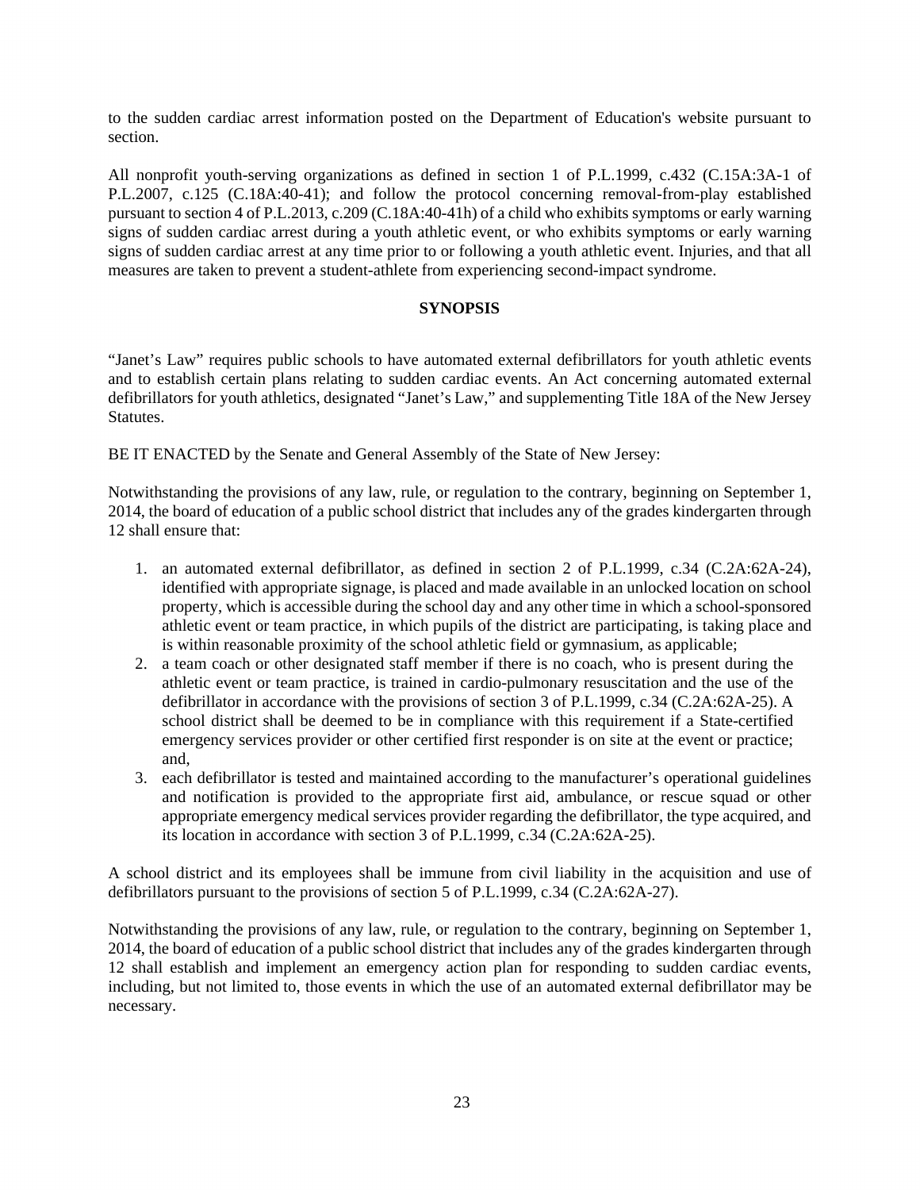to the sudden cardiac arrest information posted on the Department of Education's website pursuant to section.

All nonprofit youth-serving organizations as defined in section 1 of P.L.1999, c.432 (C.15A:3A-1 of P.L.2007, c.125 (C.18A:40-41); and follow the protocol concerning removal-from-play established pursuant to section 4 of P.L.2013, c.209 (C.18A:40-41h) of a child who exhibits symptoms or early warning signs of sudden cardiac arrest during a youth athletic event, or who exhibits symptoms or early warning signs of sudden cardiac arrest at any time prior to or following a youth athletic event. Injuries, and that all measures are taken to prevent a student-athlete from experiencing second-impact syndrome.

**SYNOPSIS**

"Janet's Law" requires public schools to have automated external defibrillators for youth athletic events and to establish certain plans relating to sudden cardiac events. An Act concerning automated external defibrillators for youth athletics, designated "Janet's Law," and supplementing Title 18A of the New Jersey Statutes.

BE IT ENACTED by the Senate and General Assembly of the State of New Jersey:

Notwithstanding the provisions of any law, rule, or regulation to the contrary, beginning on September 1, 2014, the board of education of a public school district that includes any of the grades kindergarten through 12 shall ensure that:

1. an automated external defibrillator, as defined in section 2 of P.L.1999, c.34 (C.2A:62A-24), identified with appropriate signage, is placed and made available in an unlocked location on school property, which is accessible during the school day and any other time in which a school-sponsored athletic event or team practice, in which pupils of the district are participating, is taking place and is within reasonable proximity of the school athletic field or gymnasium, as applicable;
2. a team coach or other designated staff member if there is no coach, who is present during the athletic event or team practice, is trained in cardio-pulmonary resuscitation and the use of the defibrillator in accordance with the provisions of section 3 of P.L.1999, c.34 (C.2A:62A-25). A school district shall be deemed to be in compliance with this requirement if a State-certified emergency services provider or other certified first responder is on site at the event or practice; and,
3. each defibrillator is tested and maintained according to the manufacturer's operational guidelines and notification is provided to the appropriate first aid, ambulance, or rescue squad or other appropriate emergency medical services provider regarding the defibrillator, the type acquired, and its location in accordance with section 3 of P.L.1999, c.34 (C.2A:62A-25).

A school district and its employees shall be immune from civil liability in the acquisition and use of defibrillators pursuant to the provisions of section 5 of P.L.1999, c.34 (C.2A:62A-27).

Notwithstanding the provisions of any law, rule, or regulation to the contrary, beginning on September 1, 2014, the board of education of a public school district that includes any of the grades kindergarten through 12 shall establish and implement an emergency action plan for responding to sudden cardiac events, including, but not limited to, those events in which the use of an automated external defibrillator may be necessary.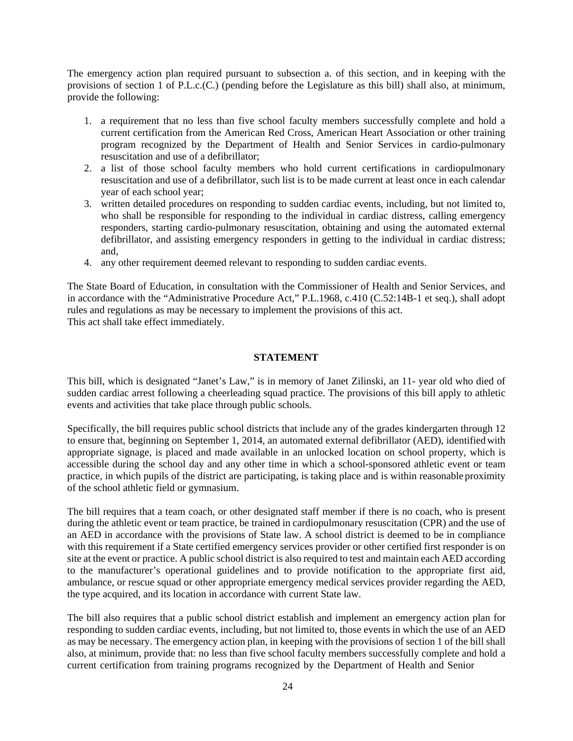The emergency action plan required pursuant to subsection a. of this section, and in keeping with the provisions of section 1 of P.L.c.(C.) (pending before the Legislature as this bill) shall also, at minimum, provide the following:

1. a requirement that no less than five school faculty members successfully complete and hold a current certification from the American Red Cross, American Heart Association or other training program recognized by the Department of Health and Senior Services in cardio-pulmonary resuscitation and use of a defibrillator;
2. a list of those school faculty members who hold current certifications in cardiopulmonary resuscitation and use of a defibrillator, such list is to be made current at least once in each calendar year of each school year;
3. written detailed procedures on responding to sudden cardiac events, including, but not limited to, who shall be responsible for responding to the individual in cardiac distress, calling emergency responders, starting cardio-pulmonary resuscitation, obtaining and using the automated external defibrillator, and assisting emergency responders in getting to the individual in cardiac distress; and,
4. any other requirement deemed relevant to responding to sudden cardiac events.

The State Board of Education, in consultation with the Commissioner of Health and Senior Services, and in accordance with the "Administrative Procedure Act," P.L.1968, c.410 (C.52:14B-1 et seq.), shall adopt rules and regulations as may be necessary to implement the provisions of this act.
This act shall take effect immediately.

**STATEMENT**

This bill, which is designated "Janet's Law," is in memory of Janet Zilinski, an 11- year old who died of sudden cardiac arrest following a cheerleading squad practice. The provisions of this bill apply to athletic events and activities that take place through public schools.

Specifically, the bill requires public school districts that include any of the grades kindergarten through 12 to ensure that, beginning on September 1, 2014, an automated external defibrillator (AED), identified with appropriate signage, is placed and made available in an unlocked location on school property, which is accessible during the school day and any other time in which a school-sponsored athletic event or team practice, in which pupils of the district are participating, is taking place and is within reasonable proximity of the school athletic field or gymnasium.

The bill requires that a team coach, or other designated staff member if there is no coach, who is present during the athletic event or team practice, be trained in cardiopulmonary resuscitation (CPR) and the use of an AED in accordance with the provisions of State law. A school district is deemed to be in compliance with this requirement if a State certified emergency services provider or other certified first responder is on site at the event or practice. A public school district is also required to test and maintain each AED according to the manufacturer's operational guidelines and to provide notification to the appropriate first aid, ambulance, or rescue squad or other appropriate emergency medical services provider regarding the AED, the type acquired, and its location in accordance with current State law.

The bill also requires that a public school district establish and implement an emergency action plan for responding to sudden cardiac events, including, but not limited to, those events in which the use of an AED as may be necessary. The emergency action plan, in keeping with the provisions of section 1 of the bill shall also, at minimum, provide that: no less than five school faculty members successfully complete and hold a current certification from training programs recognized by the Department of Health and Senior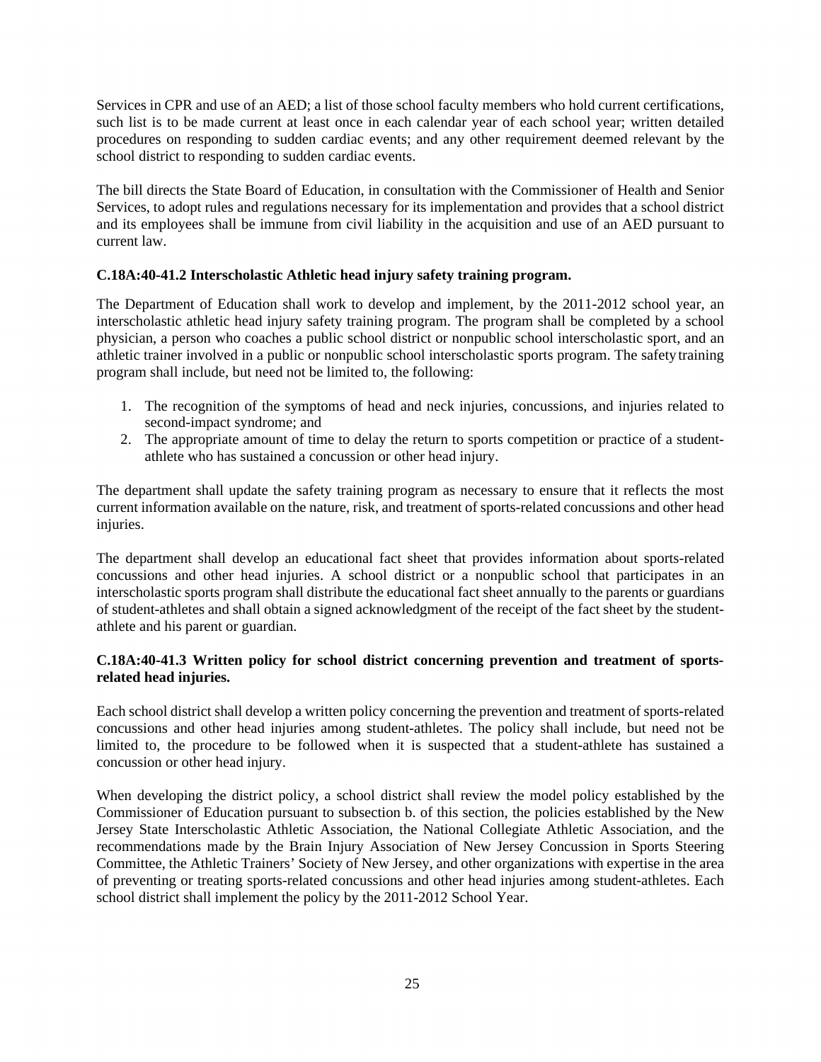Services in CPR and use of an AED; a list of those school faculty members who hold current certifications, such list is to be made current at least once in each calendar year of each school year; written detailed procedures on responding to sudden cardiac events; and any other requirement deemed relevant by the school district to responding to sudden cardiac events.

The bill directs the State Board of Education, in consultation with the Commissioner of Health and Senior Services, to adopt rules and regulations necessary for its implementation and provides that a school district and its employees shall be immune from civil liability in the acquisition and use of an AED pursuant to current law.

**C.18A:40-41.2 Interscholastic Athletic head injury safety training program.**

The Department of Education shall work to develop and implement, by the 2011-2012 school year, an interscholastic athletic head injury safety training program. The program shall be completed by a school physician, a person who coaches a public school district or nonpublic school interscholastic sport, and an athletic trainer involved in a public or nonpublic school interscholastic sports program. The safety training program shall include, but need not be limited to, the following:

1. The recognition of the symptoms of head and neck injuries, concussions, and injuries related to second-impact syndrome; and
2. The appropriate amount of time to delay the return to sports competition or practice of a student-athlete who has sustained a concussion or other head injury.

The department shall update the safety training program as necessary to ensure that it reflects the most current information available on the nature, risk, and treatment of sports-related concussions and other head injuries.

The department shall develop an educational fact sheet that provides information about sports-related concussions and other head injuries. A school district or a nonpublic school that participates in an interscholastic sports program shall distribute the educational fact sheet annually to the parents or guardians of student-athletes and shall obtain a signed acknowledgment of the receipt of the fact sheet by the student-athlete and his parent or guardian.

**C.18A:40-41.3 Written policy for school district concerning prevention and treatment of sports-related head injuries.**

Each school district shall develop a written policy concerning the prevention and treatment of sports-related concussions and other head injuries among student-athletes. The policy shall include, but need not be limited to, the procedure to be followed when it is suspected that a student-athlete has sustained a concussion or other head injury.

When developing the district policy, a school district shall review the model policy established by the Commissioner of Education pursuant to subsection b. of this section, the policies established by the New Jersey State Interscholastic Athletic Association, the National Collegiate Athletic Association, and the recommendations made by the Brain Injury Association of New Jersey Concussion in Sports Steering Committee, the Athletic Trainers' Society of New Jersey, and other organizations with expertise in the area of preventing or treating sports-related concussions and other head injuries among student-athletes. Each school district shall implement the policy by the 2011-2012 School Year.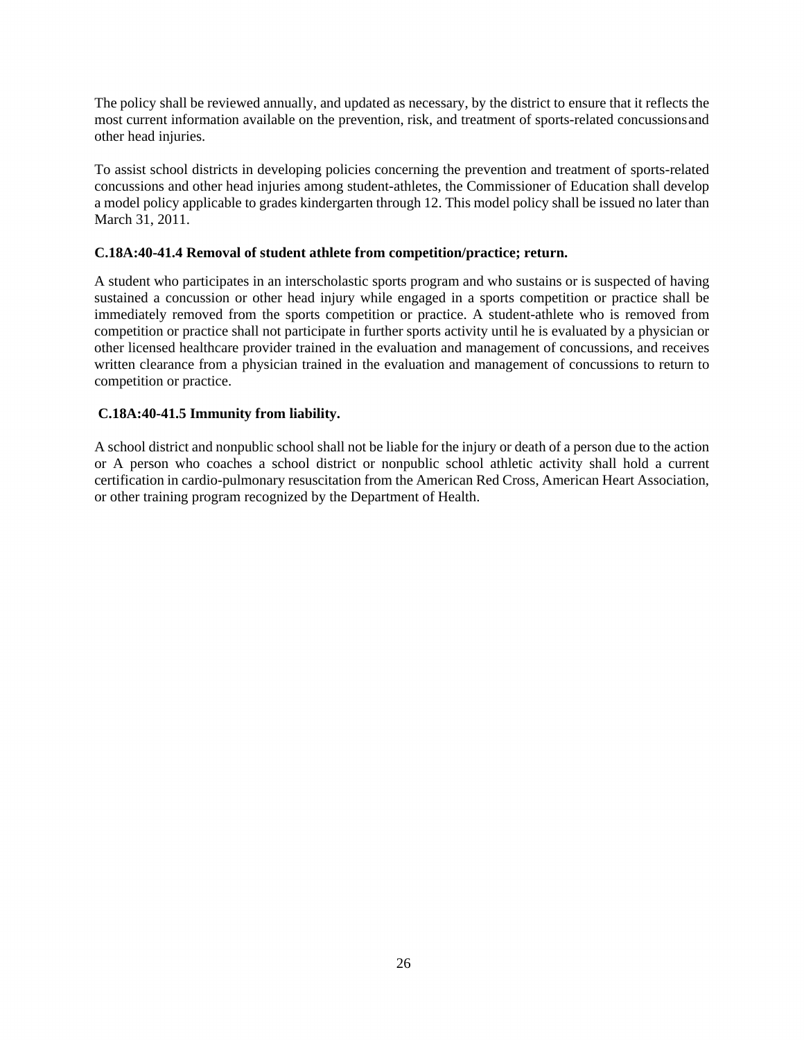The policy shall be reviewed annually, and updated as necessary, by the district to ensure that it reflects the most current information available on the prevention, risk, and treatment of sports-related concussionsand other head injuries.

To assist school districts in developing policies concerning the prevention and treatment of sports-related concussions and other head injuries among student-athletes, the Commissioner of Education shall develop a model policy applicable to grades kindergarten through 12. This model policy shall be issued no later than March 31, 2011.

**C.18A:40-41.4 Removal of student athlete from competition/practice; return.**

A student who participates in an interscholastic sports program and who sustains or is suspected of having sustained a concussion or other head injury while engaged in a sports competition or practice shall be immediately removed from the sports competition or practice. A student-athlete who is removed from competition or practice shall not participate in further sports activity until he is evaluated by a physician or other licensed healthcare provider trained in the evaluation and management of concussions, and receives written clearance from a physician trained in the evaluation and management of concussions to return to competition or practice.

**C.18A:40-41.5 Immunity from liability.**

A school district and nonpublic school shall not be liable for the injury or death of a person due to the action or A person who coaches a school district or nonpublic school athletic activity shall hold a current certification in cardio-pulmonary resuscitation from the American Red Cross, American Heart Association, or other training program recognized by the Department of Health.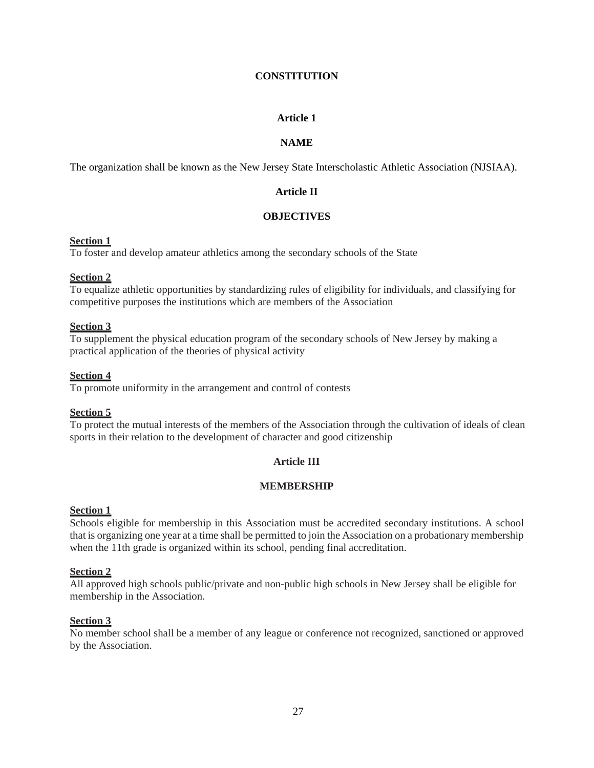# CONSTITUTION

## Article 1

## NAME

The organization shall be known as the New Jersey State Interscholastic Athletic Association (NJSIAA).

## Article II

## OBJECTIVES

**Section 1**
To foster and develop amateur athletics among the secondary schools of the State

**Section 2**
To equalize athletic opportunities by standardizing rules of eligibility for individuals, and classifying for competitive purposes the institutions which are members of the Association

**Section 3**
To supplement the physical education program of the secondary schools of New Jersey by making a practical application of the theories of physical activity

**Section 4**
To promote uniformity in the arrangement and control of contests

**Section 5**
To protect the mutual interests of the members of the Association through the cultivation of ideals of clean sports in their relation to the development of character and good citizenship

## Article III

## MEMBERSHIP

**Section 1**
Schools eligible for membership in this Association must be accredited secondary institutions. A school that is organizing one year at a time shall be permitted to join the Association on a probationary membership when the 11th grade is organized within its school, pending final accreditation.

**Section 2**
All approved high schools public/private and non-public high schools in New Jersey shall be eligible for membership in the Association.

**Section 3**
No member school shall be a member of any league or conference not recognized, sanctioned or approved by the Association.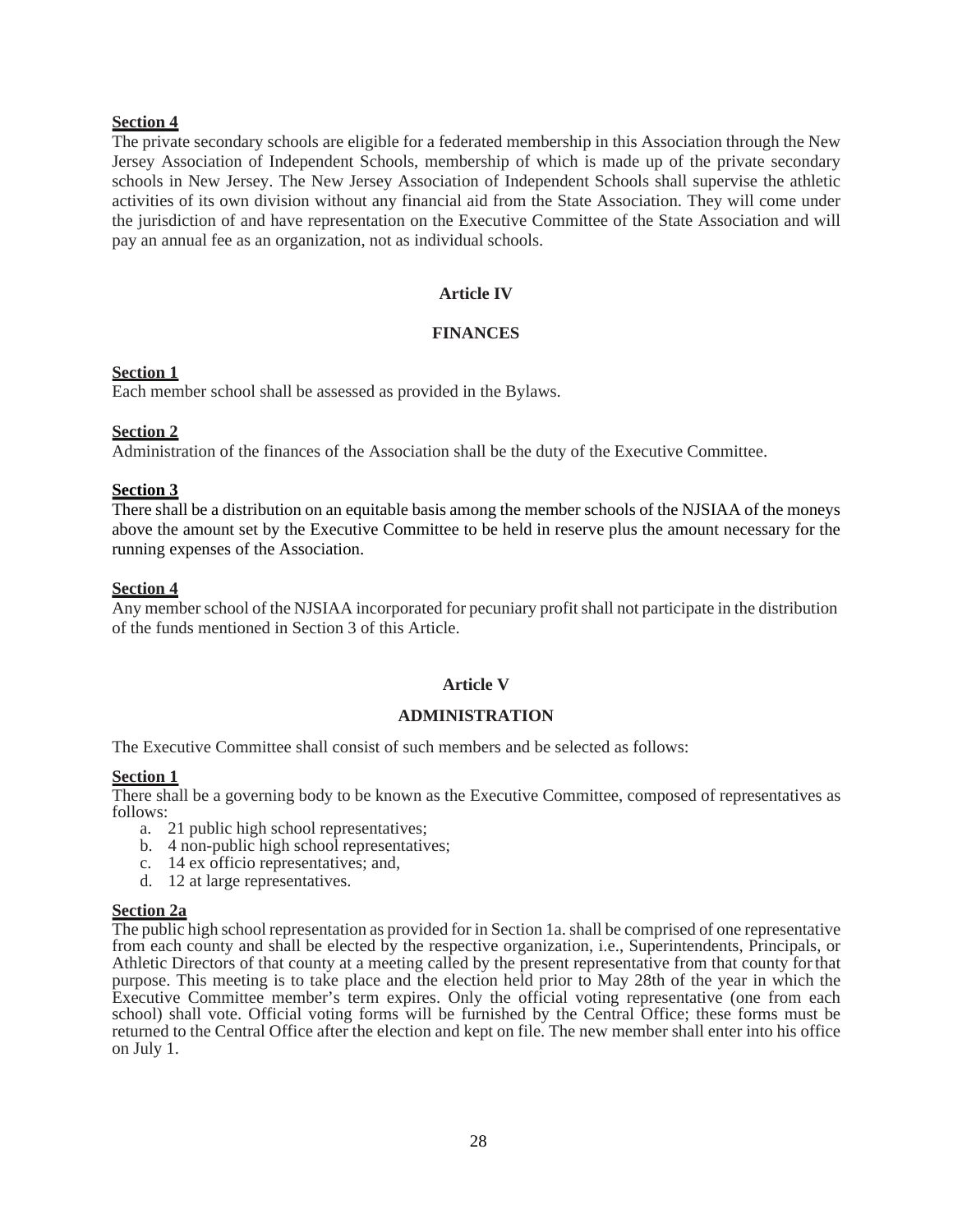**Section 4**

The private secondary schools are eligible for a federated membership in this Association through the New Jersey Association of Independent Schools, membership of which is made up of the private secondary schools in New Jersey. The New Jersey Association of Independent Schools shall supervise the athletic activities of its own division without any financial aid from the State Association. They will come under the jurisdiction of and have representation on the Executive Committee of the State Association and will pay an annual fee as an organization, not as individual schools.

## Article IV

## FINANCES

**Section 1**

Each member school shall be assessed as provided in the Bylaws.

**Section 2**

Administration of the finances of the Association shall be the duty of the Executive Committee.

**Section 3**

There shall be a distribution on an equitable basis among the member schools of the NJSIAA of the moneys above the amount set by the Executive Committee to be held in reserve plus the amount necessary for the running expenses of the Association.

**Section 4**

Any member school of the NJSIAA incorporated for pecuniary profit shall not participate in the distribution of the funds mentioned in Section 3 of this Article.

## Article V

## ADMINISTRATION

The Executive Committee shall consist of such members and be selected as follows:

**Section 1**

There shall be a governing body to be known as the Executive Committee, composed of representatives as follows:

a. 21 public high school representatives;
b. 4 non-public high school representatives;
c. 14 ex officio representatives; and,
d. 12 at large representatives.

**Section 2a**

The public high school representation as provided for in Section 1a. shall be comprised of one representative from each county and shall be elected by the respective organization, i.e., Superintendents, Principals, or Athletic Directors of that county at a meeting called by the present representative from that county for that purpose. This meeting is to take place and the election held prior to May 28th of the year in which the Executive Committee member's term expires. Only the official voting representative (one from each school) shall vote. Official voting forms will be furnished by the Central Office; these forms must be returned to the Central Office after the election and kept on file. The new member shall enter into his office on July 1.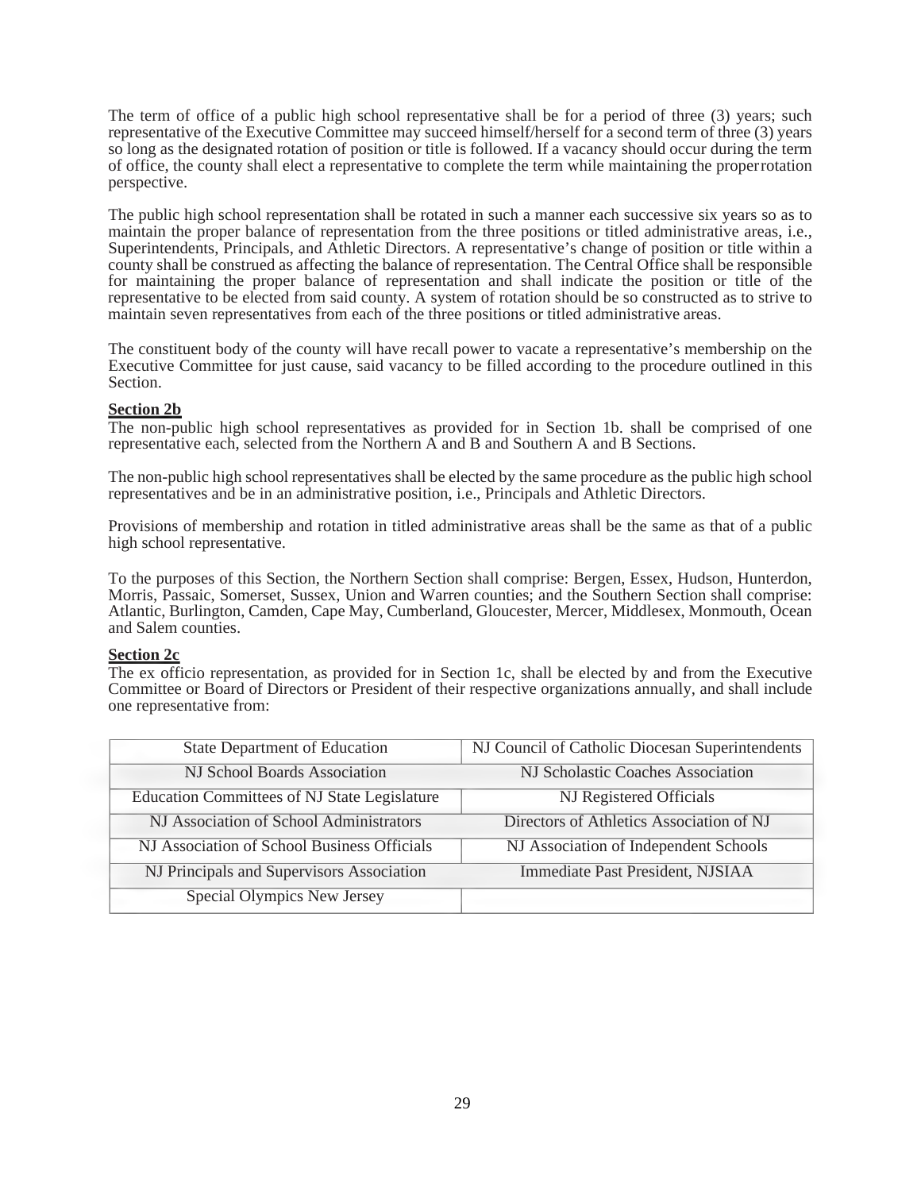The term of office of a public high school representative shall be for a period of three (3) years; such representative of the Executive Committee may succeed himself/herself for a second term of three (3) years so long as the designated rotation of position or title is followed. If a vacancy should occur during the term of office, the county shall elect a representative to complete the term while maintaining the proper rotation perspective.

The public high school representation shall be rotated in such a manner each successive six years so as to maintain the proper balance of representation from the three positions or titled administrative areas, i.e., Superintendents, Principals, and Athletic Directors. A representative's change of position or title within a county shall be construed as affecting the balance of representation. The Central Office shall be responsible for maintaining the proper balance of representation and shall indicate the position or title of the representative to be elected from said county. A system of rotation should be so constructed as to strive to maintain seven representatives from each of the three positions or titled administrative areas.

The constituent body of the county will have recall power to vacate a representative's membership on the Executive Committee for just cause, said vacancy to be filled according to the procedure outlined in this Section.

**Section 2b**

The non-public high school representatives as provided for in Section 1b. shall be comprised of one representative each, selected from the Northern A and B and Southern A and B Sections.

The non-public high school representatives shall be elected by the same procedure as the public high school representatives and be in an administrative position, i.e., Principals and Athletic Directors.

Provisions of membership and rotation in titled administrative areas shall be the same as that of a public high school representative.

To the purposes of this Section, the Northern Section shall comprise: Bergen, Essex, Hudson, Hunterdon, Morris, Passaic, Somerset, Sussex, Union and Warren counties; and the Southern Section shall comprise: Atlantic, Burlington, Camden, Cape May, Cumberland, Gloucester, Mercer, Middlesex, Monmouth, Ocean and Salem counties.

**Section 2c**

The ex officio representation, as provided for in Section 1c, shall be elected by and from the Executive Committee or Board of Directors or President of their respective organizations annually, and shall include one representative from:

| | |
|---|---|
| State Department of Education | NJ Council of Catholic Diocesan Superintendents |
| NJ School Boards Association | NJ Scholastic Coaches Association |
| Education Committees of NJ State Legislature | NJ Registered Officials |
| NJ Association of School Administrators | Directors of Athletics Association of NJ |
| NJ Association of School Business Officials | NJ Association of Independent Schools |
| NJ Principals and Supervisors Association | Immediate Past President, NJSIAA |
| Special Olympics New Jersey | |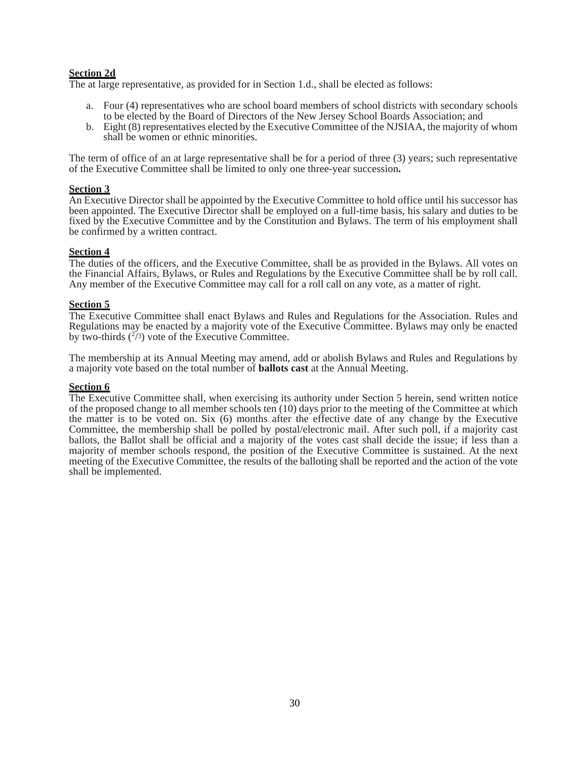**<u>Section 2d</u>**

The at large representative, as provided for in Section 1.d., shall be elected as follows:

a. Four (4) representatives who are school board members of school districts with secondary schools to be elected by the Board of Directors of the New Jersey School Boards Association; and
b. Eight (8) representatives elected by the Executive Committee of the NJSIAA, the majority of whom shall be women or ethnic minorities.

The term of office of an at large representative shall be for a period of three (3) years; such representative of the Executive Committee shall be limited to only one three-year succession**.**

**<u>Section 3</u>**

An Executive Director shall be appointed by the Executive Committee to hold office until his successor has been appointed. The Executive Director shall be employed on a full-time basis, his salary and duties to be fixed by the Executive Committee and by the Constitution and Bylaws. The term of his employment shall be confirmed by a written contract.

**<u>Section 4</u>**

The duties of the officers, and the Executive Committee, shall be as provided in the Bylaws. All votes on the Financial Affairs, Bylaws, or Rules and Regulations by the Executive Committee shall be by roll call. Any member of the Executive Committee may call for a roll call on any vote, as a matter of right.

**<u>Section 5</u>**

The Executive Committee shall enact Bylaws and Rules and Regulations for the Association. Rules and Regulations may be enacted by a majority vote of the Executive Committee. Bylaws may only be enacted by two-thirds (2/3) vote of the Executive Committee.

The membership at its Annual Meeting may amend, add or abolish Bylaws and Rules and Regulations by a majority vote based on the total number of **ballots cast** at the Annual Meeting.

**<u>Section 6</u>**

The Executive Committee shall, when exercising its authority under Section 5 herein, send written notice of the proposed change to all member schools ten (10) days prior to the meeting of the Committee at which the matter is to be voted on. Six (6) months after the effective date of any change by the Executive Committee, the membership shall be polled by postal/electronic mail. After such poll, if a majority cast ballots, the Ballot shall be official and a majority of the votes cast shall decide the issue; if less than a majority of member schools respond, the position of the Executive Committee is sustained. At the next meeting of the Executive Committee, the results of the balloting shall be reported and the action of the vote shall be implemented.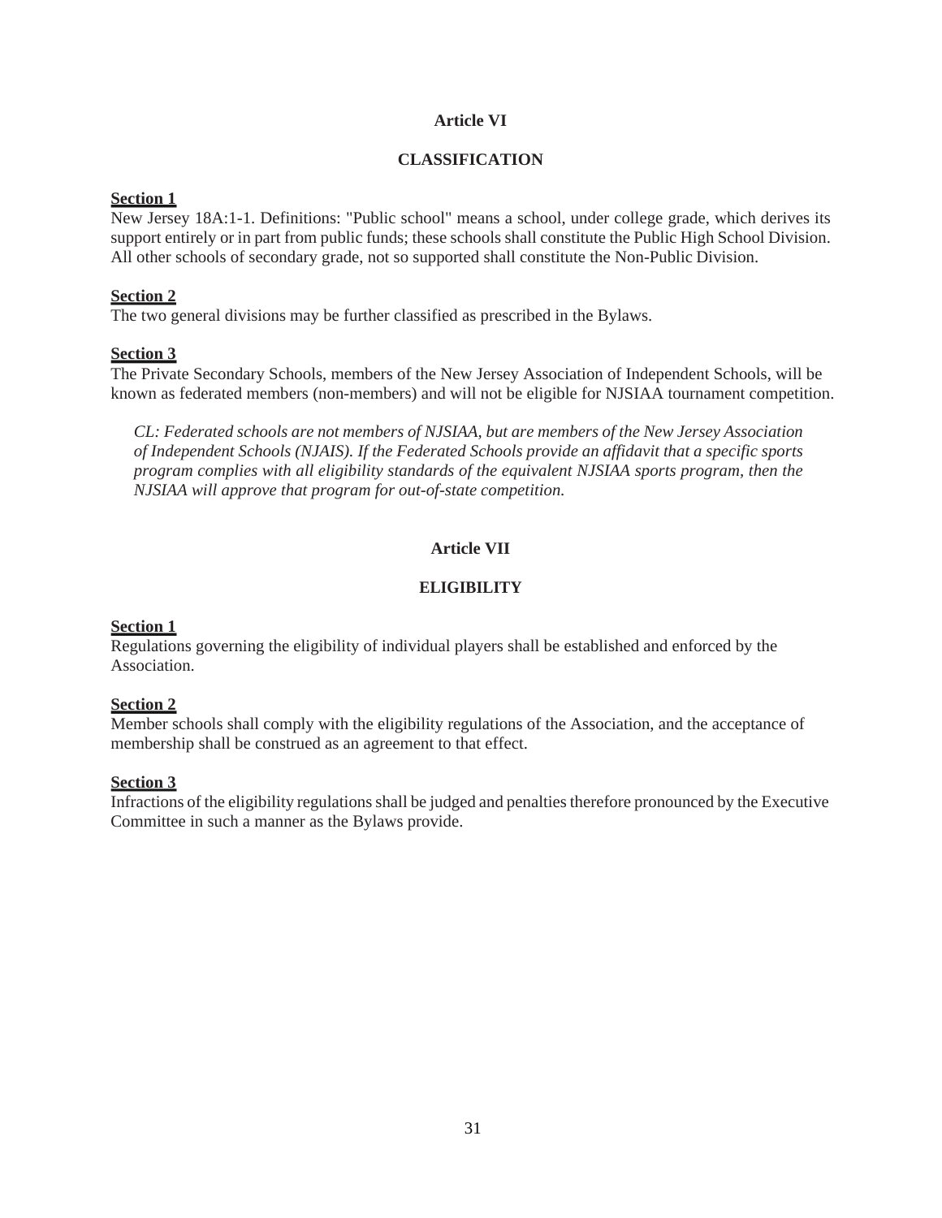## Article VI

## CLASSIFICATION

**Section 1**

New Jersey 18A:1-1. Definitions: "Public school" means a school, under college grade, which derives its support entirely or in part from public funds; these schools shall constitute the Public High School Division. All other schools of secondary grade, not so supported shall constitute the Non-Public Division.

**Section 2**

The two general divisions may be further classified as prescribed in the Bylaws.

**Section 3**

The Private Secondary Schools, members of the New Jersey Association of Independent Schools, will be known as federated members (non-members) and will not be eligible for NJSIAA tournament competition.

*CL: Federated schools are not members of NJSIAA, but are members of the New Jersey Association of Independent Schools (NJAIS). If the Federated Schools provide an affidavit that a specific sports program complies with all eligibility standards of the equivalent NJSIAA sports program, then the NJSIAA will approve that program for out-of-state competition.*

## Article VII

## ELIGIBILITY

**Section 1**

Regulations governing the eligibility of individual players shall be established and enforced by the Association.

**Section 2**

Member schools shall comply with the eligibility regulations of the Association, and the acceptance of membership shall be construed as an agreement to that effect.

**Section 3**

Infractions of the eligibility regulations shall be judged and penalties therefore pronounced by the Executive Committee in such a manner as the Bylaws provide.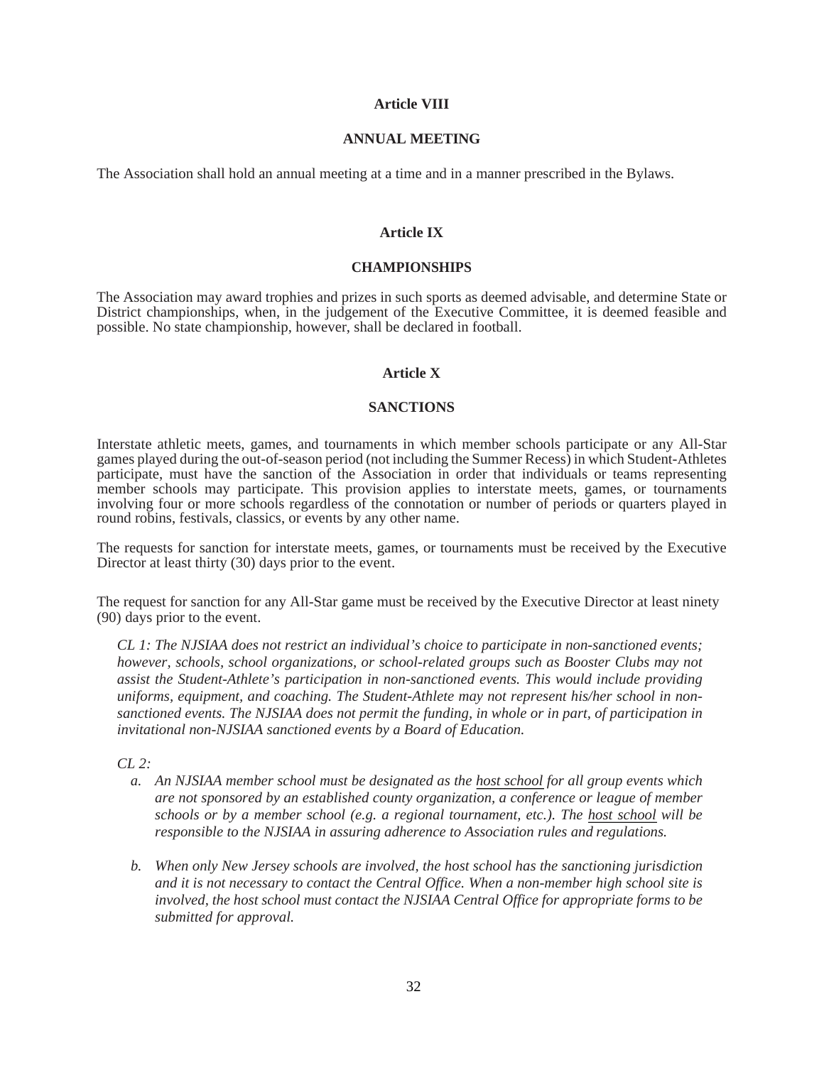## Article VIII

### ANNUAL MEETING

The Association shall hold an annual meeting at a time and in a manner prescribed in the Bylaws.

## Article IX

### CHAMPIONSHIPS

The Association may award trophies and prizes in such sports as deemed advisable, and determine State or District championships, when, in the judgement of the Executive Committee, it is deemed feasible and possible. No state championship, however, shall be declared in football.

## Article X

### SANCTIONS

Interstate athletic meets, games, and tournaments in which member schools participate or any All-Star games played during the out-of-season period (not including the Summer Recess) in which Student-Athletes participate, must have the sanction of the Association in order that individuals or teams representing member schools may participate. This provision applies to interstate meets, games, or tournaments involving four or more schools regardless of the connotation or number of periods or quarters played in round robins, festivals, classics, or events by any other name.

The requests for sanction for interstate meets, games, or tournaments must be received by the Executive Director at least thirty (30) days prior to the event.

The request for sanction for any All-Star game must be received by the Executive Director at least ninety (90) days prior to the event.

*CL 1: The NJSIAA does not restrict an individual's choice to participate in non-sanctioned events; however, schools, school organizations, or school-related groups such as Booster Clubs may not assist the Student-Athlete's participation in non-sanctioned events. This would include providing uniforms, equipment, and coaching. The Student-Athlete may not represent his/her school in non-sanctioned events. The NJSIAA does not permit the funding, in whole or in part, of participation in invitational non-NJSIAA sanctioned events by a Board of Education.*

*CL 2:*

a. *An NJSIAA member school must be designated as the host school for all group events which are not sponsored by an established county organization, a conference or league of member schools or by a member school (e.g. a regional tournament, etc.). The host school will be responsible to the NJSIAA in assuring adherence to Association rules and regulations.*

b. *When only New Jersey schools are involved, the host school has the sanctioning jurisdiction and it is not necessary to contact the Central Office. When a non-member high school site is involved, the host school must contact the NJSIAA Central Office for appropriate forms to be submitted for approval.*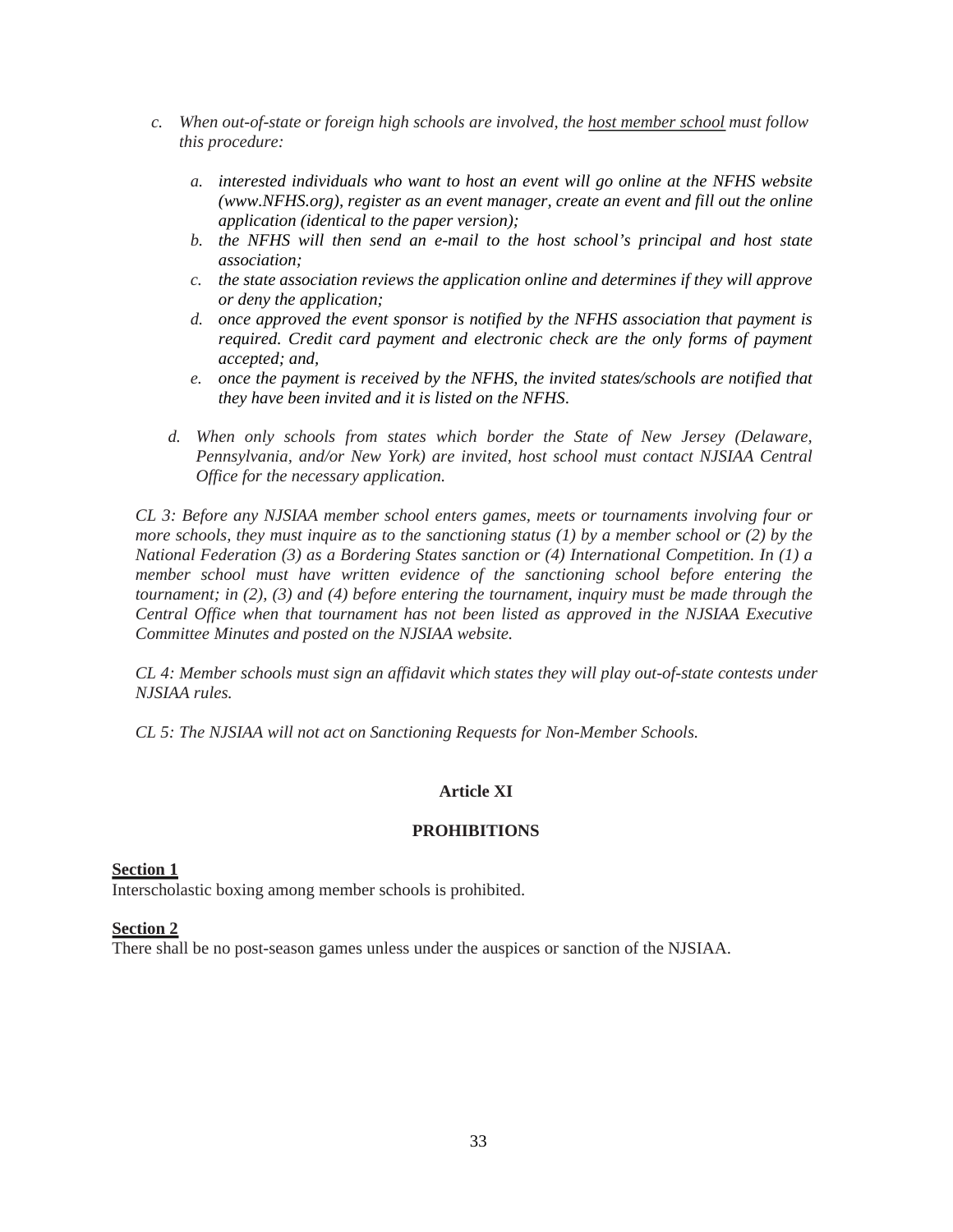c. *When out-of-state or foreign high schools are involved, the host member school must follow this procedure:*

   a. *interested individuals who want to host an event will go online at the NFHS website (www.NFHS.org), register as an event manager, create an event and fill out the online application (identical to the paper version);*
   b. *the NFHS will then send an e-mail to the host school's principal and host state association;*
   c. *the state association reviews the application online and determines if they will approve or deny the application;*
   d. *once approved the event sponsor is notified by the NFHS association that payment is required. Credit card payment and electronic check are the only forms of payment accepted; and,*
   e. *once the payment is received by the NFHS, the invited states/schools are notified that they have been invited and it is listed on the NFHS.*

d. *When only schools from states which border the State of New Jersey (Delaware, Pennsylvania, and/or New York) are invited, host school must contact NJSIAA Central Office for the necessary application.*

*CL 3: Before any NJSIAA member school enters games, meets or tournaments involving four or more schools, they must inquire as to the sanctioning status (1) by a member school or (2) by the National Federation (3) as a Bordering States sanction or (4) International Competition. In (1) a member school must have written evidence of the sanctioning school before entering the tournament; in (2), (3) and (4) before entering the tournament, inquiry must be made through the Central Office when that tournament has not been listed as approved in the NJSIAA Executive Committee Minutes and posted on the NJSIAA website.*

*CL 4: Member schools must sign an affidavit which states they will play out-of-state contests under NJSIAA rules.*

*CL 5: The NJSIAA will not act on Sanctioning Requests for Non-Member Schools.*

## Article XI

## PROHIBITIONS

**Section 1**
Interscholastic boxing among member schools is prohibited.

**Section 2**
There shall be no post-season games unless under the auspices or sanction of the NJSIAA.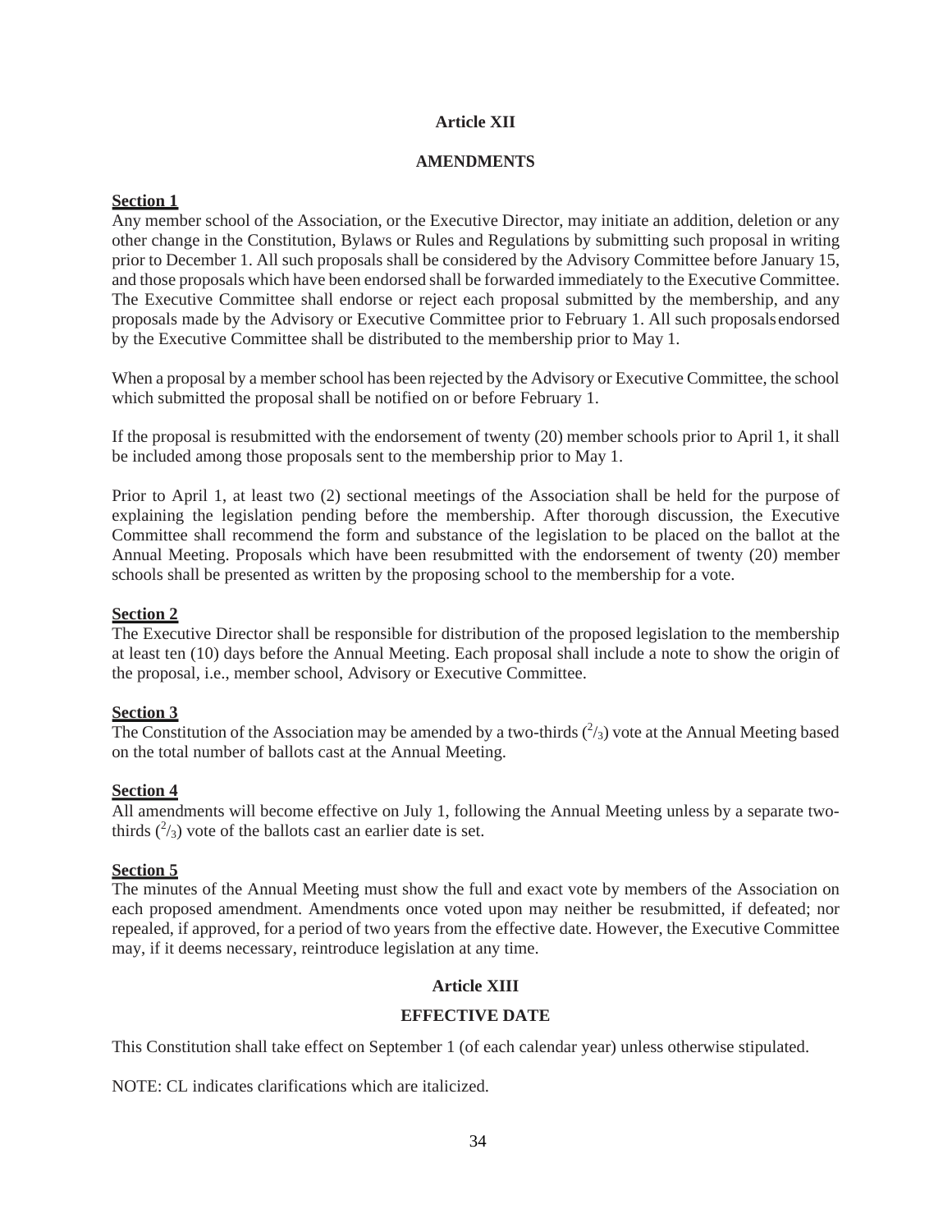## Article XII

### AMENDMENTS

**Section 1**

Any member school of the Association, or the Executive Director, may initiate an addition, deletion or any other change in the Constitution, Bylaws or Rules and Regulations by submitting such proposal in writing prior to December 1. All such proposals shall be considered by the Advisory Committee before January 15, and those proposals which have been endorsed shall be forwarded immediately to the Executive Committee. The Executive Committee shall endorse or reject each proposal submitted by the membership, and any proposals made by the Advisory or Executive Committee prior to February 1. All such proposals endorsed by the Executive Committee shall be distributed to the membership prior to May 1.

When a proposal by a member school has been rejected by the Advisory or Executive Committee, the school which submitted the proposal shall be notified on or before February 1.

If the proposal is resubmitted with the endorsement of twenty (20) member schools prior to April 1, it shall be included among those proposals sent to the membership prior to May 1.

Prior to April 1, at least two (2) sectional meetings of the Association shall be held for the purpose of explaining the legislation pending before the membership. After thorough discussion, the Executive Committee shall recommend the form and substance of the legislation to be placed on the ballot at the Annual Meeting. Proposals which have been resubmitted with the endorsement of twenty (20) member schools shall be presented as written by the proposing school to the membership for a vote.

**Section 2**

The Executive Director shall be responsible for distribution of the proposed legislation to the membership at least ten (10) days before the Annual Meeting. Each proposal shall include a note to show the origin of the proposal, i.e., member school, Advisory or Executive Committee.

**Section 3**

The Constitution of the Association may be amended by a two-thirds ($^2/_3$) vote at the Annual Meeting based on the total number of ballots cast at the Annual Meeting.

**Section 4**

All amendments will become effective on July 1, following the Annual Meeting unless by a separate two-thirds ($^2/_3$) vote of the ballots cast an earlier date is set.

**Section 5**

The minutes of the Annual Meeting must show the full and exact vote by members of the Association on each proposed amendment. Amendments once voted upon may neither be resubmitted, if defeated; nor repealed, if approved, for a period of two years from the effective date. However, the Executive Committee may, if it deems necessary, reintroduce legislation at any time.

## Article XIII

### EFFECTIVE DATE

This Constitution shall take effect on September 1 (of each calendar year) unless otherwise stipulated.

NOTE: CL indicates clarifications which are italicized.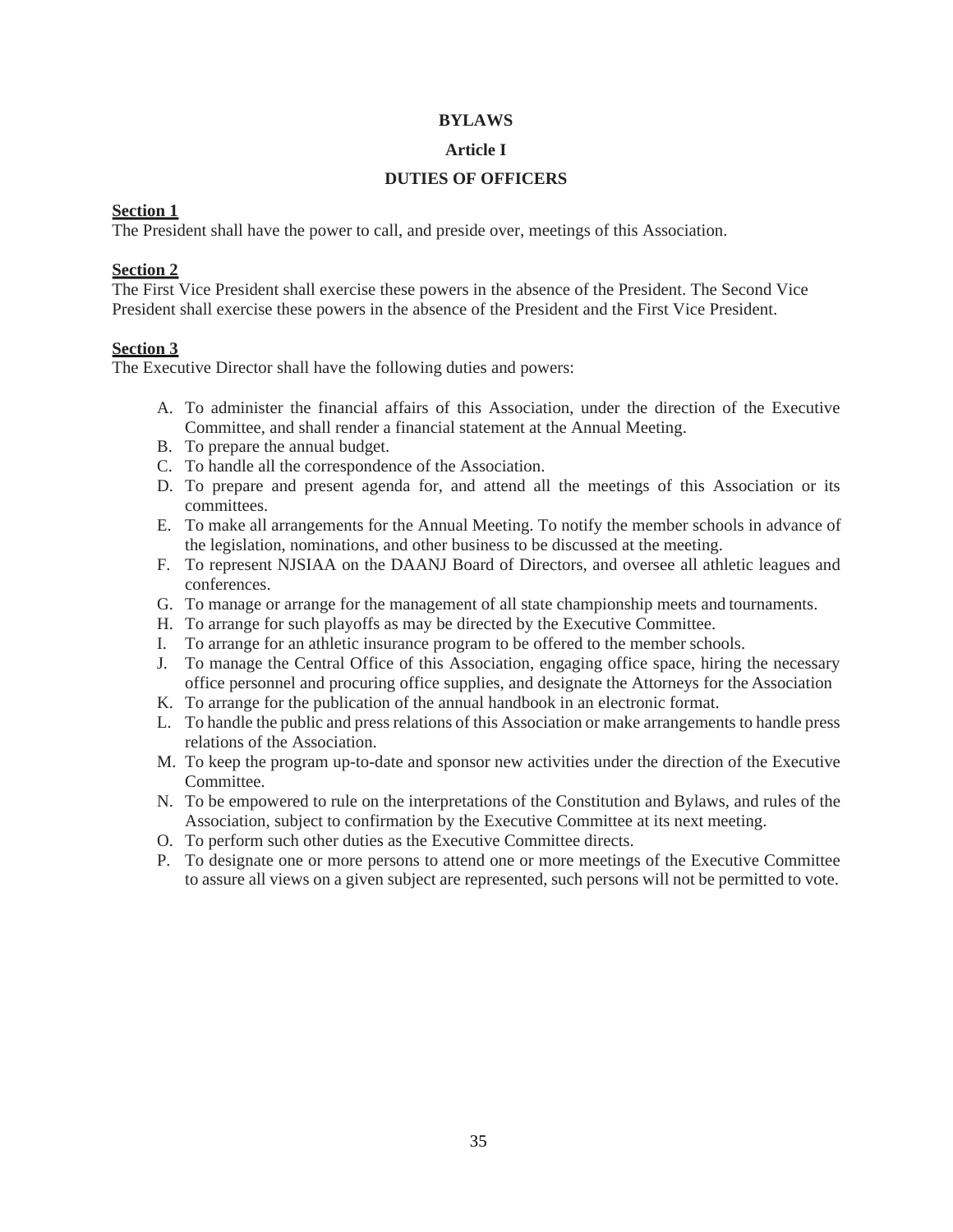# BYLAWS

## Article I

## DUTIES OF OFFICERS

**Section 1**

The President shall have the power to call, and preside over, meetings of this Association.

**Section 2**

The First Vice President shall exercise these powers in the absence of the President. The Second Vice President shall exercise these powers in the absence of the President and the First Vice President.

**Section 3**

The Executive Director shall have the following duties and powers:

A. To administer the financial affairs of this Association, under the direction of the Executive Committee, and shall render a financial statement at the Annual Meeting.
B. To prepare the annual budget.
C. To handle all the correspondence of the Association.
D. To prepare and present agenda for, and attend all the meetings of this Association or its committees.
E. To make all arrangements for the Annual Meeting. To notify the member schools in advance of the legislation, nominations, and other business to be discussed at the meeting.
F. To represent NJSIAA on the DAANJ Board of Directors, and oversee all athletic leagues and conferences.
G. To manage or arrange for the management of all state championship meets and tournaments.
H. To arrange for such playoffs as may be directed by the Executive Committee.
I. To arrange for an athletic insurance program to be offered to the member schools.
J. To manage the Central Office of this Association, engaging office space, hiring the necessary office personnel and procuring office supplies, and designate the Attorneys for the Association
K. To arrange for the publication of the annual handbook in an electronic format.
L. To handle the public and press relations of this Association or make arrangements to handle press relations of the Association.
M. To keep the program up-to-date and sponsor new activities under the direction of the Executive Committee.
N. To be empowered to rule on the interpretations of the Constitution and Bylaws, and rules of the Association, subject to confirmation by the Executive Committee at its next meeting.
O. To perform such other duties as the Executive Committee directs.
P. To designate one or more persons to attend one or more meetings of the Executive Committee to assure all views on a given subject are represented, such persons will not be permitted to vote.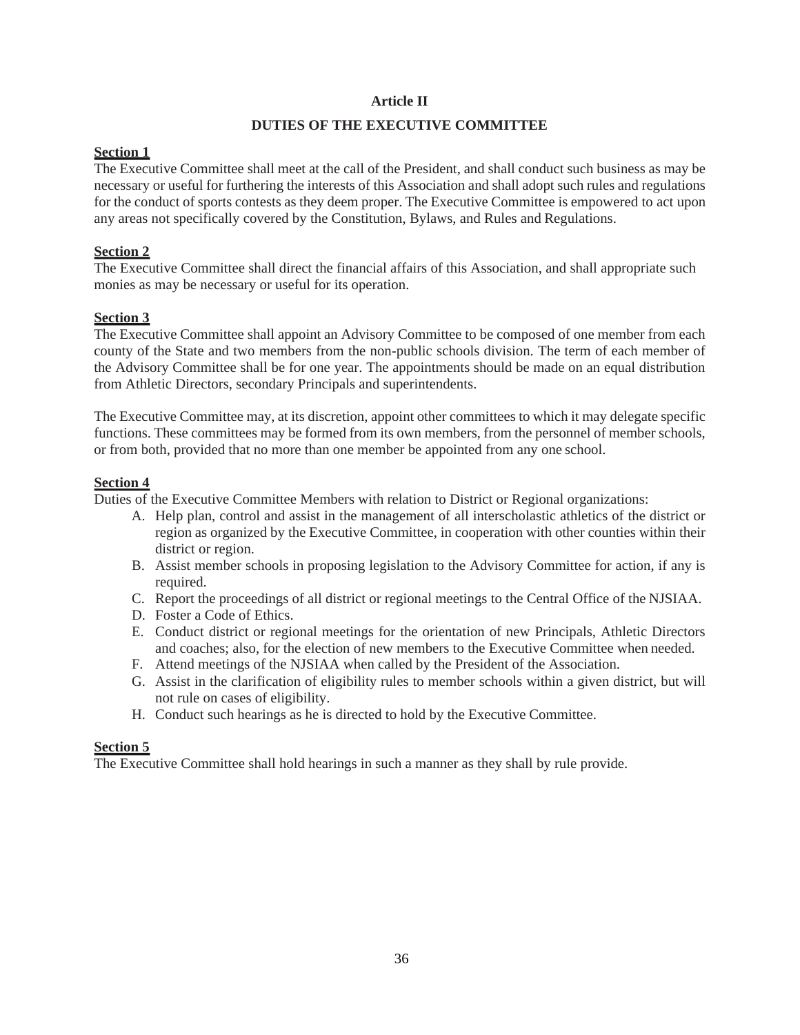# Article II

## DUTIES OF THE EXECUTIVE COMMITTEE

**Section 1**

The Executive Committee shall meet at the call of the President, and shall conduct such business as may be necessary or useful for furthering the interests of this Association and shall adopt such rules and regulations for the conduct of sports contests as they deem proper. The Executive Committee is empowered to act upon any areas not specifically covered by the Constitution, Bylaws, and Rules and Regulations.

**Section 2**

The Executive Committee shall direct the financial affairs of this Association, and shall appropriate such monies as may be necessary or useful for its operation.

**Section 3**

The Executive Committee shall appoint an Advisory Committee to be composed of one member from each county of the State and two members from the non-public schools division. The term of each member of the Advisory Committee shall be for one year. The appointments should be made on an equal distribution from Athletic Directors, secondary Principals and superintendents.

The Executive Committee may, at its discretion, appoint other committees to which it may delegate specific functions. These committees may be formed from its own members, from the personnel of member schools, or from both, provided that no more than one member be appointed from any one school.

**Section 4**

Duties of the Executive Committee Members with relation to District or Regional organizations:

A. Help plan, control and assist in the management of all interscholastic athletics of the district or region as organized by the Executive Committee, in cooperation with other counties within their district or region.
B. Assist member schools in proposing legislation to the Advisory Committee for action, if any is required.
C. Report the proceedings of all district or regional meetings to the Central Office of the NJSIAA.
D. Foster a Code of Ethics.
E. Conduct district or regional meetings for the orientation of new Principals, Athletic Directors and coaches; also, for the election of new members to the Executive Committee when needed.
F. Attend meetings of the NJSIAA when called by the President of the Association.
G. Assist in the clarification of eligibility rules to member schools within a given district, but will not rule on cases of eligibility.
H. Conduct such hearings as he is directed to hold by the Executive Committee.

**Section 5**

The Executive Committee shall hold hearings in such a manner as they shall by rule provide.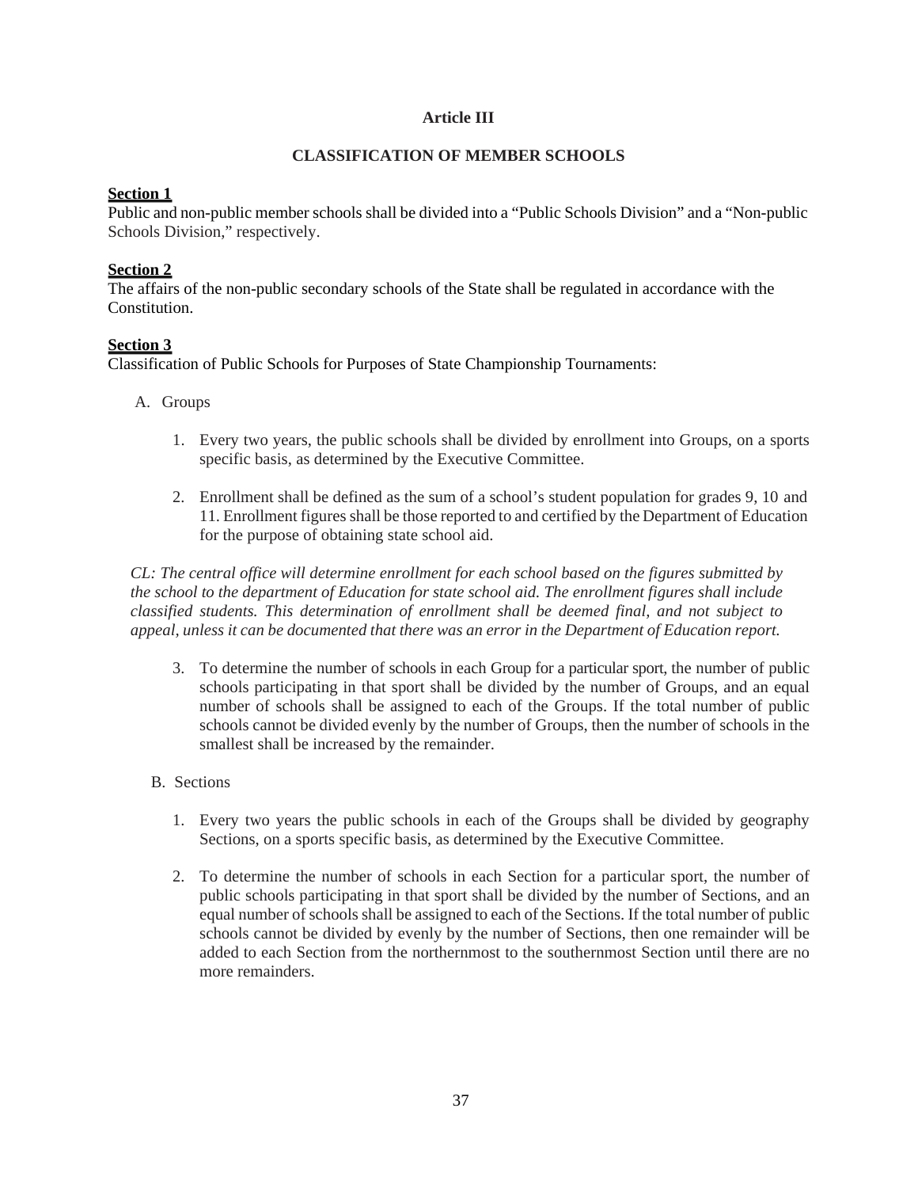# Article III

## CLASSIFICATION OF MEMBER SCHOOLS

**Section 1**
Public and non-public member schools shall be divided into a "Public Schools Division" and a "Non-public Schools Division," respectively.

**Section 2**
The affairs of the non-public secondary schools of the State shall be regulated in accordance with the Constitution.

**Section 3**
Classification of Public Schools for Purposes of State Championship Tournaments:

A. Groups

1. Every two years, the public schools shall be divided by enrollment into Groups, on a sports specific basis, as determined by the Executive Committee.

2. Enrollment shall be defined as the sum of a school's student population for grades 9, 10 and 11. Enrollment figures shall be those reported to and certified by the Department of Education for the purpose of obtaining state school aid.

*CL: The central office will determine enrollment for each school based on the figures submitted by the school to the department of Education for state school aid. The enrollment figures shall include classified students. This determination of enrollment shall be deemed final, and not subject to appeal, unless it can be documented that there was an error in the Department of Education report.*

3. To determine the number of schools in each Group for a particular sport, the number of public schools participating in that sport shall be divided by the number of Groups, and an equal number of schools shall be assigned to each of the Groups. If the total number of public schools cannot be divided evenly by the number of Groups, then the number of schools in the smallest shall be increased by the remainder.

B. Sections

1. Every two years the public schools in each of the Groups shall be divided by geography Sections, on a sports specific basis, as determined by the Executive Committee.

2. To determine the number of schools in each Section for a particular sport, the number of public schools participating in that sport shall be divided by the number of Sections, and an equal number of schools shall be assigned to each of the Sections. If the total number of public schools cannot be divided by evenly by the number of Sections, then one remainder will be added to each Section from the northernmost to the southernmost Section until there are no more remainders.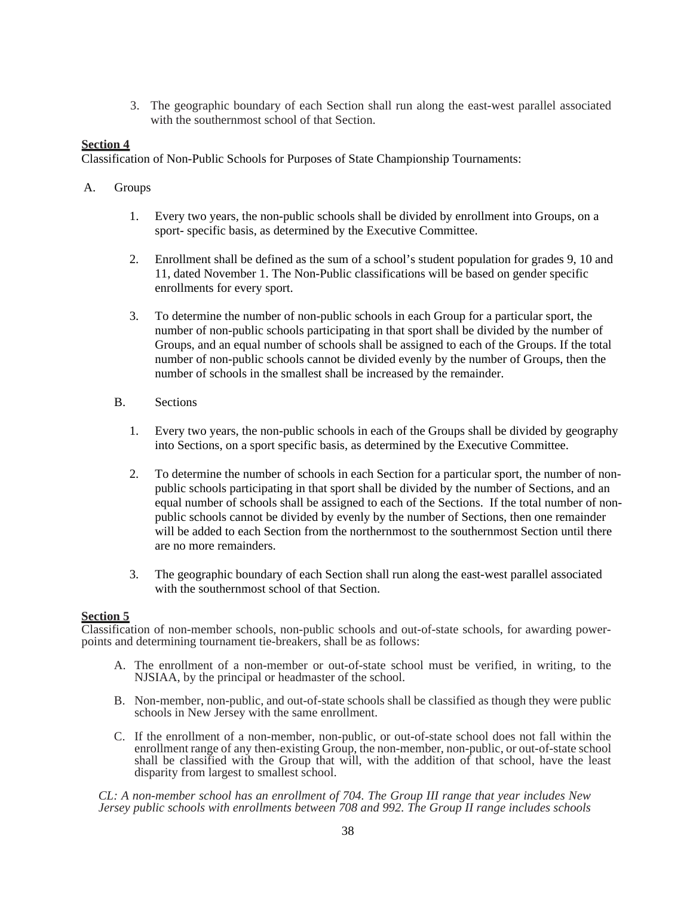3. The geographic boundary of each Section shall run along the east-west parallel associated with the southernmost school of that Section.

**Section 4**

Classification of Non-Public Schools for Purposes of State Championship Tournaments:

A. Groups

1. Every two years, the non-public schools shall be divided by enrollment into Groups, on a sport- specific basis, as determined by the Executive Committee.

2. Enrollment shall be defined as the sum of a school's student population for grades 9, 10 and 11, dated November 1. The Non-Public classifications will be based on gender specific enrollments for every sport.

3. To determine the number of non-public schools in each Group for a particular sport, the number of non-public schools participating in that sport shall be divided by the number of Groups, and an equal number of schools shall be assigned to each of the Groups. If the total number of non-public schools cannot be divided evenly by the number of Groups, then the number of schools in the smallest shall be increased by the remainder.

B. Sections

1. Every two years, the non-public schools in each of the Groups shall be divided by geography into Sections, on a sport specific basis, as determined by the Executive Committee.

2. To determine the number of schools in each Section for a particular sport, the number of non-public schools participating in that sport shall be divided by the number of Sections, and an equal number of schools shall be assigned to each of the Sections. If the total number of non-public schools cannot be divided by evenly by the number of Sections, then one remainder will be added to each Section from the northernmost to the southernmost Section until there are no more remainders.

3. The geographic boundary of each Section shall run along the east-west parallel associated with the southernmost school of that Section.

**Section 5**

Classification of non-member schools, non-public schools and out-of-state schools, for awarding power-points and determining tournament tie-breakers, shall be as follows:

A. The enrollment of a non-member or out-of-state school must be verified, in writing, to the NJSIAA, by the principal or headmaster of the school.

B. Non-member, non-public, and out-of-state schools shall be classified as though they were public schools in New Jersey with the same enrollment.

C. If the enrollment of a non-member, non-public, or out-of-state school does not fall within the enrollment range of any then-existing Group, the non-member, non-public, or out-of-state school shall be classified with the Group that will, with the addition of that school, have the least disparity from largest to smallest school.

*CL: A non-member school has an enrollment of 704. The Group III range that year includes New Jersey public schools with enrollments between 708 and 992. The Group II range includes schools*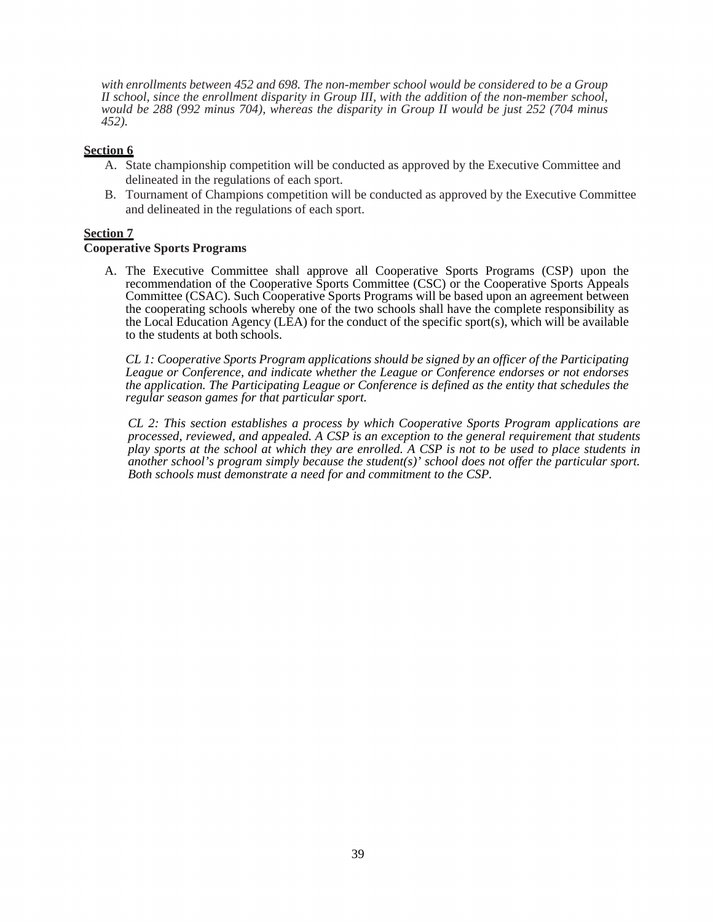*with enrollments between 452 and 698. The non-member school would be considered to be a Group II school, since the enrollment disparity in Group III, with the addition of the non-member school, would be 288 (992 minus 704), whereas the disparity in Group II would be just 252 (704 minus 452).*

**Section 6**

A. State championship competition will be conducted as approved by the Executive Committee and delineated in the regulations of each sport.
B. Tournament of Champions competition will be conducted as approved by the Executive Committee and delineated in the regulations of each sport.

**Section 7**
**Cooperative Sports Programs**

A. The Executive Committee shall approve all Cooperative Sports Programs (CSP) upon the recommendation of the Cooperative Sports Committee (CSC) or the Cooperative Sports Appeals Committee (CSAC). Such Cooperative Sports Programs will be based upon an agreement between the cooperating schools whereby one of the two schools shall have the complete responsibility as the Local Education Agency (LEA) for the conduct of the specific sport(s), which will be available to the students at both schools.

*CL 1: Cooperative Sports Program applications should be signed by an officer of the Participating League or Conference, and indicate whether the League or Conference endorses or not endorses the application. The Participating League or Conference is defined as the entity that schedules the regular season games for that particular sport.*

*CL 2: This section establishes a process by which Cooperative Sports Program applications are processed, reviewed, and appealed. A CSP is an exception to the general requirement that students play sports at the school at which they are enrolled. A CSP is not to be used to place students in another school's program simply because the student(s)' school does not offer the particular sport. Both schools must demonstrate a need for and commitment to the CSP.*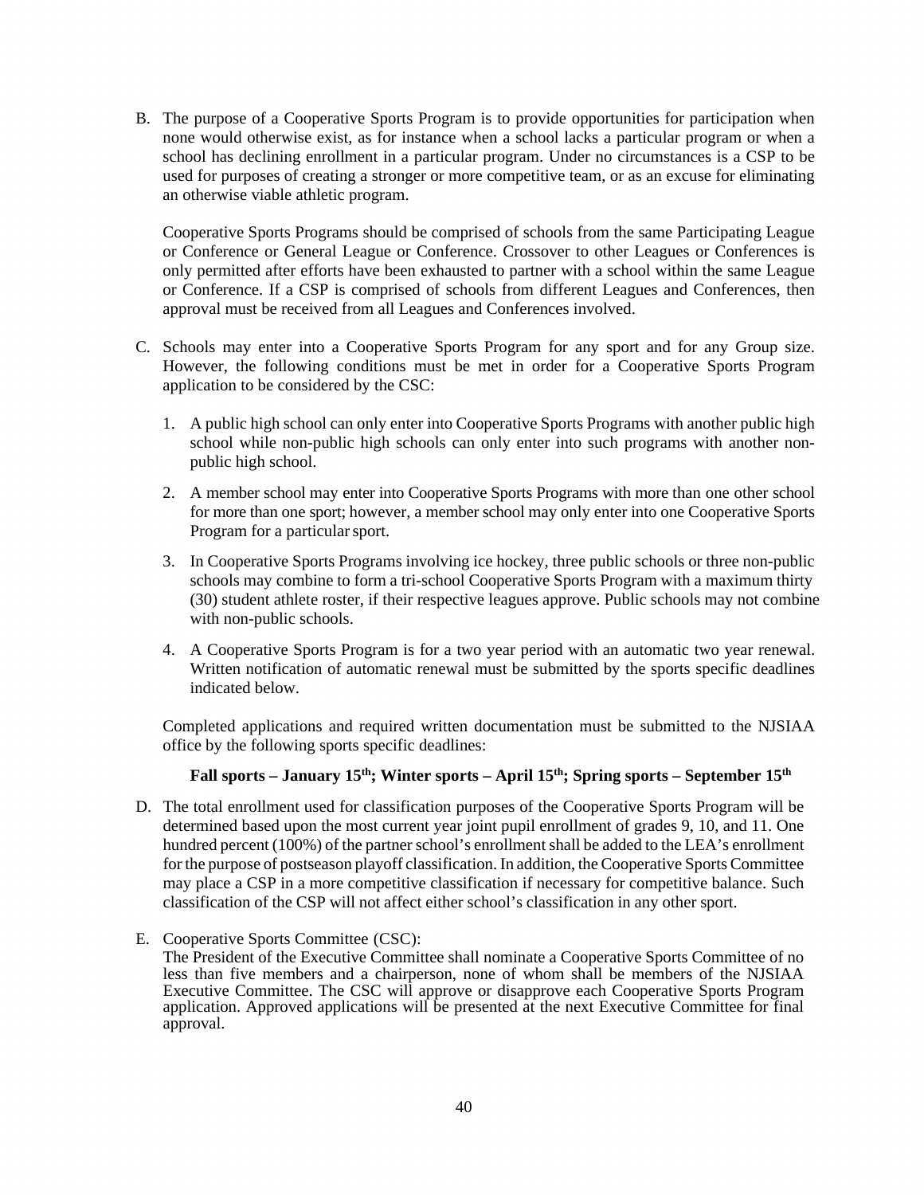B. The purpose of a Cooperative Sports Program is to provide opportunities for participation when none would otherwise exist, as for instance when a school lacks a particular program or when a school has declining enrollment in a particular program. Under no circumstances is a CSP to be used for purposes of creating a stronger or more competitive team, or as an excuse for eliminating an otherwise viable athletic program.

   Cooperative Sports Programs should be comprised of schools from the same Participating League or Conference or General League or Conference. Crossover to other Leagues or Conferences is only permitted after efforts have been exhausted to partner with a school within the same League or Conference. If a CSP is comprised of schools from different Leagues and Conferences, then approval must be received from all Leagues and Conferences involved.

C. Schools may enter into a Cooperative Sports Program for any sport and for any Group size. However, the following conditions must be met in order for a Cooperative Sports Program application to be considered by the CSC:

   1. A public high school can only enter into Cooperative Sports Programs with another public high school while non-public high schools can only enter into such programs with another non-public high school.

   2. A member school may enter into Cooperative Sports Programs with more than one other school for more than one sport; however, a member school may only enter into one Cooperative Sports Program for a particular sport.

   3. In Cooperative Sports Programs involving ice hockey, three public schools or three non-public schools may combine to form a tri-school Cooperative Sports Program with a maximum thirty (30) student athlete roster, if their respective leagues approve. Public schools may not combine with non-public schools.

   4. A Cooperative Sports Program is for a two year period with an automatic two year renewal. Written notification of automatic renewal must be submitted by the sports specific deadlines indicated below.

   Completed applications and required written documentation must be submitted to the NJSIAA office by the following sports specific deadlines:

   **Fall sports – January 15th; Winter sports – April 15th; Spring sports – September 15th**

D. The total enrollment used for classification purposes of the Cooperative Sports Program will be determined based upon the most current year joint pupil enrollment of grades 9, 10, and 11. One hundred percent (100%) of the partner school's enrollment shall be added to the LEA's enrollment for the purpose of postseason playoff classification. In addition, the Cooperative Sports Committee may place a CSP in a more competitive classification if necessary for competitive balance. Such classification of the CSP will not affect either school's classification in any other sport.

E. Cooperative Sports Committee (CSC):
   The President of the Executive Committee shall nominate a Cooperative Sports Committee of no less than five members and a chairperson, none of whom shall be members of the NJSIAA Executive Committee. The CSC will approve or disapprove each Cooperative Sports Program application. Approved applications will be presented at the next Executive Committee for final approval.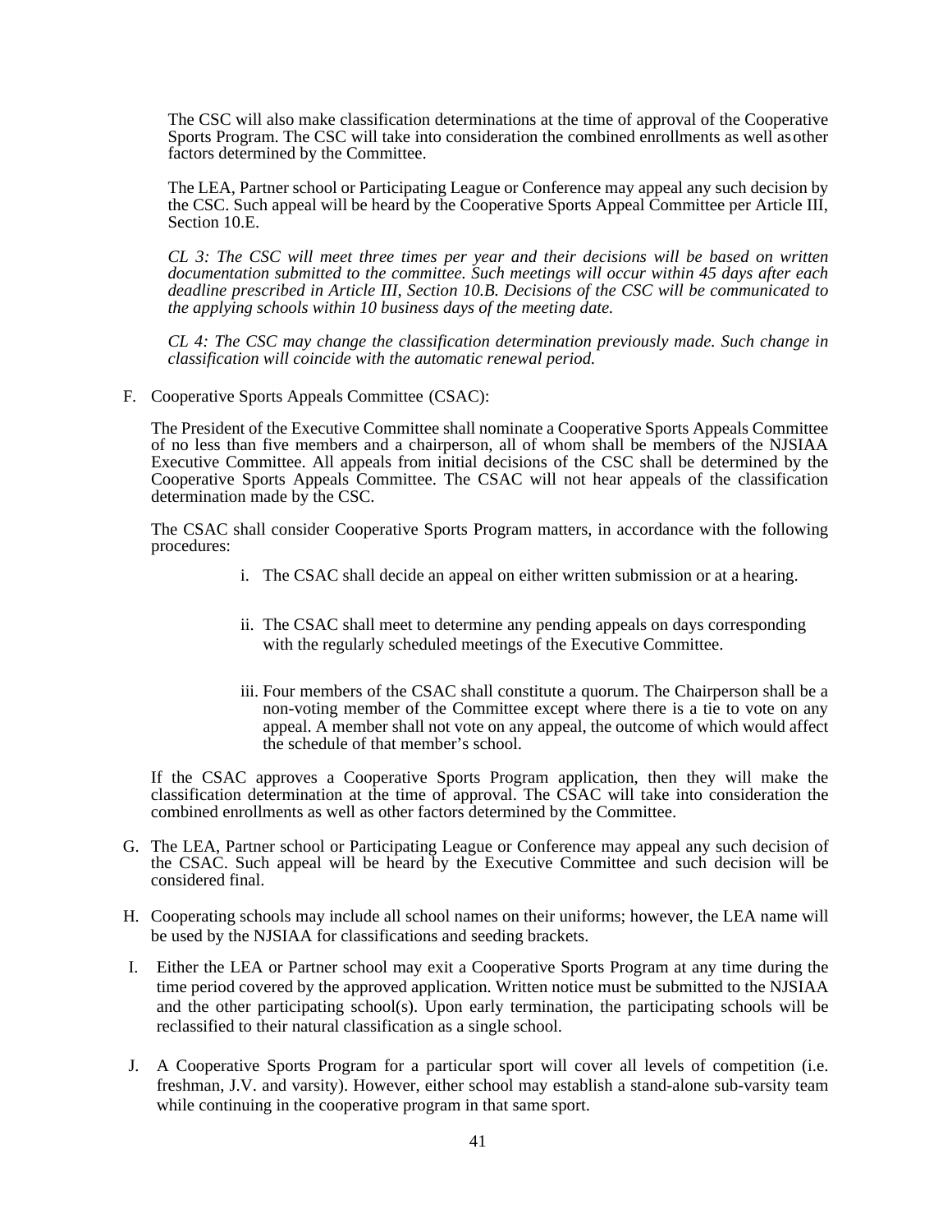The CSC will also make classification determinations at the time of approval of the Cooperative Sports Program. The CSC will take into consideration the combined enrollments as well as other factors determined by the Committee.

The LEA, Partner school or Participating League or Conference may appeal any such decision by the CSC. Such appeal will be heard by the Cooperative Sports Appeal Committee per Article III, Section 10.E.

*CL 3: The CSC will meet three times per year and their decisions will be based on written documentation submitted to the committee. Such meetings will occur within 45 days after each deadline prescribed in Article III, Section 10.B. Decisions of the CSC will be communicated to the applying schools within 10 business days of the meeting date.*

*CL 4: The CSC may change the classification determination previously made. Such change in classification will coincide with the automatic renewal period.*

F. Cooperative Sports Appeals Committee (CSAC):

The President of the Executive Committee shall nominate a Cooperative Sports Appeals Committee of no less than five members and a chairperson, all of whom shall be members of the NJSIAA Executive Committee. All appeals from initial decisions of the CSC shall be determined by the Cooperative Sports Appeals Committee. The CSAC will not hear appeals of the classification determination made by the CSC.

The CSAC shall consider Cooperative Sports Program matters, in accordance with the following procedures:

i. The CSAC shall decide an appeal on either written submission or at a hearing.

ii. The CSAC shall meet to determine any pending appeals on days corresponding with the regularly scheduled meetings of the Executive Committee.

iii. Four members of the CSAC shall constitute a quorum. The Chairperson shall be a non-voting member of the Committee except where there is a tie to vote on any appeal. A member shall not vote on any appeal, the outcome of which would affect the schedule of that member's school.

If the CSAC approves a Cooperative Sports Program application, then they will make the classification determination at the time of approval. The CSAC will take into consideration the combined enrollments as well as other factors determined by the Committee.

G. The LEA, Partner school or Participating League or Conference may appeal any such decision of the CSAC. Such appeal will be heard by the Executive Committee and such decision will be considered final.

H. Cooperating schools may include all school names on their uniforms; however, the LEA name will be used by the NJSIAA for classifications and seeding brackets.

I. Either the LEA or Partner school may exit a Cooperative Sports Program at any time during the time period covered by the approved application. Written notice must be submitted to the NJSIAA and the other participating school(s). Upon early termination, the participating schools will be reclassified to their natural classification as a single school.

J. A Cooperative Sports Program for a particular sport will cover all levels of competition (i.e. freshman, J.V. and varsity). However, either school may establish a stand-alone sub-varsity team while continuing in the cooperative program in that same sport.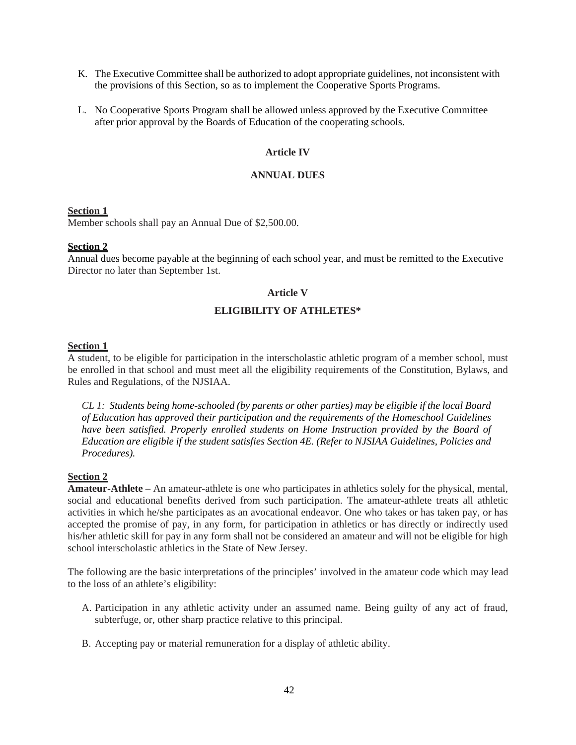K. The Executive Committee shall be authorized to adopt appropriate guidelines, not inconsistent with the provisions of this Section, so as to implement the Cooperative Sports Programs.

L. No Cooperative Sports Program shall be allowed unless approved by the Executive Committee after prior approval by the Boards of Education of the cooperating schools.

## Article IV

## ANNUAL DUES

**Section 1**
Member schools shall pay an Annual Due of $2,500.00.

**Section 2**
Annual dues become payable at the beginning of each school year, and must be remitted to the Executive Director no later than September 1st.

## Article V

## ELIGIBILITY OF ATHLETES*

**Section 1**
A student, to be eligible for participation in the interscholastic athletic program of a member school, must be enrolled in that school and must meet all the eligibility requirements of the Constitution, Bylaws, and Rules and Regulations, of the NJSIAA.

*CL 1: Students being home-schooled (by parents or other parties) may be eligible if the local Board of Education has approved their participation and the requirements of the Homeschool Guidelines have been satisfied. Properly enrolled students on Home Instruction provided by the Board of Education are eligible if the student satisfies Section 4E. (Refer to NJSIAA Guidelines, Policies and Procedures).*

**Section 2**
**Amateur-Athlete** – An amateur-athlete is one who participates in athletics solely for the physical, mental, social and educational benefits derived from such participation. The amateur-athlete treats all athletic activities in which he/she participates as an avocational endeavor. One who takes or has taken pay, or has accepted the promise of pay, in any form, for participation in athletics or has directly or indirectly used his/her athletic skill for pay in any form shall not be considered an amateur and will not be eligible for high school interscholastic athletics in the State of New Jersey.

The following are the basic interpretations of the principles' involved in the amateur code which may lead to the loss of an athlete's eligibility:

A. Participation in any athletic activity under an assumed name. Being guilty of any act of fraud, subterfuge, or, other sharp practice relative to this principal.

B. Accepting pay or material remuneration for a display of athletic ability.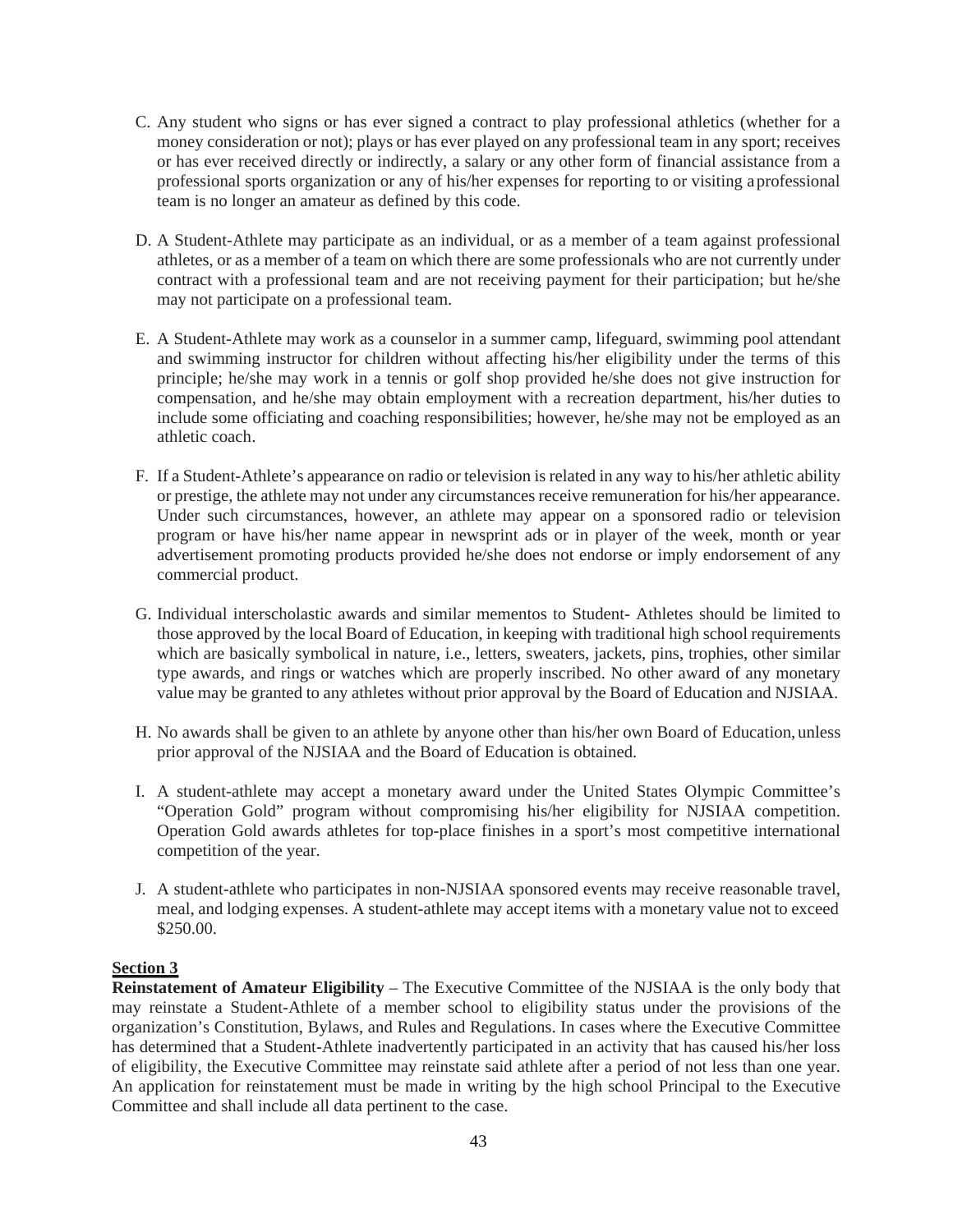C. Any student who signs or has ever signed a contract to play professional athletics (whether for a money consideration or not); plays or has ever played on any professional team in any sport; receives or has ever received directly or indirectly, a salary or any other form of financial assistance from a professional sports organization or any of his/her expenses for reporting to or visiting a professional team is no longer an amateur as defined by this code.

D. A Student-Athlete may participate as an individual, or as a member of a team against professional athletes, or as a member of a team on which there are some professionals who are not currently under contract with a professional team and are not receiving payment for their participation; but he/she may not participate on a professional team.

E. A Student-Athlete may work as a counselor in a summer camp, lifeguard, swimming pool attendant and swimming instructor for children without affecting his/her eligibility under the terms of this principle; he/she may work in a tennis or golf shop provided he/she does not give instruction for compensation, and he/she may obtain employment with a recreation department, his/her duties to include some officiating and coaching responsibilities; however, he/she may not be employed as an athletic coach.

F. If a Student-Athlete's appearance on radio or television is related in any way to his/her athletic ability or prestige, the athlete may not under any circumstances receive remuneration for his/her appearance. Under such circumstances, however, an athlete may appear on a sponsored radio or television program or have his/her name appear in newsprint ads or in player of the week, month or year advertisement promoting products provided he/she does not endorse or imply endorsement of any commercial product.

G. Individual interscholastic awards and similar mementos to Student- Athletes should be limited to those approved by the local Board of Education, in keeping with traditional high school requirements which are basically symbolical in nature, i.e., letters, sweaters, jackets, pins, trophies, other similar type awards, and rings or watches which are properly inscribed. No other award of any monetary value may be granted to any athletes without prior approval by the Board of Education and NJSIAA.

H. No awards shall be given to an athlete by anyone other than his/her own Board of Education, unless prior approval of the NJSIAA and the Board of Education is obtained.

I. A student-athlete may accept a monetary award under the United States Olympic Committee's "Operation Gold" program without compromising his/her eligibility for NJSIAA competition. Operation Gold awards athletes for top-place finishes in a sport's most competitive international competition of the year.

J. A student-athlete who participates in non-NJSIAA sponsored events may receive reasonable travel, meal, and lodging expenses. A student-athlete may accept items with a monetary value not to exceed $250.00.

**Section 3**

**Reinstatement of Amateur Eligibility** – The Executive Committee of the NJSIAA is the only body that may reinstate a Student-Athlete of a member school to eligibility status under the provisions of the organization's Constitution, Bylaws, and Rules and Regulations. In cases where the Executive Committee has determined that a Student-Athlete inadvertently participated in an activity that has caused his/her loss of eligibility, the Executive Committee may reinstate said athlete after a period of not less than one year. An application for reinstatement must be made in writing by the high school Principal to the Executive Committee and shall include all data pertinent to the case.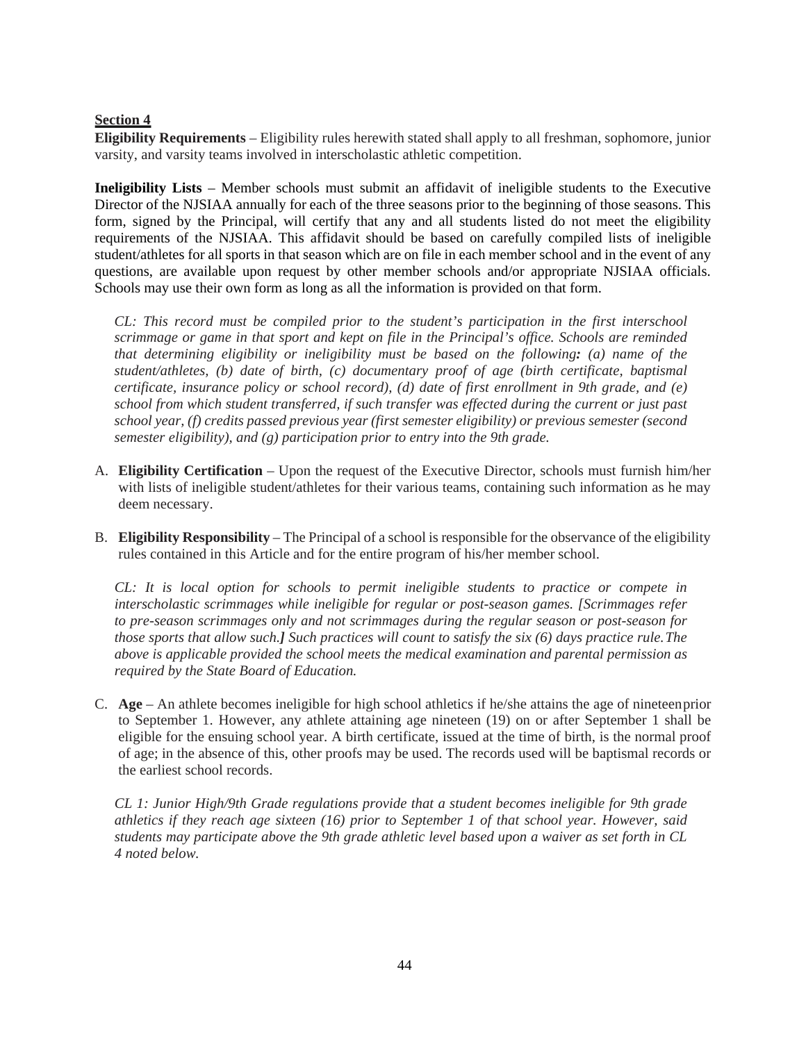**Section 4**

**Eligibility Requirements** – Eligibility rules herewith stated shall apply to all freshman, sophomore, junior varsity, and varsity teams involved in interscholastic athletic competition.

**Ineligibility Lists** – Member schools must submit an affidavit of ineligible students to the Executive Director of the NJSIAA annually for each of the three seasons prior to the beginning of those seasons. This form, signed by the Principal, will certify that any and all students listed do not meet the eligibility requirements of the NJSIAA. This affidavit should be based on carefully compiled lists of ineligible student/athletes for all sports in that season which are on file in each member school and in the event of any questions, are available upon request by other member schools and/or appropriate NJSIAA officials. Schools may use their own form as long as all the information is provided on that form.

*CL: This record must be compiled prior to the student's participation in the first interschool scrimmage or game in that sport and kept on file in the Principal's office. Schools are reminded that determining eligibility or ineligibility must be based on the following: (a) name of the student/athletes, (b) date of birth, (c) documentary proof of age (birth certificate, baptismal certificate, insurance policy or school record), (d) date of first enrollment in 9th grade, and (e) school from which student transferred, if such transfer was effected during the current or just past school year, (f) credits passed previous year (first semester eligibility) or previous semester (second semester eligibility), and (g) participation prior to entry into the 9th grade.*

A. **Eligibility Certification** – Upon the request of the Executive Director, schools must furnish him/her with lists of ineligible student/athletes for their various teams, containing such information as he may deem necessary.

B. **Eligibility Responsibility** – The Principal of a school is responsible for the observance of the eligibility rules contained in this Article and for the entire program of his/her member school.

*CL: It is local option for schools to permit ineligible students to practice or compete in interscholastic scrimmages while ineligible for regular or post-season games. [Scrimmages refer to pre-season scrimmages only and not scrimmages during the regular season or post-season for those sports that allow such.] Such practices will count to satisfy the six (6) days practice rule. The above is applicable provided the school meets the medical examination and parental permission as required by the State Board of Education.*

C. **Age** – An athlete becomes ineligible for high school athletics if he/she attains the age of nineteen prior to September 1. However, any athlete attaining age nineteen (19) on or after September 1 shall be eligible for the ensuing school year. A birth certificate, issued at the time of birth, is the normal proof of age; in the absence of this, other proofs may be used. The records used will be baptismal records or the earliest school records.

*CL 1: Junior High/9th Grade regulations provide that a student becomes ineligible for 9th grade athletics if they reach age sixteen (16) prior to September 1 of that school year. However, said students may participate above the 9th grade athletic level based upon a waiver as set forth in CL 4 noted below.*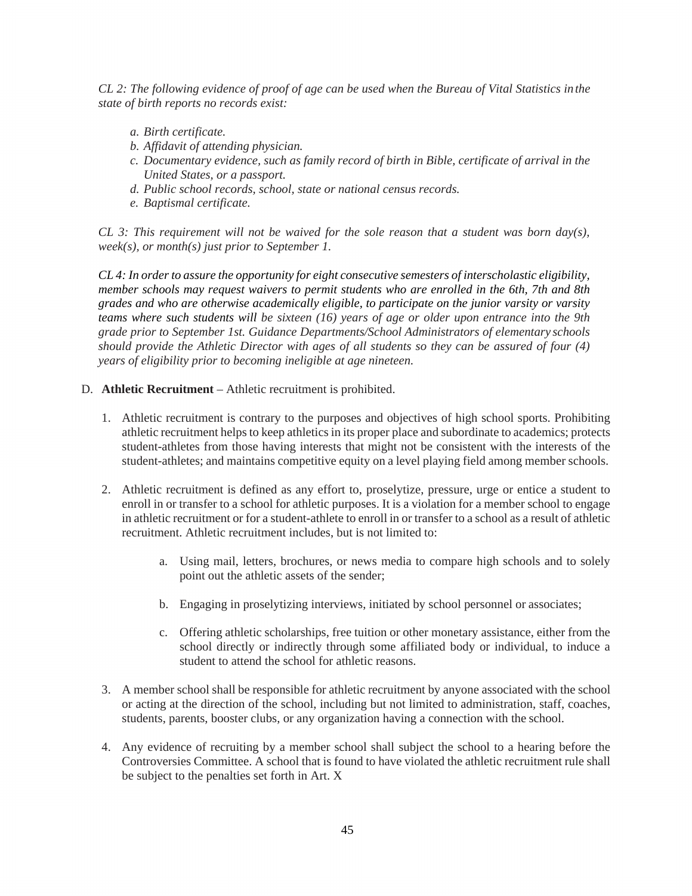*CL 2: The following evidence of proof of age can be used when the Bureau of Vital Statistics in the state of birth reports no records exist:*

- *a. Birth certificate.*
- *b. Affidavit of attending physician.*
- *c. Documentary evidence, such as family record of birth in Bible, certificate of arrival in the United States, or a passport.*
- *d. Public school records, school, state or national census records.*
- *e. Baptismal certificate.*

*CL 3: This requirement will not be waived for the sole reason that a student was born day(s), week(s), or month(s) just prior to September 1.*

*CL 4: In order to assure the opportunity for eight consecutive semesters of interscholastic eligibility, member schools may request waivers to permit students who are enrolled in the 6th, 7th and 8th grades and who are otherwise academically eligible, to participate on the junior varsity or varsity teams where such students will be sixteen (16) years of age or older upon entrance into the 9th grade prior to September 1st. Guidance Departments/School Administrators of elementary schools should provide the Athletic Director with ages of all students so they can be assured of four (4) years of eligibility prior to becoming ineligible at age nineteen.*

D. **Athletic Recruitment** – Athletic recruitment is prohibited.

1. Athletic recruitment is contrary to the purposes and objectives of high school sports. Prohibiting athletic recruitment helps to keep athletics in its proper place and subordinate to academics; protects student-athletes from those having interests that might not be consistent with the interests of the student-athletes; and maintains competitive equity on a level playing field among member schools.

2. Athletic recruitment is defined as any effort to, proselytize, pressure, urge or entice a student to enroll in or transfer to a school for athletic purposes. It is a violation for a member school to engage in athletic recruitment or for a student-athlete to enroll in or transfer to a school as a result of athletic recruitment. Athletic recruitment includes, but is not limited to:

   a. Using mail, letters, brochures, or news media to compare high schools and to solely point out the athletic assets of the sender;

   b. Engaging in proselytizing interviews, initiated by school personnel or associates;

   c. Offering athletic scholarships, free tuition or other monetary assistance, either from the school directly or indirectly through some affiliated body or individual, to induce a student to attend the school for athletic reasons.

3. A member school shall be responsible for athletic recruitment by anyone associated with the school or acting at the direction of the school, including but not limited to administration, staff, coaches, students, parents, booster clubs, or any organization having a connection with the school.

4. Any evidence of recruiting by a member school shall subject the school to a hearing before the Controversies Committee. A school that is found to have violated the athletic recruitment rule shall be subject to the penalties set forth in Art. X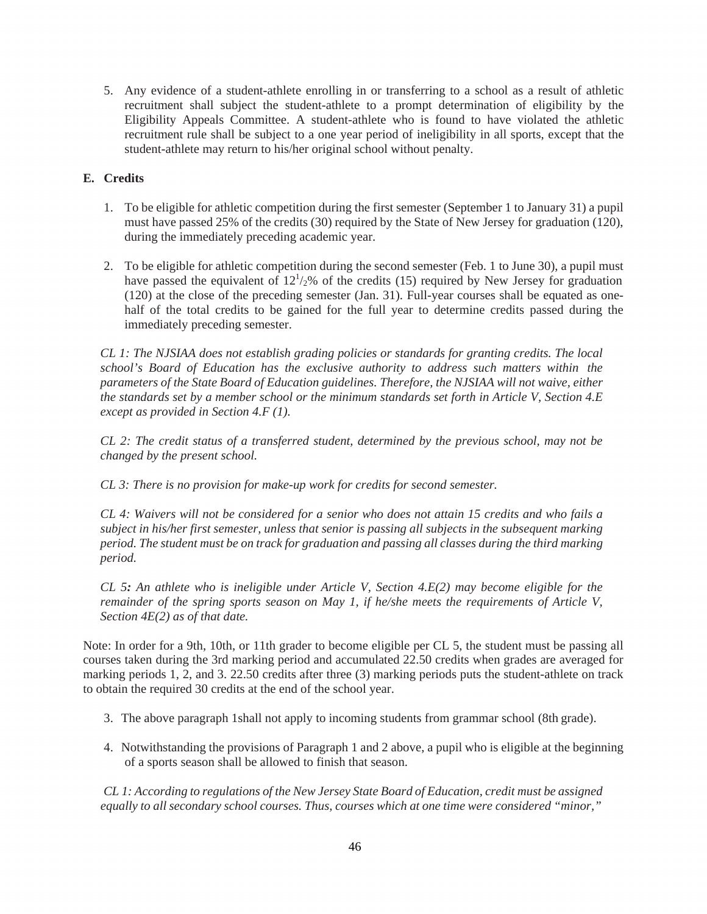5. Any evidence of a student-athlete enrolling in or transferring to a school as a result of athletic recruitment shall subject the student-athlete to a prompt determination of eligibility by the Eligibility Appeals Committee. A student-athlete who is found to have violated the athletic recruitment rule shall be subject to a one year period of ineligibility in all sports, except that the student-athlete may return to his/her original school without penalty.

**E. Credits**

1. To be eligible for athletic competition during the first semester (September 1 to January 31) a pupil must have passed 25% of the credits (30) required by the State of New Jersey for graduation (120), during the immediately preceding academic year.

2. To be eligible for athletic competition during the second semester (Feb. 1 to June 30), a pupil must have passed the equivalent of $12^1/_2$% of the credits (15) required by New Jersey for graduation (120) at the close of the preceding semester (Jan. 31). Full-year courses shall be equated as one-half of the total credits to be gained for the full year to determine credits passed during the immediately preceding semester.

*CL 1: The NJSIAA does not establish grading policies or standards for granting credits. The local school's Board of Education has the exclusive authority to address such matters within the parameters of the State Board of Education guidelines. Therefore, the NJSIAA will not waive, either the standards set by a member school or the minimum standards set forth in Article V, Section 4.E except as provided in Section 4.F (1).*

*CL 2: The credit status of a transferred student, determined by the previous school, may not be changed by the present school.*

*CL 3: There is no provision for make-up work for credits for second semester.*

*CL 4: Waivers will not be considered for a senior who does not attain 15 credits and who fails a subject in his/her first semester, unless that senior is passing all subjects in the subsequent marking period. The student must be on track for graduation and passing all classes during the third marking period.*

*CL 5**:** An athlete who is ineligible under Article V, Section 4.E(2) may become eligible for the remainder of the spring sports season on May 1, if he/she meets the requirements of Article V, Section 4E(2) as of that date.*

Note: In order for a 9th, 10th, or 11th grader to become eligible per CL 5, the student must be passing all courses taken during the 3rd marking period and accumulated 22.50 credits when grades are averaged for marking periods 1, 2, and 3. 22.50 credits after three (3) marking periods puts the student-athlete on track to obtain the required 30 credits at the end of the school year.

3. The above paragraph 1shall not apply to incoming students from grammar school (8th grade).

4. Notwithstanding the provisions of Paragraph 1 and 2 above, a pupil who is eligible at the beginning of a sports season shall be allowed to finish that season.

*CL 1: According to regulations of the New Jersey State Board of Education, credit must be assigned equally to all secondary school courses. Thus, courses which at one time were considered "minor,"*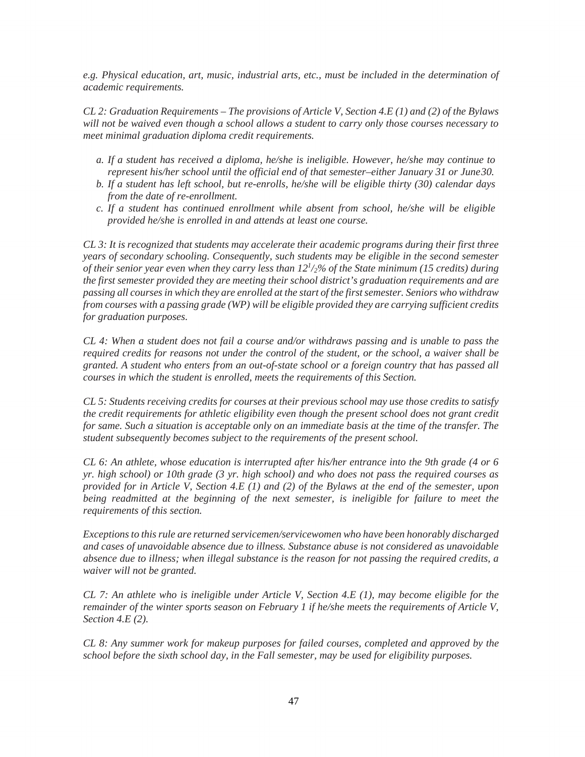*e.g. Physical education, art, music, industrial arts, etc., must be included in the determination of academic requirements.*

*CL 2: Graduation Requirements – The provisions of Article V, Section 4.E (1) and (2) of the Bylaws will not be waived even though a school allows a student to carry only those courses necessary to meet minimal graduation diploma credit requirements.*

- *a. If a student has received a diploma, he/she is ineligible. However, he/she may continue to represent his/her school until the official end of that semester–either January 31 or June30.*
- *b. If a student has left school, but re-enrolls, he/she will be eligible thirty (30) calendar days from the date of re-enrollment.*
- *c. If a student has continued enrollment while absent from school, he/she will be eligible provided he/she is enrolled in and attends at least one course.*

*CL 3: It is recognized that students may accelerate their academic programs during their first three years of secondary schooling. Consequently, such students may be eligible in the second semester of their senior year even when they carry less than $12^1/_2$% of the State minimum (15 credits) during the first semester provided they are meeting their school district's graduation requirements and are passing all courses in which they are enrolled at the start of the first semester. Seniors who withdraw from courses with a passing grade (WP) will be eligible provided they are carrying sufficient credits for graduation purposes.*

*CL 4: When a student does not fail a course and/or withdraws passing and is unable to pass the required credits for reasons not under the control of the student, or the school, a waiver shall be granted. A student who enters from an out-of-state school or a foreign country that has passed all courses in which the student is enrolled, meets the requirements of this Section.*

*CL 5: Students receiving credits for courses at their previous school may use those credits to satisfy the credit requirements for athletic eligibility even though the present school does not grant credit for same. Such a situation is acceptable only on an immediate basis at the time of the transfer. The student subsequently becomes subject to the requirements of the present school.*

*CL 6: An athlete, whose education is interrupted after his/her entrance into the 9th grade (4 or 6 yr. high school) or 10th grade (3 yr. high school) and who does not pass the required courses as provided for in Article V, Section 4.E (1) and (2) of the Bylaws at the end of the semester, upon being readmitted at the beginning of the next semester, is ineligible for failure to meet the requirements of this section.*

*Exceptions to this rule are returned servicemen/servicewomen who have been honorably discharged and cases of unavoidable absence due to illness. Substance abuse is not considered as unavoidable absence due to illness; when illegal substance is the reason for not passing the required credits, a waiver will not be granted.*

*CL 7: An athlete who is ineligible under Article V, Section 4.E (1), may become eligible for the remainder of the winter sports season on February 1 if he/she meets the requirements of Article V, Section 4.E (2).*

*CL 8: Any summer work for makeup purposes for failed courses, completed and approved by the school before the sixth school day, in the Fall semester, may be used for eligibility purposes.*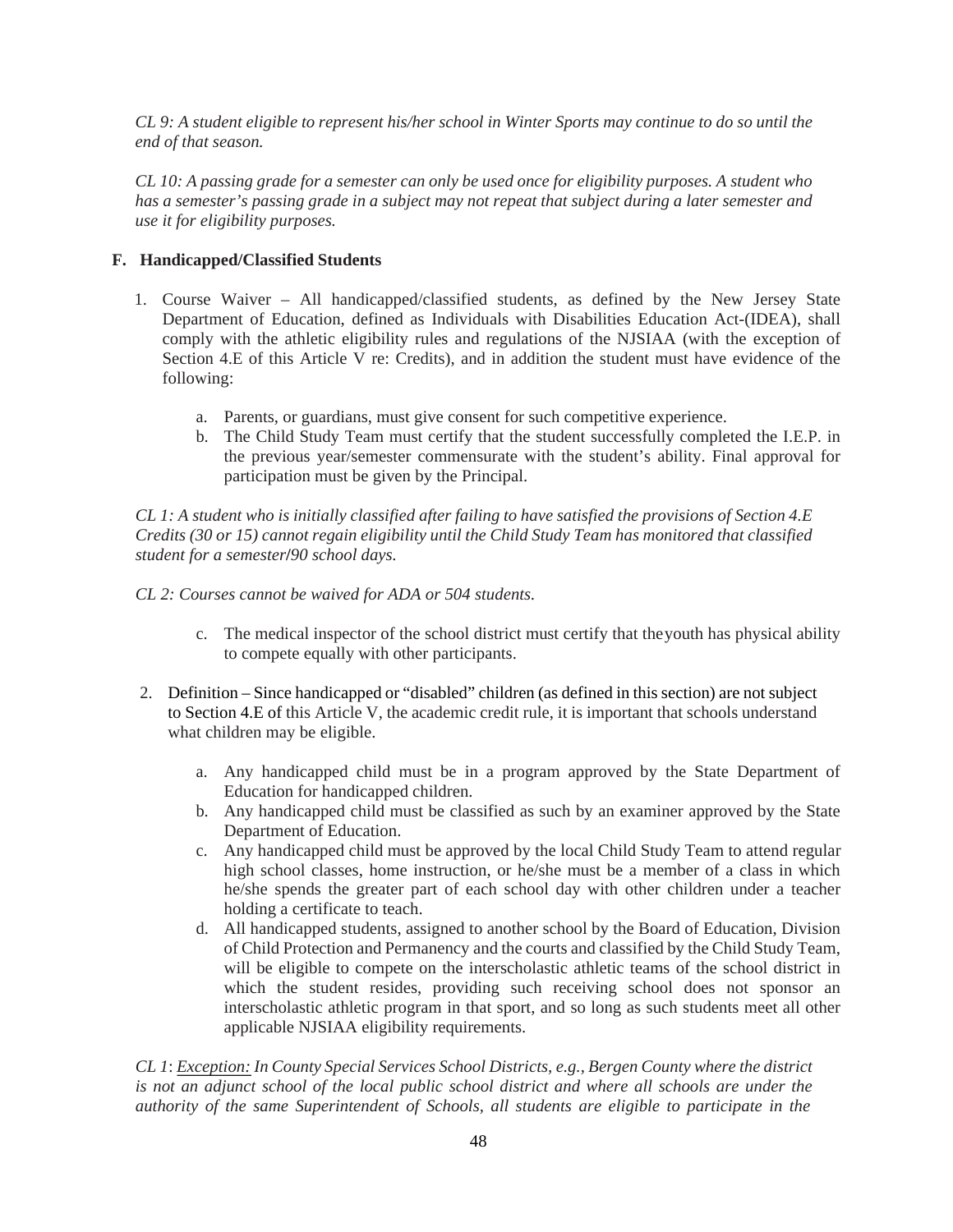*CL 9: A student eligible to represent his/her school in Winter Sports may continue to do so until the end of that season.*

*CL 10: A passing grade for a semester can only be used once for eligibility purposes. A student who has a semester's passing grade in a subject may not repeat that subject during a later semester and use it for eligibility purposes.*

**F. Handicapped/Classified Students**

1. Course Waiver – All handicapped/classified students, as defined by the New Jersey State Department of Education, defined as Individuals with Disabilities Education Act-(IDEA), shall comply with the athletic eligibility rules and regulations of the NJSIAA (with the exception of Section 4.E of this Article V re: Credits), and in addition the student must have evidence of the following:

    a. Parents, or guardians, must give consent for such competitive experience.
    b. The Child Study Team must certify that the student successfully completed the I.E.P. in the previous year/semester commensurate with the student's ability. Final approval for participation must be given by the Principal.

*CL 1: A student who is initially classified after failing to have satisfied the provisions of Section 4.E Credits (30 or 15) cannot regain eligibility until the Child Study Team has monitored that classified student for a semester/90 school days.*

*CL 2: Courses cannot be waived for ADA or 504 students.*

    c. The medical inspector of the school district must certify that the youth has physical ability to compete equally with other participants.

2. Definition – Since handicapped or "disabled" children (as defined in this section) are not subject to Section 4.E of this Article V, the academic credit rule, it is important that schools understand what children may be eligible.

    a. Any handicapped child must be in a program approved by the State Department of Education for handicapped children.
    b. Any handicapped child must be classified as such by an examiner approved by the State Department of Education.
    c. Any handicapped child must be approved by the local Child Study Team to attend regular high school classes, home instruction, or he/she must be a member of a class in which he/she spends the greater part of each school day with other children under a teacher holding a certificate to teach.
    d. All handicapped students, assigned to another school by the Board of Education, Division of Child Protection and Permanency and the courts and classified by the Child Study Team, will be eligible to compete on the interscholastic athletic teams of the school district in which the student resides, providing such receiving school does not sponsor an interscholastic athletic program in that sport, and so long as such students meet all other applicable NJSIAA eligibility requirements.

*CL 1*: *Exception: In County Special Services School Districts, e.g., Bergen County where the district is not an adjunct school of the local public school district and where all schools are under the authority of the same Superintendent of Schools, all students are eligible to participate in the*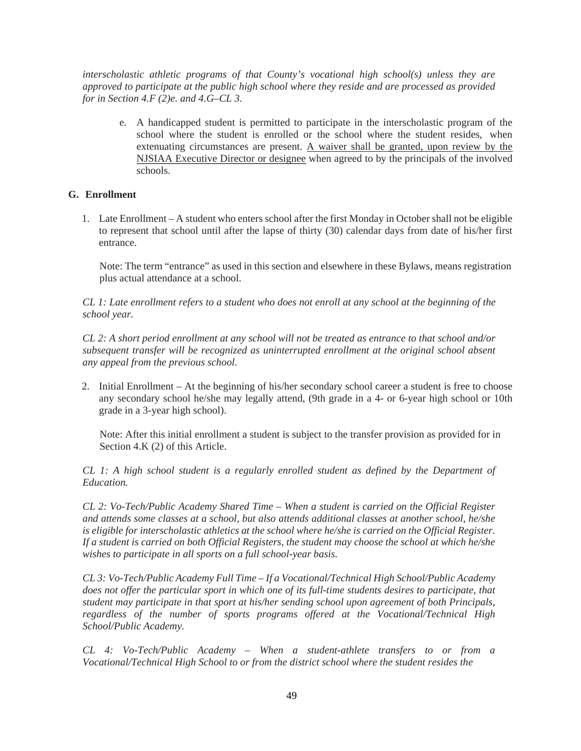*interscholastic athletic programs of that County's vocational high school(s) unless they are approved to participate at the public high school where they reside and are processed as provided for in Section 4.F (2)e. and 4.G–CL 3.*

e. A handicapped student is permitted to participate in the interscholastic program of the school where the student is enrolled or the school where the student resides, when extenuating circumstances are present. <u>A waiver shall be granted, upon review by the NJSIAA Executive Director or designee</u> when agreed to by the principals of the involved schools.

**G. Enrollment**

1. Late Enrollment – A student who enters school after the first Monday in October shall not be eligible to represent that school until after the lapse of thirty (30) calendar days from date of his/her first entrance.

   Note: The term "entrance" as used in this section and elsewhere in these Bylaws, means registration plus actual attendance at a school.

*CL 1: Late enrollment refers to a student who does not enroll at any school at the beginning of the school year.*

*CL 2: A short period enrollment at any school will not be treated as entrance to that school and/or subsequent transfer will be recognized as uninterrupted enrollment at the original school absent any appeal from the previous school.*

2. Initial Enrollment – At the beginning of his/her secondary school career a student is free to choose any secondary school he/she may legally attend, (9th grade in a 4- or 6-year high school or 10th grade in a 3-year high school).

   Note: After this initial enrollment a student is subject to the transfer provision as provided for in Section 4.K (2) of this Article.

*CL 1: A high school student is a regularly enrolled student as defined by the Department of Education.*

*CL 2: Vo-Tech/Public Academy Shared Time – When a student is carried on the Official Register and attends some classes at a school, but also attends additional classes at another school, he/she is eligible for interscholastic athletics at the school where he/she is carried on the Official Register. If a student is carried on both Official Registers, the student may choose the school at which he/she wishes to participate in all sports on a full school-year basis.*

*CL 3: Vo-Tech/Public Academy Full Time – If a Vocational/Technical High School/Public Academy does not offer the particular sport in which one of its full-time students desires to participate, that student may participate in that sport at his/her sending school upon agreement of both Principals, regardless of the number of sports programs offered at the Vocational/Technical High School/Public Academy.*

*CL 4: Vo-Tech/Public Academy – When a student-athlete transfers to or from a Vocational/Technical High School to or from the district school where the student resides the*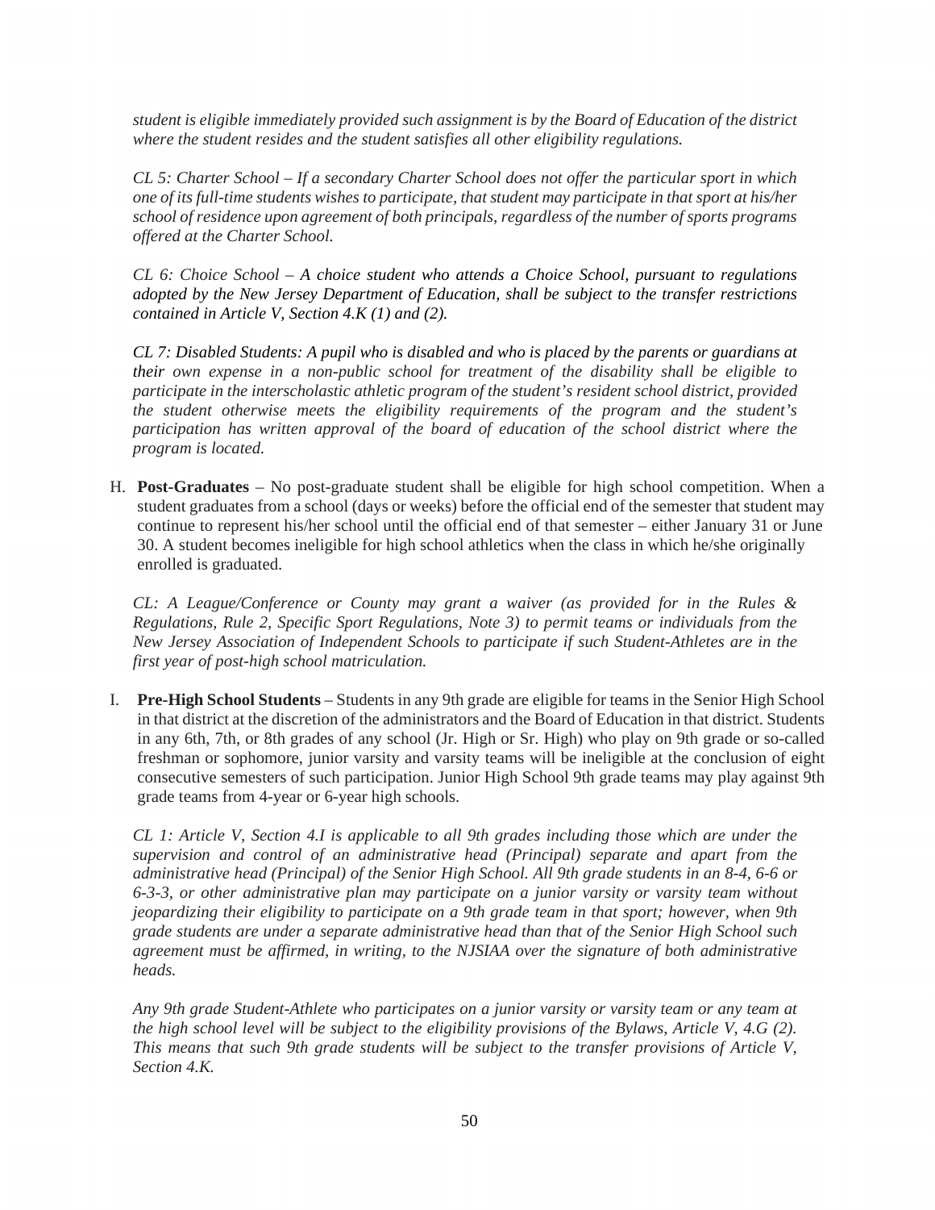*student is eligible immediately provided such assignment is by the Board of Education of the district where the student resides and the student satisfies all other eligibility regulations.*

*CL 5: Charter School – If a secondary Charter School does not offer the particular sport in which one of its full-time students wishes to participate, that student may participate in that sport at his/her school of residence upon agreement of both principals, regardless of the number of sports programs offered at the Charter School.*

*CL 6: Choice School – A choice student who attends a Choice School, pursuant to regulations adopted by the New Jersey Department of Education, shall be subject to the transfer restrictions contained in Article V, Section 4.K (1) and (2).*

*CL 7: Disabled Students: A pupil who is disabled and who is placed by the parents or guardians at their own expense in a non-public school for treatment of the disability shall be eligible to participate in the interscholastic athletic program of the student's resident school district, provided the student otherwise meets the eligibility requirements of the program and the student's participation has written approval of the board of education of the school district where the program is located.*

H. **Post-Graduates** – No post-graduate student shall be eligible for high school competition. When a student graduates from a school (days or weeks) before the official end of the semester that student may continue to represent his/her school until the official end of that semester – either January 31 or June 30. A student becomes ineligible for high school athletics when the class in which he/she originally enrolled is graduated.

*CL: A League/Conference or County may grant a waiver (as provided for in the Rules & Regulations, Rule 2, Specific Sport Regulations, Note 3) to permit teams or individuals from the New Jersey Association of Independent Schools to participate if such Student-Athletes are in the first year of post-high school matriculation.*

I. **Pre-High School Students** – Students in any 9th grade are eligible for teams in the Senior High School in that district at the discretion of the administrators and the Board of Education in that district. Students in any 6th, 7th, or 8th grades of any school (Jr. High or Sr. High) who play on 9th grade or so-called freshman or sophomore, junior varsity and varsity teams will be ineligible at the conclusion of eight consecutive semesters of such participation. Junior High School 9th grade teams may play against 9th grade teams from 4-year or 6-year high schools.

*CL 1: Article V, Section 4.I is applicable to all 9th grades including those which are under the supervision and control of an administrative head (Principal) separate and apart from the administrative head (Principal) of the Senior High School. All 9th grade students in an 8-4, 6-6 or 6-3-3, or other administrative plan may participate on a junior varsity or varsity team without jeopardizing their eligibility to participate on a 9th grade team in that sport; however, when 9th grade students are under a separate administrative head than that of the Senior High School such agreement must be affirmed, in writing, to the NJSIAA over the signature of both administrative heads.*

*Any 9th grade Student-Athlete who participates on a junior varsity or varsity team or any team at the high school level will be subject to the eligibility provisions of the Bylaws, Article V, 4.G (2). This means that such 9th grade students will be subject to the transfer provisions of Article V, Section 4.K.*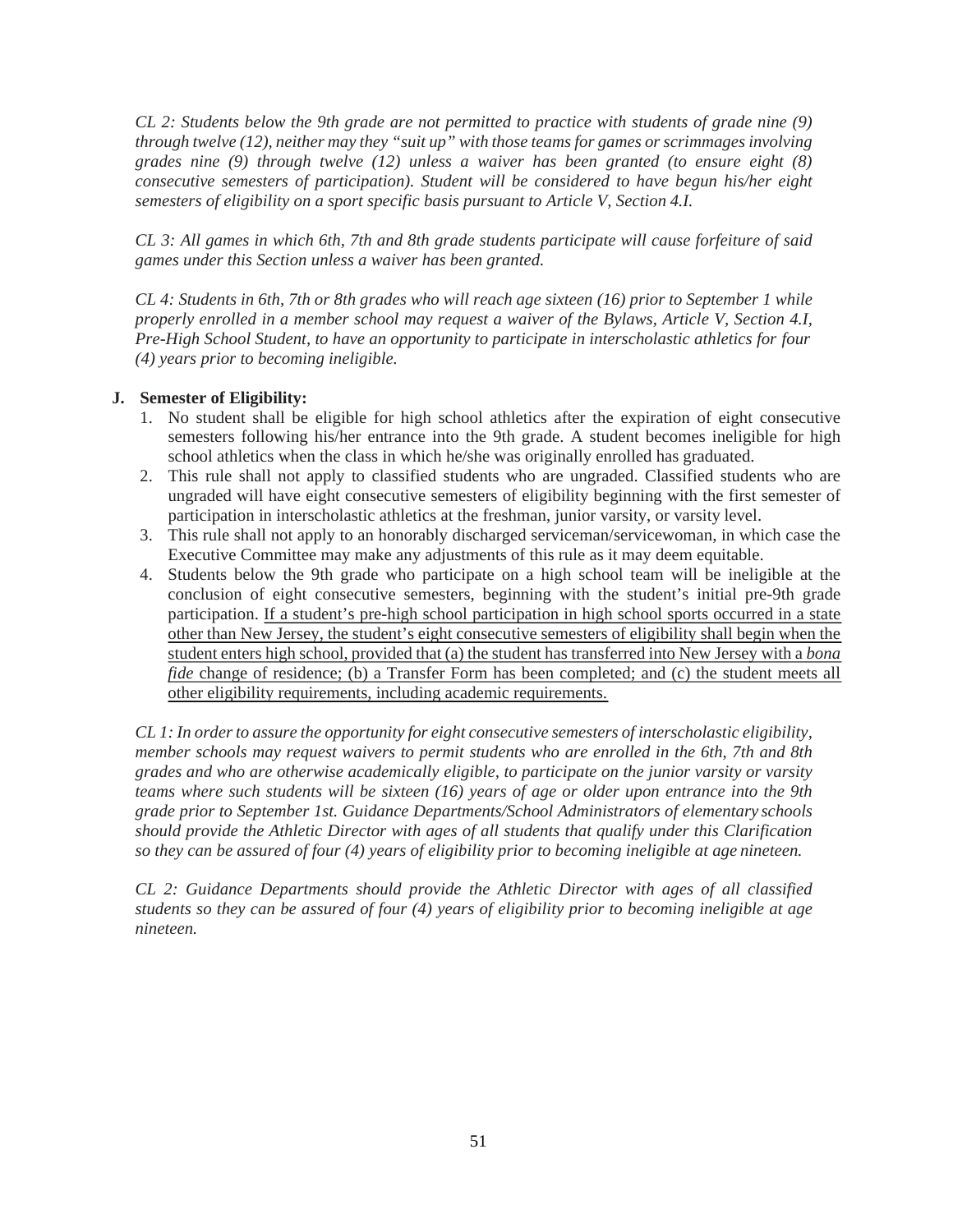*CL 2: Students below the 9th grade are not permitted to practice with students of grade nine (9) through twelve (12), neither may they "suit up" with those teams for games or scrimmages involving grades nine (9) through twelve (12) unless a waiver has been granted (to ensure eight (8) consecutive semesters of participation). Student will be considered to have begun his/her eight semesters of eligibility on a sport specific basis pursuant to Article V, Section 4.I.*

*CL 3: All games in which 6th, 7th and 8th grade students participate will cause forfeiture of said games under this Section unless a waiver has been granted.*

*CL 4: Students in 6th, 7th or 8th grades who will reach age sixteen (16) prior to September 1 while properly enrolled in a member school may request a waiver of the Bylaws, Article V, Section 4.I, Pre-High School Student, to have an opportunity to participate in interscholastic athletics for four (4) years prior to becoming ineligible.*

**J. Semester of Eligibility:**

1. No student shall be eligible for high school athletics after the expiration of eight consecutive semesters following his/her entrance into the 9th grade. A student becomes ineligible for high school athletics when the class in which he/she was originally enrolled has graduated.
2. This rule shall not apply to classified students who are ungraded. Classified students who are ungraded will have eight consecutive semesters of eligibility beginning with the first semester of participation in interscholastic athletics at the freshman, junior varsity, or varsity level.
3. This rule shall not apply to an honorably discharged serviceman/servicewoman, in which case the Executive Committee may make any adjustments of this rule as it may deem equitable.
4. Students below the 9th grade who participate on a high school team will be ineligible at the conclusion of eight consecutive semesters, beginning with the student's initial pre-9th grade participation. <u>If a student's pre-high school participation in high school sports occurred in a state other than New Jersey, the student's eight consecutive semesters of eligibility shall begin when the student enters high school, provided that (a) the student has transferred into New Jersey with a *bona fide* change of residence; (b) a Transfer Form has been completed; and (c) the student meets all other eligibility requirements, including academic requirements.</u>

*CL 1: In order to assure the opportunity for eight consecutive semesters of interscholastic eligibility, member schools may request waivers to permit students who are enrolled in the 6th, 7th and 8th grades and who are otherwise academically eligible, to participate on the junior varsity or varsity teams where such students will be sixteen (16) years of age or older upon entrance into the 9th grade prior to September 1st. Guidance Departments/School Administrators of elementary schools should provide the Athletic Director with ages of all students that qualify under this Clarification so they can be assured of four (4) years of eligibility prior to becoming ineligible at age nineteen.*

*CL 2: Guidance Departments should provide the Athletic Director with ages of all classified students so they can be assured of four (4) years of eligibility prior to becoming ineligible at age nineteen.*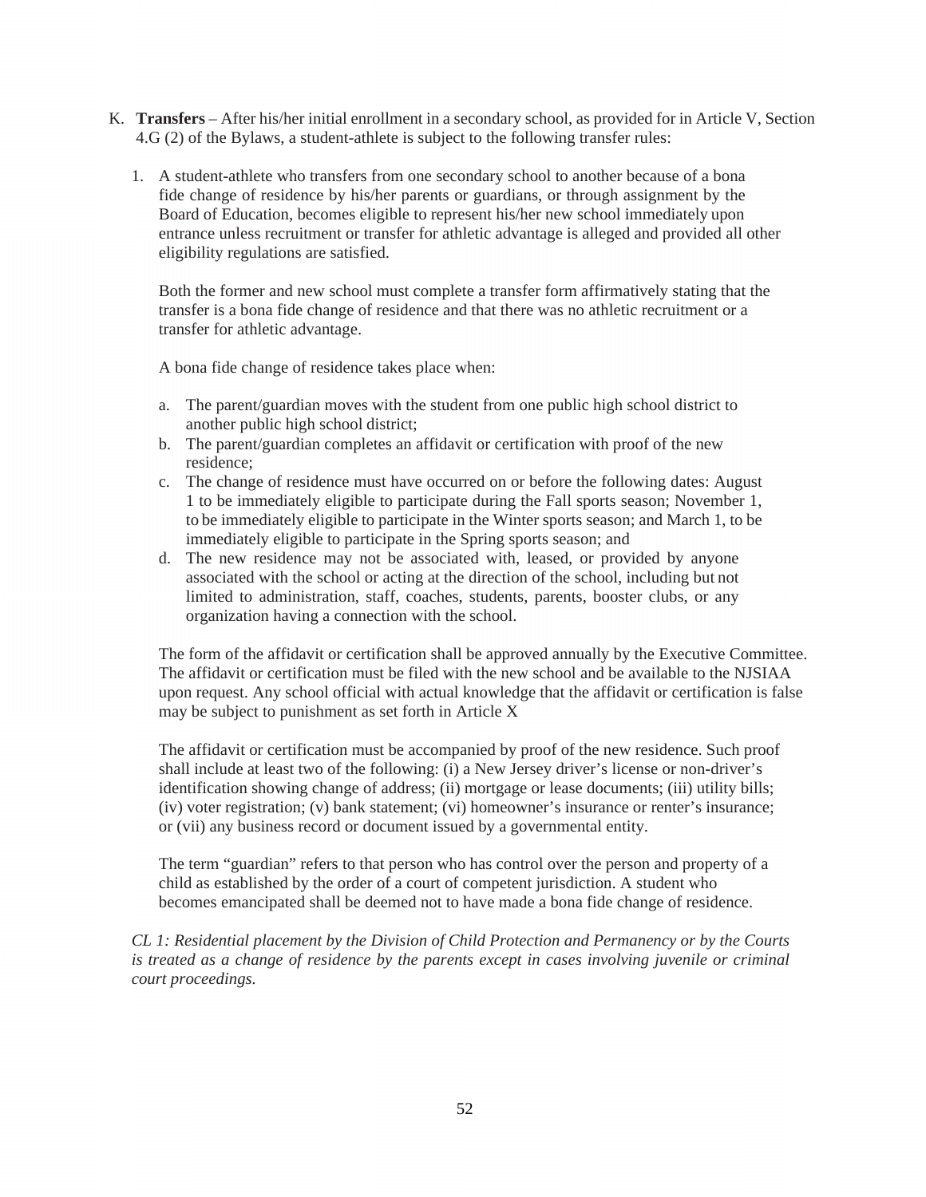K. **Transfers** – After his/her initial enrollment in a secondary school, as provided for in Article V, Section 4.G (2) of the Bylaws, a student-athlete is subject to the following transfer rules:

1. A student-athlete who transfers from one secondary school to another because of a bona fide change of residence by his/her parents or guardians, or through assignment by the Board of Education, becomes eligible to represent his/her new school immediately upon entrance unless recruitment or transfer for athletic advantage is alleged and provided all other eligibility regulations are satisfied.

   Both the former and new school must complete a transfer form affirmatively stating that the transfer is a bona fide change of residence and that there was no athletic recruitment or a transfer for athletic advantage.

   A bona fide change of residence takes place when:

   a. The parent/guardian moves with the student from one public high school district to another public high school district;
   b. The parent/guardian completes an affidavit or certification with proof of the new residence;
   c. The change of residence must have occurred on or before the following dates: August 1 to be immediately eligible to participate during the Fall sports season; November 1, to be immediately eligible to participate in the Winter sports season; and March 1, to be immediately eligible to participate in the Spring sports season; and
   d. The new residence may not be associated with, leased, or provided by anyone associated with the school or acting at the direction of the school, including but not limited to administration, staff, coaches, students, parents, booster clubs, or any organization having a connection with the school.

   The form of the affidavit or certification shall be approved annually by the Executive Committee. The affidavit or certification must be filed with the new school and be available to the NJSIAA upon request. Any school official with actual knowledge that the affidavit or certification is false may be subject to punishment as set forth in Article X

   The affidavit or certification must be accompanied by proof of the new residence. Such proof shall include at least two of the following: (i) a New Jersey driver's license or non-driver's identification showing change of address; (ii) mortgage or lease documents; (iii) utility bills; (iv) voter registration; (v) bank statement; (vi) homeowner's insurance or renter's insurance; or (vii) any business record or document issued by a governmental entity.

   The term "guardian" refers to that person who has control over the person and property of a child as established by the order of a court of competent jurisdiction. A student who becomes emancipated shall be deemed not to have made a bona fide change of residence.

*CL 1: Residential placement by the Division of Child Protection and Permanency or by the Courts is treated as a change of residence by the parents except in cases involving juvenile or criminal court proceedings.*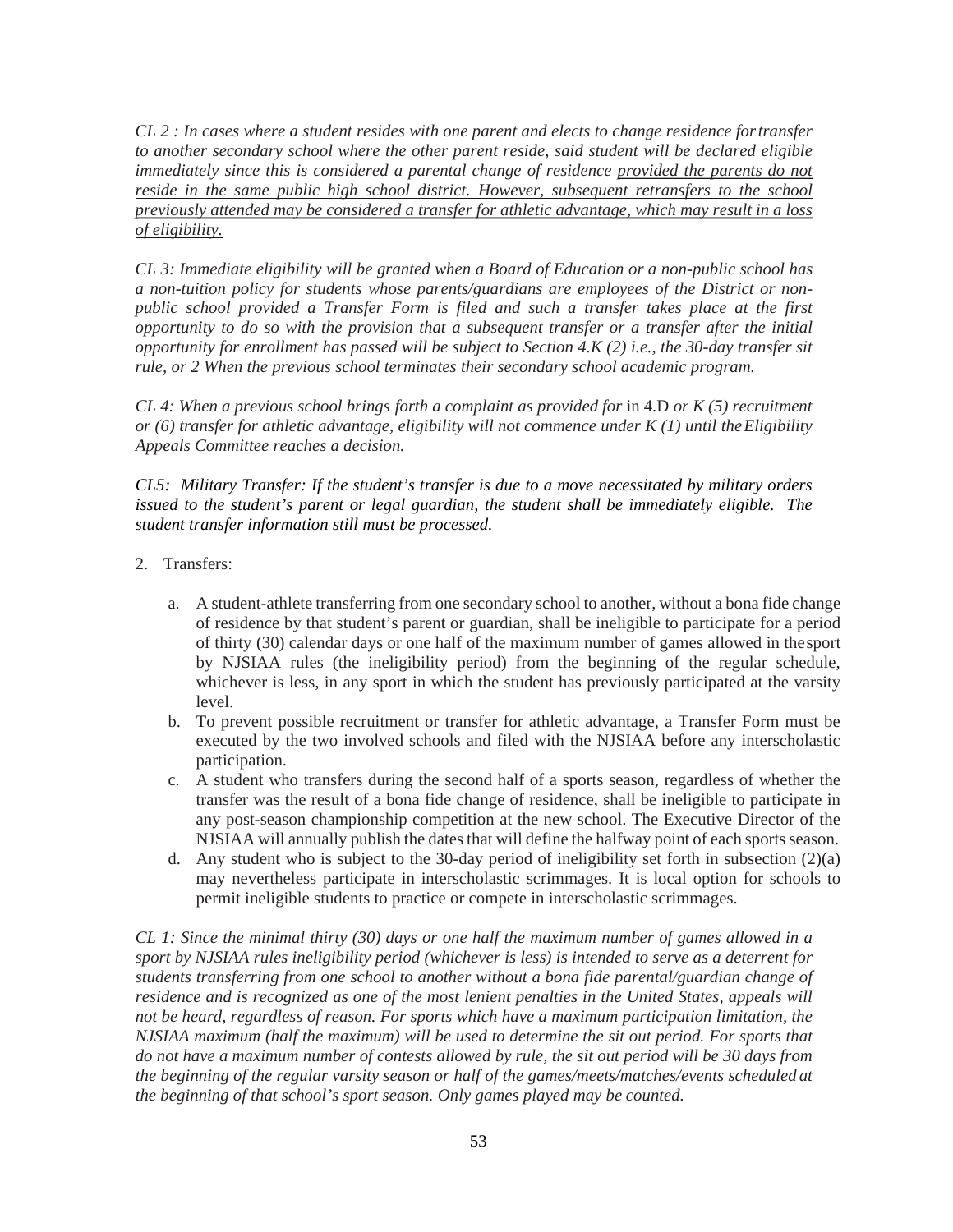*CL 2 : In cases where a student resides with one parent and elects to change residence for transfer to another secondary school where the other parent reside, said student will be declared eligible immediately since this is considered a parental change of residence <u>provided the parents do not reside in the same public high school district. However, subsequent retransfers to the school previously attended may be considered a transfer for athletic advantage, which may result in a loss of eligibility.</u>*

*CL 3: Immediate eligibility will be granted when a Board of Education or a non-public school has a non-tuition policy for students whose parents/guardians are employees of the District or non-public school provided a Transfer Form is filed and such a transfer takes place at the first opportunity to do so with the provision that a subsequent transfer or a transfer after the initial opportunity for enrollment has passed will be subject to Section 4.K (2) i.e., the 30-day transfer sit rule, or 2 When the previous school terminates their secondary school academic program.*

*CL 4: When a previous school brings forth a complaint as provided for* in 4.D *or K (5) recruitment or (6) transfer for athletic advantage, eligibility will not commence under K (1) until the Eligibility Appeals Committee reaches a decision.*

*CL5: Military Transfer: If the student's transfer is due to a move necessitated by military orders issued to the student's parent or legal guardian, the student shall be immediately eligible. The student transfer information still must be processed.*

2. Transfers:

   a. A student-athlete transferring from one secondary school to another, without a bona fide change of residence by that student's parent or guardian, shall be ineligible to participate for a period of thirty (30) calendar days or one half of the maximum number of games allowed in the sport by NJSIAA rules (the ineligibility period) from the beginning of the regular schedule, whichever is less, in any sport in which the student has previously participated at the varsity level.
   b. To prevent possible recruitment or transfer for athletic advantage, a Transfer Form must be executed by the two involved schools and filed with the NJSIAA before any interscholastic participation.
   c. A student who transfers during the second half of a sports season, regardless of whether the transfer was the result of a bona fide change of residence, shall be ineligible to participate in any post-season championship competition at the new school. The Executive Director of the NJSIAA will annually publish the dates that will define the halfway point of each sports season.
   d. Any student who is subject to the 30-day period of ineligibility set forth in subsection (2)(a) may nevertheless participate in interscholastic scrimmages. It is local option for schools to permit ineligible students to practice or compete in interscholastic scrimmages.

*CL 1: Since the minimal thirty (30) days or one half the maximum number of games allowed in a sport by NJSIAA rules ineligibility period (whichever is less) is intended to serve as a deterrent for students transferring from one school to another without a bona fide parental/guardian change of residence and is recognized as one of the most lenient penalties in the United States, appeals will not be heard, regardless of reason. For sports which have a maximum participation limitation, the NJSIAA maximum (half the maximum) will be used to determine the sit out period. For sports that do not have a maximum number of contests allowed by rule, the sit out period will be 30 days from the beginning of the regular varsity season or half of the games/meets/matches/events scheduled at the beginning of that school's sport season. Only games played may be counted.*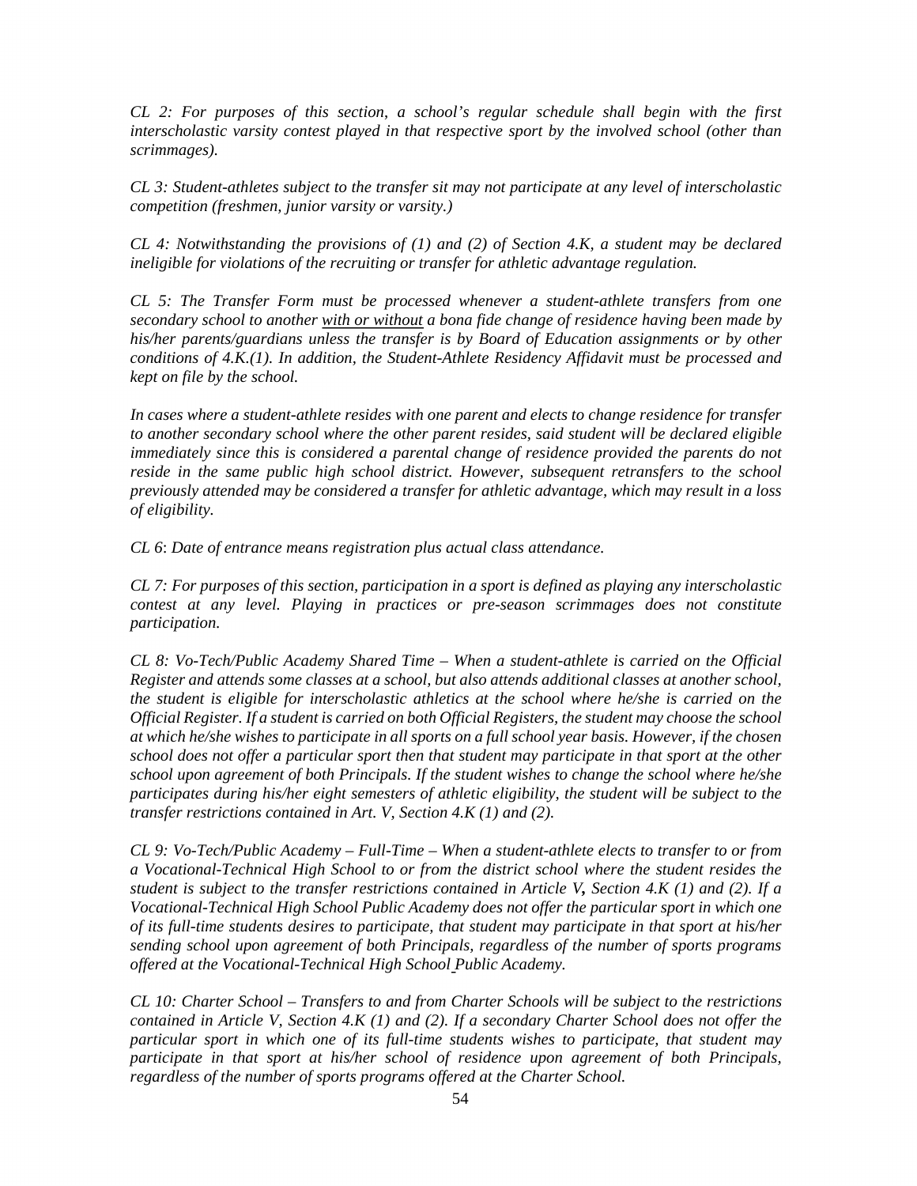*CL 2: For purposes of this section, a school's regular schedule shall begin with the first interscholastic varsity contest played in that respective sport by the involved school (other than scrimmages).*

*CL 3: Student-athletes subject to the transfer sit may not participate at any level of interscholastic competition (freshmen, junior varsity or varsity.)*

*CL 4: Notwithstanding the provisions of (1) and (2) of Section 4.K, a student may be declared ineligible for violations of the recruiting or transfer for athletic advantage regulation.*

*CL 5: The Transfer Form must be processed whenever a student-athlete transfers from one secondary school to another <u>with or without</u> a bona fide change of residence having been made by his/her parents/guardians unless the transfer is by Board of Education assignments or by other conditions of 4.K.(1). In addition, the Student-Athlete Residency Affidavit must be processed and kept on file by the school.*

*In cases where a student-athlete resides with one parent and elects to change residence for transfer to another secondary school where the other parent resides, said student will be declared eligible immediately since this is considered a parental change of residence provided the parents do not reside in the same public high school district. However, subsequent retransfers to the school previously attended may be considered a transfer for athletic advantage, which may result in a loss of eligibility.*

*CL 6: Date of entrance means registration plus actual class attendance.*

*CL 7: For purposes of this section, participation in a sport is defined as playing any interscholastic contest at any level. Playing in practices or pre-season scrimmages does not constitute participation.*

*CL 8: Vo-Tech/Public Academy Shared Time – When a student-athlete is carried on the Official Register and attends some classes at a school, but also attends additional classes at another school, the student is eligible for interscholastic athletics at the school where he/she is carried on the Official Register. If a student is carried on both Official Registers, the student may choose the school at which he/she wishes to participate in all sports on a full school year basis. However, if the chosen school does not offer a particular sport then that student may participate in that sport at the other school upon agreement of both Principals. If the student wishes to change the school where he/she participates during his/her eight semesters of athletic eligibility, the student will be subject to the transfer restrictions contained in Art. V, Section 4.K (1) and (2).*

*CL 9: Vo-Tech/Public Academy – Full-Time – When a student-athlete elects to transfer to or from a Vocational-Technical High School to or from the district school where the student resides the student is subject to the transfer restrictions contained in Article V, Section 4.K (1) and (2). If a Vocational-Technical High School Public Academy does not offer the particular sport in which one of its full-time students desires to participate, that student may participate in that sport at his/her sending school upon agreement of both Principals, regardless of the number of sports programs offered at the Vocational-Technical High School Public Academy.*

*CL 10: Charter School – Transfers to and from Charter Schools will be subject to the restrictions contained in Article V, Section 4.K (1) and (2). If a secondary Charter School does not offer the particular sport in which one of its full-time students wishes to participate, that student may participate in that sport at his/her school of residence upon agreement of both Principals, regardless of the number of sports programs offered at the Charter School.*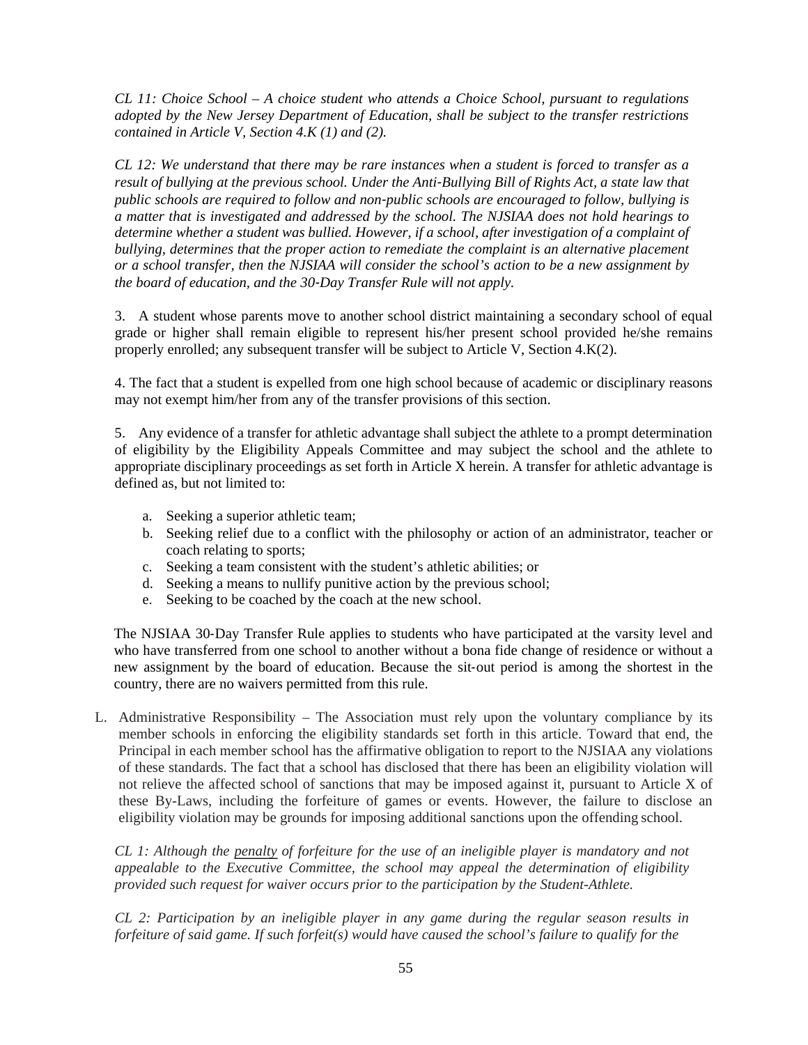*CL 11: Choice School – A choice student who attends a Choice School, pursuant to regulations adopted by the New Jersey Department of Education, shall be subject to the transfer restrictions contained in Article V, Section 4.K (1) and (2).*

*CL 12: We understand that there may be rare instances when a student is forced to transfer as a result of bullying at the previous school. Under the Anti-Bullying Bill of Rights Act, a state law that public schools are required to follow and non-public schools are encouraged to follow, bullying is a matter that is investigated and addressed by the school. The NJSIAA does not hold hearings to determine whether a student was bullied. However, if a school, after investigation of a complaint of bullying, determines that the proper action to remediate the complaint is an alternative placement or a school transfer, then the NJSIAA will consider the school's action to be a new assignment by the board of education, and the 30-Day Transfer Rule will not apply.*

3. A student whose parents move to another school district maintaining a secondary school of equal grade or higher shall remain eligible to represent his/her present school provided he/she remains properly enrolled; any subsequent transfer will be subject to Article V, Section 4.K(2).

4. The fact that a student is expelled from one high school because of academic or disciplinary reasons may not exempt him/her from any of the transfer provisions of this section.

5. Any evidence of a transfer for athletic advantage shall subject the athlete to a prompt determination of eligibility by the Eligibility Appeals Committee and may subject the school and the athlete to appropriate disciplinary proceedings as set forth in Article X herein. A transfer for athletic advantage is defined as, but not limited to:

   a. Seeking a superior athletic team;
   b. Seeking relief due to a conflict with the philosophy or action of an administrator, teacher or coach relating to sports;
   c. Seeking a team consistent with the student's athletic abilities; or
   d. Seeking a means to nullify punitive action by the previous school;
   e. Seeking to be coached by the coach at the new school.

The NJSIAA 30-Day Transfer Rule applies to students who have participated at the varsity level and who have transferred from one school to another without a bona fide change of residence or without a new assignment by the board of education. Because the sit-out period is among the shortest in the country, there are no waivers permitted from this rule.

L. Administrative Responsibility – The Association must rely upon the voluntary compliance by its member schools in enforcing the eligibility standards set forth in this article. Toward that end, the Principal in each member school has the affirmative obligation to report to the NJSIAA any violations of these standards. The fact that a school has disclosed that there has been an eligibility violation will not relieve the affected school of sanctions that may be imposed against it, pursuant to Article X of these By-Laws, including the forfeiture of games or events. However, the failure to disclose an eligibility violation may be grounds for imposing additional sanctions upon the offending school.

*CL 1: Although the penalty of forfeiture for the use of an ineligible player is mandatory and not appealable to the Executive Committee, the school may appeal the determination of eligibility provided such request for waiver occurs prior to the participation by the Student-Athlete.*

*CL 2: Participation by an ineligible player in any game during the regular season results in forfeiture of said game. If such forfeit(s) would have caused the school's failure to qualify for the*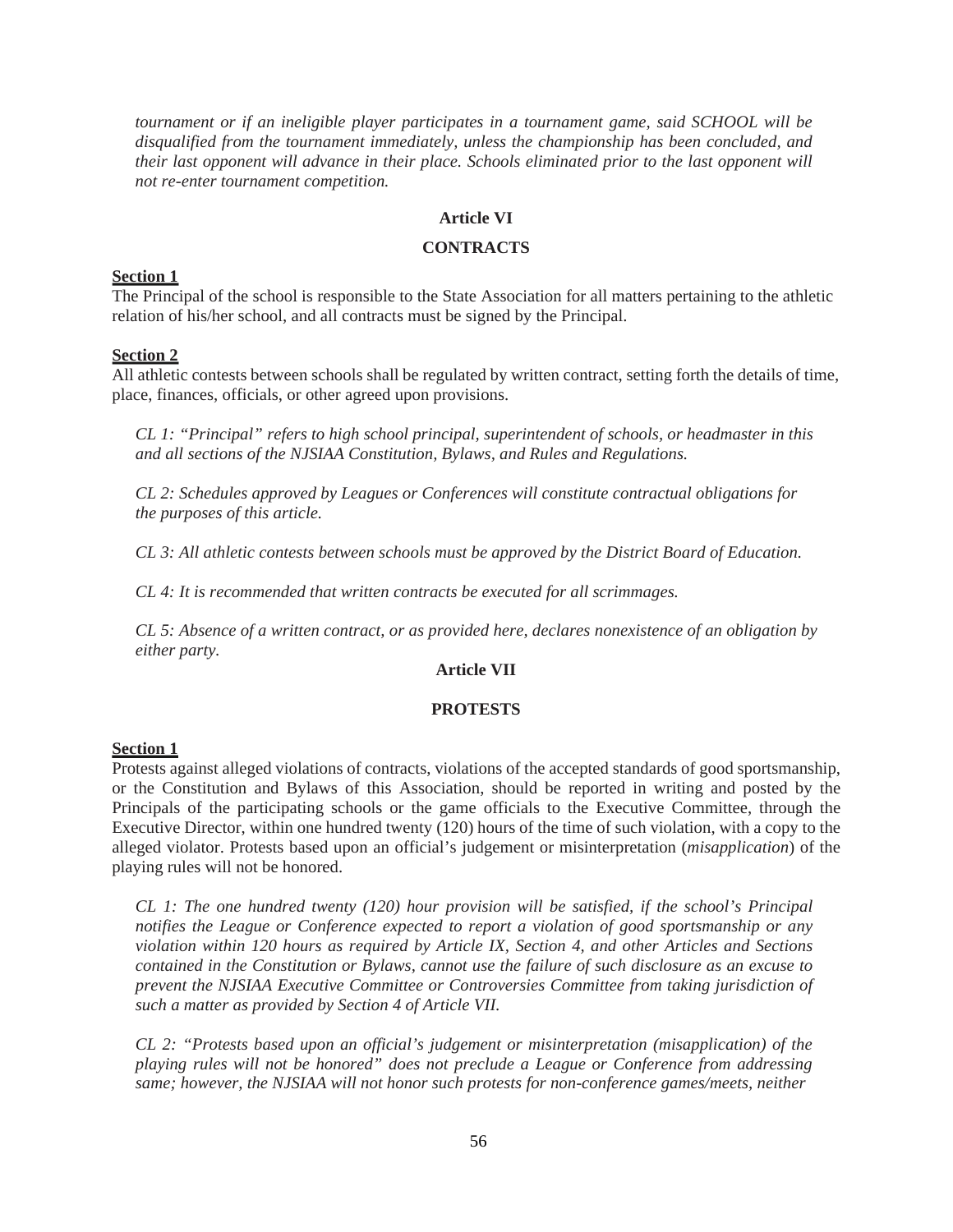*tournament or if an ineligible player participates in a tournament game, said SCHOOL will be disqualified from the tournament immediately, unless the championship has been concluded, and their last opponent will advance in their place. Schools eliminated prior to the last opponent will not re-enter tournament competition.*

## Article VI

## CONTRACTS

**Section 1**
The Principal of the school is responsible to the State Association for all matters pertaining to the athletic relation of his/her school, and all contracts must be signed by the Principal.

**Section 2**
All athletic contests between schools shall be regulated by written contract, setting forth the details of time, place, finances, officials, or other agreed upon provisions.

*CL 1: "Principal" refers to high school principal, superintendent of schools, or headmaster in this and all sections of the NJSIAA Constitution, Bylaws, and Rules and Regulations.*

*CL 2: Schedules approved by Leagues or Conferences will constitute contractual obligations for the purposes of this article.*

*CL 3: All athletic contests between schools must be approved by the District Board of Education.*

*CL 4: It is recommended that written contracts be executed for all scrimmages.*

*CL 5: Absence of a written contract, or as provided here, declares nonexistence of an obligation by either party.*

## Article VII

## PROTESTS

**Section 1**
Protests against alleged violations of contracts, violations of the accepted standards of good sportsmanship, or the Constitution and Bylaws of this Association, should be reported in writing and posted by the Principals of the participating schools or the game officials to the Executive Committee, through the Executive Director, within one hundred twenty (120) hours of the time of such violation, with a copy to the alleged violator. Protests based upon an official's judgement or misinterpretation (*misapplication*) of the playing rules will not be honored.

*CL 1: The one hundred twenty (120) hour provision will be satisfied, if the school's Principal notifies the League or Conference expected to report a violation of good sportsmanship or any violation within 120 hours as required by Article IX, Section 4, and other Articles and Sections contained in the Constitution or Bylaws, cannot use the failure of such disclosure as an excuse to prevent the NJSIAA Executive Committee or Controversies Committee from taking jurisdiction of such a matter as provided by Section 4 of Article VII.*

*CL 2: "Protests based upon an official's judgement or misinterpretation (misapplication) of the playing rules will not be honored" does not preclude a League or Conference from addressing same; however, the NJSIAA will not honor such protests for non-conference games/meets, neither*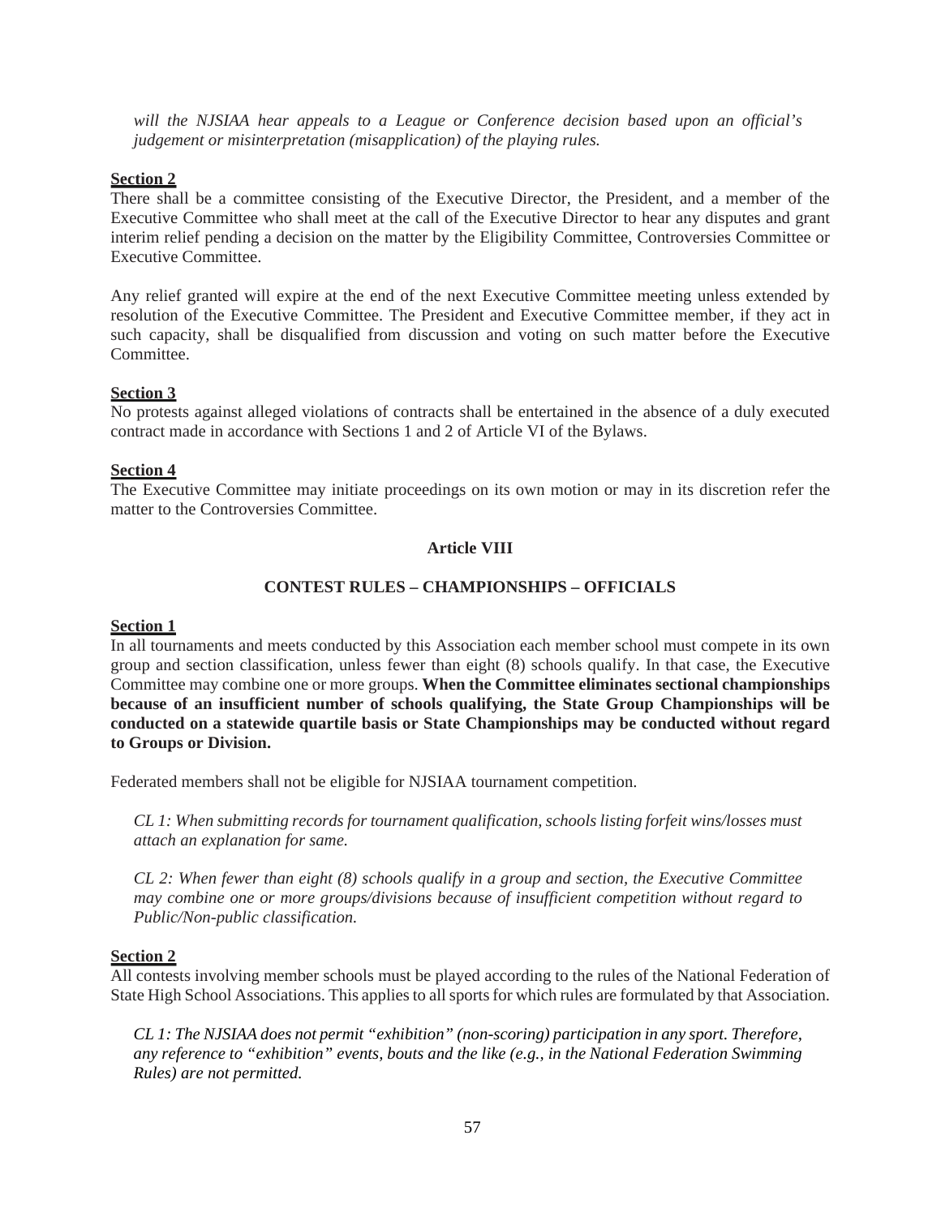*will the NJSIAA hear appeals to a League or Conference decision based upon an official's judgement or misinterpretation (misapplication) of the playing rules.*

**Section 2**

There shall be a committee consisting of the Executive Director, the President, and a member of the Executive Committee who shall meet at the call of the Executive Director to hear any disputes and grant interim relief pending a decision on the matter by the Eligibility Committee, Controversies Committee or Executive Committee.

Any relief granted will expire at the end of the next Executive Committee meeting unless extended by resolution of the Executive Committee. The President and Executive Committee member, if they act in such capacity, shall be disqualified from discussion and voting on such matter before the Executive Committee.

**Section 3**

No protests against alleged violations of contracts shall be entertained in the absence of a duly executed contract made in accordance with Sections 1 and 2 of Article VI of the Bylaws.

**Section 4**

The Executive Committee may initiate proceedings on its own motion or may in its discretion refer the matter to the Controversies Committee.

## Article VIII

## CONTEST RULES – CHAMPIONSHIPS – OFFICIALS

**Section 1**

In all tournaments and meets conducted by this Association each member school must compete in its own group and section classification, unless fewer than eight (8) schools qualify. In that case, the Executive Committee may combine one or more groups. **When the Committee eliminates sectional championships because of an insufficient number of schools qualifying, the State Group Championships will be conducted on a statewide quartile basis or State Championships may be conducted without regard to Groups or Division.**

Federated members shall not be eligible for NJSIAA tournament competition.

*CL 1: When submitting records for tournament qualification, schools listing forfeit wins/losses must attach an explanation for same.*

*CL 2: When fewer than eight (8) schools qualify in a group and section, the Executive Committee may combine one or more groups/divisions because of insufficient competition without regard to Public/Non-public classification.*

**Section 2**

All contests involving member schools must be played according to the rules of the National Federation of State High School Associations. This applies to all sports for which rules are formulated by that Association.

*CL 1: The NJSIAA does not permit "exhibition" (non-scoring) participation in any sport. Therefore, any reference to "exhibition" events, bouts and the like (e.g., in the National Federation Swimming Rules) are not permitted.*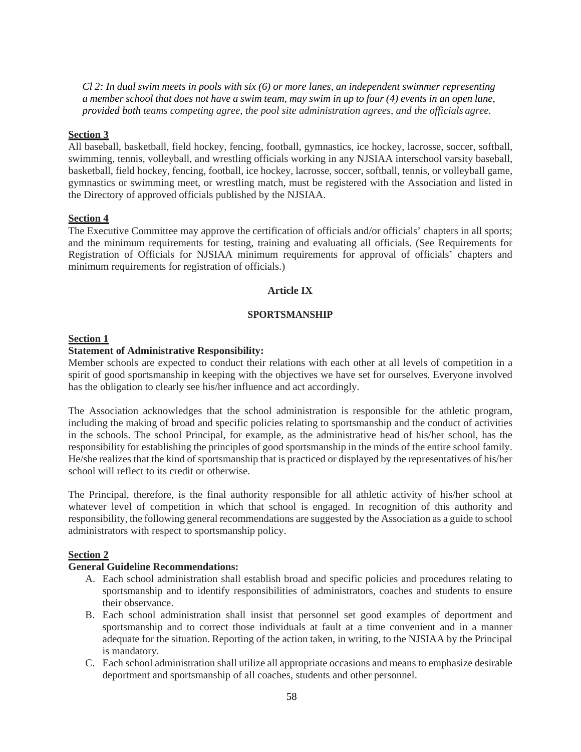*Cl 2: In dual swim meets in pools with six (6) or more lanes, an independent swimmer representing a member school that does not have a swim team, may swim in up to four (4) events in an open lane, provided both teams competing agree, the pool site administration agrees, and the officials agree.*

**Section 3**

All baseball, basketball, field hockey, fencing, football, gymnastics, ice hockey, lacrosse, soccer, softball, swimming, tennis, volleyball, and wrestling officials working in any NJSIAA interschool varsity baseball, basketball, field hockey, fencing, football, ice hockey, lacrosse, soccer, softball, tennis, or volleyball game, gymnastics or swimming meet, or wrestling match, must be registered with the Association and listed in the Directory of approved officials published by the NJSIAA.

**Section 4**

The Executive Committee may approve the certification of officials and/or officials' chapters in all sports; and the minimum requirements for testing, training and evaluating all officials. (See Requirements for Registration of Officials for NJSIAA minimum requirements for approval of officials' chapters and minimum requirements for registration of officials.)

## Article IX

## SPORTSMANSHIP

**Section 1**

**Statement of Administrative Responsibility:**

Member schools are expected to conduct their relations with each other at all levels of competition in a spirit of good sportsmanship in keeping with the objectives we have set for ourselves. Everyone involved has the obligation to clearly see his/her influence and act accordingly.

The Association acknowledges that the school administration is responsible for the athletic program, including the making of broad and specific policies relating to sportsmanship and the conduct of activities in the schools. The school Principal, for example, as the administrative head of his/her school, has the responsibility for establishing the principles of good sportsmanship in the minds of the entire school family. He/she realizes that the kind of sportsmanship that is practiced or displayed by the representatives of his/her school will reflect to its credit or otherwise.

The Principal, therefore, is the final authority responsible for all athletic activity of his/her school at whatever level of competition in which that school is engaged. In recognition of this authority and responsibility, the following general recommendations are suggested by the Association as a guide to school administrators with respect to sportsmanship policy.

**Section 2**

**General Guideline Recommendations:**

A. Each school administration shall establish broad and specific policies and procedures relating to sportsmanship and to identify responsibilities of administrators, coaches and students to ensure their observance.
B. Each school administration shall insist that personnel set good examples of deportment and sportsmanship and to correct those individuals at fault at a time convenient and in a manner adequate for the situation. Reporting of the action taken, in writing, to the NJSIAA by the Principal is mandatory.
C. Each school administration shall utilize all appropriate occasions and means to emphasize desirable deportment and sportsmanship of all coaches, students and other personnel.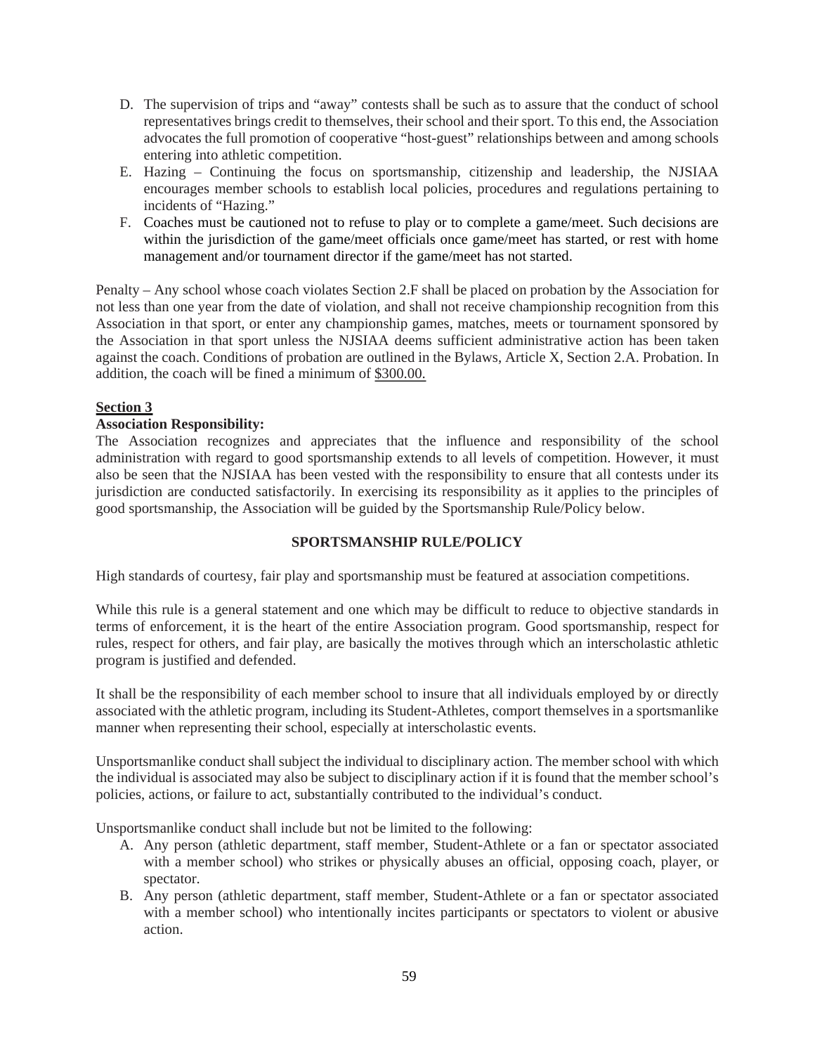D. The supervision of trips and "away" contests shall be such as to assure that the conduct of school representatives brings credit to themselves, their school and their sport. To this end, the Association advocates the full promotion of cooperative "host-guest" relationships between and among schools entering into athletic competition.

E. Hazing – Continuing the focus on sportsmanship, citizenship and leadership, the NJSIAA encourages member schools to establish local policies, procedures and regulations pertaining to incidents of "Hazing."

F. Coaches must be cautioned not to refuse to play or to complete a game/meet. Such decisions are within the jurisdiction of the game/meet officials once game/meet has started, or rest with home management and/or tournament director if the game/meet has not started.

Penalty – Any school whose coach violates Section 2.F shall be placed on probation by the Association for not less than one year from the date of violation, and shall not receive championship recognition from this Association in that sport, or enter any championship games, matches, meets or tournament sponsored by the Association in that sport unless the NJSIAA deems sufficient administrative action has been taken against the coach. Conditions of probation are outlined in the Bylaws, Article X, Section 2.A. Probation. In addition, the coach will be fined a minimum of $300.00.

**Section 3**

**Association Responsibility:**

The Association recognizes and appreciates that the influence and responsibility of the school administration with regard to good sportsmanship extends to all levels of competition. However, it must also be seen that the NJSIAA has been vested with the responsibility to ensure that all contests under its jurisdiction are conducted satisfactorily. In exercising its responsibility as it applies to the principles of good sportsmanship, the Association will be guided by the Sportsmanship Rule/Policy below.

**SPORTSMANSHIP RULE/POLICY**

High standards of courtesy, fair play and sportsmanship must be featured at association competitions.

While this rule is a general statement and one which may be difficult to reduce to objective standards in terms of enforcement, it is the heart of the entire Association program. Good sportsmanship, respect for rules, respect for others, and fair play, are basically the motives through which an interscholastic athletic program is justified and defended.

It shall be the responsibility of each member school to insure that all individuals employed by or directly associated with the athletic program, including its Student-Athletes, comport themselves in a sportsmanlike manner when representing their school, especially at interscholastic events.

Unsportsmanlike conduct shall subject the individual to disciplinary action. The member school with which the individual is associated may also be subject to disciplinary action if it is found that the member school's policies, actions, or failure to act, substantially contributed to the individual's conduct.

Unsportsmanlike conduct shall include but not be limited to the following:

A. Any person (athletic department, staff member, Student-Athlete or a fan or spectator associated with a member school) who strikes or physically abuses an official, opposing coach, player, or spectator.

B. Any person (athletic department, staff member, Student-Athlete or a fan or spectator associated with a member school) who intentionally incites participants or spectators to violent or abusive action.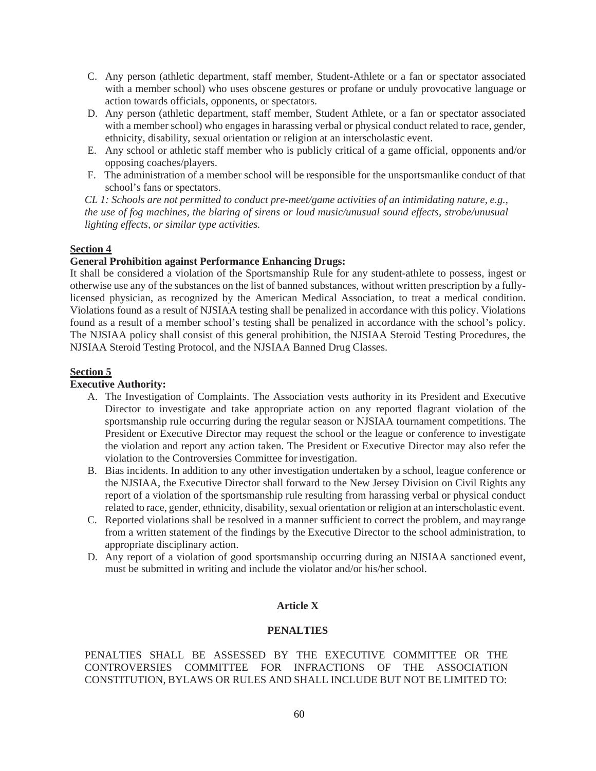C. Any person (athletic department, staff member, Student-Athlete or a fan or spectator associated with a member school) who uses obscene gestures or profane or unduly provocative language or action towards officials, opponents, or spectators.

D. Any person (athletic department, staff member, Student Athlete, or a fan or spectator associated with a member school) who engages in harassing verbal or physical conduct related to race, gender, ethnicity, disability, sexual orientation or religion at an interscholastic event.

E. Any school or athletic staff member who is publicly critical of a game official, opponents and/or opposing coaches/players.

F. The administration of a member school will be responsible for the unsportsmanlike conduct of that school's fans or spectators.

*CL 1: Schools are not permitted to conduct pre-meet/game activities of an intimidating nature, e.g., the use of fog machines, the blaring of sirens or loud music/unusual sound effects, strobe/unusual lighting effects, or similar type activities.*

**Section 4**

**General Prohibition against Performance Enhancing Drugs:**

It shall be considered a violation of the Sportsmanship Rule for any student-athlete to possess, ingest or otherwise use any of the substances on the list of banned substances, without written prescription by a fully-licensed physician, as recognized by the American Medical Association, to treat a medical condition. Violations found as a result of NJSIAA testing shall be penalized in accordance with this policy. Violations found as a result of a member school's testing shall be penalized in accordance with the school's policy. The NJSIAA policy shall consist of this general prohibition, the NJSIAA Steroid Testing Procedures, the NJSIAA Steroid Testing Protocol, and the NJSIAA Banned Drug Classes.

**Section 5**

**Executive Authority:**

A. The Investigation of Complaints. The Association vests authority in its President and Executive Director to investigate and take appropriate action on any reported flagrant violation of the sportsmanship rule occurring during the regular season or NJSIAA tournament competitions. The President or Executive Director may request the school or the league or conference to investigate the violation and report any action taken. The President or Executive Director may also refer the violation to the Controversies Committee for investigation.

B. Bias incidents. In addition to any other investigation undertaken by a school, league conference or the NJSIAA, the Executive Director shall forward to the New Jersey Division on Civil Rights any report of a violation of the sportsmanship rule resulting from harassing verbal or physical conduct related to race, gender, ethnicity, disability, sexual orientation or religion at an interscholastic event.

C. Reported violations shall be resolved in a manner sufficient to correct the problem, and may range from a written statement of the findings by the Executive Director to the school administration, to appropriate disciplinary action.

D. Any report of a violation of good sportsmanship occurring during an NJSIAA sanctioned event, must be submitted in writing and include the violator and/or his/her school.

## Article X

## PENALTIES

PENALTIES SHALL BE ASSESSED BY THE EXECUTIVE COMMITTEE OR THE CONTROVERSIES COMMITTEE FOR INFRACTIONS OF THE ASSOCIATION CONSTITUTION, BYLAWS OR RULES AND SHALL INCLUDE BUT NOT BE LIMITED TO: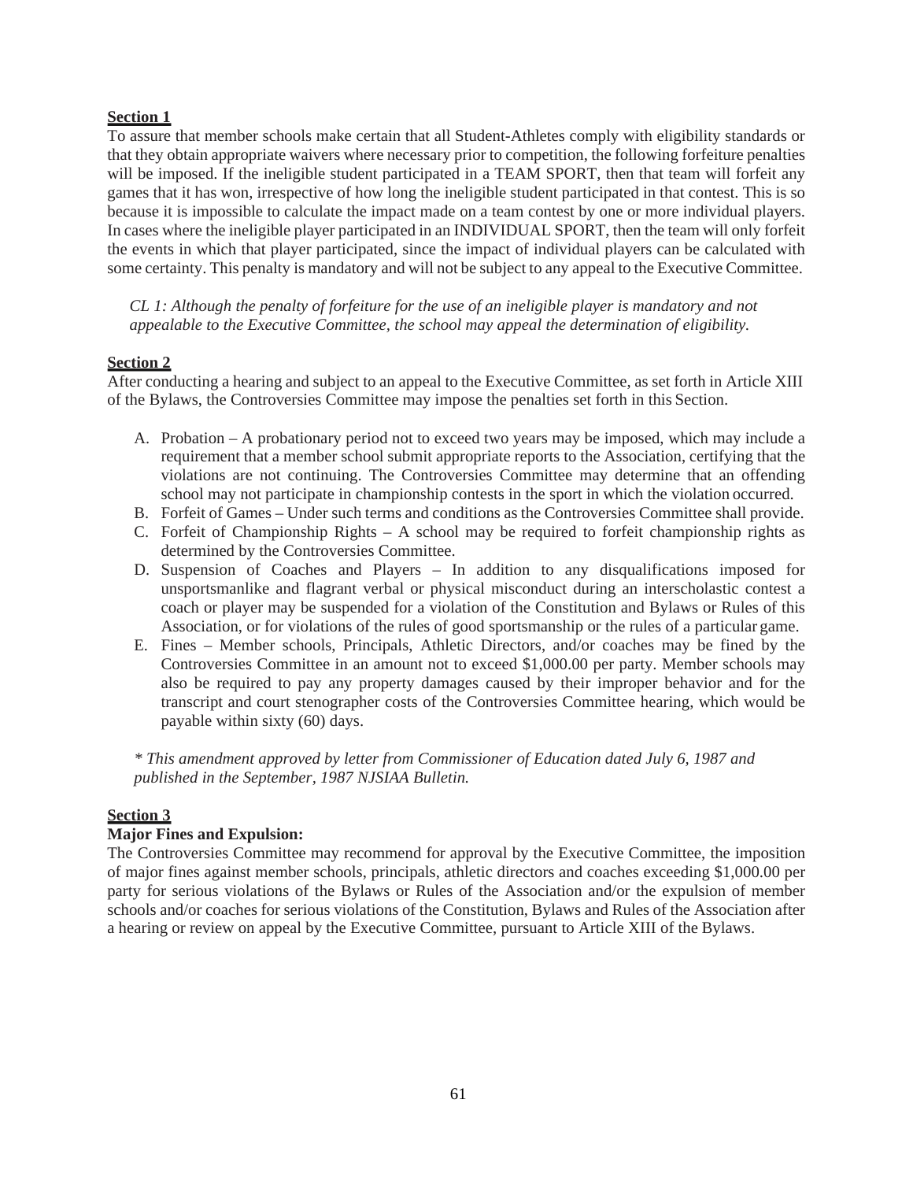**Section 1**

To assure that member schools make certain that all Student-Athletes comply with eligibility standards or that they obtain appropriate waivers where necessary prior to competition, the following forfeiture penalties will be imposed. If the ineligible student participated in a TEAM SPORT, then that team will forfeit any games that it has won, irrespective of how long the ineligible student participated in that contest. This is so because it is impossible to calculate the impact made on a team contest by one or more individual players. In cases where the ineligible player participated in an INDIVIDUAL SPORT, then the team will only forfeit the events in which that player participated, since the impact of individual players can be calculated with some certainty. This penalty is mandatory and will not be subject to any appeal to the Executive Committee.

*CL 1: Although the penalty of forfeiture for the use of an ineligible player is mandatory and not appealable to the Executive Committee, the school may appeal the determination of eligibility.*

**Section 2**

After conducting a hearing and subject to an appeal to the Executive Committee, as set forth in Article XIII of the Bylaws, the Controversies Committee may impose the penalties set forth in this Section.

A. Probation – A probationary period not to exceed two years may be imposed, which may include a requirement that a member school submit appropriate reports to the Association, certifying that the violations are not continuing. The Controversies Committee may determine that an offending school may not participate in championship contests in the sport in which the violation occurred.
B. Forfeit of Games – Under such terms and conditions as the Controversies Committee shall provide.
C. Forfeit of Championship Rights – A school may be required to forfeit championship rights as determined by the Controversies Committee.
D. Suspension of Coaches and Players – In addition to any disqualifications imposed for unsportsmanlike and flagrant verbal or physical misconduct during an interscholastic contest a coach or player may be suspended for a violation of the Constitution and Bylaws or Rules of this Association, or for violations of the rules of good sportsmanship or the rules of a particular game.
E. Fines – Member schools, Principals, Athletic Directors, and/or coaches may be fined by the Controversies Committee in an amount not to exceed $1,000.00 per party. Member schools may also be required to pay any property damages caused by their improper behavior and for the transcript and court stenographer costs of the Controversies Committee hearing, which would be payable within sixty (60) days.

*\* This amendment approved by letter from Commissioner of Education dated July 6, 1987 and published in the September, 1987 NJSIAA Bulletin.*

**Section 3**

**Major Fines and Expulsion:**

The Controversies Committee may recommend for approval by the Executive Committee, the imposition of major fines against member schools, principals, athletic directors and coaches exceeding $1,000.00 per party for serious violations of the Bylaws or Rules of the Association and/or the expulsion of member schools and/or coaches for serious violations of the Constitution, Bylaws and Rules of the Association after a hearing or review on appeal by the Executive Committee, pursuant to Article XIII of the Bylaws.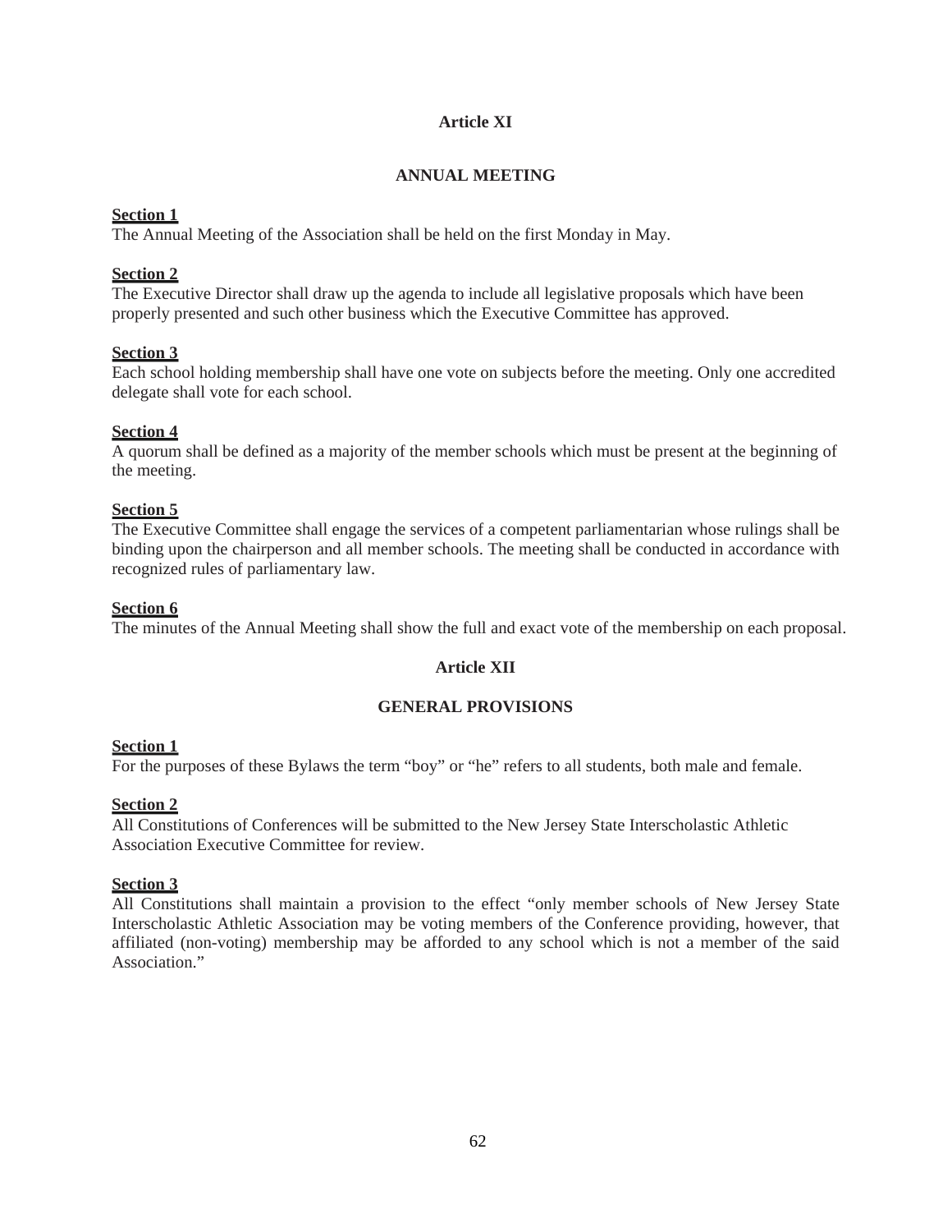## Article XI

## ANNUAL MEETING

**Section 1**
The Annual Meeting of the Association shall be held on the first Monday in May.

**Section 2**
The Executive Director shall draw up the agenda to include all legislative proposals which have been properly presented and such other business which the Executive Committee has approved.

**Section 3**
Each school holding membership shall have one vote on subjects before the meeting. Only one accredited delegate shall vote for each school.

**Section 4**
A quorum shall be defined as a majority of the member schools which must be present at the beginning of the meeting.

**Section 5**
The Executive Committee shall engage the services of a competent parliamentarian whose rulings shall be binding upon the chairperson and all member schools. The meeting shall be conducted in accordance with recognized rules of parliamentary law.

**Section 6**
The minutes of the Annual Meeting shall show the full and exact vote of the membership on each proposal.

## Article XII

## GENERAL PROVISIONS

**Section 1**
For the purposes of these Bylaws the term "boy" or "he" refers to all students, both male and female.

**Section 2**
All Constitutions of Conferences will be submitted to the New Jersey State Interscholastic Athletic Association Executive Committee for review.

**Section 3**
All Constitutions shall maintain a provision to the effect "only member schools of New Jersey State Interscholastic Athletic Association may be voting members of the Conference providing, however, that affiliated (non-voting) membership may be afforded to any school which is not a member of the said Association."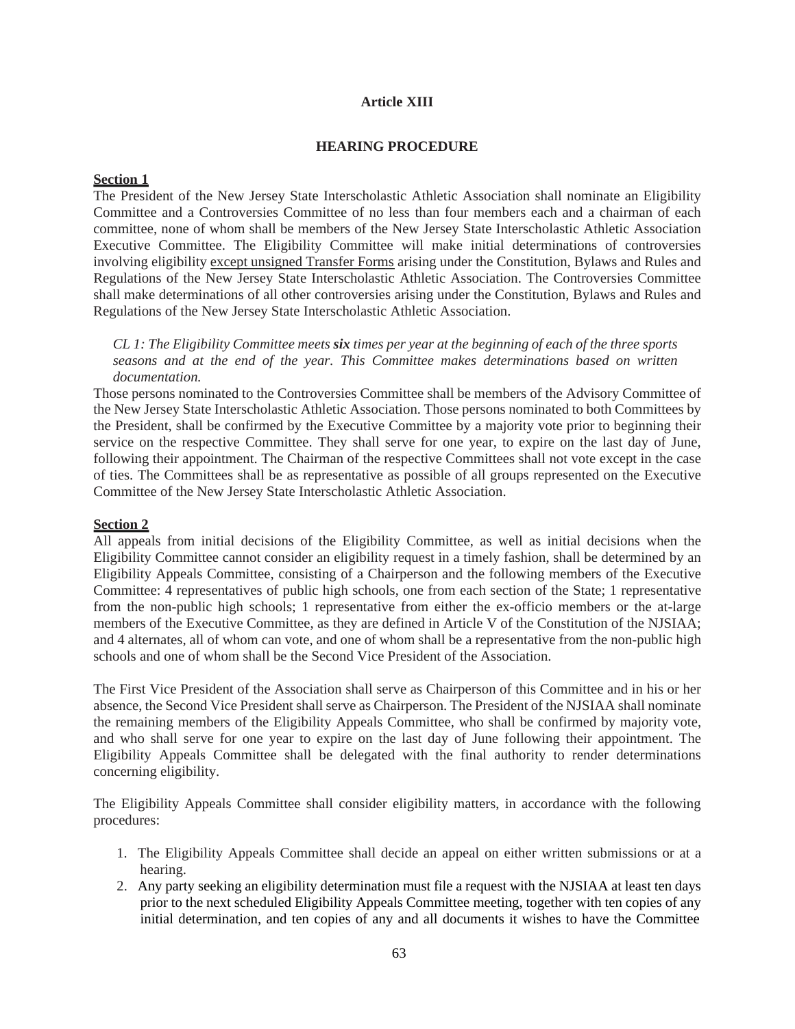## Article XIII

### HEARING PROCEDURE

**Section 1**

The President of the New Jersey State Interscholastic Athletic Association shall nominate an Eligibility Committee and a Controversies Committee of no less than four members each and a chairman of each committee, none of whom shall be members of the New Jersey State Interscholastic Athletic Association Executive Committee. The Eligibility Committee will make initial determinations of controversies involving eligibility <u>except unsigned Transfer Forms</u> arising under the Constitution, Bylaws and Rules and Regulations of the New Jersey State Interscholastic Athletic Association. The Controversies Committee shall make determinations of all other controversies arising under the Constitution, Bylaws and Rules and Regulations of the New Jersey State Interscholastic Athletic Association.

> *CL 1: The Eligibility Committee meets* ***six*** *times per year at the beginning of each of the three sports seasons and at the end of the year. This Committee makes determinations based on written documentation.*

Those persons nominated to the Controversies Committee shall be members of the Advisory Committee of the New Jersey State Interscholastic Athletic Association. Those persons nominated to both Committees by the President, shall be confirmed by the Executive Committee by a majority vote prior to beginning their service on the respective Committee. They shall serve for one year, to expire on the last day of June, following their appointment. The Chairman of the respective Committees shall not vote except in the case of ties. The Committees shall be as representative as possible of all groups represented on the Executive Committee of the New Jersey State Interscholastic Athletic Association.

**Section 2**

All appeals from initial decisions of the Eligibility Committee, as well as initial decisions when the Eligibility Committee cannot consider an eligibility request in a timely fashion, shall be determined by an Eligibility Appeals Committee, consisting of a Chairperson and the following members of the Executive Committee: 4 representatives of public high schools, one from each section of the State; 1 representative from the non-public high schools; 1 representative from either the ex-officio members or the at-large members of the Executive Committee, as they are defined in Article V of the Constitution of the NJSIAA; and 4 alternates, all of whom can vote, and one of whom shall be a representative from the non-public high schools and one of whom shall be the Second Vice President of the Association.

The First Vice President of the Association shall serve as Chairperson of this Committee and in his or her absence, the Second Vice President shall serve as Chairperson. The President of the NJSIAA shall nominate the remaining members of the Eligibility Appeals Committee, who shall be confirmed by majority vote, and who shall serve for one year to expire on the last day of June following their appointment. The Eligibility Appeals Committee shall be delegated with the final authority to render determinations concerning eligibility.

The Eligibility Appeals Committee shall consider eligibility matters, in accordance with the following procedures:

1. The Eligibility Appeals Committee shall decide an appeal on either written submissions or at a hearing.
2. Any party seeking an eligibility determination must file a request with the NJSIAA at least ten days prior to the next scheduled Eligibility Appeals Committee meeting, together with ten copies of any initial determination, and ten copies of any and all documents it wishes to have the Committee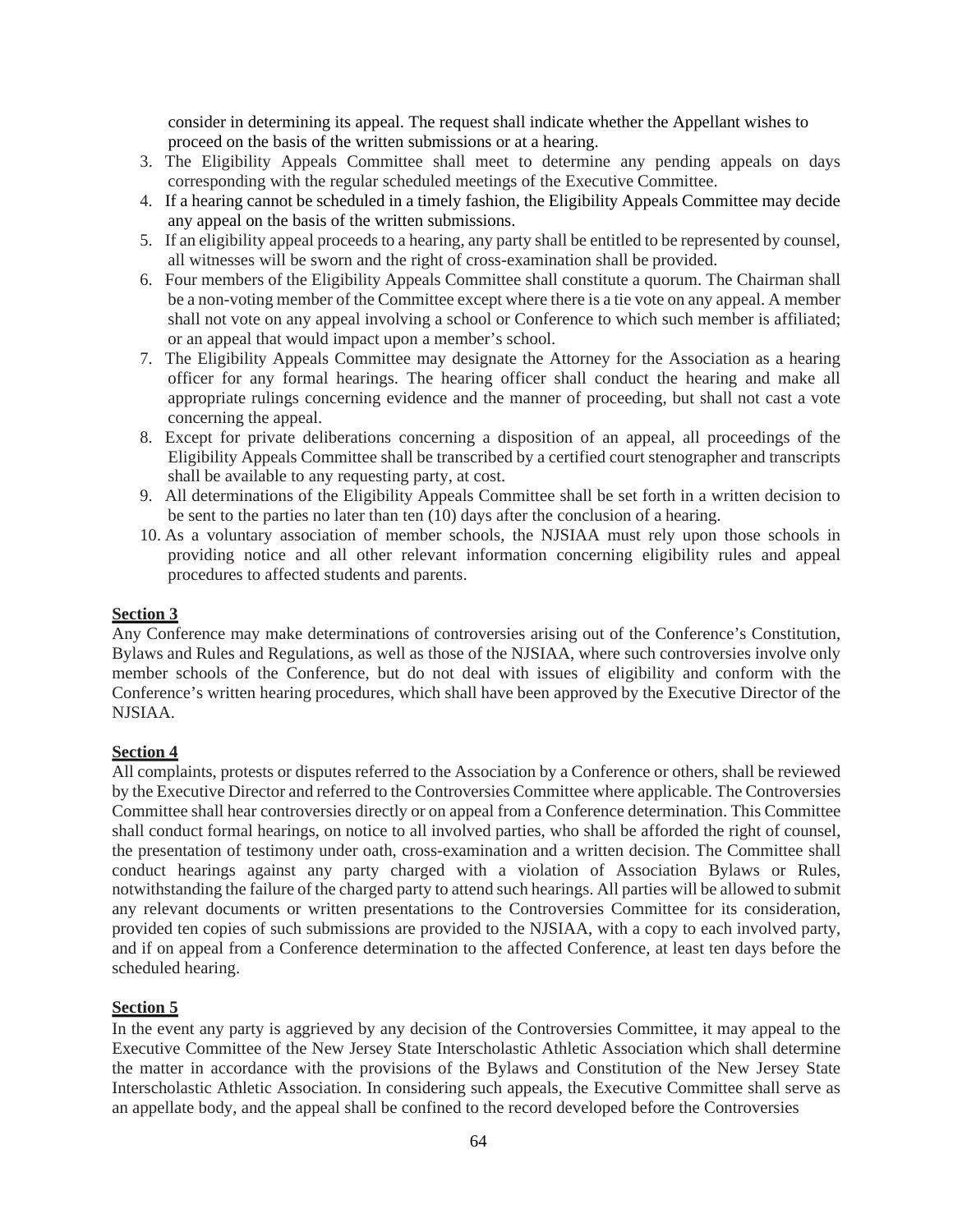consider in determining its appeal. The request shall indicate whether the Appellant wishes to proceed on the basis of the written submissions or at a hearing.

3. The Eligibility Appeals Committee shall meet to determine any pending appeals on days corresponding with the regular scheduled meetings of the Executive Committee.
4. If a hearing cannot be scheduled in a timely fashion, the Eligibility Appeals Committee may decide any appeal on the basis of the written submissions.
5. If an eligibility appeal proceeds to a hearing, any party shall be entitled to be represented by counsel, all witnesses will be sworn and the right of cross-examination shall be provided.
6. Four members of the Eligibility Appeals Committee shall constitute a quorum. The Chairman shall be a non-voting member of the Committee except where there is a tie vote on any appeal. A member shall not vote on any appeal involving a school or Conference to which such member is affiliated; or an appeal that would impact upon a member's school.
7. The Eligibility Appeals Committee may designate the Attorney for the Association as a hearing officer for any formal hearings. The hearing officer shall conduct the hearing and make all appropriate rulings concerning evidence and the manner of proceeding, but shall not cast a vote concerning the appeal.
8. Except for private deliberations concerning a disposition of an appeal, all proceedings of the Eligibility Appeals Committee shall be transcribed by a certified court stenographer and transcripts shall be available to any requesting party, at cost.
9. All determinations of the Eligibility Appeals Committee shall be set forth in a written decision to be sent to the parties no later than ten (10) days after the conclusion of a hearing.
10. As a voluntary association of member schools, the NJSIAA must rely upon those schools in providing notice and all other relevant information concerning eligibility rules and appeal procedures to affected students and parents.

**Section 3**

Any Conference may make determinations of controversies arising out of the Conference's Constitution, Bylaws and Rules and Regulations, as well as those of the NJSIAA, where such controversies involve only member schools of the Conference, but do not deal with issues of eligibility and conform with the Conference's written hearing procedures, which shall have been approved by the Executive Director of the NJSIAA.

**Section 4**

All complaints, protests or disputes referred to the Association by a Conference or others, shall be reviewed by the Executive Director and referred to the Controversies Committee where applicable. The Controversies Committee shall hear controversies directly or on appeal from a Conference determination. This Committee shall conduct formal hearings, on notice to all involved parties, who shall be afforded the right of counsel, the presentation of testimony under oath, cross-examination and a written decision. The Committee shall conduct hearings against any party charged with a violation of Association Bylaws or Rules, notwithstanding the failure of the charged party to attend such hearings. All parties will be allowed to submit any relevant documents or written presentations to the Controversies Committee for its consideration, provided ten copies of such submissions are provided to the NJSIAA, with a copy to each involved party, and if on appeal from a Conference determination to the affected Conference, at least ten days before the scheduled hearing.

**Section 5**

In the event any party is aggrieved by any decision of the Controversies Committee, it may appeal to the Executive Committee of the New Jersey State Interscholastic Athletic Association which shall determine the matter in accordance with the provisions of the Bylaws and Constitution of the New Jersey State Interscholastic Athletic Association. In considering such appeals, the Executive Committee shall serve as an appellate body, and the appeal shall be confined to the record developed before the Controversies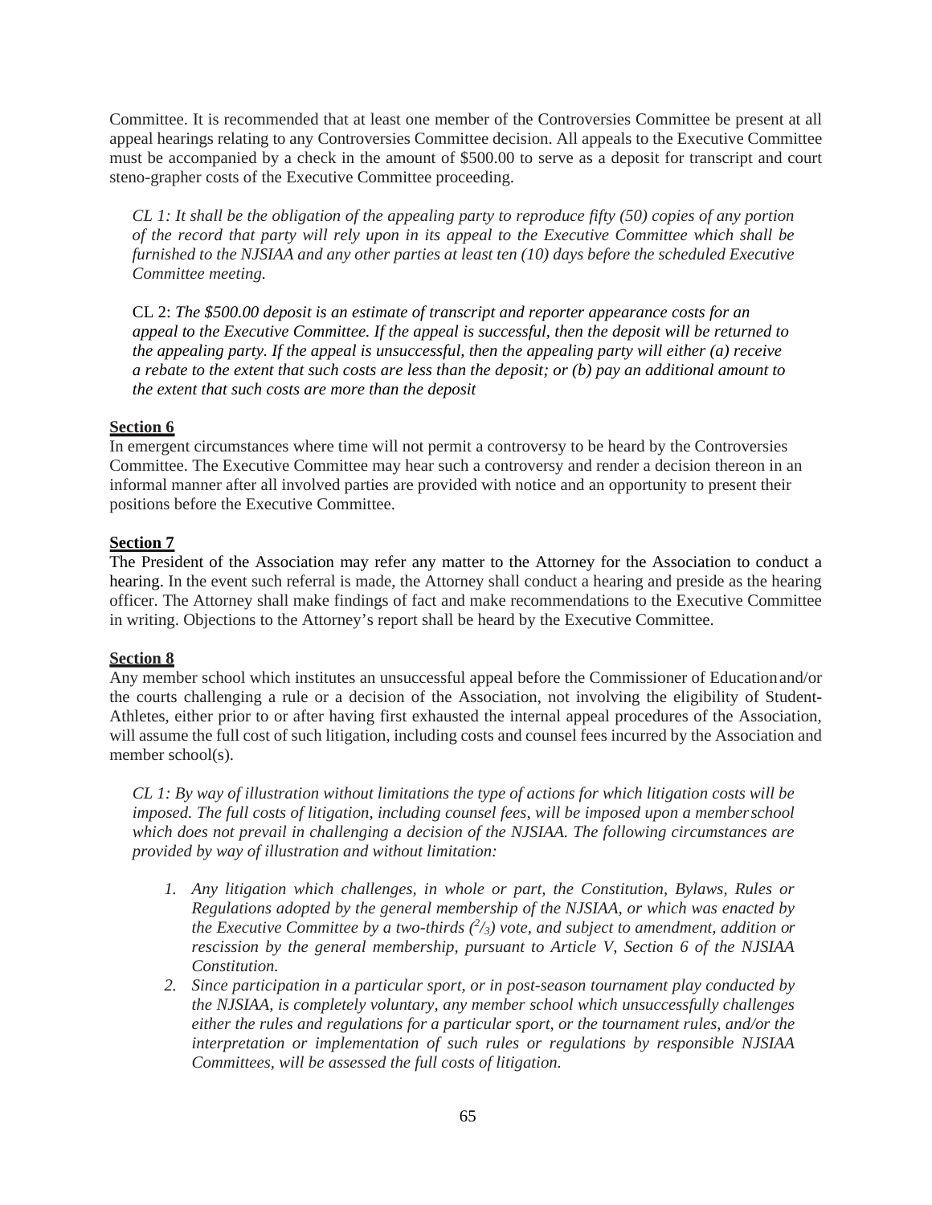Committee. It is recommended that at least one member of the Controversies Committee be present at all appeal hearings relating to any Controversies Committee decision. All appeals to the Executive Committee must be accompanied by a check in the amount of $500.00 to serve as a deposit for transcript and court steno-grapher costs of the Executive Committee proceeding.

*CL 1: It shall be the obligation of the appealing party to reproduce fifty (50) copies of any portion of the record that party will rely upon in its appeal to the Executive Committee which shall be furnished to the NJSIAA and any other parties at least ten (10) days before the scheduled Executive Committee meeting.*

CL 2: *The $500.00 deposit is an estimate of transcript and reporter appearance costs for an appeal to the Executive Committee. If the appeal is successful, then the deposit will be returned to the appealing party. If the appeal is unsuccessful, then the appealing party will either (a) receive a rebate to the extent that such costs are less than the deposit; or (b) pay an additional amount to the extent that such costs are more than the deposit*

**Section 6**

In emergent circumstances where time will not permit a controversy to be heard by the Controversies Committee. The Executive Committee may hear such a controversy and render a decision thereon in an informal manner after all involved parties are provided with notice and an opportunity to present their positions before the Executive Committee.

**Section 7**

The President of the Association may refer any matter to the Attorney for the Association to conduct a hearing. In the event such referral is made, the Attorney shall conduct a hearing and preside as the hearing officer. The Attorney shall make findings of fact and make recommendations to the Executive Committee in writing. Objections to the Attorney's report shall be heard by the Executive Committee.

**Section 8**

Any member school which institutes an unsuccessful appeal before the Commissioner of Education and/or the courts challenging a rule or a decision of the Association, not involving the eligibility of Student-Athletes, either prior to or after having first exhausted the internal appeal procedures of the Association, will assume the full cost of such litigation, including costs and counsel fees incurred by the Association and member school(s).

*CL 1: By way of illustration without limitations the type of actions for which litigation costs will be imposed. The full costs of litigation, including counsel fees, will be imposed upon a member school which does not prevail in challenging a decision of the NJSIAA. The following circumstances are provided by way of illustration and without limitation:*

1. *Any litigation which challenges, in whole or part, the Constitution, Bylaws, Rules or Regulations adopted by the general membership of the NJSIAA, or which was enacted by the Executive Committee by a two-thirds ($^2/_3$) vote, and subject to amendment, addition or rescission by the general membership, pursuant to Article V, Section 6 of the NJSIAA Constitution.*
2. *Since participation in a particular sport, or in post-season tournament play conducted by the NJSIAA, is completely voluntary, any member school which unsuccessfully challenges either the rules and regulations for a particular sport, or the tournament rules, and/or the interpretation or implementation of such rules or regulations by responsible NJSIAA Committees, will be assessed the full costs of litigation.*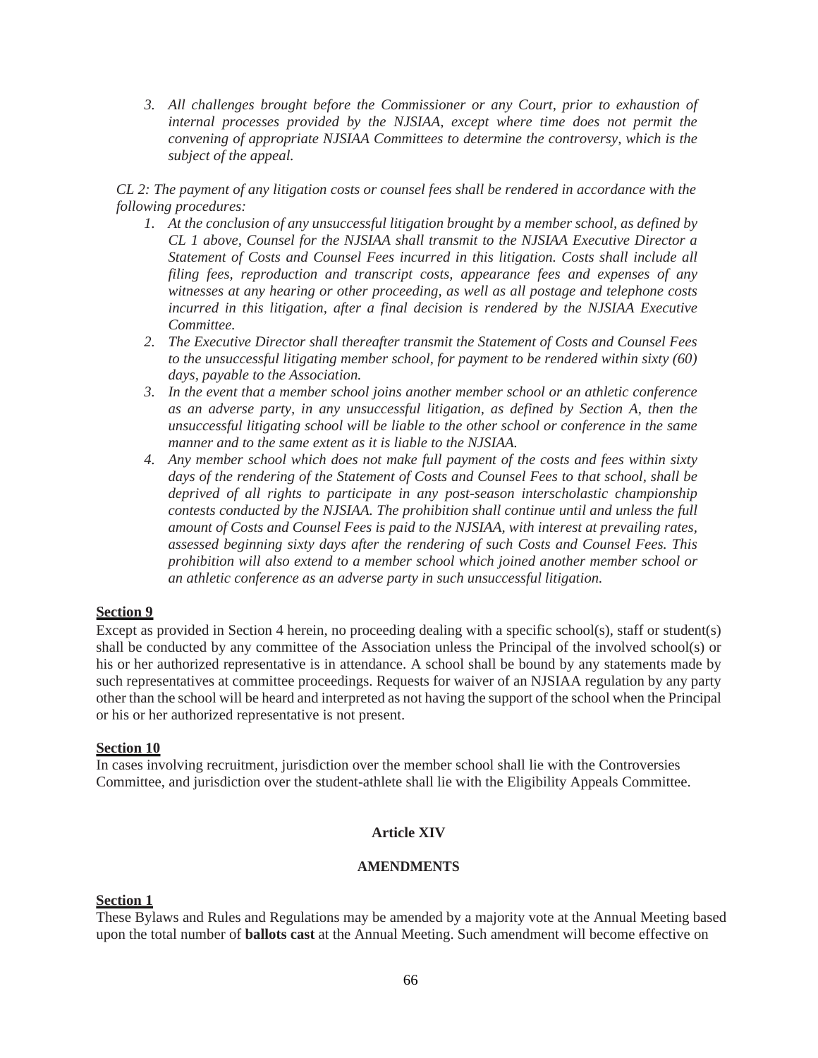3. *All challenges brought before the Commissioner or any Court, prior to exhaustion of internal processes provided by the NJSIAA, except where time does not permit the convening of appropriate NJSIAA Committees to determine the controversy, which is the subject of the appeal.*

*CL 2: The payment of any litigation costs or counsel fees shall be rendered in accordance with the following procedures:*

1. *At the conclusion of any unsuccessful litigation brought by a member school, as defined by CL 1 above, Counsel for the NJSIAA shall transmit to the NJSIAA Executive Director a Statement of Costs and Counsel Fees incurred in this litigation. Costs shall include all filing fees, reproduction and transcript costs, appearance fees and expenses of any witnesses at any hearing or other proceeding, as well as all postage and telephone costs incurred in this litigation, after a final decision is rendered by the NJSIAA Executive Committee.*
2. *The Executive Director shall thereafter transmit the Statement of Costs and Counsel Fees to the unsuccessful litigating member school, for payment to be rendered within sixty (60) days, payable to the Association.*
3. *In the event that a member school joins another member school or an athletic conference as an adverse party, in any unsuccessful litigation, as defined by Section A, then the unsuccessful litigating school will be liable to the other school or conference in the same manner and to the same extent as it is liable to the NJSIAA.*
4. *Any member school which does not make full payment of the costs and fees within sixty days of the rendering of the Statement of Costs and Counsel Fees to that school, shall be deprived of all rights to participate in any post-season interscholastic championship contests conducted by the NJSIAA. The prohibition shall continue until and unless the full amount of Costs and Counsel Fees is paid to the NJSIAA, with interest at prevailing rates, assessed beginning sixty days after the rendering of such Costs and Counsel Fees. This prohibition will also extend to a member school which joined another member school or an athletic conference as an adverse party in such unsuccessful litigation.*

**Section 9**

Except as provided in Section 4 herein, no proceeding dealing with a specific school(s), staff or student(s) shall be conducted by any committee of the Association unless the Principal of the involved school(s) or his or her authorized representative is in attendance. A school shall be bound by any statements made by such representatives at committee proceedings. Requests for waiver of an NJSIAA regulation by any party other than the school will be heard and interpreted as not having the support of the school when the Principal or his or her authorized representative is not present.

**Section 10**

In cases involving recruitment, jurisdiction over the member school shall lie with the Controversies Committee, and jurisdiction over the student-athlete shall lie with the Eligibility Appeals Committee.

## Article XIV

### AMENDMENTS

**Section 1**

These Bylaws and Rules and Regulations may be amended by a majority vote at the Annual Meeting based upon the total number of **ballots cast** at the Annual Meeting. Such amendment will become effective on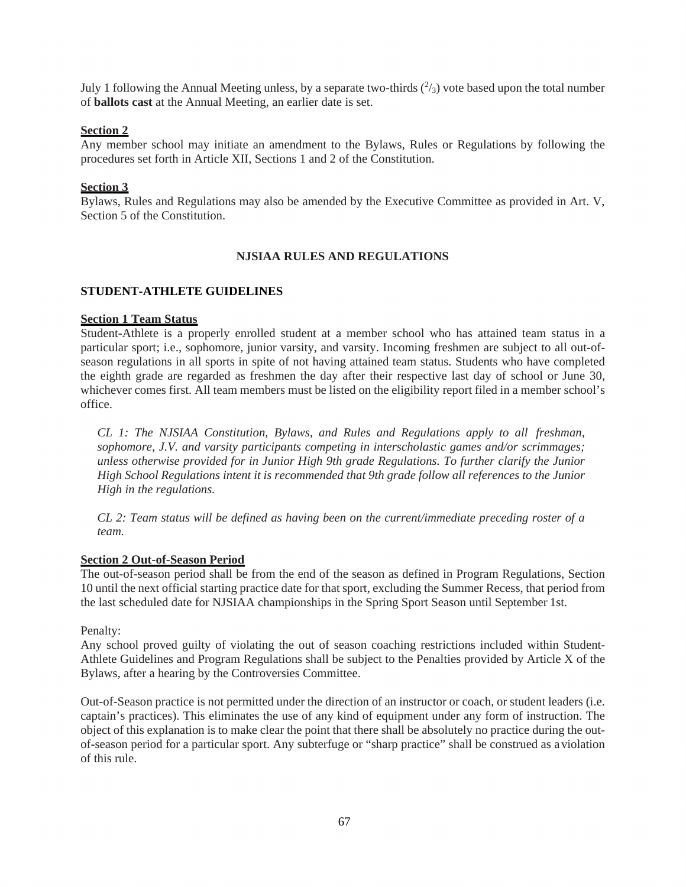July 1 following the Annual Meeting unless, by a separate two-thirds ($^{2}/_{3}$) vote based upon the total number of **ballots cast** at the Annual Meeting, an earlier date is set.

**Section 2**

Any member school may initiate an amendment to the Bylaws, Rules or Regulations by following the procedures set forth in Article XII, Sections 1 and 2 of the Constitution.

**Section 3**

Bylaws, Rules and Regulations may also be amended by the Executive Committee as provided in Art. V, Section 5 of the Constitution.

## NJSIAA RULES AND REGULATIONS

### STUDENT-ATHLETE GUIDELINES

**Section 1 Team Status**

Student-Athlete is a properly enrolled student at a member school who has attained team status in a particular sport; i.e., sophomore, junior varsity, and varsity. Incoming freshmen are subject to all out-of-season regulations in all sports in spite of not having attained team status. Students who have completed the eighth grade are regarded as freshmen the day after their respective last day of school or June 30, whichever comes first. All team members must be listed on the eligibility report filed in a member school's office.

*CL 1: The NJSIAA Constitution, Bylaws, and Rules and Regulations apply to all freshman, sophomore, J.V. and varsity participants competing in interscholastic games and/or scrimmages; unless otherwise provided for in Junior High 9th grade Regulations. To further clarify the Junior High School Regulations intent it is recommended that 9th grade follow all references to the Junior High in the regulations.*

*CL 2: Team status will be defined as having been on the current/immediate preceding roster of a team.*

**Section 2 Out-of-Season Period**

The out-of-season period shall be from the end of the season as defined in Program Regulations, Section 10 until the next official starting practice date for that sport, excluding the Summer Recess, that period from the last scheduled date for NJSIAA championships in the Spring Sport Season until September 1st.

Penalty:

Any school proved guilty of violating the out of season coaching restrictions included within Student-Athlete Guidelines and Program Regulations shall be subject to the Penalties provided by Article X of the Bylaws, after a hearing by the Controversies Committee.

Out-of-Season practice is not permitted under the direction of an instructor or coach, or student leaders (i.e. captain's practices). This eliminates the use of any kind of equipment under any form of instruction. The object of this explanation is to make clear the point that there shall be absolutely no practice during the out-of-season period for a particular sport. Any subterfuge or "sharp practice" shall be construed as a violation of this rule.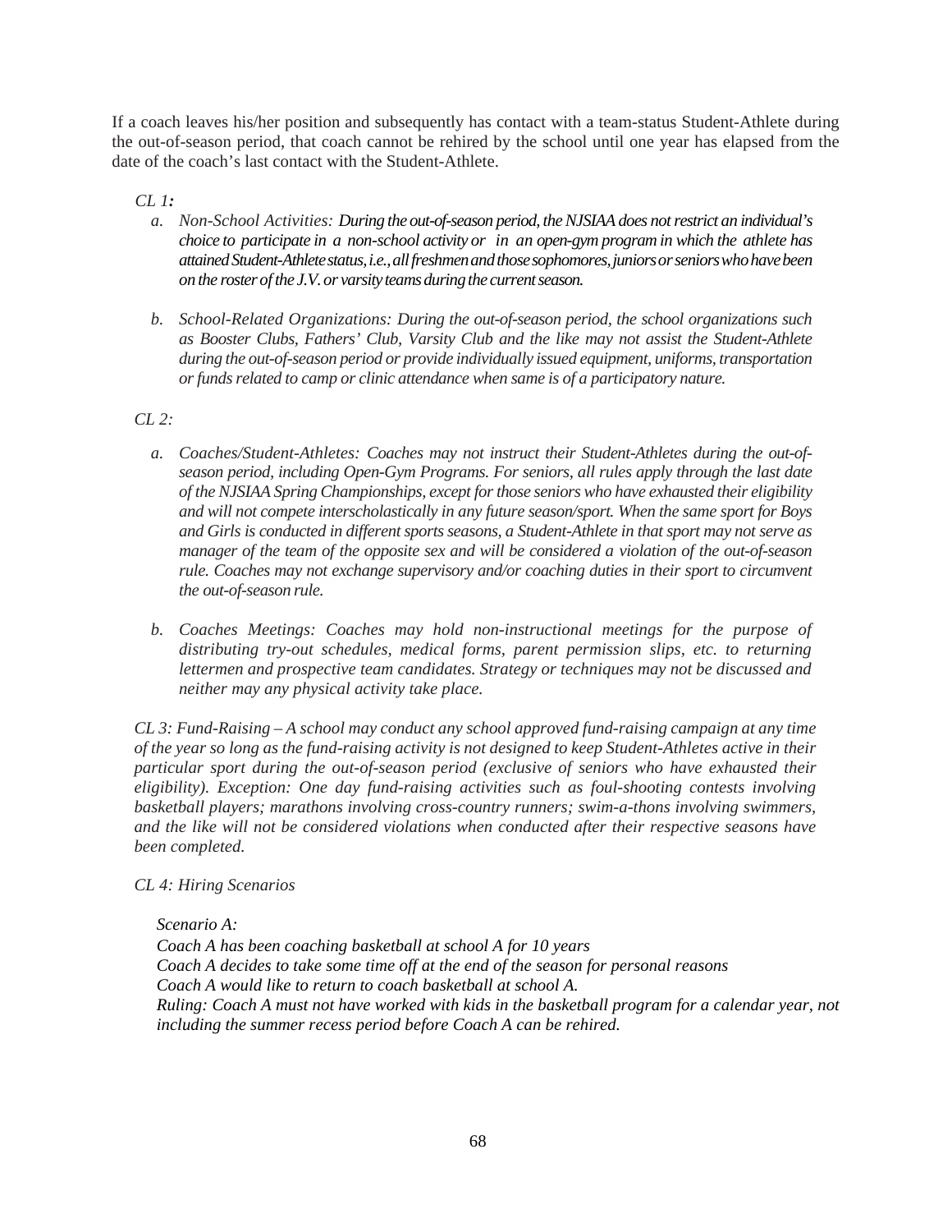If a coach leaves his/her position and subsequently has contact with a team-status Student-Athlete during the out-of-season period, that coach cannot be rehired by the school until one year has elapsed from the date of the coach's last contact with the Student-Athlete.

*CL 1:*

- a. *Non-School Activities: During the out-of-season period, the NJSIAA does not restrict an individual's choice to participate in a non-school activity or in an open-gym program in which the athlete has attained Student-Athlete status, i.e., all freshmen and those sophomores, juniors or seniors who have been on the roster of the J.V. or varsity teams during the current season.*

- b. *School-Related Organizations: During the out-of-season period, the school organizations such as Booster Clubs, Fathers' Club, Varsity Club and the like may not assist the Student-Athlete during the out-of-season period or provide individually issued equipment, uniforms, transportation or funds related to camp or clinic attendance when same is of a participatory nature.*

*CL 2:*

- a. *Coaches/Student-Athletes: Coaches may not instruct their Student-Athletes during the out-of-season period, including Open-Gym Programs. For seniors, all rules apply through the last date of the NJSIAA Spring Championships, except for those seniors who have exhausted their eligibility and will not compete interscholastically in any future season/sport. When the same sport for Boys and Girls is conducted in different sports seasons, a Student-Athlete in that sport may not serve as manager of the team of the opposite sex and will be considered a violation of the out-of-season rule. Coaches may not exchange supervisory and/or coaching duties in their sport to circumvent the out-of-season rule.*

- b. *Coaches Meetings: Coaches may hold non-instructional meetings for the purpose of distributing try-out schedules, medical forms, parent permission slips, etc. to returning lettermen and prospective team candidates. Strategy or techniques may not be discussed and neither may any physical activity take place.*

*CL 3: Fund-Raising – A school may conduct any school approved fund-raising campaign at any time of the year so long as the fund-raising activity is not designed to keep Student-Athletes active in their particular sport during the out-of-season period (exclusive of seniors who have exhausted their eligibility). Exception: One day fund-raising activities such as foul-shooting contests involving basketball players; marathons involving cross-country runners; swim-a-thons involving swimmers, and the like will not be considered violations when conducted after their respective seasons have been completed.*

*CL 4: Hiring Scenarios*

*Scenario A:*
*Coach A has been coaching basketball at school A for 10 years*
*Coach A decides to take some time off at the end of the season for personal reasons*
*Coach A would like to return to coach basketball at school A.*
*Ruling: Coach A must not have worked with kids in the basketball program for a calendar year, not including the summer recess period before Coach A can be rehired.*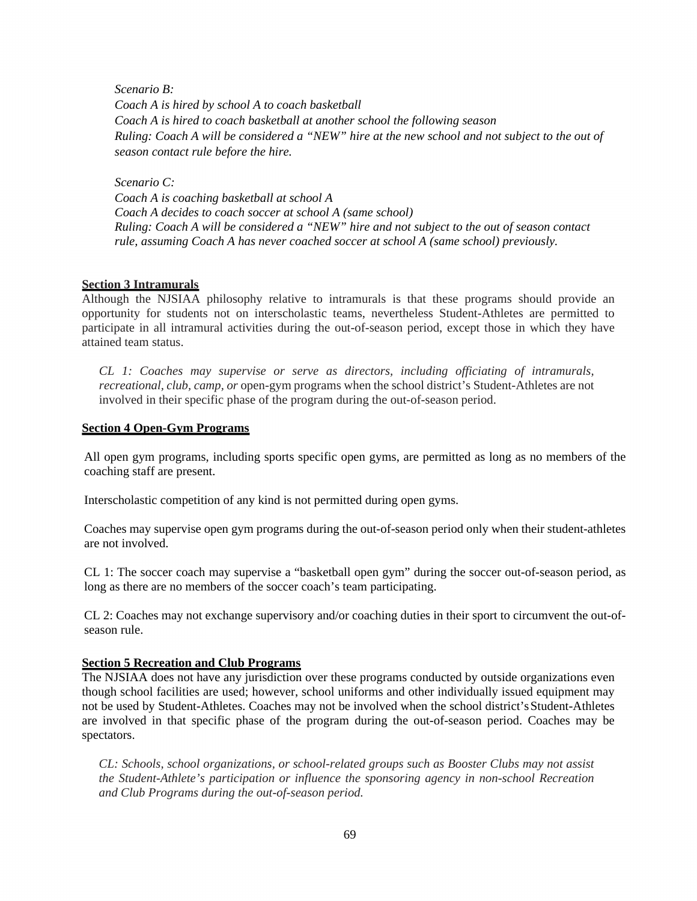*Scenario B:*
*Coach A is hired by school A to coach basketball*
*Coach A is hired to coach basketball at another school the following season*
*Ruling: Coach A will be considered a "NEW" hire at the new school and not subject to the out of season contact rule before the hire.*

*Scenario C:*
*Coach A is coaching basketball at school A*
*Coach A decides to coach soccer at school A (same school)*
*Ruling: Coach A will be considered a "NEW" hire and not subject to the out of season contact rule, assuming Coach A has never coached soccer at school A (same school) previously.*

**Section 3 Intramurals**

Although the NJSIAA philosophy relative to intramurals is that these programs should provide an opportunity for students not on interscholastic teams, nevertheless Student-Athletes are permitted to participate in all intramural activities during the out-of-season period, except those in which they have attained team status.

*CL 1: Coaches may supervise or serve as directors, including officiating of intramurals, recreational, club, camp, or* open-gym programs when the school district's Student-Athletes are not involved in their specific phase of the program during the out-of-season period.

**Section 4 Open-Gym Programs**

All open gym programs, including sports specific open gyms, are permitted as long as no members of the coaching staff are present.

Interscholastic competition of any kind is not permitted during open gyms.

Coaches may supervise open gym programs during the out-of-season period only when their student-athletes are not involved.

CL 1: The soccer coach may supervise a "basketball open gym" during the soccer out-of-season period, as long as there are no members of the soccer coach's team participating.

CL 2: Coaches may not exchange supervisory and/or coaching duties in their sport to circumvent the out-of-season rule.

**Section 5 Recreation and Club Programs**

The NJSIAA does not have any jurisdiction over these programs conducted by outside organizations even though school facilities are used; however, school uniforms and other individually issued equipment may not be used by Student-Athletes. Coaches may not be involved when the school district's Student-Athletes are involved in that specific phase of the program during the out-of-season period. Coaches may be spectators.

*CL: Schools, school organizations, or school-related groups such as Booster Clubs may not assist the Student-Athlete's participation or influence the sponsoring agency in non-school Recreation and Club Programs during the out-of-season period.*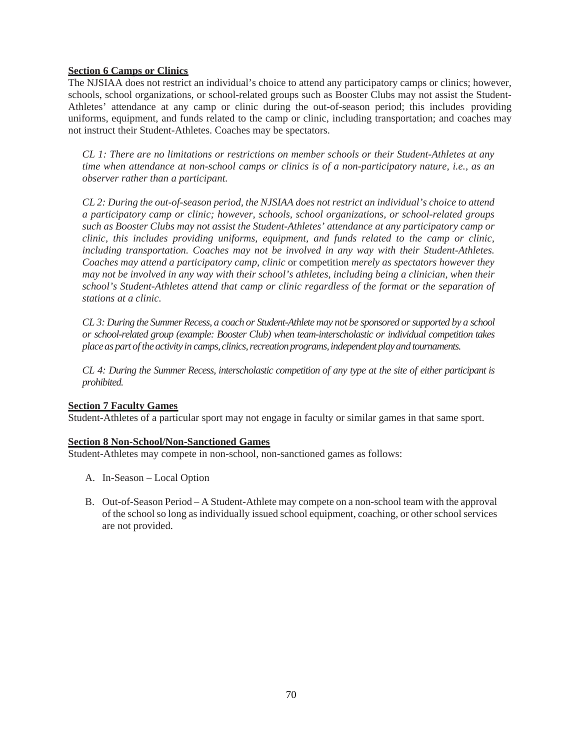**Section 6 Camps or Clinics**

The NJSIAA does not restrict an individual's choice to attend any participatory camps or clinics; however, schools, school organizations, or school-related groups such as Booster Clubs may not assist the Student-Athletes' attendance at any camp or clinic during the out-of-season period; this includes providing uniforms, equipment, and funds related to the camp or clinic, including transportation; and coaches may not instruct their Student-Athletes. Coaches may be spectators.

> *CL 1: There are no limitations or restrictions on member schools or their Student-Athletes at any time when attendance at non-school camps or clinics is of a non-participatory nature, i.e., as an observer rather than a participant.*
>
> *CL 2: During the out-of-season period, the NJSIAA does not restrict an individual's choice to attend a participatory camp or clinic; however, schools, school organizations, or school-related groups such as Booster Clubs may not assist the Student-Athletes' attendance at any participatory camp or clinic, this includes providing uniforms, equipment, and funds related to the camp or clinic, including transportation. Coaches may not be involved in any way with their Student-Athletes. Coaches may attend a participatory camp, clinic* or competition *merely as spectators however they may not be involved in any way with their school's athletes, including being a clinician, when their school's Student-Athletes attend that camp or clinic regardless of the format or the separation of stations at a clinic.*
>
> *CL 3: During the Summer Recess, a coach or Student-Athlete may not be sponsored or supported by a school or school-related group (example: Booster Club) when team-interscholastic or individual competition takes place as part of the activity in camps, clinics, recreation programs, independent play and tournaments.*
>
> *CL 4: During the Summer Recess, interscholastic competition of any type at the site of either participant is prohibited.*

**Section 7 Faculty Games**

Student-Athletes of a particular sport may not engage in faculty or similar games in that same sport.

**Section 8 Non-School/Non-Sanctioned Games**

Student-Athletes may compete in non-school, non-sanctioned games as follows:

A. In-Season – Local Option

B. Out-of-Season Period – A Student-Athlete may compete on a non-school team with the approval of the school so long as individually issued school equipment, coaching, or other school services are not provided.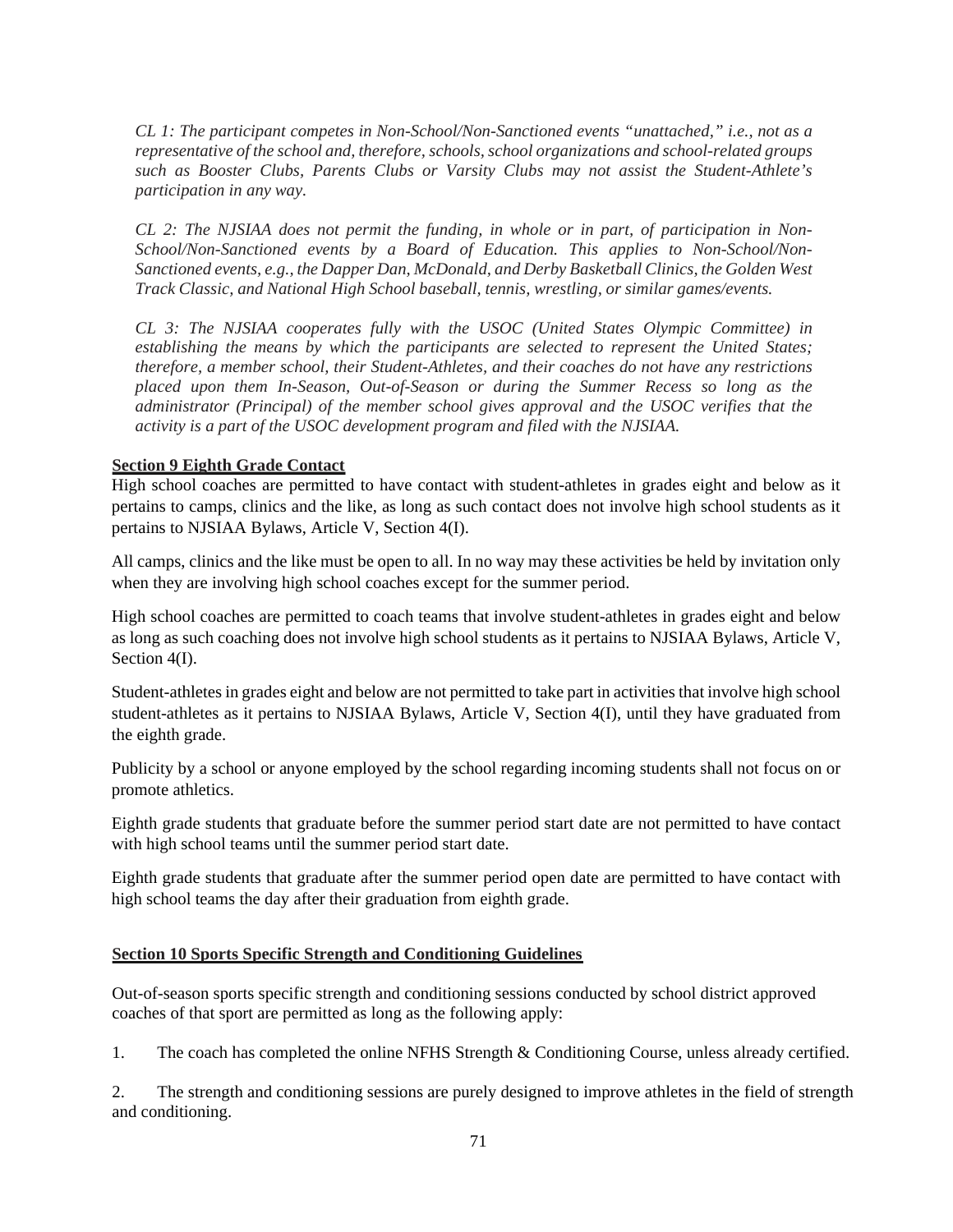*CL 1: The participant competes in Non-School/Non-Sanctioned events "unattached," i.e., not as a representative of the school and, therefore, schools, school organizations and school-related groups such as Booster Clubs, Parents Clubs or Varsity Clubs may not assist the Student-Athlete's participation in any way.*

*CL 2: The NJSIAA does not permit the funding, in whole or in part, of participation in Non-School/Non-Sanctioned events by a Board of Education. This applies to Non-School/Non-Sanctioned events, e.g., the Dapper Dan, McDonald, and Derby Basketball Clinics, the Golden West Track Classic, and National High School baseball, tennis, wrestling, or similar games/events.*

*CL 3: The NJSIAA cooperates fully with the USOC (United States Olympic Committee) in establishing the means by which the participants are selected to represent the United States; therefore, a member school, their Student-Athletes, and their coaches do not have any restrictions placed upon them In-Season, Out-of-Season or during the Summer Recess so long as the administrator (Principal) of the member school gives approval and the USOC verifies that the activity is a part of the USOC development program and filed with the NJSIAA.*

**Section 9 Eighth Grade Contact**

High school coaches are permitted to have contact with student-athletes in grades eight and below as it pertains to camps, clinics and the like, as long as such contact does not involve high school students as it pertains to NJSIAA Bylaws, Article V, Section 4(I).

All camps, clinics and the like must be open to all. In no way may these activities be held by invitation only when they are involving high school coaches except for the summer period.

High school coaches are permitted to coach teams that involve student-athletes in grades eight and below as long as such coaching does not involve high school students as it pertains to NJSIAA Bylaws, Article V, Section 4(I).

Student-athletes in grades eight and below are not permitted to take part in activities that involve high school student-athletes as it pertains to NJSIAA Bylaws, Article V, Section 4(I), until they have graduated from the eighth grade.

Publicity by a school or anyone employed by the school regarding incoming students shall not focus on or promote athletics.

Eighth grade students that graduate before the summer period start date are not permitted to have contact with high school teams until the summer period start date.

Eighth grade students that graduate after the summer period open date are permitted to have contact with high school teams the day after their graduation from eighth grade.

**Section 10 Sports Specific Strength and Conditioning Guidelines**

Out-of-season sports specific strength and conditioning sessions conducted by school district approved coaches of that sport are permitted as long as the following apply:

1. The coach has completed the online NFHS Strength & Conditioning Course, unless already certified.

2. The strength and conditioning sessions are purely designed to improve athletes in the field of strength and conditioning.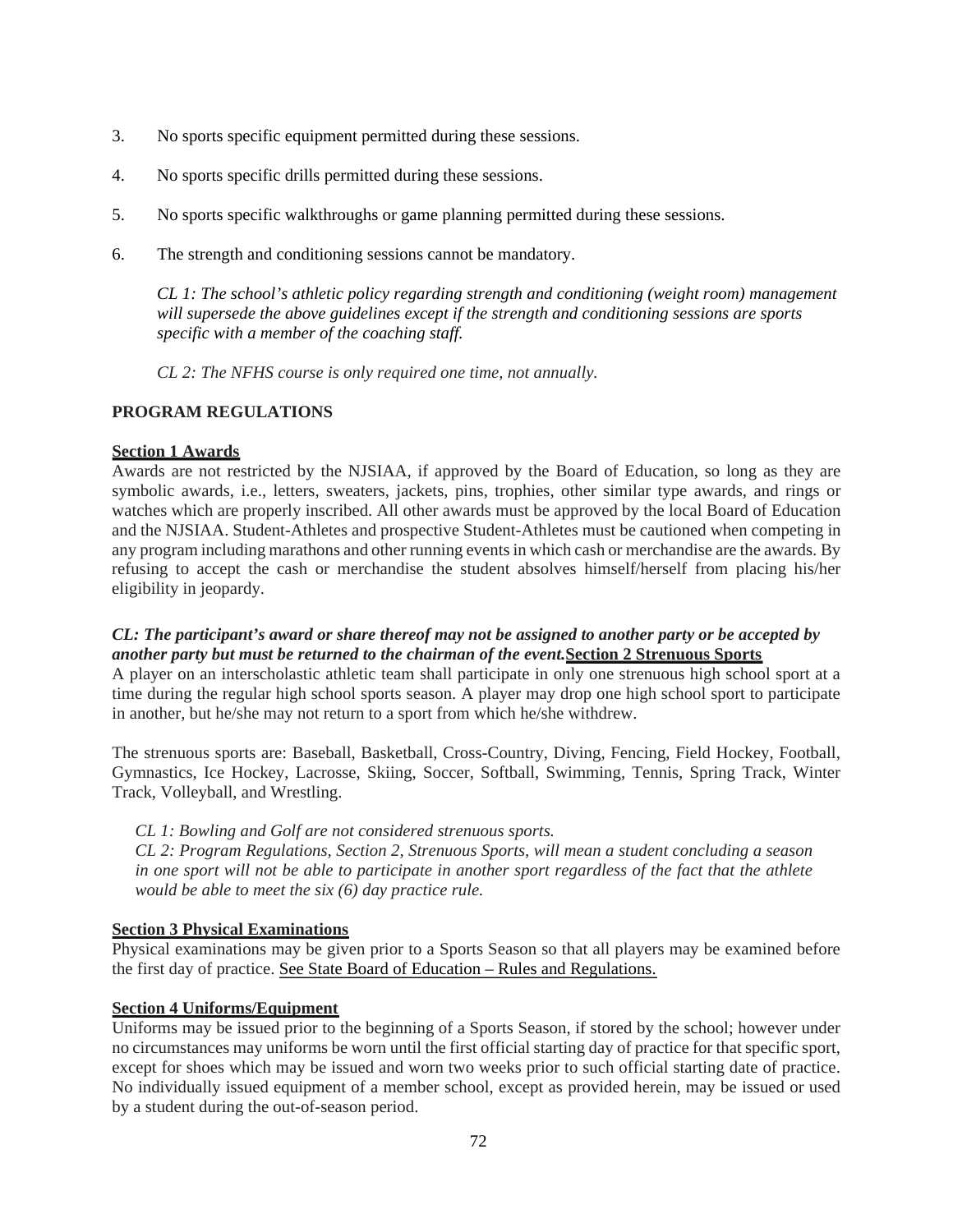3. No sports specific equipment permitted during these sessions.

4. No sports specific drills permitted during these sessions.

5. No sports specific walkthroughs or game planning permitted during these sessions.

6. The strength and conditioning sessions cannot be mandatory.

   *CL 1: The school's athletic policy regarding strength and conditioning (weight room) management will supersede the above guidelines except if the strength and conditioning sessions are sports specific with a member of the coaching staff.*

   *CL 2: The NFHS course is only required one time, not annually.*

**PROGRAM REGULATIONS**

**Section 1 Awards**

Awards are not restricted by the NJSIAA, if approved by the Board of Education, so long as they are symbolic awards, i.e., letters, sweaters, jackets, pins, trophies, other similar type awards, and rings or watches which are properly inscribed. All other awards must be approved by the local Board of Education and the NJSIAA. Student-Athletes and prospective Student-Athletes must be cautioned when competing in any program including marathons and other running events in which cash or merchandise are the awards. By refusing to accept the cash or merchandise the student absolves himself/herself from placing his/her eligibility in jeopardy.

***CL: The participant's award or share thereof may not be assigned to another party or be accepted by another party but must be returned to the chairman of the event.***

**Section 2 Strenuous Sports**

A player on an interscholastic athletic team shall participate in only one strenuous high school sport at a time during the regular high school sports season. A player may drop one high school sport to participate in another, but he/she may not return to a sport from which he/she withdrew.

The strenuous sports are: Baseball, Basketball, Cross-Country, Diving, Fencing, Field Hockey, Football, Gymnastics, Ice Hockey, Lacrosse, Skiing, Soccer, Softball, Swimming, Tennis, Spring Track, Winter Track, Volleyball, and Wrestling.

*CL 1: Bowling and Golf are not considered strenuous sports.*
*CL 2: Program Regulations, Section 2, Strenuous Sports, will mean a student concluding a season in one sport will not be able to participate in another sport regardless of the fact that the athlete would be able to meet the six (6) day practice rule.*

**Section 3 Physical Examinations**

Physical examinations may be given prior to a Sports Season so that all players may be examined before the first day of practice. See State Board of Education – Rules and Regulations.

**Section 4 Uniforms/Equipment**

Uniforms may be issued prior to the beginning of a Sports Season, if stored by the school; however under no circumstances may uniforms be worn until the first official starting day of practice for that specific sport, except for shoes which may be issued and worn two weeks prior to such official starting date of practice. No individually issued equipment of a member school, except as provided herein, may be issued or used by a student during the out-of-season period.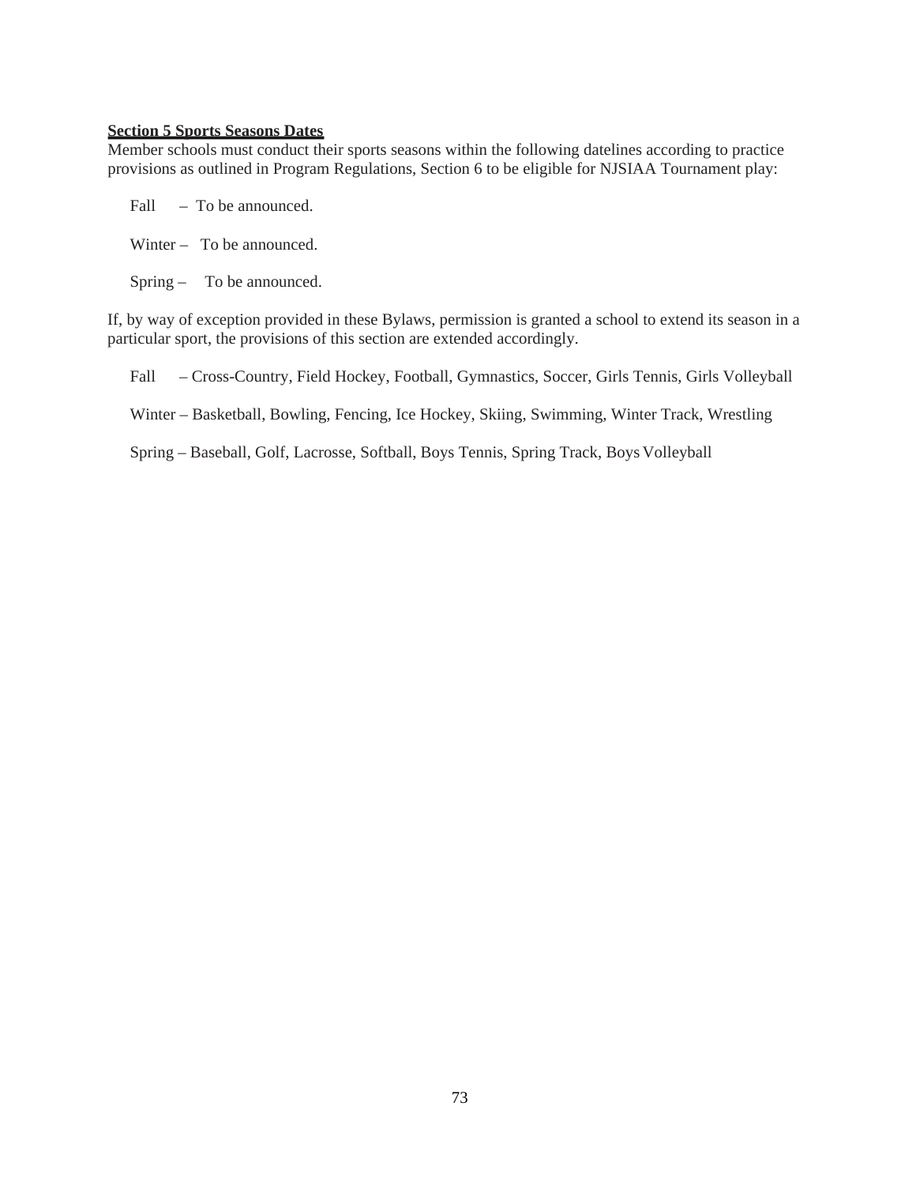**Section 5 Sports Seasons Dates**

Member schools must conduct their sports seasons within the following datelines according to practice provisions as outlined in Program Regulations, Section 6 to be eligible for NJSIAA Tournament play:

Fall – To be announced.

Winter – To be announced.

Spring – To be announced.

If, by way of exception provided in these Bylaws, permission is granted a school to extend its season in a particular sport, the provisions of this section are extended accordingly.

Fall – Cross-Country, Field Hockey, Football, Gymnastics, Soccer, Girls Tennis, Girls Volleyball

Winter – Basketball, Bowling, Fencing, Ice Hockey, Skiing, Swimming, Winter Track, Wrestling

Spring – Baseball, Golf, Lacrosse, Softball, Boys Tennis, Spring Track, Boys Volleyball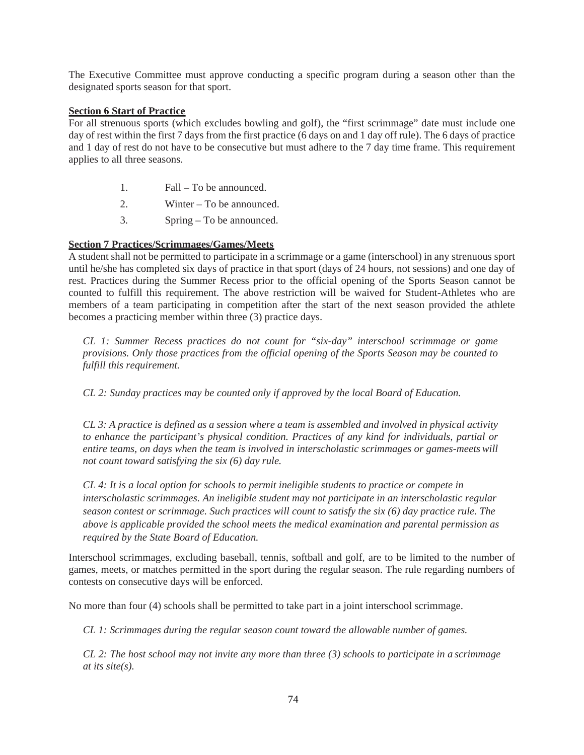The Executive Committee must approve conducting a specific program during a season other than the designated sports season for that sport.

**Section 6 Start of Practice**

For all strenuous sports (which excludes bowling and golf), the "first scrimmage" date must include one day of rest within the first 7 days from the first practice (6 days on and 1 day off rule). The 6 days of practice and 1 day of rest do not have to be consecutive but must adhere to the 7 day time frame. This requirement applies to all three seasons.

1. Fall – To be announced.
2. Winter – To be announced.
3. Spring – To be announced.

**Section 7 Practices/Scrimmages/Games/Meets**

A student shall not be permitted to participate in a scrimmage or a game (interschool) in any strenuous sport until he/she has completed six days of practice in that sport (days of 24 hours, not sessions) and one day of rest. Practices during the Summer Recess prior to the official opening of the Sports Season cannot be counted to fulfill this requirement. The above restriction will be waived for Student-Athletes who are members of a team participating in competition after the start of the next season provided the athlete becomes a practicing member within three (3) practice days.

*CL 1: Summer Recess practices do not count for "six-day" interschool scrimmage or game provisions. Only those practices from the official opening of the Sports Season may be counted to fulfill this requirement.*

*CL 2: Sunday practices may be counted only if approved by the local Board of Education.*

*CL 3: A practice is defined as a session where a team is assembled and involved in physical activity to enhance the participant's physical condition. Practices of any kind for individuals, partial or entire teams, on days when the team is involved in interscholastic scrimmages or games-meets will not count toward satisfying the six (6) day rule.*

*CL 4: It is a local option for schools to permit ineligible students to practice or compete in interscholastic scrimmages. An ineligible student may not participate in an interscholastic regular season contest or scrimmage. Such practices will count to satisfy the six (6) day practice rule. The above is applicable provided the school meets the medical examination and parental permission as required by the State Board of Education.*

Interschool scrimmages, excluding baseball, tennis, softball and golf, are to be limited to the number of games, meets, or matches permitted in the sport during the regular season. The rule regarding numbers of contests on consecutive days will be enforced.

No more than four (4) schools shall be permitted to take part in a joint interschool scrimmage.

*CL 1: Scrimmages during the regular season count toward the allowable number of games.*

*CL 2: The host school may not invite any more than three (3) schools to participate in a scrimmage at its site(s).*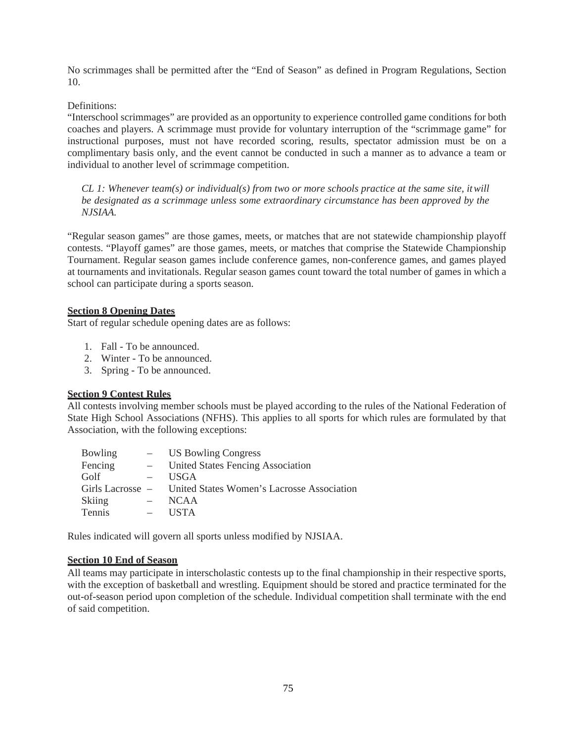No scrimmages shall be permitted after the "End of Season" as defined in Program Regulations, Section 10.

Definitions:
"Interschool scrimmages" are provided as an opportunity to experience controlled game conditions for both coaches and players. A scrimmage must provide for voluntary interruption of the "scrimmage game" for instructional purposes, must not have recorded scoring, results, spectator admission must be on a complimentary basis only, and the event cannot be conducted in such a manner as to advance a team or individual to another level of scrimmage competition.

*CL 1: Whenever team(s) or individual(s) from two or more schools practice at the same site, it will be designated as a scrimmage unless some extraordinary circumstance has been approved by the NJSIAA.*

"Regular season games" are those games, meets, or matches that are not statewide championship playoff contests. "Playoff games" are those games, meets, or matches that comprise the Statewide Championship Tournament. Regular season games include conference games, non-conference games, and games played at tournaments and invitationals. Regular season games count toward the total number of games in which a school can participate during a sports season.

**Section 8 Opening Dates**

Start of regular schedule opening dates are as follows:

1. Fall - To be announced.
2. Winter - To be announced.
3. Spring - To be announced.

**Section 9 Contest Rules**

All contests involving member schools must be played according to the rules of the National Federation of State High School Associations (NFHS). This applies to all sports for which rules are formulated by that Association, with the following exceptions:

| Sport | | Governing Body |
|---|---|---|
| Bowling | – | US Bowling Congress |
| Fencing | – | United States Fencing Association |
| Golf | – | USGA |
| Girls Lacrosse | – | United States Women's Lacrosse Association |
| Skiing | – | NCAA |
| Tennis | – | USTA |

Rules indicated will govern all sports unless modified by NJSIAA.

**Section 10 End of Season**

All teams may participate in interscholastic contests up to the final championship in their respective sports, with the exception of basketball and wrestling. Equipment should be stored and practice terminated for the out-of-season period upon completion of the schedule. Individual competition shall terminate with the end of said competition.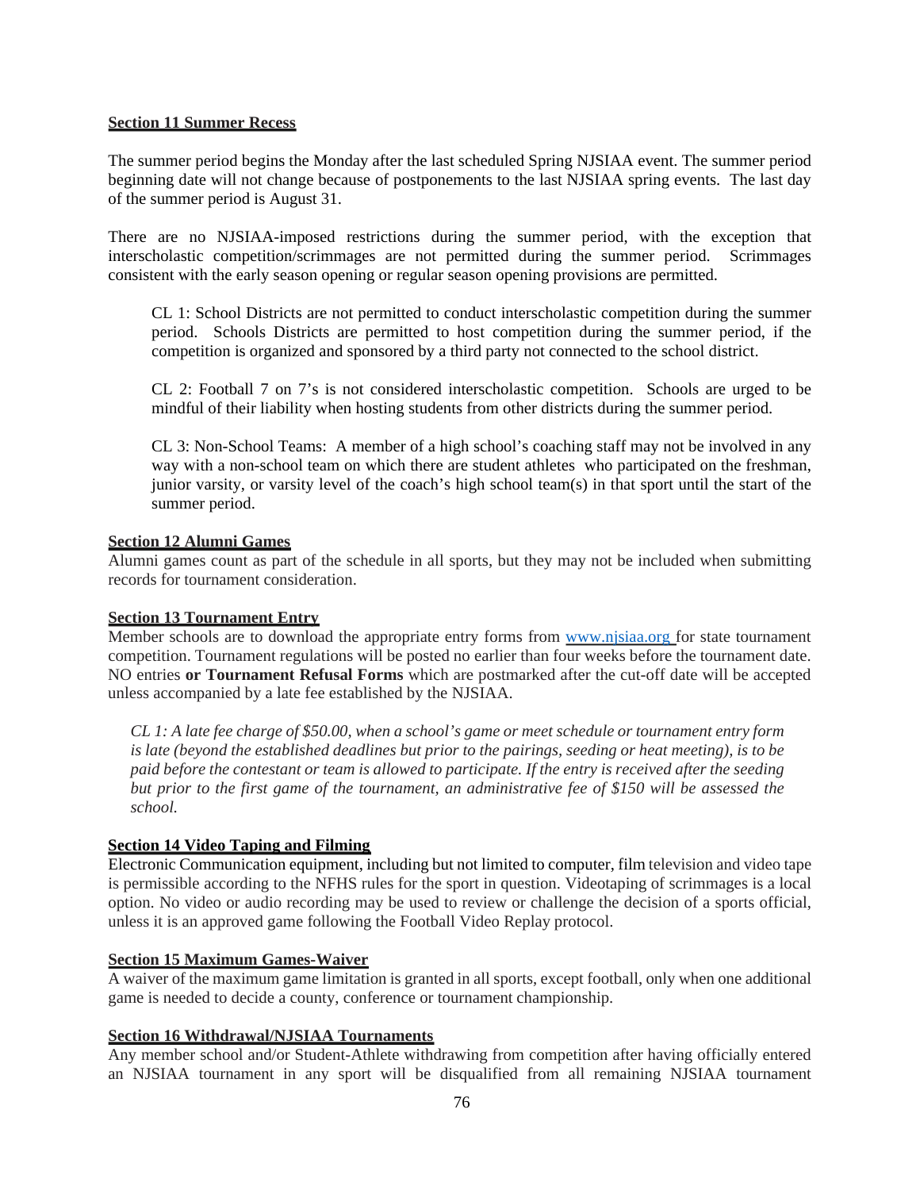**Section 11 Summer Recess**

The summer period begins the Monday after the last scheduled Spring NJSIAA event. The summer period beginning date will not change because of postponements to the last NJSIAA spring events. The last day of the summer period is August 31.

There are no NJSIAA-imposed restrictions during the summer period, with the exception that interscholastic competition/scrimmages are not permitted during the summer period. Scrimmages consistent with the early season opening or regular season opening provisions are permitted.

> CL 1: School Districts are not permitted to conduct interscholastic competition during the summer period. Schools Districts are permitted to host competition during the summer period, if the competition is organized and sponsored by a third party not connected to the school district.
>
> CL 2: Football 7 on 7's is not considered interscholastic competition. Schools are urged to be mindful of their liability when hosting students from other districts during the summer period.
>
> CL 3: Non-School Teams: A member of a high school's coaching staff may not be involved in any way with a non-school team on which there are student athletes who participated on the freshman, junior varsity, or varsity level of the coach's high school team(s) in that sport until the start of the summer period.

**Section 12 Alumni Games**

Alumni games count as part of the schedule in all sports, but they may not be included when submitting records for tournament consideration.

**Section 13 Tournament Entry**

Member schools are to download the appropriate entry forms from www.njsiaa.org for state tournament competition. Tournament regulations will be posted no earlier than four weeks before the tournament date. NO entries **or Tournament Refusal Forms** which are postmarked after the cut-off date will be accepted unless accompanied by a late fee established by the NJSIAA.

> *CL 1: A late fee charge of $50.00, when a school's game or meet schedule or tournament entry form is late (beyond the established deadlines but prior to the pairings, seeding or heat meeting), is to be paid before the contestant or team is allowed to participate. If the entry is received after the seeding but prior to the first game of the tournament, an administrative fee of $150 will be assessed the school.*

**Section 14 Video Taping and Filming**

Electronic Communication equipment, including but not limited to computer, film television and video tape is permissible according to the NFHS rules for the sport in question. Videotaping of scrimmages is a local option. No video or audio recording may be used to review or challenge the decision of a sports official, unless it is an approved game following the Football Video Replay protocol.

**Section 15 Maximum Games-Waiver**

A waiver of the maximum game limitation is granted in all sports, except football, only when one additional game is needed to decide a county, conference or tournament championship.

**Section 16 Withdrawal/NJSIAA Tournaments**

Any member school and/or Student-Athlete withdrawing from competition after having officially entered an NJSIAA tournament in any sport will be disqualified from all remaining NJSIAA tournament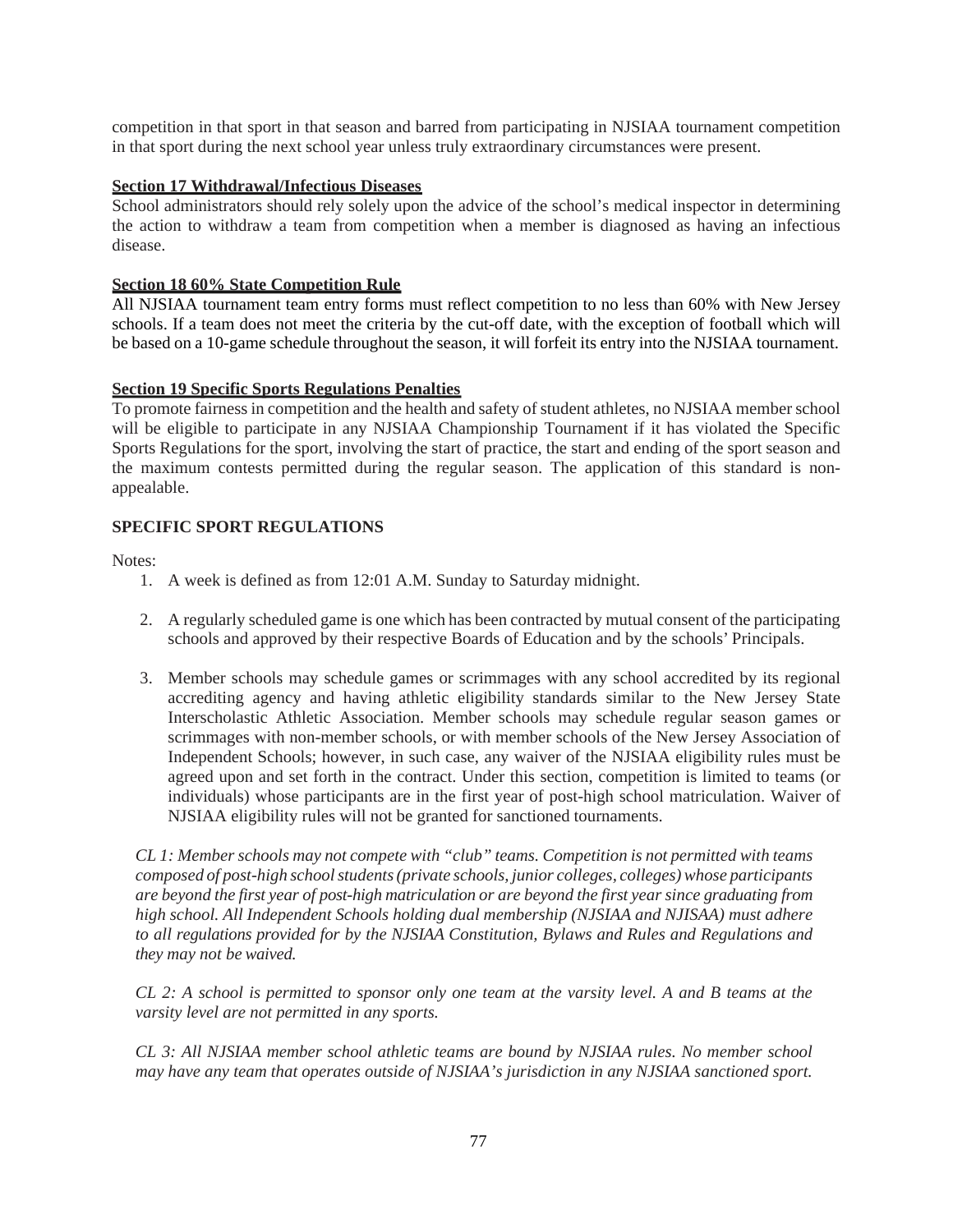competition in that sport in that season and barred from participating in NJSIAA tournament competition in that sport during the next school year unless truly extraordinary circumstances were present.

**Section 17 Withdrawal/Infectious Diseases**

School administrators should rely solely upon the advice of the school's medical inspector in determining the action to withdraw a team from competition when a member is diagnosed as having an infectious disease.

**Section 18 60% State Competition Rule**

All NJSIAA tournament team entry forms must reflect competition to no less than 60% with New Jersey schools. If a team does not meet the criteria by the cut-off date, with the exception of football which will be based on a 10-game schedule throughout the season, it will forfeit its entry into the NJSIAA tournament.

**Section 19 Specific Sports Regulations Penalties**

To promote fairness in competition and the health and safety of student athletes, no NJSIAA member school will be eligible to participate in any NJSIAA Championship Tournament if it has violated the Specific Sports Regulations for the sport, involving the start of practice, the start and ending of the sport season and the maximum contests permitted during the regular season. The application of this standard is non-appealable.

## SPECIFIC SPORT REGULATIONS

Notes:

1. A week is defined as from 12:01 A.M. Sunday to Saturday midnight.
2. A regularly scheduled game is one which has been contracted by mutual consent of the participating schools and approved by their respective Boards of Education and by the schools' Principals.
3. Member schools may schedule games or scrimmages with any school accredited by its regional accrediting agency and having athletic eligibility standards similar to the New Jersey State Interscholastic Athletic Association. Member schools may schedule regular season games or scrimmages with non-member schools, or with member schools of the New Jersey Association of Independent Schools; however, in such case, any waiver of the NJSIAA eligibility rules must be agreed upon and set forth in the contract. Under this section, competition is limited to teams (or individuals) whose participants are in the first year of post-high school matriculation. Waiver of NJSIAA eligibility rules will not be granted for sanctioned tournaments.

*CL 1: Member schools may not compete with "club" teams. Competition is not permitted with teams composed of post-high school students (private schools, junior colleges, colleges) whose participants are beyond the first year of post-high matriculation or are beyond the first year since graduating from high school. All Independent Schools holding dual membership (NJSIAA and NJISAA) must adhere to all regulations provided for by the NJSIAA Constitution, Bylaws and Rules and Regulations and they may not be waived.*

*CL 2: A school is permitted to sponsor only one team at the varsity level. A and B teams at the varsity level are not permitted in any sports.*

*CL 3: All NJSIAA member school athletic teams are bound by NJSIAA rules. No member school may have any team that operates outside of NJSIAA's jurisdiction in any NJSIAA sanctioned sport.*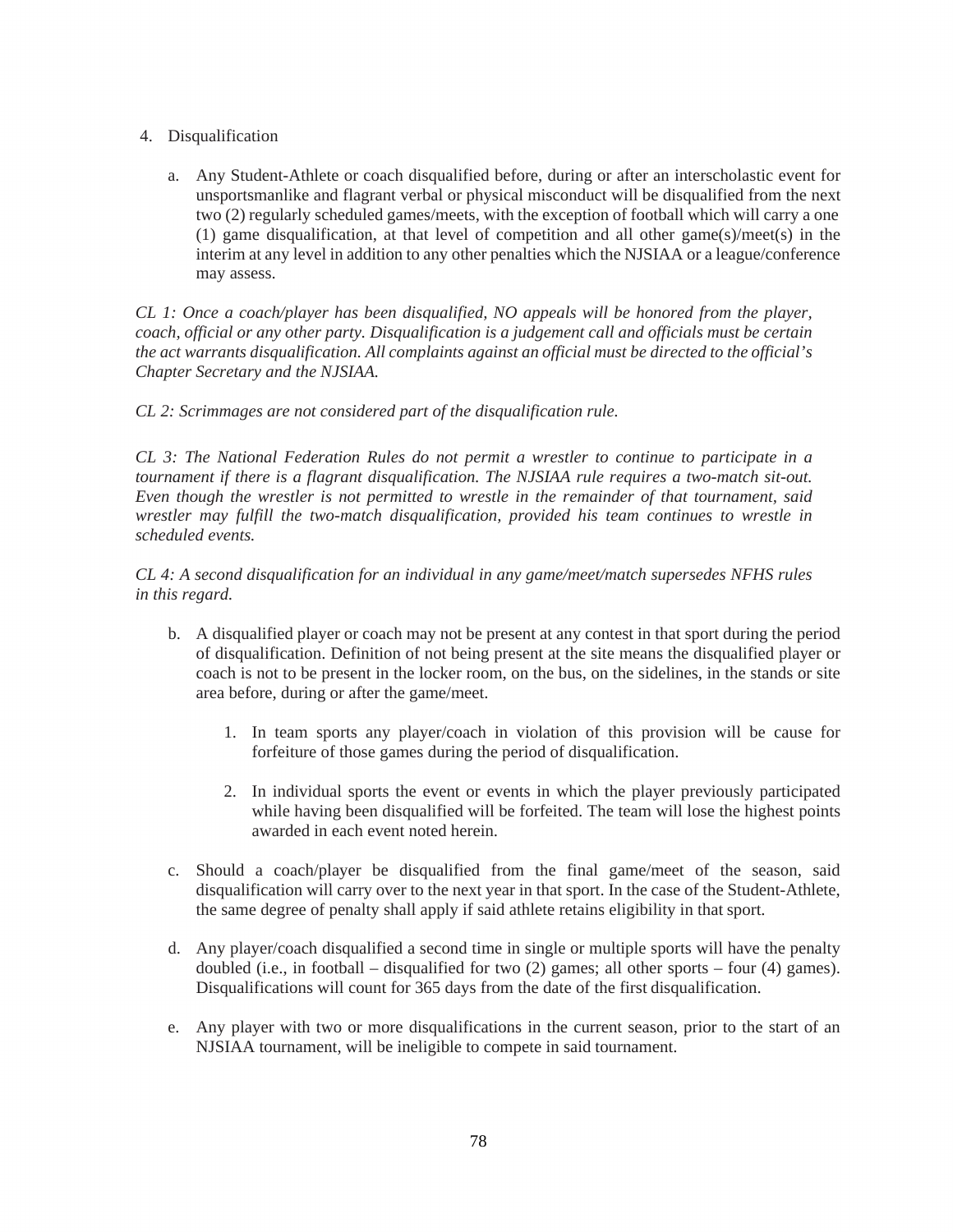4. Disqualification

   a. Any Student-Athlete or coach disqualified before, during or after an interscholastic event for unsportsmanlike and flagrant verbal or physical misconduct will be disqualified from the next two (2) regularly scheduled games/meets, with the exception of football which will carry a one (1) game disqualification, at that level of competition and all other game(s)/meet(s) in the interim at any level in addition to any other penalties which the NJSIAA or a league/conference may assess.

*CL 1: Once a coach/player has been disqualified, NO appeals will be honored from the player, coach, official or any other party. Disqualification is a judgement call and officials must be certain the act warrants disqualification. All complaints against an official must be directed to the official's Chapter Secretary and the NJSIAA.*

*CL 2: Scrimmages are not considered part of the disqualification rule.*

*CL 3: The National Federation Rules do not permit a wrestler to continue to participate in a tournament if there is a flagrant disqualification. The NJSIAA rule requires a two-match sit-out. Even though the wrestler is not permitted to wrestle in the remainder of that tournament, said wrestler may fulfill the two-match disqualification, provided his team continues to wrestle in scheduled events.*

*CL 4: A second disqualification for an individual in any game/meet/match supersedes NFHS rules in this regard.*

   b. A disqualified player or coach may not be present at any contest in that sport during the period of disqualification. Definition of not being present at the site means the disqualified player or coach is not to be present in the locker room, on the bus, on the sidelines, in the stands or site area before, during or after the game/meet.

      1. In team sports any player/coach in violation of this provision will be cause for forfeiture of those games during the period of disqualification.

      2. In individual sports the event or events in which the player previously participated while having been disqualified will be forfeited. The team will lose the highest points awarded in each event noted herein.

   c. Should a coach/player be disqualified from the final game/meet of the season, said disqualification will carry over to the next year in that sport. In the case of the Student-Athlete, the same degree of penalty shall apply if said athlete retains eligibility in that sport.

   d. Any player/coach disqualified a second time in single or multiple sports will have the penalty doubled (i.e., in football – disqualified for two (2) games; all other sports – four (4) games). Disqualifications will count for 365 days from the date of the first disqualification.

   e. Any player with two or more disqualifications in the current season, prior to the start of an NJSIAA tournament, will be ineligible to compete in said tournament.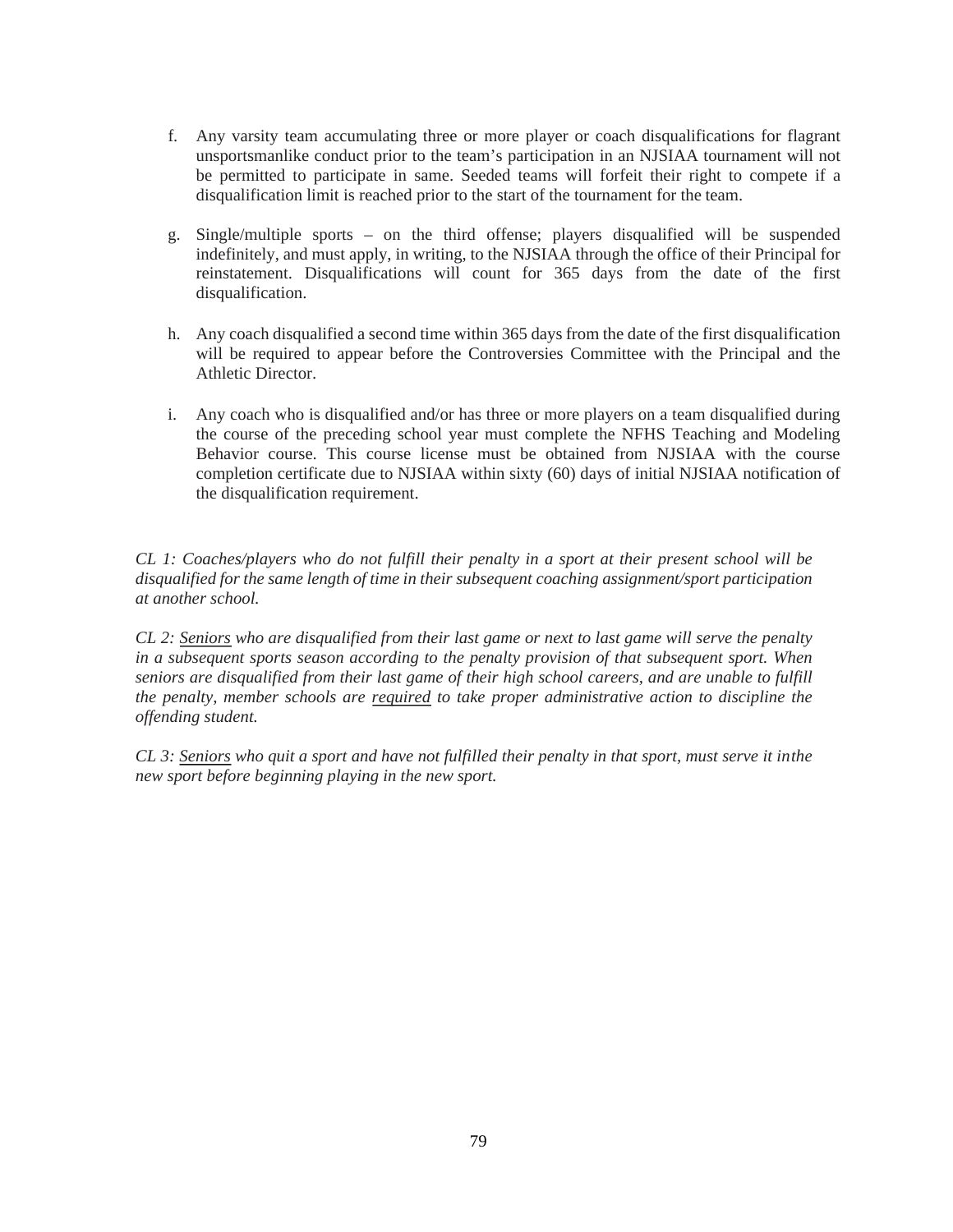f. Any varsity team accumulating three or more player or coach disqualifications for flagrant unsportsmanlike conduct prior to the team's participation in an NJSIAA tournament will not be permitted to participate in same. Seeded teams will forfeit their right to compete if a disqualification limit is reached prior to the start of the tournament for the team.

g. Single/multiple sports – on the third offense; players disqualified will be suspended indefinitely, and must apply, in writing, to the NJSIAA through the office of their Principal for reinstatement. Disqualifications will count for 365 days from the date of the first disqualification.

h. Any coach disqualified a second time within 365 days from the date of the first disqualification will be required to appear before the Controversies Committee with the Principal and the Athletic Director.

i. Any coach who is disqualified and/or has three or more players on a team disqualified during the course of the preceding school year must complete the NFHS Teaching and Modeling Behavior course. This course license must be obtained from NJSIAA with the course completion certificate due to NJSIAA within sixty (60) days of initial NJSIAA notification of the disqualification requirement.

*CL 1: Coaches/players who do not fulfill their penalty in a sport at their present school will be disqualified for the same length of time in their subsequent coaching assignment/sport participation at another school.*

*CL 2: <u>Seniors</u> who are disqualified from their last game or next to last game will serve the penalty in a subsequent sports season according to the penalty provision of that subsequent sport. When seniors are disqualified from their last game of their high school careers, and are unable to fulfill the penalty, member schools are <u>required</u> to take proper administrative action to discipline the offending student.*

*CL 3: <u>Seniors</u> who quit a sport and have not fulfilled their penalty in that sport, must serve it inthe new sport before beginning playing in the new sport.*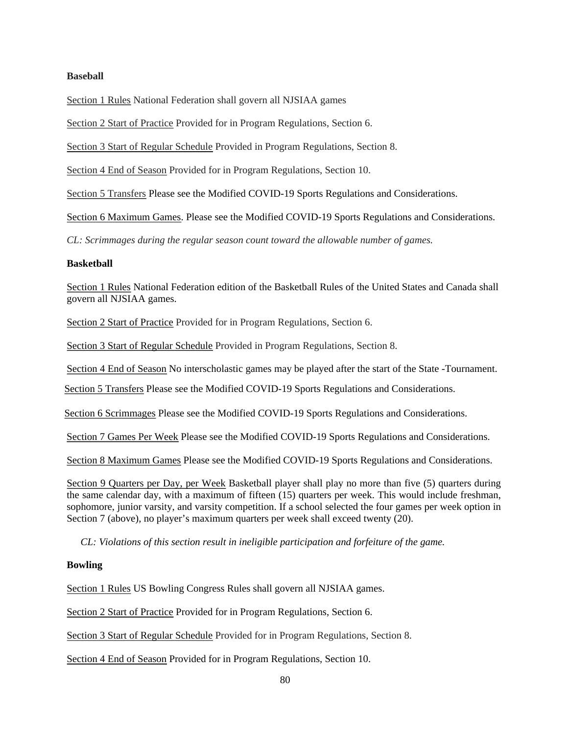**Baseball**

Section 1 Rules National Federation shall govern all NJSIAA games

Section 2 Start of Practice Provided for in Program Regulations, Section 6.

Section 3 Start of Regular Schedule Provided in Program Regulations, Section 8.

Section 4 End of Season Provided for in Program Regulations, Section 10.

Section 5 Transfers Please see the Modified COVID-19 Sports Regulations and Considerations.

Section 6 Maximum Games. Please see the Modified COVID-19 Sports Regulations and Considerations.

*CL: Scrimmages during the regular season count toward the allowable number of games.*

**Basketball**

Section 1 Rules National Federation edition of the Basketball Rules of the United States and Canada shall govern all NJSIAA games.

Section 2 Start of Practice Provided for in Program Regulations, Section 6.

Section 3 Start of Regular Schedule Provided in Program Regulations, Section 8.

Section 4 End of Season No interscholastic games may be played after the start of the State -Tournament.

Section 5 Transfers Please see the Modified COVID-19 Sports Regulations and Considerations.

Section 6 Scrimmages Please see the Modified COVID-19 Sports Regulations and Considerations.

Section 7 Games Per Week Please see the Modified COVID-19 Sports Regulations and Considerations.

Section 8 Maximum Games Please see the Modified COVID-19 Sports Regulations and Considerations.

Section 9 Quarters per Day, per Week Basketball player shall play no more than five (5) quarters during the same calendar day, with a maximum of fifteen (15) quarters per week. This would include freshman, sophomore, junior varsity, and varsity competition. If a school selected the four games per week option in Section 7 (above), no player's maximum quarters per week shall exceed twenty (20).

*CL: Violations of this section result in ineligible participation and forfeiture of the game.*

**Bowling**

Section 1 Rules US Bowling Congress Rules shall govern all NJSIAA games.

Section 2 Start of Practice Provided for in Program Regulations, Section 6.

Section 3 Start of Regular Schedule Provided for in Program Regulations, Section 8.

Section 4 End of Season Provided for in Program Regulations, Section 10.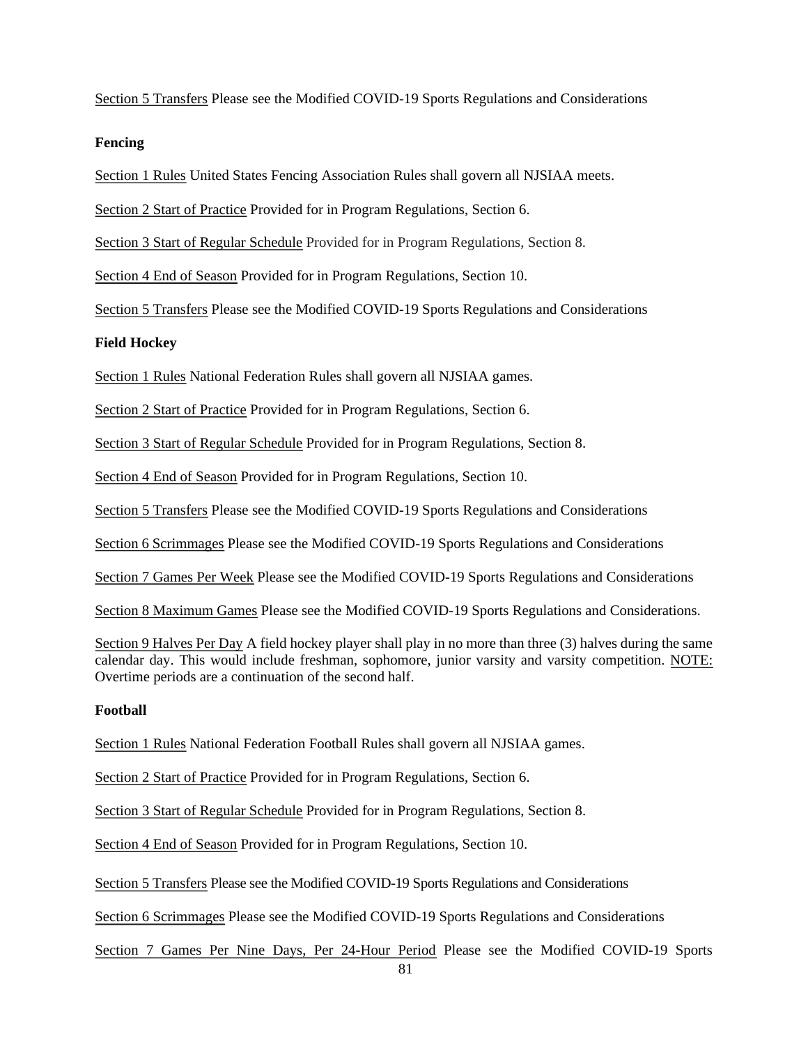Section 5 Transfers Please see the Modified COVID-19 Sports Regulations and Considerations

**Fencing**

Section 1 Rules United States Fencing Association Rules shall govern all NJSIAA meets.

Section 2 Start of Practice Provided for in Program Regulations, Section 6.

Section 3 Start of Regular Schedule Provided for in Program Regulations, Section 8.

Section 4 End of Season Provided for in Program Regulations, Section 10.

Section 5 Transfers Please see the Modified COVID-19 Sports Regulations and Considerations

**Field Hockey**

Section 1 Rules National Federation Rules shall govern all NJSIAA games.

Section 2 Start of Practice Provided for in Program Regulations, Section 6.

Section 3 Start of Regular Schedule Provided for in Program Regulations, Section 8.

Section 4 End of Season Provided for in Program Regulations, Section 10.

Section 5 Transfers Please see the Modified COVID-19 Sports Regulations and Considerations

Section 6 Scrimmages Please see the Modified COVID-19 Sports Regulations and Considerations

Section 7 Games Per Week Please see the Modified COVID-19 Sports Regulations and Considerations

Section 8 Maximum Games Please see the Modified COVID-19 Sports Regulations and Considerations.

Section 9 Halves Per Day A field hockey player shall play in no more than three (3) halves during the same calendar day. This would include freshman, sophomore, junior varsity and varsity competition. NOTE: Overtime periods are a continuation of the second half.

**Football**

Section 1 Rules National Federation Football Rules shall govern all NJSIAA games.

Section 2 Start of Practice Provided for in Program Regulations, Section 6.

Section 3 Start of Regular Schedule Provided for in Program Regulations, Section 8.

Section 4 End of Season Provided for in Program Regulations, Section 10.

Section 5 Transfers Please see the Modified COVID-19 Sports Regulations and Considerations

Section 6 Scrimmages Please see the Modified COVID-19 Sports Regulations and Considerations

Section 7 Games Per Nine Days, Per 24-Hour Period Please see the Modified COVID-19 Sports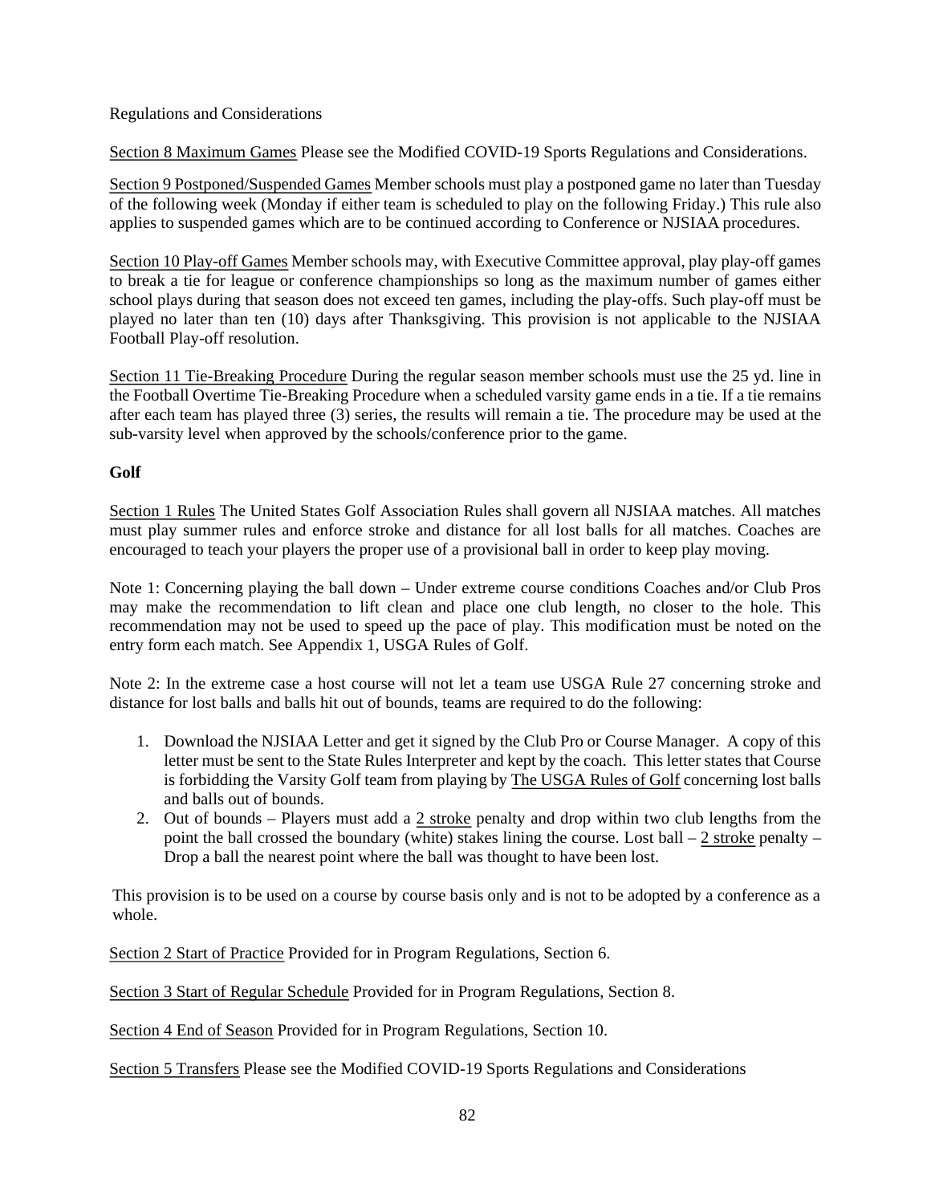Regulations and Considerations

Section 8 Maximum Games Please see the Modified COVID-19 Sports Regulations and Considerations.

Section 9 Postponed/Suspended Games Member schools must play a postponed game no later than Tuesday of the following week (Monday if either team is scheduled to play on the following Friday.) This rule also applies to suspended games which are to be continued according to Conference or NJSIAA procedures.

Section 10 Play-off Games Member schools may, with Executive Committee approval, play play-off games to break a tie for league or conference championships so long as the maximum number of games either school plays during that season does not exceed ten games, including the play-offs. Such play-off must be played no later than ten (10) days after Thanksgiving. This provision is not applicable to the NJSIAA Football Play-off resolution.

Section 11 Tie-Breaking Procedure During the regular season member schools must use the 25 yd. line in the Football Overtime Tie-Breaking Procedure when a scheduled varsity game ends in a tie. If a tie remains after each team has played three (3) series, the results will remain a tie. The procedure may be used at the sub-varsity level when approved by the schools/conference prior to the game.

**Golf**

Section 1 Rules The United States Golf Association Rules shall govern all NJSIAA matches. All matches must play summer rules and enforce stroke and distance for all lost balls for all matches. Coaches are encouraged to teach your players the proper use of a provisional ball in order to keep play moving.

Note 1: Concerning playing the ball down – Under extreme course conditions Coaches and/or Club Pros may make the recommendation to lift clean and place one club length, no closer to the hole. This recommendation may not be used to speed up the pace of play. This modification must be noted on the entry form each match. See Appendix 1, USGA Rules of Golf.

Note 2: In the extreme case a host course will not let a team use USGA Rule 27 concerning stroke and distance for lost balls and balls hit out of bounds, teams are required to do the following:

1. Download the NJSIAA Letter and get it signed by the Club Pro or Course Manager. A copy of this letter must be sent to the State Rules Interpreter and kept by the coach. This letter states that Course is forbidding the Varsity Golf team from playing by The USGA Rules of Golf concerning lost balls and balls out of bounds.
2. Out of bounds – Players must add a 2 stroke penalty and drop within two club lengths from the point the ball crossed the boundary (white) stakes lining the course. Lost ball – 2 stroke penalty – Drop a ball the nearest point where the ball was thought to have been lost.

This provision is to be used on a course by course basis only and is not to be adopted by a conference as a whole.

Section 2 Start of Practice Provided for in Program Regulations, Section 6.

Section 3 Start of Regular Schedule Provided for in Program Regulations, Section 8.

Section 4 End of Season Provided for in Program Regulations, Section 10.

Section 5 Transfers Please see the Modified COVID-19 Sports Regulations and Considerations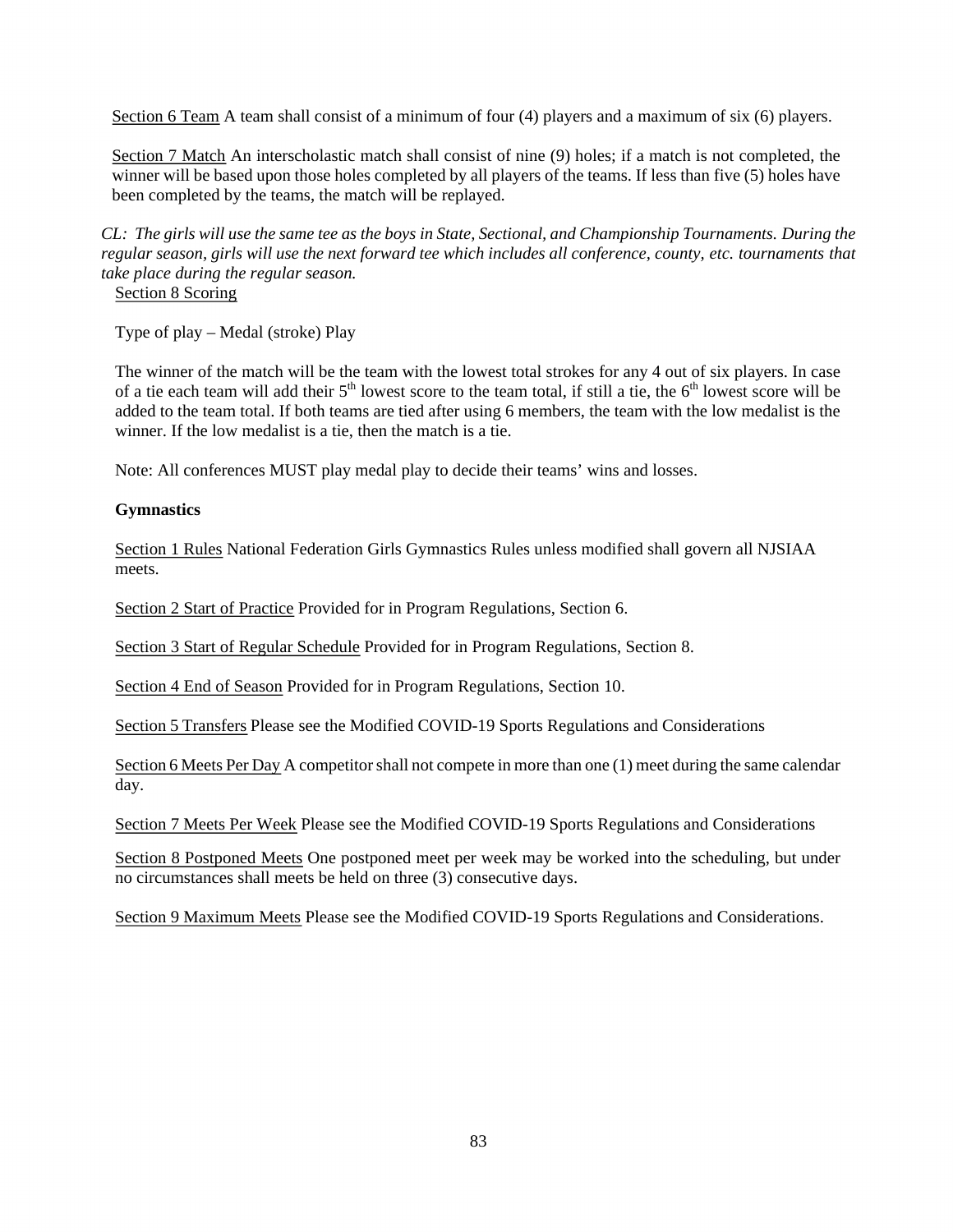Section 6 Team A team shall consist of a minimum of four (4) players and a maximum of six (6) players.

Section 7 Match An interscholastic match shall consist of nine (9) holes; if a match is not completed, the winner will be based upon those holes completed by all players of the teams. If less than five (5) holes have been completed by the teams, the match will be replayed.

*CL: The girls will use the same tee as the boys in State, Sectional, and Championship Tournaments. During the regular season, girls will use the next forward tee which includes all conference, county, etc. tournaments that take place during the regular season.*

Section 8 Scoring

Type of play – Medal (stroke) Play

The winner of the match will be the team with the lowest total strokes for any 4 out of six players. In case of a tie each team will add their 5th lowest score to the team total, if still a tie, the 6th lowest score will be added to the team total. If both teams are tied after using 6 members, the team with the low medalist is the winner. If the low medalist is a tie, then the match is a tie.

Note: All conferences MUST play medal play to decide their teams' wins and losses.

**Gymnastics**

Section 1 Rules National Federation Girls Gymnastics Rules unless modified shall govern all NJSIAA meets.

Section 2 Start of Practice Provided for in Program Regulations, Section 6.

Section 3 Start of Regular Schedule Provided for in Program Regulations, Section 8.

Section 4 End of Season Provided for in Program Regulations, Section 10.

Section 5 Transfers Please see the Modified COVID-19 Sports Regulations and Considerations

Section 6 Meets Per Day A competitor shall not compete in more than one (1) meet during the same calendar day.

Section 7 Meets Per Week Please see the Modified COVID-19 Sports Regulations and Considerations

Section 8 Postponed Meets One postponed meet per week may be worked into the scheduling, but under no circumstances shall meets be held on three (3) consecutive days.

Section 9 Maximum Meets Please see the Modified COVID-19 Sports Regulations and Considerations.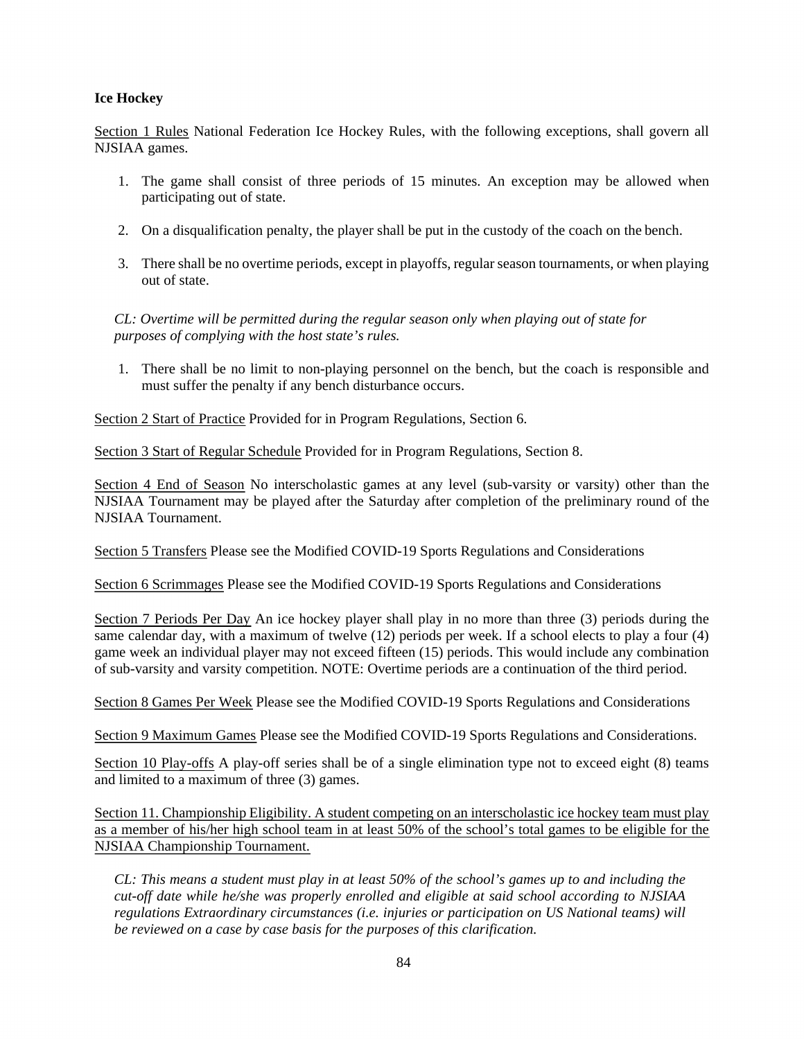**Ice Hockey**

<u>Section 1 Rules</u> National Federation Ice Hockey Rules, with the following exceptions, shall govern all NJSIAA games.

1. The game shall consist of three periods of 15 minutes. An exception may be allowed when participating out of state.

2. On a disqualification penalty, the player shall be put in the custody of the coach on the bench.

3. There shall be no overtime periods, except in playoffs, regular season tournaments, or when playing out of state.

*CL: Overtime will be permitted during the regular season only when playing out of state for purposes of complying with the host state's rules.*

1. There shall be no limit to non-playing personnel on the bench, but the coach is responsible and must suffer the penalty if any bench disturbance occurs.

<u>Section 2 Start of Practice</u> Provided for in Program Regulations, Section 6.

<u>Section 3 Start of Regular Schedule</u> Provided for in Program Regulations, Section 8.

<u>Section 4 End of Season</u> No interscholastic games at any level (sub-varsity or varsity) other than the NJSIAA Tournament may be played after the Saturday after completion of the preliminary round of the NJSIAA Tournament.

<u>Section 5 Transfers</u> Please see the Modified COVID-19 Sports Regulations and Considerations

<u>Section 6 Scrimmages</u> Please see the Modified COVID-19 Sports Regulations and Considerations

<u>Section 7 Periods Per Day</u> An ice hockey player shall play in no more than three (3) periods during the same calendar day, with a maximum of twelve (12) periods per week. If a school elects to play a four (4) game week an individual player may not exceed fifteen (15) periods. This would include any combination of sub-varsity and varsity competition. NOTE: Overtime periods are a continuation of the third period.

<u>Section 8 Games Per Week</u> Please see the Modified COVID-19 Sports Regulations and Considerations

<u>Section 9 Maximum Games</u> Please see the Modified COVID-19 Sports Regulations and Considerations.

<u>Section 10 Play-offs</u> A play-off series shall be of a single elimination type not to exceed eight (8) teams and limited to a maximum of three (3) games.

<u>Section 11. Championship Eligibility. A student competing on an interscholastic ice hockey team must play as a member of his/her high school team in at least 50% of the school's total games to be eligible for the NJSIAA Championship Tournament.</u>

*CL: This means a student must play in at least 50% of the school's games up to and including the cut-off date while he/she was properly enrolled and eligible at said school according to NJSIAA regulations Extraordinary circumstances (i.e. injuries or participation on US National teams) will be reviewed on a case by case basis for the purposes of this clarification.*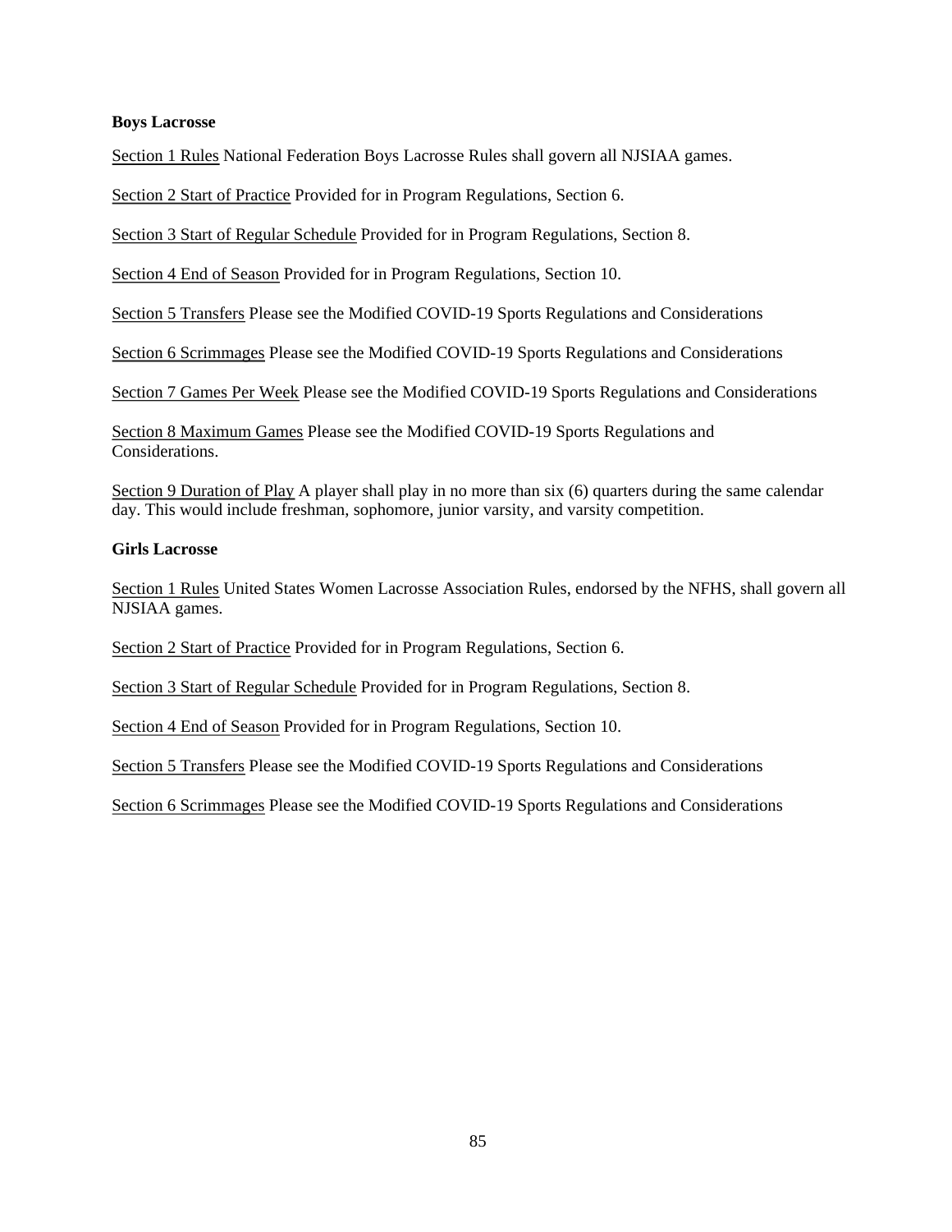**Boys Lacrosse**

Section 1 Rules National Federation Boys Lacrosse Rules shall govern all NJSIAA games.

Section 2 Start of Practice Provided for in Program Regulations, Section 6.

Section 3 Start of Regular Schedule Provided for in Program Regulations, Section 8.

Section 4 End of Season Provided for in Program Regulations, Section 10.

Section 5 Transfers Please see the Modified COVID-19 Sports Regulations and Considerations

Section 6 Scrimmages Please see the Modified COVID-19 Sports Regulations and Considerations

Section 7 Games Per Week Please see the Modified COVID-19 Sports Regulations and Considerations

Section 8 Maximum Games Please see the Modified COVID-19 Sports Regulations and Considerations.

Section 9 Duration of Play A player shall play in no more than six (6) quarters during the same calendar day. This would include freshman, sophomore, junior varsity, and varsity competition.

**Girls Lacrosse**

Section 1 Rules United States Women Lacrosse Association Rules, endorsed by the NFHS, shall govern all NJSIAA games.

Section 2 Start of Practice Provided for in Program Regulations, Section 6.

Section 3 Start of Regular Schedule Provided for in Program Regulations, Section 8.

Section 4 End of Season Provided for in Program Regulations, Section 10.

Section 5 Transfers Please see the Modified COVID-19 Sports Regulations and Considerations

Section 6 Scrimmages Please see the Modified COVID-19 Sports Regulations and Considerations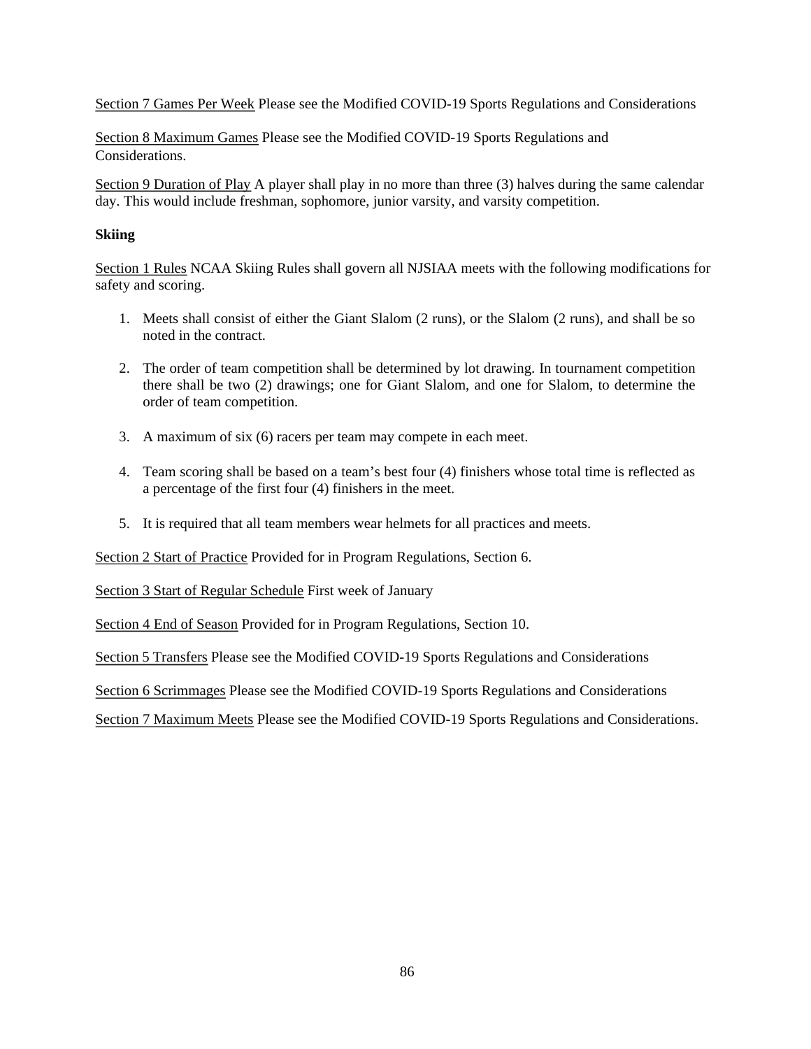<u>Section 7 Games Per Week</u> Please see the Modified COVID-19 Sports Regulations and Considerations

<u>Section 8 Maximum Games</u> Please see the Modified COVID-19 Sports Regulations and Considerations.

<u>Section 9 Duration of Play</u> A player shall play in no more than three (3) halves during the same calendar day. This would include freshman, sophomore, junior varsity, and varsity competition.

**Skiing**

<u>Section 1 Rules</u> NCAA Skiing Rules shall govern all NJSIAA meets with the following modifications for safety and scoring.

1. Meets shall consist of either the Giant Slalom (2 runs), or the Slalom (2 runs), and shall be so noted in the contract.

2. The order of team competition shall be determined by lot drawing. In tournament competition there shall be two (2) drawings; one for Giant Slalom, and one for Slalom, to determine the order of team competition.

3. A maximum of six (6) racers per team may compete in each meet.

4. Team scoring shall be based on a team's best four (4) finishers whose total time is reflected as a percentage of the first four (4) finishers in the meet.

5. It is required that all team members wear helmets for all practices and meets.

<u>Section 2 Start of Practice</u> Provided for in Program Regulations, Section 6.

<u>Section 3 Start of Regular Schedule</u> First week of January

<u>Section 4 End of Season</u> Provided for in Program Regulations, Section 10.

<u>Section 5 Transfers</u> Please see the Modified COVID-19 Sports Regulations and Considerations

<u>Section 6 Scrimmages</u> Please see the Modified COVID-19 Sports Regulations and Considerations

<u>Section 7 Maximum Meets</u> Please see the Modified COVID-19 Sports Regulations and Considerations.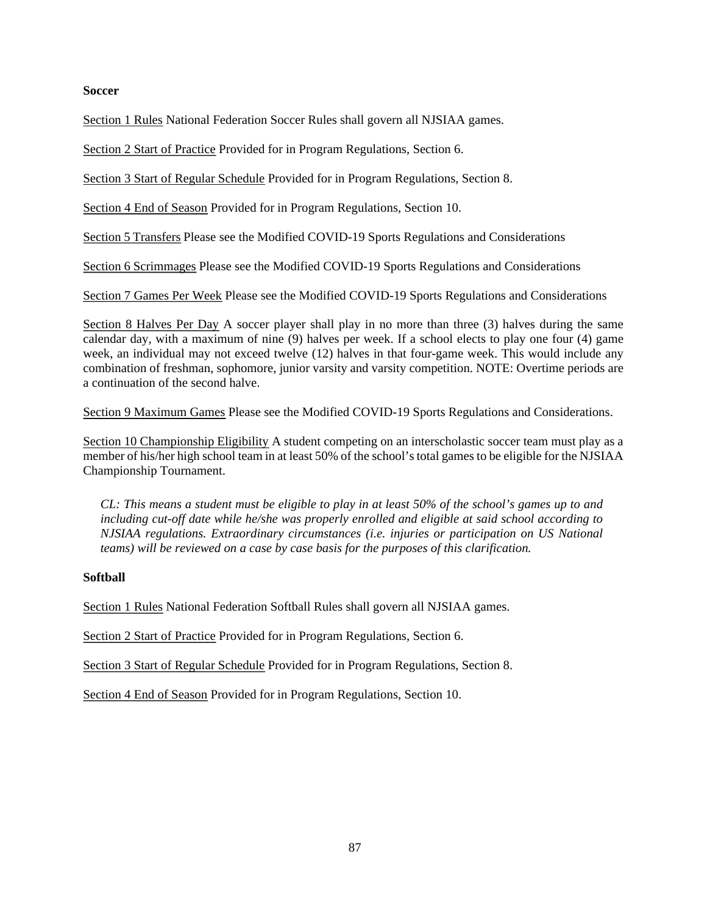**Soccer**

Section 1 Rules National Federation Soccer Rules shall govern all NJSIAA games.

Section 2 Start of Practice Provided for in Program Regulations, Section 6.

Section 3 Start of Regular Schedule Provided for in Program Regulations, Section 8.

Section 4 End of Season Provided for in Program Regulations, Section 10.

Section 5 Transfers Please see the Modified COVID-19 Sports Regulations and Considerations

Section 6 Scrimmages Please see the Modified COVID-19 Sports Regulations and Considerations

Section 7 Games Per Week Please see the Modified COVID-19 Sports Regulations and Considerations

Section 8 Halves Per Day A soccer player shall play in no more than three (3) halves during the same calendar day, with a maximum of nine (9) halves per week. If a school elects to play one four (4) game week, an individual may not exceed twelve (12) halves in that four-game week. This would include any combination of freshman, sophomore, junior varsity and varsity competition. NOTE: Overtime periods are a continuation of the second halve.

Section 9 Maximum Games Please see the Modified COVID-19 Sports Regulations and Considerations.

Section 10 Championship Eligibility A student competing on an interscholastic soccer team must play as a member of his/her high school team in at least 50% of the school's total games to be eligible for the NJSIAA Championship Tournament.

*CL: This means a student must be eligible to play in at least 50% of the school's games up to and including cut-off date while he/she was properly enrolled and eligible at said school according to NJSIAA regulations. Extraordinary circumstances (i.e. injuries or participation on US National teams) will be reviewed on a case by case basis for the purposes of this clarification.*

**Softball**

Section 1 Rules National Federation Softball Rules shall govern all NJSIAA games.

Section 2 Start of Practice Provided for in Program Regulations, Section 6.

Section 3 Start of Regular Schedule Provided for in Program Regulations, Section 8.

Section 4 End of Season Provided for in Program Regulations, Section 10.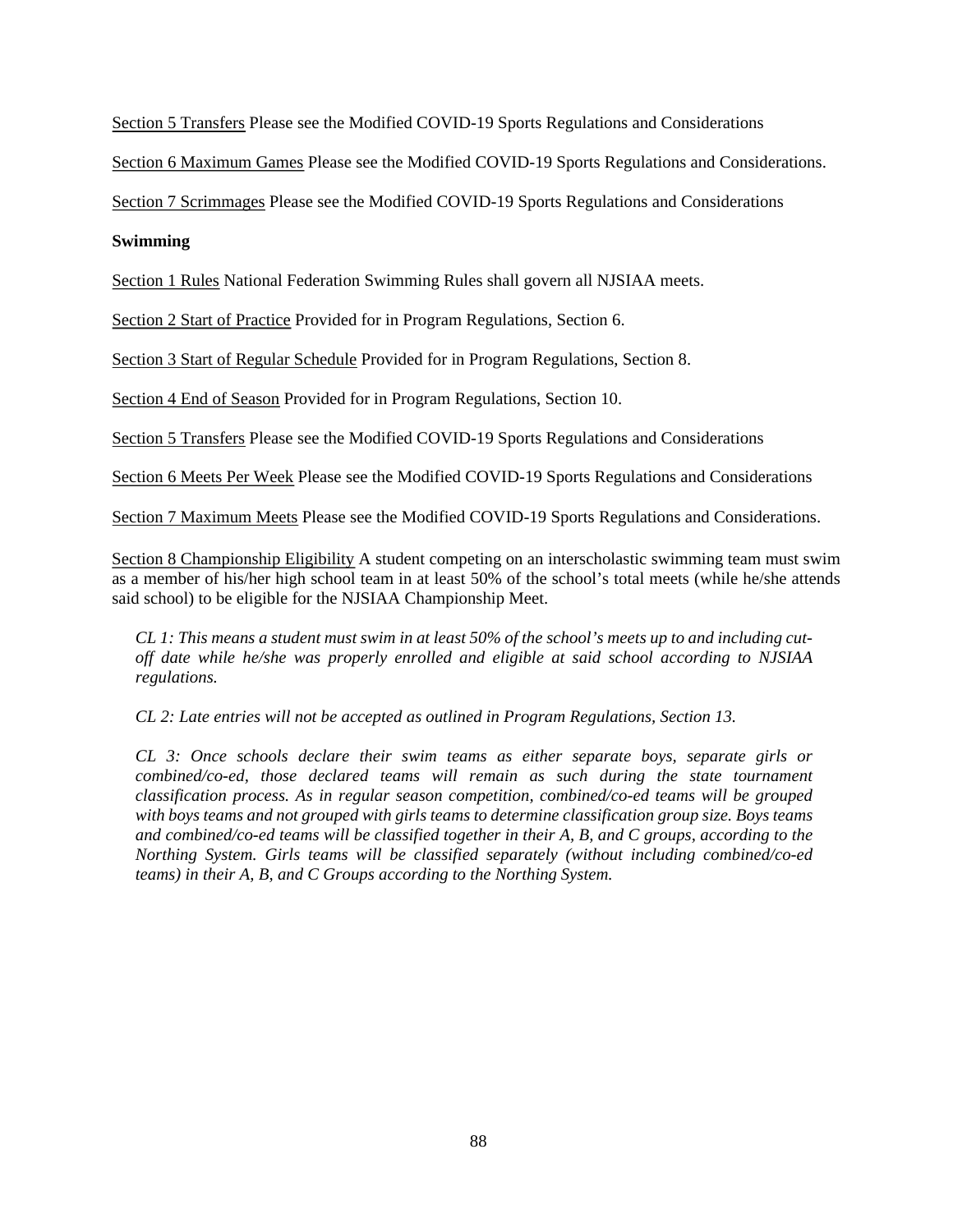<u>Section 5 Transfers</u> Please see the Modified COVID-19 Sports Regulations and Considerations

<u>Section 6 Maximum Games</u> Please see the Modified COVID-19 Sports Regulations and Considerations.

<u>Section 7 Scrimmages</u> Please see the Modified COVID-19 Sports Regulations and Considerations

**Swimming**

<u>Section 1 Rules</u> National Federation Swimming Rules shall govern all NJSIAA meets.

<u>Section 2 Start of Practice</u> Provided for in Program Regulations, Section 6.

<u>Section 3 Start of Regular Schedule</u> Provided for in Program Regulations, Section 8.

<u>Section 4 End of Season</u> Provided for in Program Regulations, Section 10.

<u>Section 5 Transfers</u> Please see the Modified COVID-19 Sports Regulations and Considerations

<u>Section 6 Meets Per Week</u> Please see the Modified COVID-19 Sports Regulations and Considerations

<u>Section 7 Maximum Meets</u> Please see the Modified COVID-19 Sports Regulations and Considerations.

<u>Section 8 Championship Eligibility</u> A student competing on an interscholastic swimming team must swim as a member of his/her high school team in at least 50% of the school's total meets (while he/she attends said school) to be eligible for the NJSIAA Championship Meet.

*CL 1: This means a student must swim in at least 50% of the school's meets up to and including cut-off date while he/she was properly enrolled and eligible at said school according to NJSIAA regulations.*

*CL 2: Late entries will not be accepted as outlined in Program Regulations, Section 13.*

*CL 3: Once schools declare their swim teams as either separate boys, separate girls or combined/co-ed, those declared teams will remain as such during the state tournament classification process. As in regular season competition, combined/co-ed teams will be grouped with boys teams and not grouped with girls teams to determine classification group size. Boys teams and combined/co-ed teams will be classified together in their A, B, and C groups, according to the Northing System. Girls teams will be classified separately (without including combined/co-ed teams) in their A, B, and C Groups according to the Northing System.*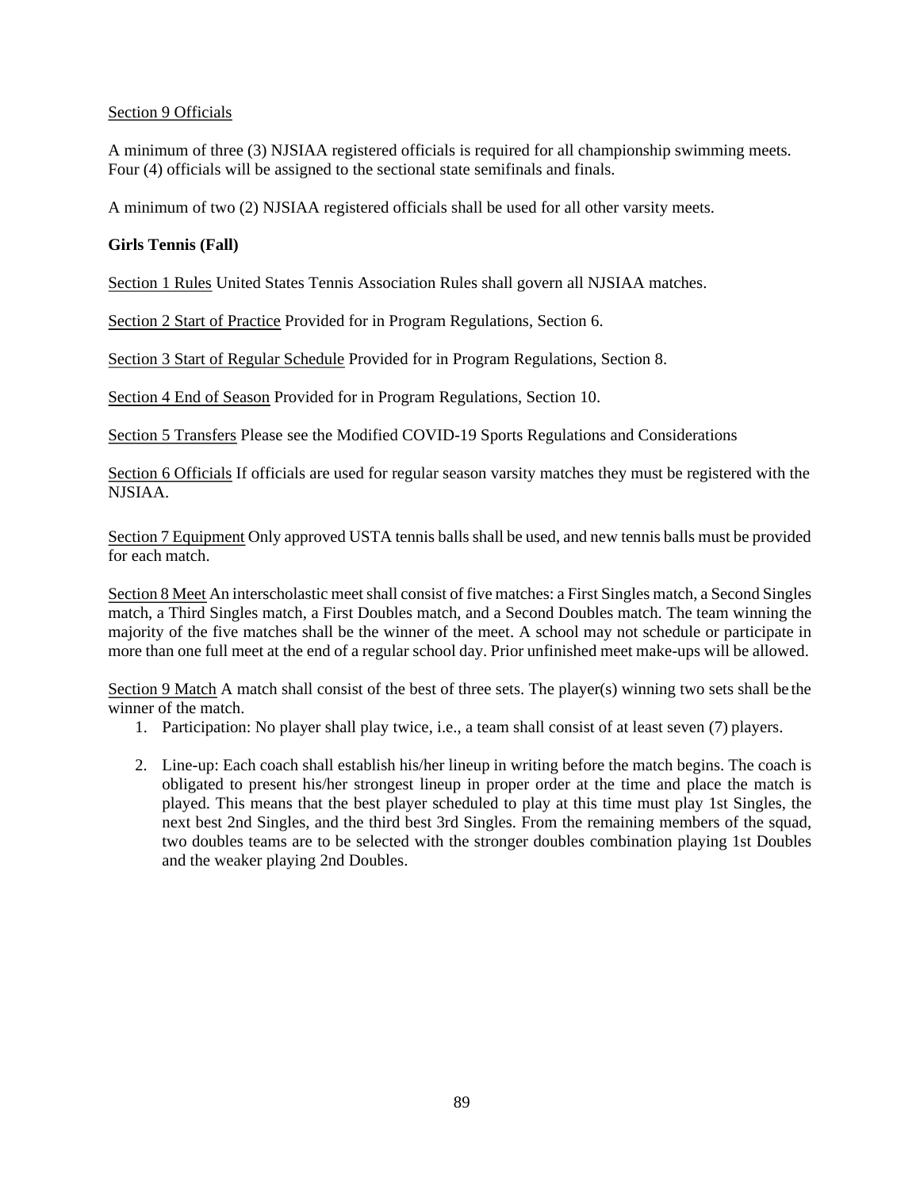Section 9 Officials

A minimum of three (3) NJSIAA registered officials is required for all championship swimming meets. Four (4) officials will be assigned to the sectional state semifinals and finals.

A minimum of two (2) NJSIAA registered officials shall be used for all other varsity meets.

**Girls Tennis (Fall)**

Section 1 Rules United States Tennis Association Rules shall govern all NJSIAA matches.

Section 2 Start of Practice Provided for in Program Regulations, Section 6.

Section 3 Start of Regular Schedule Provided for in Program Regulations, Section 8.

Section 4 End of Season Provided for in Program Regulations, Section 10.

Section 5 Transfers Please see the Modified COVID-19 Sports Regulations and Considerations

Section 6 Officials If officials are used for regular season varsity matches they must be registered with the NJSIAA.

Section 7 Equipment Only approved USTA tennis balls shall be used, and new tennis balls must be provided for each match.

Section 8 Meet An interscholastic meet shall consist of five matches: a First Singles match, a Second Singles match, a Third Singles match, a First Doubles match, and a Second Doubles match. The team winning the majority of the five matches shall be the winner of the meet. A school may not schedule or participate in more than one full meet at the end of a regular school day. Prior unfinished meet make-ups will be allowed.

Section 9 Match A match shall consist of the best of three sets. The player(s) winning two sets shall be the winner of the match.

1. Participation: No player shall play twice, i.e., a team shall consist of at least seven (7) players.

2. Line-up: Each coach shall establish his/her lineup in writing before the match begins. The coach is obligated to present his/her strongest lineup in proper order at the time and place the match is played. This means that the best player scheduled to play at this time must play 1st Singles, the next best 2nd Singles, and the third best 3rd Singles. From the remaining members of the squad, two doubles teams are to be selected with the stronger doubles combination playing 1st Doubles and the weaker playing 2nd Doubles.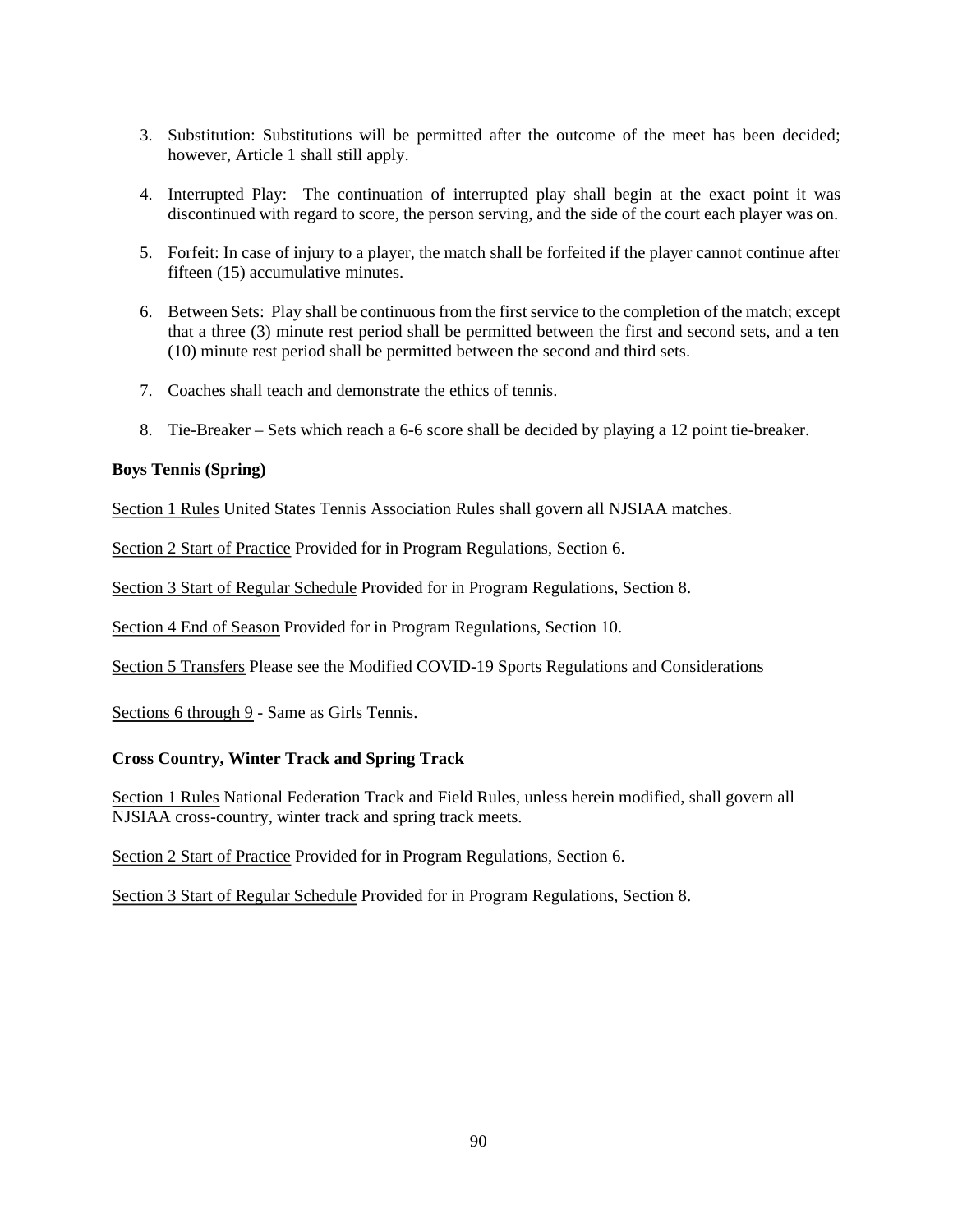3. Substitution: Substitutions will be permitted after the outcome of the meet has been decided; however, Article 1 shall still apply.

4. Interrupted Play: The continuation of interrupted play shall begin at the exact point it was discontinued with regard to score, the person serving, and the side of the court each player was on.

5. Forfeit: In case of injury to a player, the match shall be forfeited if the player cannot continue after fifteen (15) accumulative minutes.

6. Between Sets: Play shall be continuous from the first service to the completion of the match; except that a three (3) minute rest period shall be permitted between the first and second sets, and a ten (10) minute rest period shall be permitted between the second and third sets.

7. Coaches shall teach and demonstrate the ethics of tennis.

8. Tie-Breaker – Sets which reach a 6-6 score shall be decided by playing a 12 point tie-breaker.

**Boys Tennis (Spring)**

Section 1 Rules United States Tennis Association Rules shall govern all NJSIAA matches.

Section 2 Start of Practice Provided for in Program Regulations, Section 6.

Section 3 Start of Regular Schedule Provided for in Program Regulations, Section 8.

Section 4 End of Season Provided for in Program Regulations, Section 10.

Section 5 Transfers Please see the Modified COVID-19 Sports Regulations and Considerations

Sections 6 through 9 - Same as Girls Tennis.

**Cross Country, Winter Track and Spring Track**

Section 1 Rules National Federation Track and Field Rules, unless herein modified, shall govern all NJSIAA cross-country, winter track and spring track meets.

Section 2 Start of Practice Provided for in Program Regulations, Section 6.

Section 3 Start of Regular Schedule Provided for in Program Regulations, Section 8.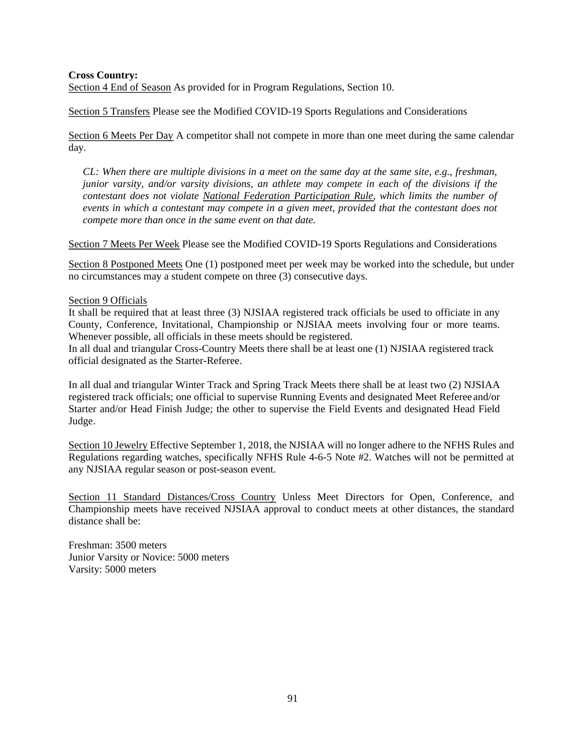**Cross Country:**

<u>Section 4 End of Season</u> As provided for in Program Regulations, Section 10.

<u>Section 5 Transfers</u> Please see the Modified COVID-19 Sports Regulations and Considerations

<u>Section 6 Meets Per Day</u> A competitor shall not compete in more than one meet during the same calendar day.

> *CL: When there are multiple divisions in a meet on the same day at the same site, e.g., freshman, junior varsity, and/or varsity divisions, an athlete may compete in each of the divisions if the contestant does not violate <u>National Federation Participation Rule</u>, which limits the number of events in which a contestant may compete in a given meet, provided that the contestant does not compete more than once in the same event on that date.*

<u>Section 7 Meets Per Week</u> Please see the Modified COVID-19 Sports Regulations and Considerations

<u>Section 8 Postponed Meets</u> One (1) postponed meet per week may be worked into the schedule, but under no circumstances may a student compete on three (3) consecutive days.

<u>Section 9 Officials</u>
It shall be required that at least three (3) NJSIAA registered track officials be used to officiate in any County, Conference, Invitational, Championship or NJSIAA meets involving four or more teams. Whenever possible, all officials in these meets should be registered.
In all dual and triangular Cross-Country Meets there shall be at least one (1) NJSIAA registered track official designated as the Starter-Referee.

In all dual and triangular Winter Track and Spring Track Meets there shall be at least two (2) NJSIAA registered track officials; one official to supervise Running Events and designated Meet Referee and/or Starter and/or Head Finish Judge; the other to supervise the Field Events and designated Head Field Judge.

<u>Section 10 Jewelry</u> Effective September 1, 2018, the NJSIAA will no longer adhere to the NFHS Rules and Regulations regarding watches, specifically NFHS Rule 4-6-5 Note #2. Watches will not be permitted at any NJSIAA regular season or post-season event.

<u>Section 11 Standard Distances/Cross Country</u> Unless Meet Directors for Open, Conference, and Championship meets have received NJSIAA approval to conduct meets at other distances, the standard distance shall be:

Freshman: 3500 meters
Junior Varsity or Novice: 5000 meters
Varsity: 5000 meters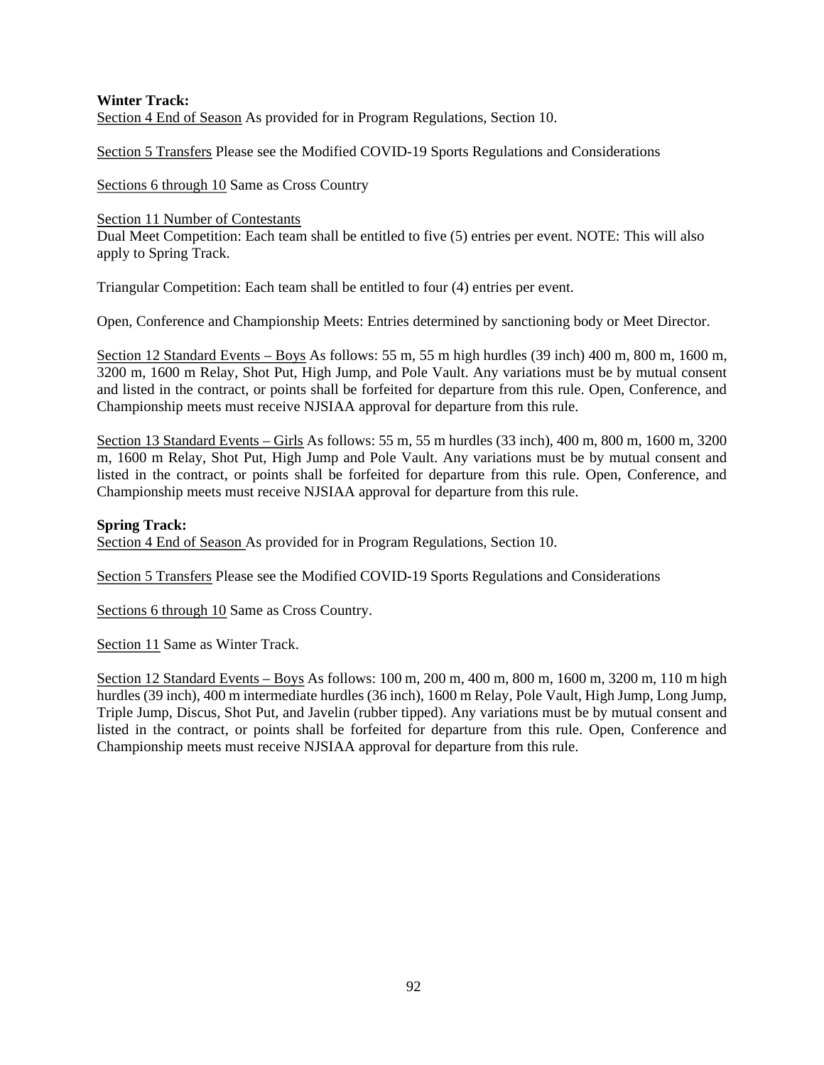**Winter Track:**

<u>Section 4 End of Season</u> As provided for in Program Regulations, Section 10.

<u>Section 5 Transfers</u> Please see the Modified COVID-19 Sports Regulations and Considerations

<u>Sections 6 through 10</u> Same as Cross Country

<u>Section 11 Number of Contestants</u>
Dual Meet Competition: Each team shall be entitled to five (5) entries per event. NOTE: This will also apply to Spring Track.

Triangular Competition: Each team shall be entitled to four (4) entries per event.

Open, Conference and Championship Meets: Entries determined by sanctioning body or Meet Director.

<u>Section 12 Standard Events – Boys</u> As follows: 55 m, 55 m high hurdles (39 inch) 400 m, 800 m, 1600 m, 3200 m, 1600 m Relay, Shot Put, High Jump, and Pole Vault. Any variations must be by mutual consent and listed in the contract, or points shall be forfeited for departure from this rule. Open, Conference, and Championship meets must receive NJSIAA approval for departure from this rule.

<u>Section 13 Standard Events – Girls</u> As follows: 55 m, 55 m hurdles (33 inch), 400 m, 800 m, 1600 m, 3200 m, 1600 m Relay, Shot Put, High Jump and Pole Vault. Any variations must be by mutual consent and listed in the contract, or points shall be forfeited for departure from this rule. Open, Conference, and Championship meets must receive NJSIAA approval for departure from this rule.

**Spring Track:**

<u>Section 4 End of Season</u> As provided for in Program Regulations, Section 10.

<u>Section 5 Transfers</u> Please see the Modified COVID-19 Sports Regulations and Considerations

<u>Sections 6 through 10</u> Same as Cross Country.

<u>Section 11</u> Same as Winter Track.

<u>Section 12 Standard Events – Boys</u> As follows: 100 m, 200 m, 400 m, 800 m, 1600 m, 3200 m, 110 m high hurdles (39 inch), 400 m intermediate hurdles (36 inch), 1600 m Relay, Pole Vault, High Jump, Long Jump, Triple Jump, Discus, Shot Put, and Javelin (rubber tipped). Any variations must be by mutual consent and listed in the contract, or points shall be forfeited for departure from this rule. Open, Conference and Championship meets must receive NJSIAA approval for departure from this rule.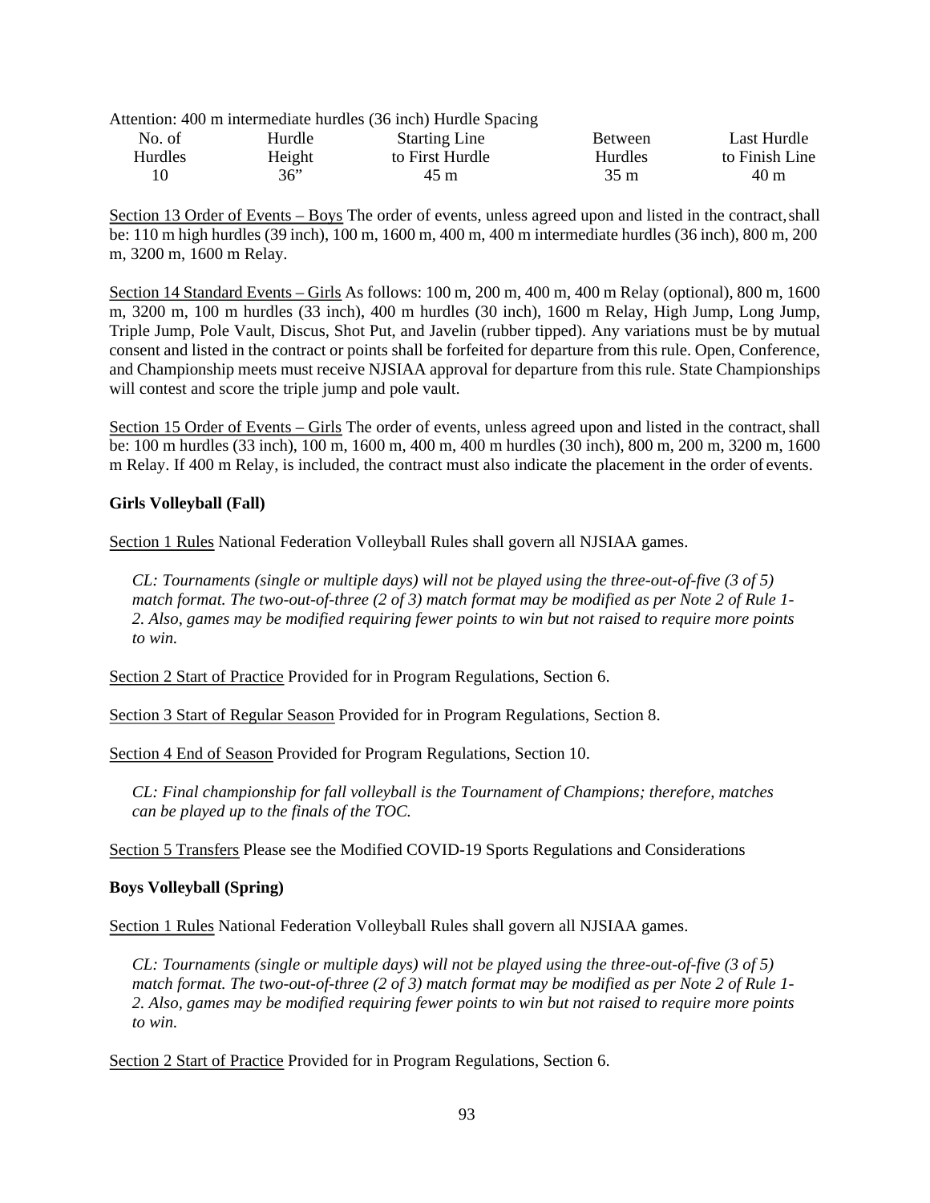Attention: 400 m intermediate hurdles (36 inch) Hurdle Spacing

| No. of Hurdles | Hurdle Height | Starting Line to First Hurdle | Between Hurdles | Last Hurdle to Finish Line |
|---|---|---|---|---|
| 10 | 36" | 45 m | 35 m | 40 m |

<u>Section 13 Order of Events – Boys</u> The order of events, unless agreed upon and listed in the contract, shall be: 110 m high hurdles (39 inch), 100 m, 1600 m, 400 m, 400 m intermediate hurdles (36 inch), 800 m, 200 m, 3200 m, 1600 m Relay.

<u>Section 14 Standard Events – Girls</u> As follows: 100 m, 200 m, 400 m, 400 m Relay (optional), 800 m, 1600 m, 3200 m, 100 m hurdles (33 inch), 400 m hurdles (30 inch), 1600 m Relay, High Jump, Long Jump, Triple Jump, Pole Vault, Discus, Shot Put, and Javelin (rubber tipped). Any variations must be by mutual consent and listed in the contract or points shall be forfeited for departure from this rule. Open, Conference, and Championship meets must receive NJSIAA approval for departure from this rule. State Championships will contest and score the triple jump and pole vault.

<u>Section 15 Order of Events – Girls</u> The order of events, unless agreed upon and listed in the contract, shall be: 100 m hurdles (33 inch), 100 m, 1600 m, 400 m, 400 m hurdles (30 inch), 800 m, 200 m, 3200 m, 1600 m Relay. If 400 m Relay, is included, the contract must also indicate the placement in the order of events.

**Girls Volleyball (Fall)**

<u>Section 1 Rules</u> National Federation Volleyball Rules shall govern all NJSIAA games.

> *CL: Tournaments (single or multiple days) will not be played using the three-out-of-five (3 of 5) match format. The two-out-of-three (2 of 3) match format may be modified as per Note 2 of Rule 1-2. Also, games may be modified requiring fewer points to win but not raised to require more points to win.*

<u>Section 2 Start of Practice</u> Provided for in Program Regulations, Section 6.

<u>Section 3 Start of Regular Season</u> Provided for in Program Regulations, Section 8.

<u>Section 4 End of Season</u> Provided for Program Regulations, Section 10.

> *CL: Final championship for fall volleyball is the Tournament of Champions; therefore, matches can be played up to the finals of the TOC.*

<u>Section 5 Transfers</u> Please see the Modified COVID-19 Sports Regulations and Considerations

**Boys Volleyball (Spring)**

<u>Section 1 Rules</u> National Federation Volleyball Rules shall govern all NJSIAA games.

> *CL: Tournaments (single or multiple days) will not be played using the three-out-of-five (3 of 5) match format. The two-out-of-three (2 of 3) match format may be modified as per Note 2 of Rule 1-2. Also, games may be modified requiring fewer points to win but not raised to require more points to win.*

<u>Section 2 Start of Practice</u> Provided for in Program Regulations, Section 6.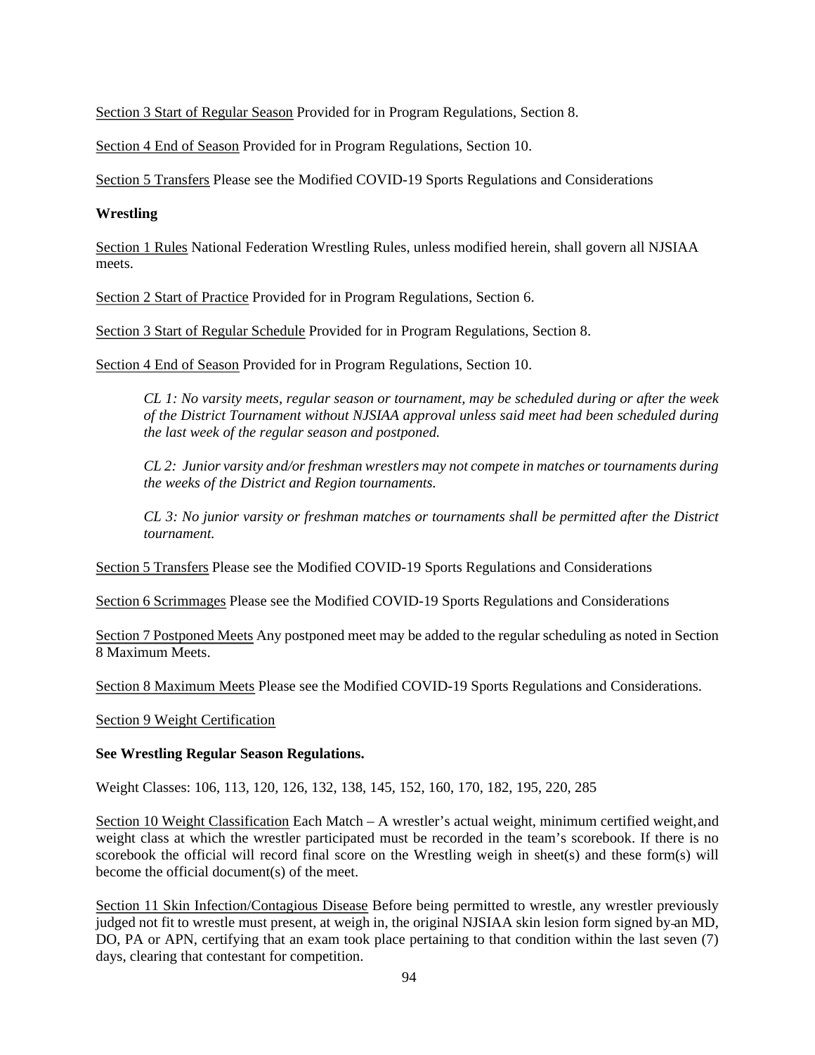Section 3 Start of Regular Season Provided for in Program Regulations, Section 8.

Section 4 End of Season Provided for in Program Regulations, Section 10.

Section 5 Transfers Please see the Modified COVID-19 Sports Regulations and Considerations

**Wrestling**

Section 1 Rules National Federation Wrestling Rules, unless modified herein, shall govern all NJSIAA meets.

Section 2 Start of Practice Provided for in Program Regulations, Section 6.

Section 3 Start of Regular Schedule Provided for in Program Regulations, Section 8.

Section 4 End of Season Provided for in Program Regulations, Section 10.

> *CL 1: No varsity meets, regular season or tournament, may be scheduled during or after the week of the District Tournament without NJSIAA approval unless said meet had been scheduled during the last week of the regular season and postponed.*
>
> *CL 2: Junior varsity and/or freshman wrestlers may not compete in matches or tournaments during the weeks of the District and Region tournaments.*
>
> *CL 3: No junior varsity or freshman matches or tournaments shall be permitted after the District tournament.*

Section 5 Transfers Please see the Modified COVID-19 Sports Regulations and Considerations

Section 6 Scrimmages Please see the Modified COVID-19 Sports Regulations and Considerations

Section 7 Postponed Meets Any postponed meet may be added to the regular scheduling as noted in Section 8 Maximum Meets.

Section 8 Maximum Meets Please see the Modified COVID-19 Sports Regulations and Considerations.

Section 9 Weight Certification

**See Wrestling Regular Season Regulations.**

Weight Classes: 106, 113, 120, 126, 132, 138, 145, 152, 160, 170, 182, 195, 220, 285

Section 10 Weight Classification Each Match – A wrestler's actual weight, minimum certified weight, and weight class at which the wrestler participated must be recorded in the team's scorebook. If there is no scorebook the official will record final score on the Wrestling weigh in sheet(s) and these form(s) will become the official document(s) of the meet.

Section 11 Skin Infection/Contagious Disease Before being permitted to wrestle, any wrestler previously judged not fit to wrestle must present, at weigh in, the original NJSIAA skin lesion form signed by an MD, DO, PA or APN, certifying that an exam took place pertaining to that condition within the last seven (7) days, clearing that contestant for competition.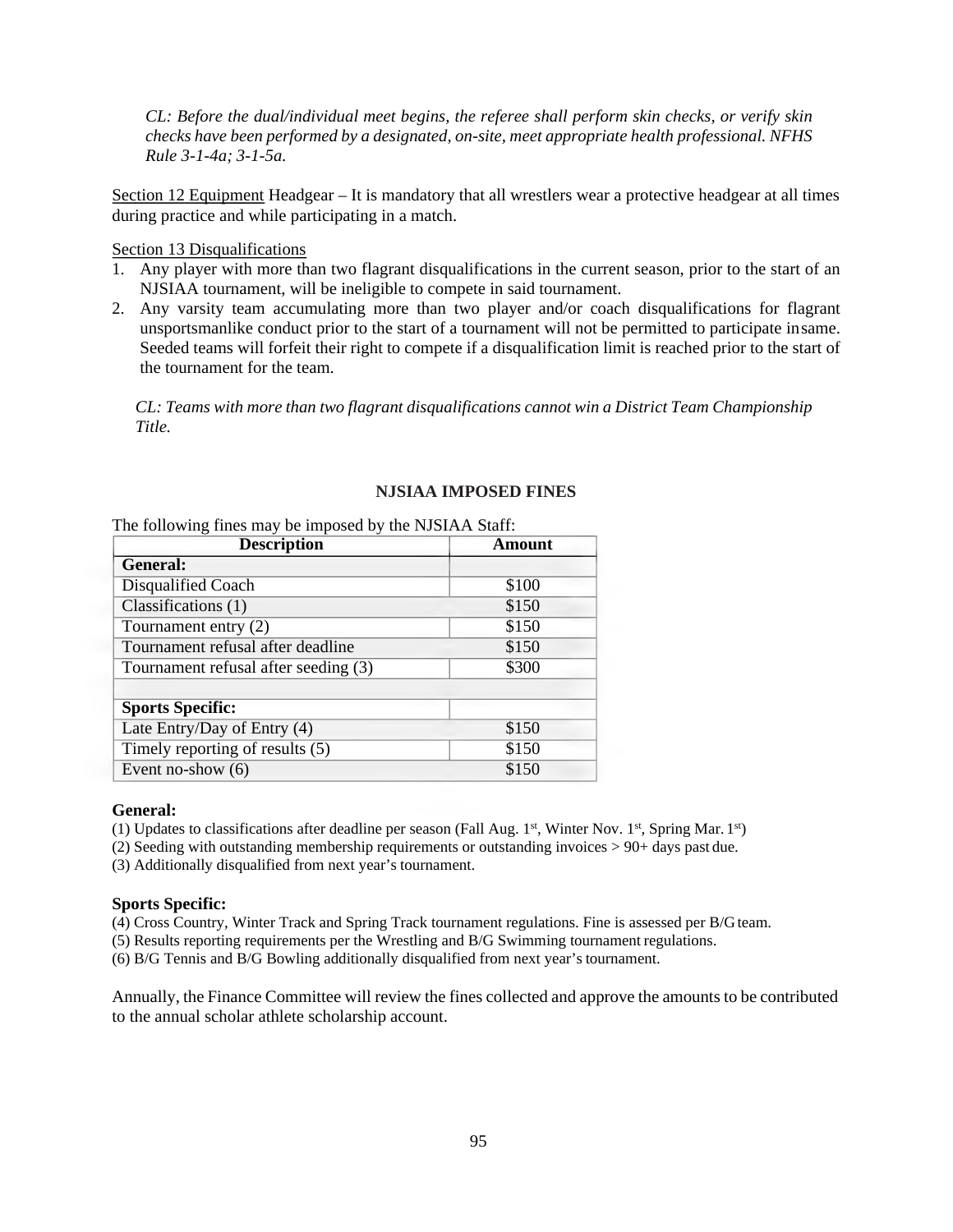*CL: Before the dual/individual meet begins, the referee shall perform skin checks, or verify skin checks have been performed by a designated, on-site, meet appropriate health professional. NFHS Rule 3-1-4a; 3-1-5a.*

Section 12 Equipment Headgear – It is mandatory that all wrestlers wear a protective headgear at all times during practice and while participating in a match.

Section 13 Disqualifications

1. Any player with more than two flagrant disqualifications in the current season, prior to the start of an NJSIAA tournament, will be ineligible to compete in said tournament.
2. Any varsity team accumulating more than two player and/or coach disqualifications for flagrant unsportsmanlike conduct prior to the start of a tournament will not be permitted to participate in same. Seeded teams will forfeit their right to compete if a disqualification limit is reached prior to the start of the tournament for the team.

*CL: Teams with more than two flagrant disqualifications cannot win a District Team Championship Title.*

**NJSIAA IMPOSED FINES**

The following fines may be imposed by the NJSIAA Staff:

| Description | Amount |
|---|---|
| **General:** | |
| Disqualified Coach | $100 |
| Classifications (1) | $150 |
| Tournament entry (2) | $150 |
| Tournament refusal after deadline | $150 |
| Tournament refusal after seeding (3) | $300 |
| | |
| **Sports Specific:** | |
| Late Entry/Day of Entry (4) | $150 |
| Timely reporting of results (5) | $150 |
| Event no-show (6) | $150 |

**General:**

(1) Updates to classifications after deadline per season (Fall Aug. 1st, Winter Nov. 1st, Spring Mar. 1st)

(2) Seeding with outstanding membership requirements or outstanding invoices > 90+ days past due.

(3) Additionally disqualified from next year's tournament.

**Sports Specific:**

(4) Cross Country, Winter Track and Spring Track tournament regulations. Fine is assessed per B/G team.

(5) Results reporting requirements per the Wrestling and B/G Swimming tournament regulations.

(6) B/G Tennis and B/G Bowling additionally disqualified from next year's tournament.

Annually, the Finance Committee will review the fines collected and approve the amounts to be contributed to the annual scholar athlete scholarship account.